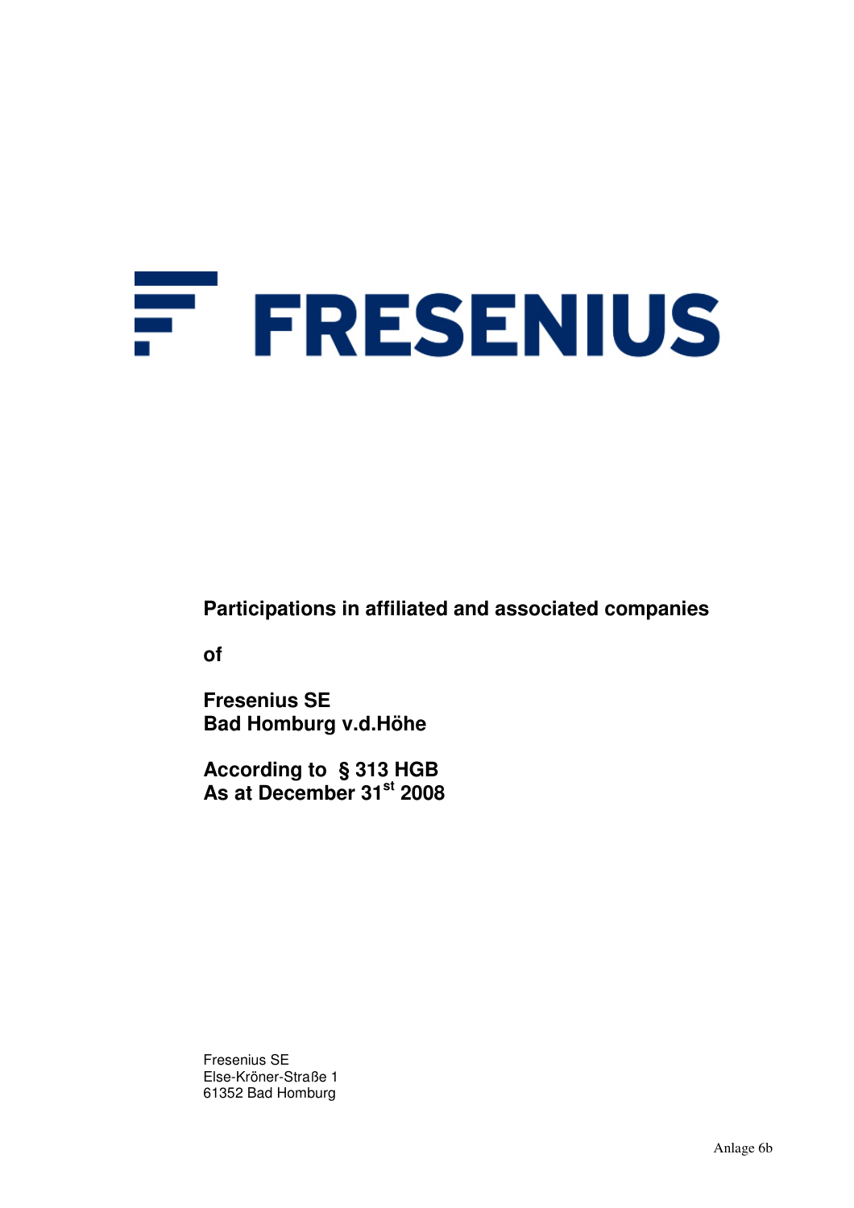# FRESENIUS

**Participations in affiliated and associated companies**

**of**

**Fresenius SE**
**Bad Homburg v.d.Höhe**

**According to § 313 HGB**
**As at December 31st 2008**

Fresenius SE
Else-Kröner-Straße 1
61352 Bad Homburg

Anlage 6b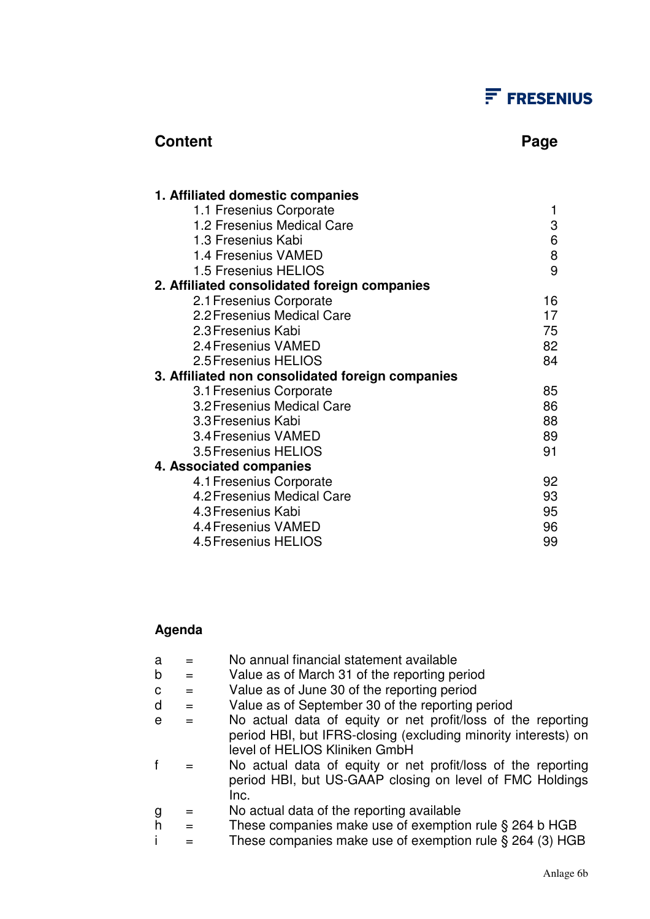FRESENIUS

| Content | Page |
|---|---|
| **1. Affiliated domestic companies** | |
| 1.1 Fresenius Corporate | 1 |
| 1.2 Fresenius Medical Care | 3 |
| 1.3 Fresenius Kabi | 6 |
| 1.4 Fresenius VAMED | 8 |
| 1.5 Fresenius HELIOS | 9 |
| **2. Affiliated consolidated foreign companies** | |
| 2.1 Fresenius Corporate | 16 |
| 2.2 Fresenius Medical Care | 17 |
| 2.3 Fresenius Kabi | 75 |
| 2.4 Fresenius VAMED | 82 |
| 2.5 Fresenius HELIOS | 84 |
| **3. Affiliated non consolidated foreign companies** | |
| 3.1 Fresenius Corporate | 85 |
| 3.2 Fresenius Medical Care | 86 |
| 3.3 Fresenius Kabi | 88 |
| 3.4 Fresenius VAMED | 89 |
| 3.5 Fresenius HELIOS | 91 |
| **4. Associated companies** | |
| 4.1 Fresenius Corporate | 92 |
| 4.2 Fresenius Medical Care | 93 |
| 4.3 Fresenius Kabi | 95 |
| 4.4 Fresenius VAMED | 96 |
| 4.5 Fresenius HELIOS | 99 |

**Agenda**

| | | |
|---|---|---|
| a | = | No annual financial statement available |
| b | = | Value as of March 31 of the reporting period |
| c | = | Value as of June 30 of the reporting period |
| d | = | Value as of September 30 of the reporting period |
| e | = | No actual data of equity or net profit/loss of the reporting period HBI, but IFRS-closing (excluding minority interests) on level of HELIOS Kliniken GmbH |
| f | = | No actual data of equity or net profit/loss of the reporting period HBI, but US-GAAP closing on level of FMC Holdings Inc. |
| g | = | No actual data of the reporting available |
| h | = | These companies make use of exemption rule § 264 b HGB |
| i | = | These companies make use of exemption rule § 264 (3) HGB |

Anlage 6b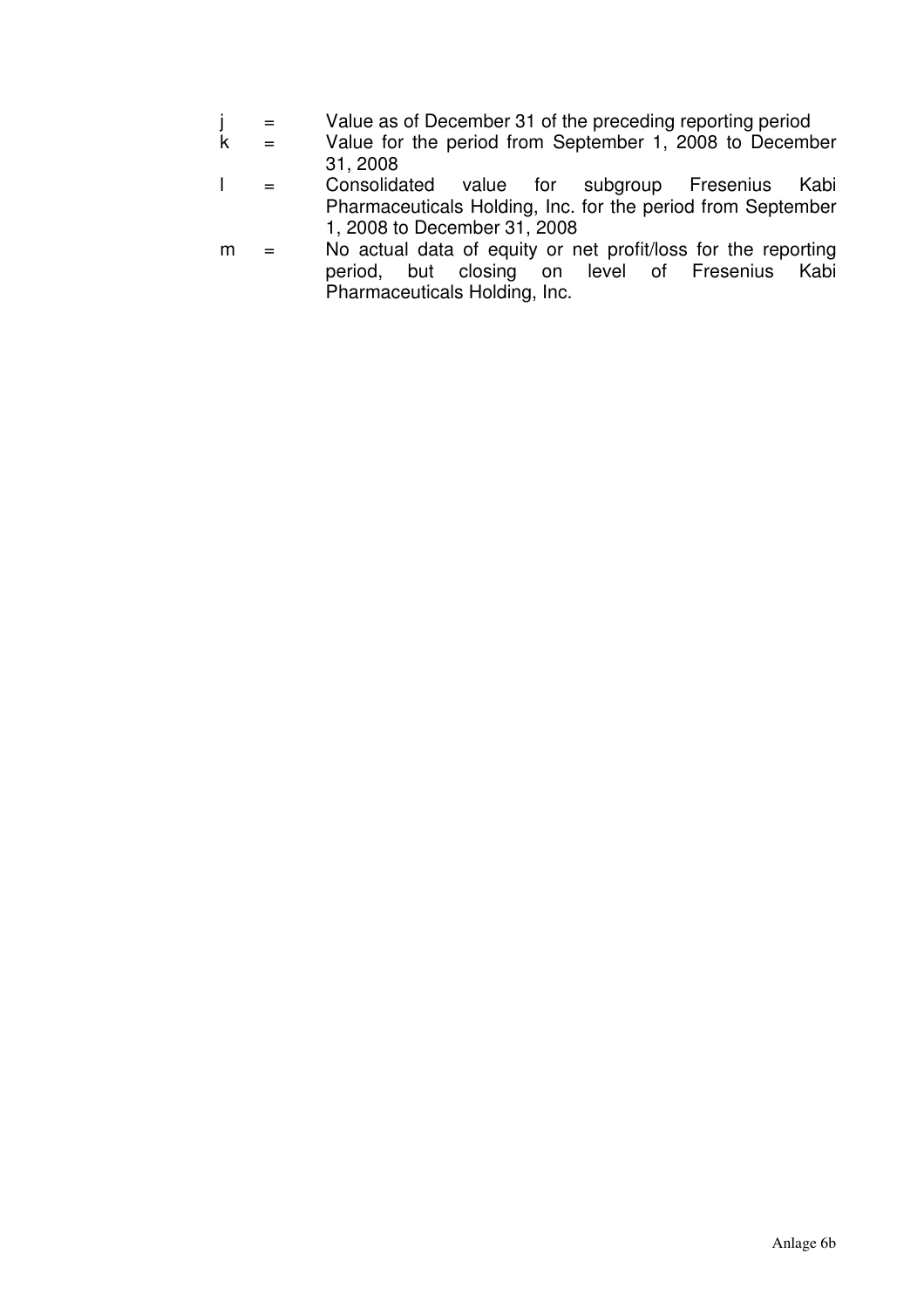j = Value as of December 31 of the preceding reporting period

k = Value for the period from September 1, 2008 to December 31, 2008

l = Consolidated value for subgroup Fresenius Kabi Pharmaceuticals Holding, Inc. for the period from September 1, 2008 to December 31, 2008

m = No actual data of equity or net profit/loss for the reporting period, but closing on level of Fresenius Kabi Pharmaceuticals Holding, Inc.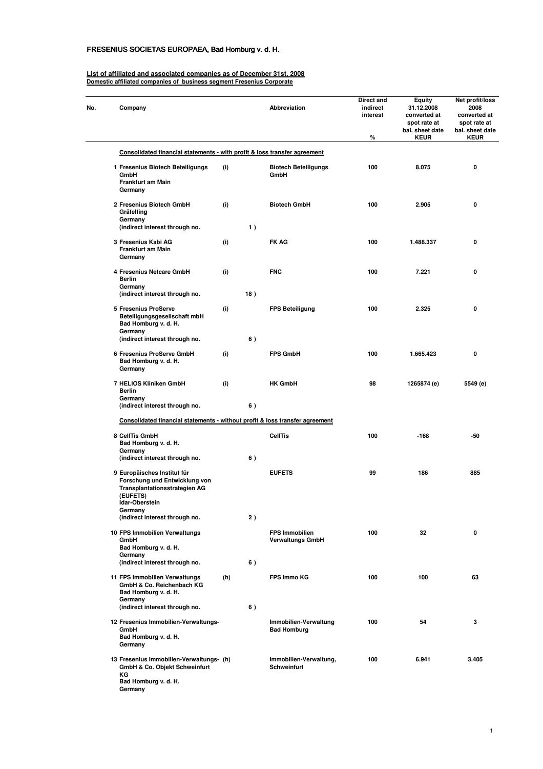FRESENIUS SOCIETAS EUROPAEA, Bad Homburg v. d. H.

**List of affiliated and associated companies as of December 31st, 2008**
**Domestic affiliated companies of business segment Fresenius Corporate**

| No. | Company | | | Abbreviation | Direct and indirect interest % | Equity 31.12.2008 converted at spot rate at bal. sheet date KEUR | Net profit/loss 2008 converted at spot rate at bal. sheet date KEUR |
|---|---|---|---|---|---|---|---|
| | **Consolidated financial statements - with profit & loss transfer agreement** | | | | | | |
| 1 | Fresenius Biotech Beteiligungs GmbH, Frankfurt am Main, Germany | (i) | | Biotech Beteiligungs GmbH | 100 | 8.075 | 0 |
| 2 | Fresenius Biotech GmbH, Gräfelfing, Germany (indirect interest through no. | (i) | 1 ) | Biotech GmbH | 100 | 2.905 | 0 |
| 3 | Fresenius Kabi AG, Frankfurt am Main, Germany | (i) | | FK AG | 100 | 1.488.337 | 0 |
| 4 | Fresenius Netcare GmbH, Berlin, Germany (indirect interest through no. | (i) | 18 ) | FNC | 100 | 7.221 | 0 |
| 5 | Fresenius ProServe Beteiligungsgesellschaft mbH, Bad Homburg v. d. H., Germany (indirect interest through no. | (i) | 6 ) | FPS Beteiligung | 100 | 2.325 | 0 |
| 6 | Fresenius ProServe GmbH, Bad Homburg v. d. H., Germany | (i) | | FPS GmbH | 100 | 1.665.423 | 0 |
| 7 | HELIOS Kliniken GmbH, Berlin, Germany (indirect interest through no. | (i) | 6 ) | HK GmbH | 98 | 1265874 (e) | 5549 (e) |
| | **Consolidated financial statements - without profit & loss transfer agreement** | | | | | | |
| 8 | CellTis GmbH, Bad Homburg v. d. H., Germany (indirect interest through no. | | 6 ) | CellTis | 100 | -168 | -50 |
| 9 | Europäisches Institut für Forschung und Entwicklung von Transplantationsstrategien AG (EUFETS), Idar-Oberstein, Germany (indirect interest through no. | | 2 ) | EUFETS | 99 | 186 | 885 |
| 10 | FPS Immobilien Verwaltungs GmbH, Bad Homburg v. d. H., Germany (indirect interest through no. | | 6 ) | FPS Immobilien Verwaltungs GmbH | 100 | 32 | 0 |
| 11 | FPS Immobilien Verwaltungs GmbH & Co. Reichenbach KG, Bad Homburg v. d. H., Germany (indirect interest through no. | (h) | 6 ) | FPS Immo KG | 100 | 100 | 63 |
| 12 | Fresenius Immobilien-Verwaltungs-GmbH, Bad Homburg v. d. H., Germany | | | Immobilien-Verwaltung Bad Homburg | 100 | 54 | 3 |
| 13 | Fresenius Immobilien-Verwaltungs-GmbH & Co. Objekt Schweinfurt KG, Bad Homburg v. d. H., Germany | (h) | | Immobilien-Verwaltung, Schweinfurt | 100 | 6.941 | 3.405 |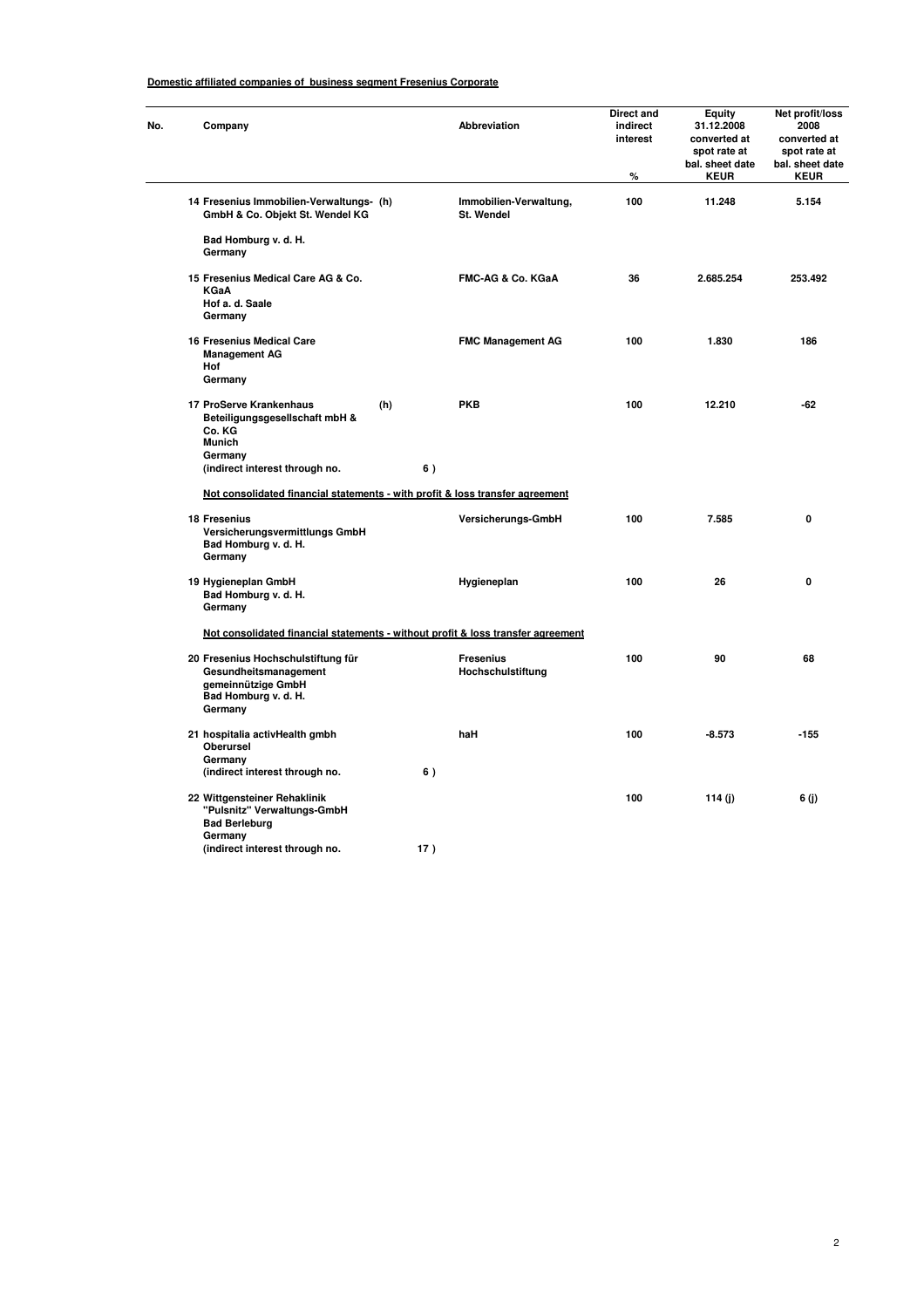**Domestic affiliated companies of business segment Fresenius Corporate**

| No. | Company | | Abbreviation | Direct and indirect interest % | Equity 31.12.2008 converted at spot rate at bal. sheet date KEUR | Net profit/loss 2008 converted at spot rate at bal. sheet date KEUR |
|---|---|---|---|---|---|---|
| 14 | Fresenius Immobilien-Verwaltungs-GmbH & Co. Objekt St. Wendel KG<br>Bad Homburg v. d. H.<br>Germany | (h) | Immobilien-Verwaltung, St. Wendel | 100 | 11.248 | 5.154 |
| 15 | Fresenius Medical Care AG & Co. KGaA<br>Hof a. d. Saale<br>Germany | | FMC-AG & Co. KGaA | 36 | 2.685.254 | 253.492 |
| 16 | Fresenius Medical Care Management AG<br>Hof<br>Germany | | FMC Management AG | 100 | 1.830 | 186 |
| 17 | ProServe Krankenhaus Beteiligungsgesellschaft mbH & Co. KG<br>Munich<br>Germany<br>(indirect interest through no. 6 ) | (h) | PKB | 100 | 12.210 | -62 |
| | **Not consolidated financial statements - with profit & loss transfer agreement** | | | | | |
| 18 | Fresenius Versicherungsvermittlungs GmbH<br>Bad Homburg v. d. H.<br>Germany | | Versicherungs-GmbH | 100 | 7.585 | 0 |
| 19 | Hygieneplan GmbH<br>Bad Homburg v. d. H.<br>Germany | | Hygieneplan | 100 | 26 | 0 |
| | **Not consolidated financial statements - without profit & loss transfer agreement** | | | | | |
| 20 | Fresenius Hochschulstiftung für Gesundheitsmanagement gemeinnützige GmbH<br>Bad Homburg v. d. H.<br>Germany | | Fresenius Hochschulstiftung | 100 | 90 | 68 |
| 21 | hospitalia activHealth gmbh<br>Oberursel<br>Germany<br>(indirect interest through no. 6 ) | | haH | 100 | -8.573 | -155 |
| 22 | Wittgensteiner Rehaklinik "Pulsnitz" Verwaltungs-GmbH<br>Bad Berleburg<br>Germany<br>(indirect interest through no. 17 ) | | | 100 | 114 (j) | 6 (j) |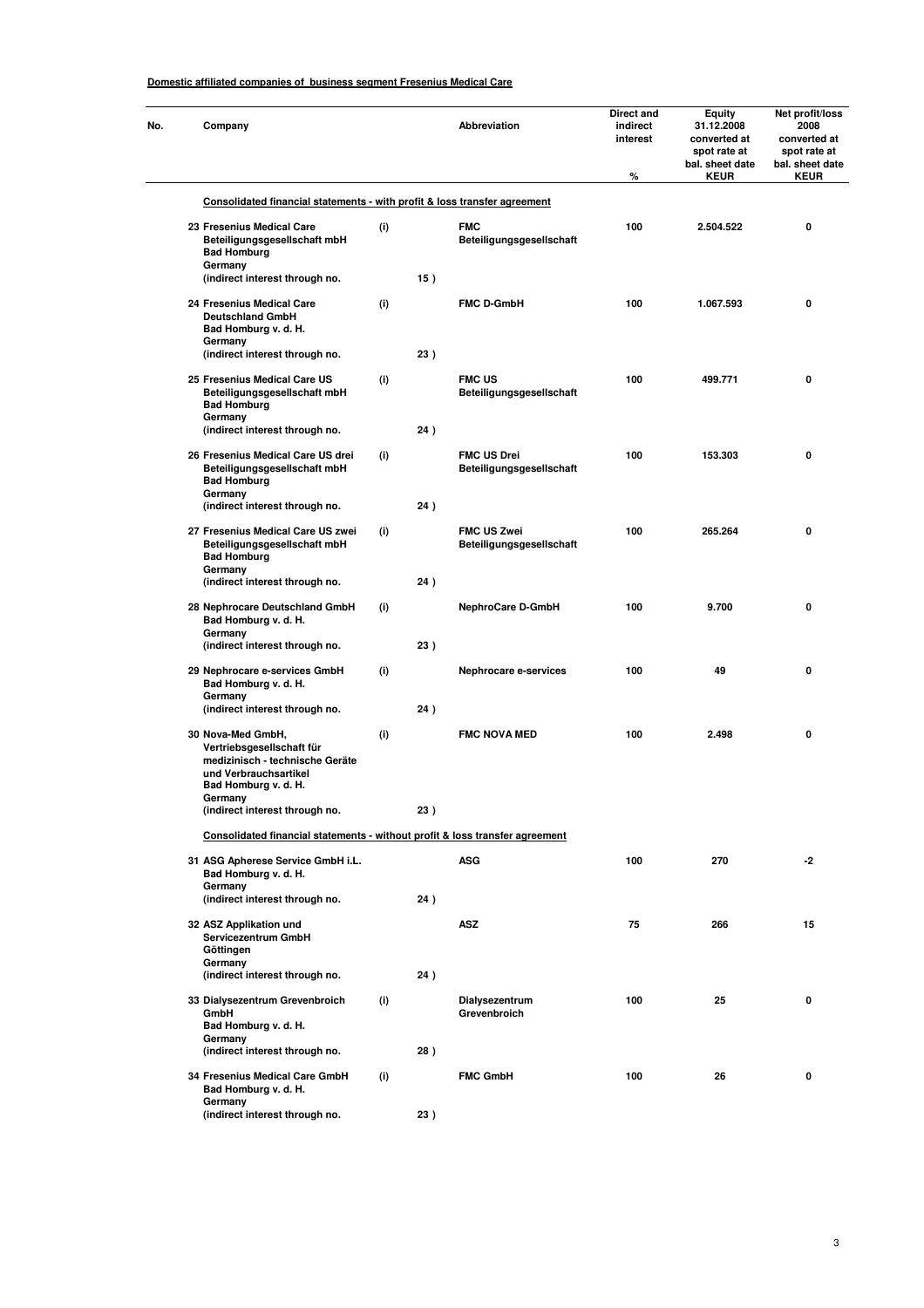**Domestic affiliated companies of business segment Fresenius Medical Care**

| No. | Company | | | Abbreviation | Direct and indirect interest % | Equity 31.12.2008 converted at spot rate at bal. sheet date KEUR | Net profit/loss 2008 converted at spot rate at bal. sheet date KEUR |
|---|---|---|---|---|---|---|---|
| | **Consolidated financial statements - with profit & loss transfer agreement** | | | | | | |
| 23 | Fresenius Medical Care Beteiligungsgesellschaft mbH Bad Homburg Germany (indirect interest through no. | (i) | 15 ) | FMC Beteiligungsgesellschaft | 100 | 2.504.522 | 0 |
| 24 | Fresenius Medical Care Deutschland GmbH Bad Homburg v. d. H. Germany (indirect interest through no. | (i) | 23 ) | FMC D-GmbH | 100 | 1.067.593 | 0 |
| 25 | Fresenius Medical Care US Beteiligungsgesellschaft mbH Bad Homburg Germany (indirect interest through no. | (i) | 24 ) | FMC US Beteiligungsgesellschaft | 100 | 499.771 | 0 |
| 26 | Fresenius Medical Care US drei Beteiligungsgesellschaft mbH Bad Homburg Germany (indirect interest through no. | (i) | 24 ) | FMC US Drei Beteiligungsgesellschaft | 100 | 153.303 | 0 |
| 27 | Fresenius Medical Care US zwei Beteiligungsgesellschaft mbH Bad Homburg Germany (indirect interest through no. | (i) | 24 ) | FMC US Zwei Beteiligungsgesellschaft | 100 | 265.264 | 0 |
| 28 | Nephrocare Deutschland GmbH Bad Homburg v. d. H. Germany (indirect interest through no. | (i) | 23 ) | NephroCare D-GmbH | 100 | 9.700 | 0 |
| 29 | Nephrocare e-services GmbH Bad Homburg v. d. H. Germany (indirect interest through no. | (i) | 24 ) | Nephrocare e-services | 100 | 49 | 0 |
| 30 | Nova-Med GmbH, Vertriebsgesellschaft für medizinisch - technische Geräte und Verbrauchsartikel Bad Homburg v. d. H. Germany (indirect interest through no. | (i) | 23 ) | FMC NOVA MED | 100 | 2.498 | 0 |
| | **Consolidated financial statements - without profit & loss transfer agreement** | | | | | | |
| 31 | ASG Apherese Service GmbH i.L. Bad Homburg v. d. H. Germany (indirect interest through no. | | 24 ) | ASG | 100 | 270 | -2 |
| 32 | ASZ Applikation und Servicezentrum GmbH Göttingen Germany (indirect interest through no. | | 24 ) | ASZ | 75 | 266 | 15 |
| 33 | Dialysezentrum Grevenbroich GmbH Bad Homburg v. d. H. Germany (indirect interest through no. | (i) | 28 ) | Dialysezentrum Grevenbroich | 100 | 25 | 0 |
| 34 | Fresenius Medical Care GmbH Bad Homburg v. d. H. Germany (indirect interest through no. | (i) | 23 ) | FMC GmbH | 100 | 26 | 0 |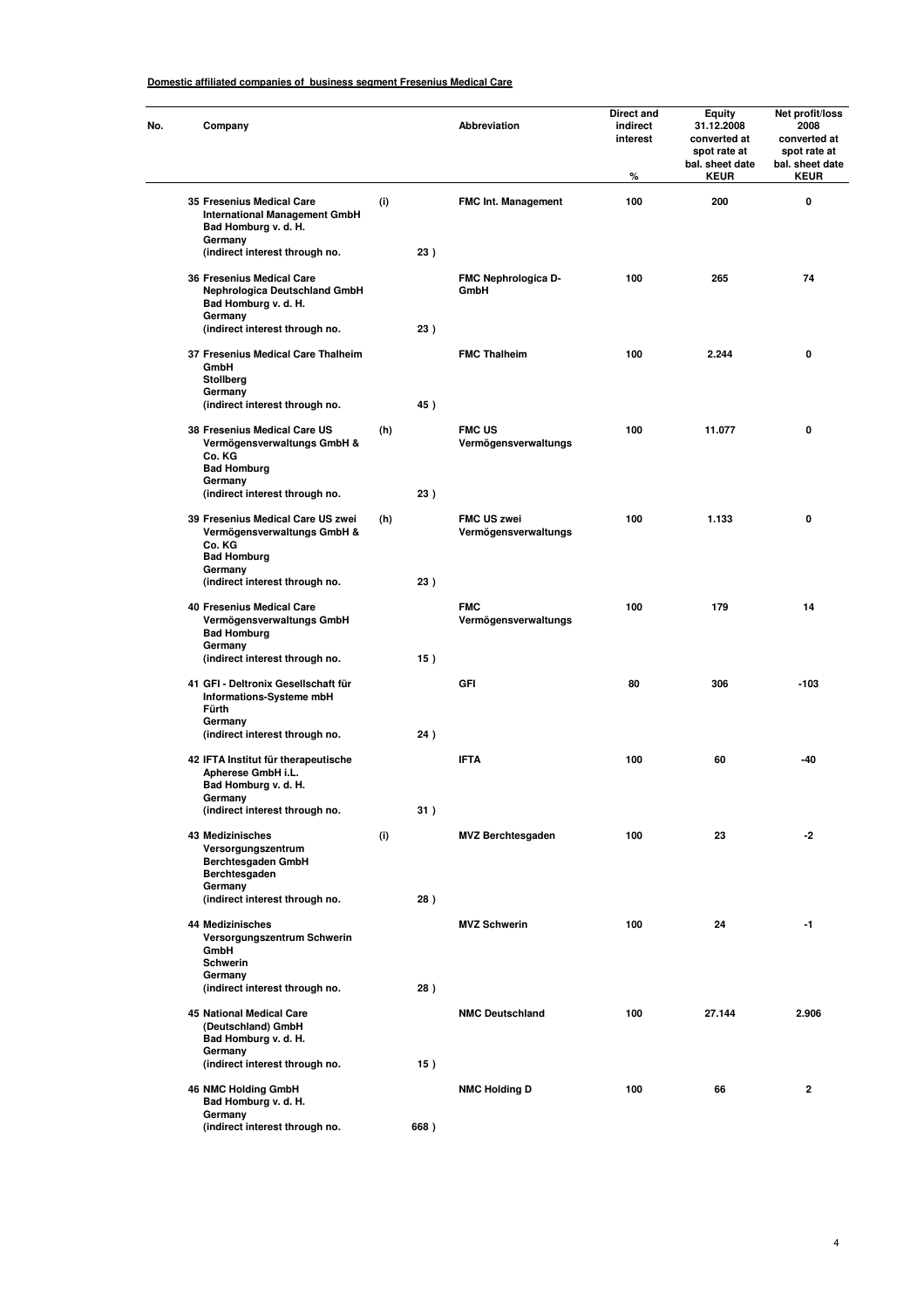**Domestic affiliated companies of business segment Fresenius Medical Care**

| No. | Company | | | Abbreviation | Direct and indirect interest<br>% | Equity 31.12.2008 converted at spot rate at bal. sheet date<br>KEUR | Net profit/loss 2008 converted at spot rate at bal. sheet date<br>KEUR |
|---|---|---|---|---|---|---|---|
| 35 | Fresenius Medical Care International Management GmbH<br>Bad Homburg v. d. H.<br>Germany<br>(indirect interest through no. | (i) | 23 ) | FMC Int. Management | 100 | 200 | 0 |
| 36 | Fresenius Medical Care Nephrologica Deutschland GmbH<br>Bad Homburg v. d. H.<br>Germany<br>(indirect interest through no. | | 23 ) | FMC Nephrologica D-GmbH | 100 | 265 | 74 |
| 37 | Fresenius Medical Care Thalheim GmbH<br>Stollberg<br>Germany<br>(indirect interest through no. | | 45 ) | FMC Thalheim | 100 | 2.244 | 0 |
| 38 | Fresenius Medical Care US Vermögensverwaltungs GmbH & Co. KG<br>Bad Homburg<br>Germany<br>(indirect interest through no. | (h) | 23 ) | FMC US Vermögensverwaltungs | 100 | 11.077 | 0 |
| 39 | Fresenius Medical Care US zwei Vermögensverwaltungs GmbH & Co. KG<br>Bad Homburg<br>Germany<br>(indirect interest through no. | (h) | 23 ) | FMC US zwei Vermögensverwaltungs | 100 | 1.133 | 0 |
| 40 | Fresenius Medical Care Vermögensverwaltungs GmbH<br>Bad Homburg<br>Germany<br>(indirect interest through no. | | 15 ) | FMC Vermögensverwaltungs | 100 | 179 | 14 |
| 41 | GFI - Deltronix Gesellschaft für Informations-Systeme mbH<br>Fürth<br>Germany<br>(indirect interest through no. | | 24 ) | GFI | 80 | 306 | -103 |
| 42 | IFTA Institut für therapeutische Apherese GmbH i.L.<br>Bad Homburg v. d. H.<br>Germany<br>(indirect interest through no. | | 31 ) | IFTA | 100 | 60 | -40 |
| 43 | Medizinisches Versorgungszentrum Berchtesgaden GmbH<br>Berchtesgaden<br>Germany<br>(indirect interest through no. | (i) | 28 ) | MVZ Berchtesgaden | 100 | 23 | -2 |
| 44 | Medizinisches Versorgungszentrum Schwerin GmbH<br>Schwerin<br>Germany<br>(indirect interest through no. | | 28 ) | MVZ Schwerin | 100 | 24 | -1 |
| 45 | National Medical Care (Deutschland) GmbH<br>Bad Homburg v. d. H.<br>Germany<br>(indirect interest through no. | | 15 ) | NMC Deutschland | 100 | 27.144 | 2.906 |
| 46 | NMC Holding GmbH<br>Bad Homburg v. d. H.<br>Germany<br>(indirect interest through no. | | 668 ) | NMC Holding D | 100 | 66 | 2 |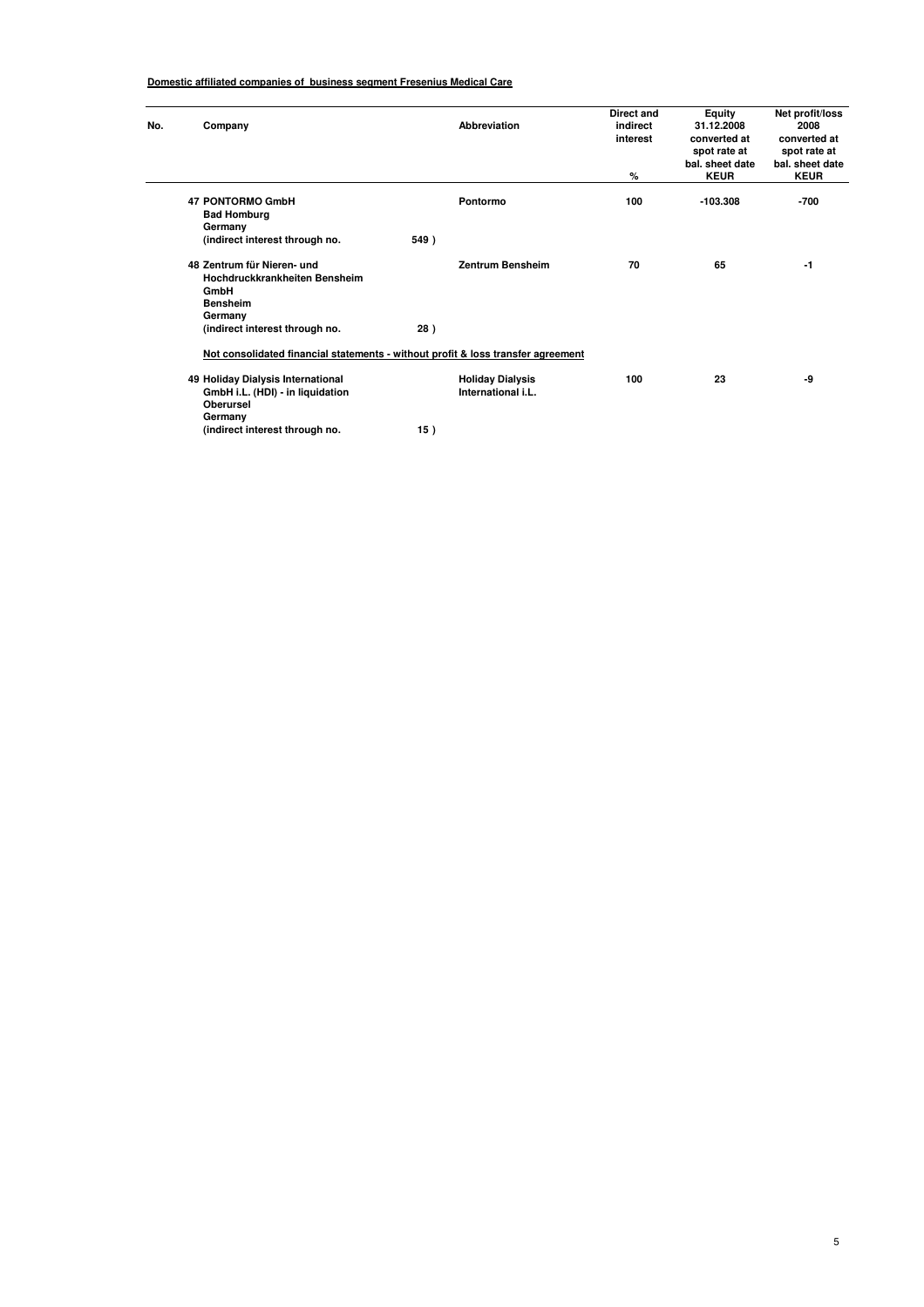**Domestic affiliated companies of business segment Fresenius Medical Care**

| No. | Company | | Abbreviation | Direct and indirect interest<br>% | Equity 31.12.2008 converted at spot rate at bal. sheet date<br>KEUR | Net profit/loss 2008 converted at spot rate at bal. sheet date<br>KEUR |
|---|---|---|---|---|---|---|
| 47 | **PONTORMO GmbH**<br>Bad Homburg<br>Germany<br>(indirect interest through no. | 549 ) | Pontormo | 100 | -103.308 | -700 |
| 48 | **Zentrum für Nieren- und Hochdruckkrankheiten Bensheim GmbH**<br>Bensheim<br>Germany<br>(indirect interest through no. | 28 ) | Zentrum Bensheim | 70 | 65 | -1 |
| | **Not consolidated financial statements - without profit & loss transfer agreement** | | | | | |
| 49 | **Holiday Dialysis International GmbH i.L. (HDI) - in liquidation**<br>Oberursel<br>Germany<br>(indirect interest through no. | 15 ) | Holiday Dialysis International i.L. | 100 | 23 | -9 |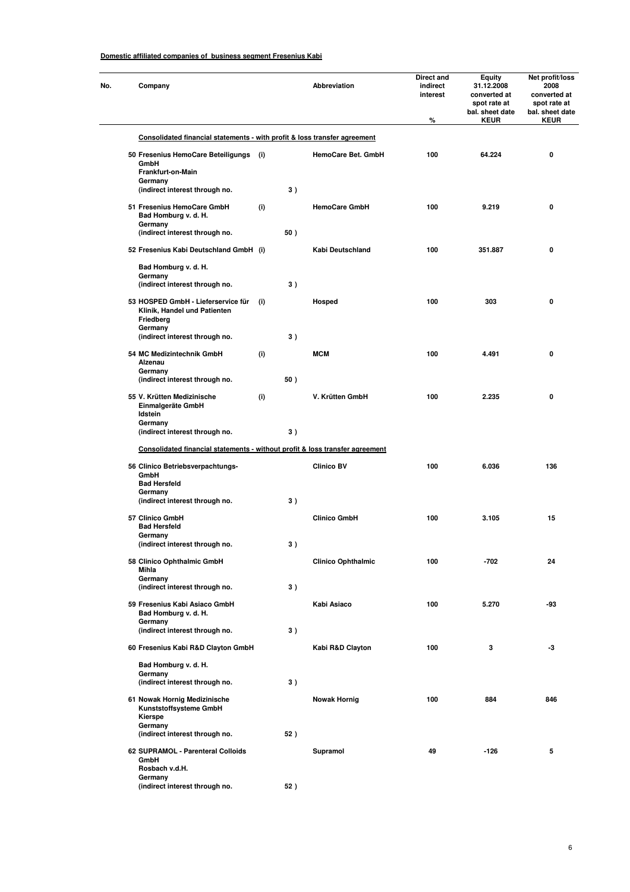**Domestic affiliated companies of business segment Fresenius Kabi**

| No. | Company | | | Abbreviation | Direct and indirect interest % | Equity 31.12.2008 converted at spot rate at bal. sheet date KEUR | Net profit/loss 2008 converted at spot rate at bal. sheet date KEUR |
|---|---|---|---|---|---|---|---|
| | **Consolidated financial statements - with profit & loss transfer agreement** | | | | | | |
| 50 | Fresenius HemoCare Beteiligungs GmbH Frankfurt-on-Main Germany (indirect interest through no. | (i) | 3 ) | HemoCare Bet. GmbH | 100 | 64.224 | 0 |
| 51 | Fresenius HemoCare GmbH Bad Homburg v. d. H. Germany (indirect interest through no. | (i) | 50 ) | HemoCare GmbH | 100 | 9.219 | 0 |
| 52 | Fresenius Kabi Deutschland GmbH Bad Homburg v. d. H. Germany (indirect interest through no. | (i) | 3 ) | Kabi Deutschland | 100 | 351.887 | 0 |
| 53 | HOSPED GmbH - Lieferservice für Klinik, Handel und Patienten Friedberg Germany (indirect interest through no. | (i) | 3 ) | Hosped | 100 | 303 | 0 |
| 54 | MC Medizintechnik GmbH Alzenau Germany (indirect interest through no. | (i) | 50 ) | MCM | 100 | 4.491 | 0 |
| 55 | V. Krütten Medizinische Einmalgeräte GmbH Idstein Germany (indirect interest through no. | (i) | 3 ) | V. Krütten GmbH | 100 | 2.235 | 0 |
| | **Consolidated financial statements - without profit & loss transfer agreement** | | | | | | |
| 56 | Clinico Betriebsverpachtungs-GmbH Bad Hersfeld Germany (indirect interest through no. | | 3 ) | Clinico BV | 100 | 6.036 | 136 |
| 57 | Clinico GmbH Bad Hersfeld Germany (indirect interest through no. | | 3 ) | Clinico GmbH | 100 | 3.105 | 15 |
| 58 | Clinico Ophthalmic GmbH Mihla Germany (indirect interest through no. | | 3 ) | Clinico Ophthalmic | 100 | -702 | 24 |
| 59 | Fresenius Kabi Asiaco GmbH Bad Homburg v. d. H. Germany (indirect interest through no. | | 3 ) | Kabi Asiaco | 100 | 5.270 | -93 |
| 60 | Fresenius Kabi R&D Clayton GmbH Bad Homburg v. d. H. Germany (indirect interest through no. | | 3 ) | Kabi R&D Clayton | 100 | 3 | -3 |
| 61 | Nowak Hornig Medizinische Kunststoffsysteme GmbH Kierspe Germany (indirect interest through no. | | 52 ) | Nowak Hornig | 100 | 884 | 846 |
| 62 | SUPRAMOL - Parenteral Colloids GmbH Rosbach v.d.H. Germany (indirect interest through no. | | 52 ) | Supramol | 49 | -126 | 5 |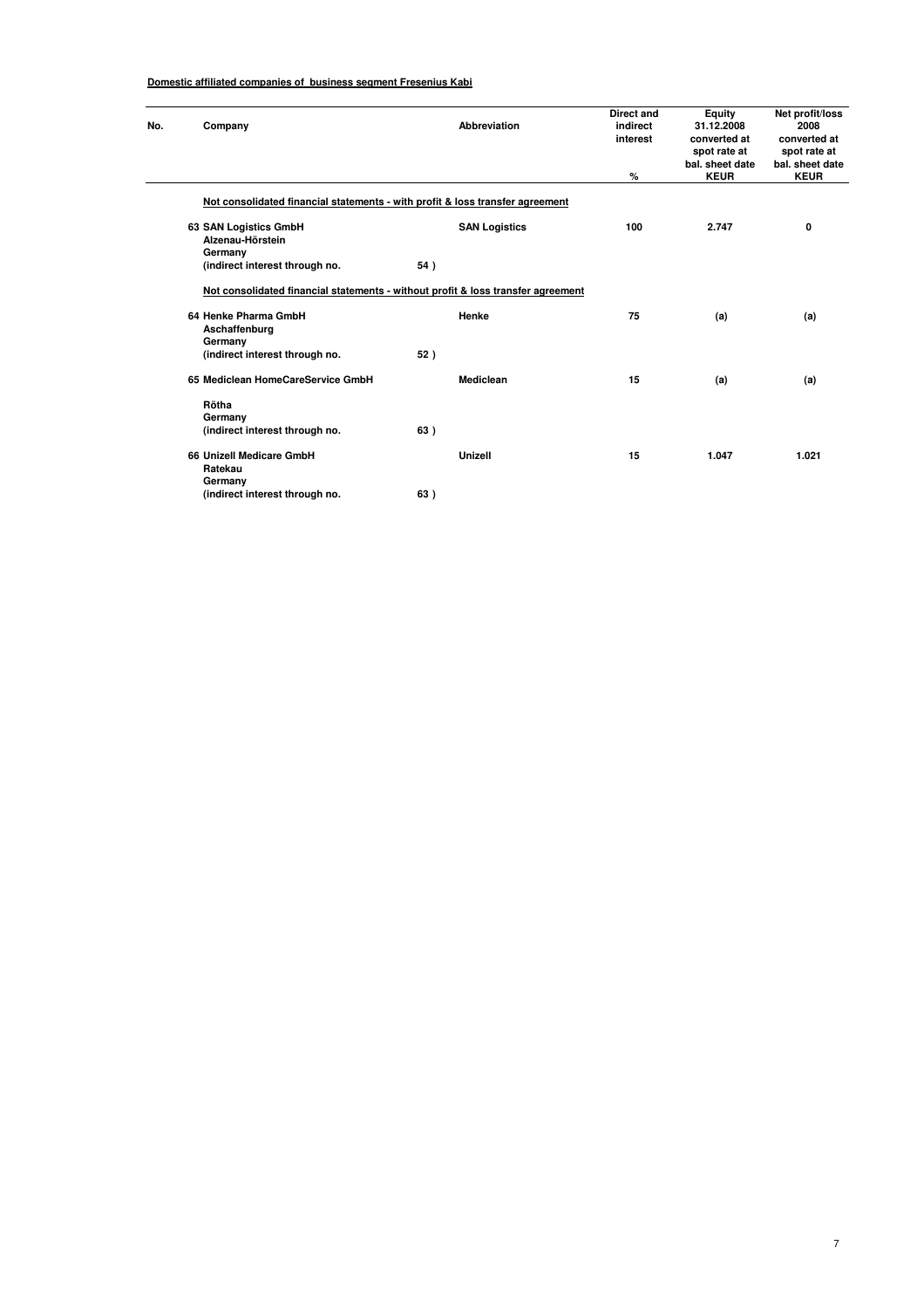**Domestic affiliated companies of business segment Fresenius Kabi**

| No. | Company | | Abbreviation | Direct and indirect interest % | Equity 31.12.2008 converted at spot rate at bal. sheet date KEUR | Net profit/loss 2008 converted at spot rate at bal. sheet date KEUR |
|---|---|---|---|---|---|---|
| | **Not consolidated financial statements - with profit & loss transfer agreement** | | | | | |
| 63 | SAN Logistics GmbH<br>Alzenau-Hörstein<br>Germany<br>(indirect interest through no. | 54 ) | SAN Logistics | 100 | 2.747 | 0 |
| | **Not consolidated financial statements - without profit & loss transfer agreement** | | | | | |
| 64 | Henke Pharma GmbH<br>Aschaffenburg<br>Germany<br>(indirect interest through no. | 52 ) | Henke | 75 | (a) | (a) |
| 65 | Mediclean HomeCareService GmbH<br>Rötha<br>Germany<br>(indirect interest through no. | 63 ) | Mediclean | 15 | (a) | (a) |
| 66 | Unizell Medicare GmbH<br>Ratekau<br>Germany<br>(indirect interest through no. | 63 ) | Unizell | 15 | 1.047 | 1.021 |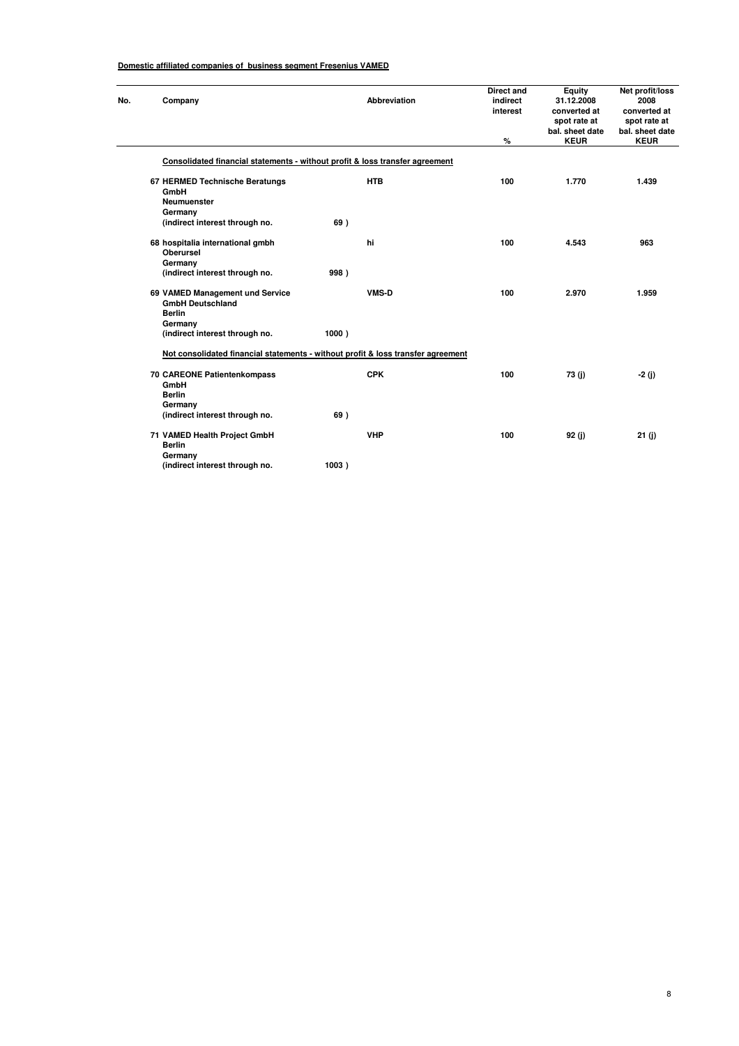**Domestic affiliated companies of business segment Fresenius VAMED**

| No. | Company | | Abbreviation | Direct and indirect interest % | Equity 31.12.2008 converted at spot rate at bal. sheet date KEUR | Net profit/loss 2008 converted at spot rate at bal. sheet date KEUR |
|---|---|---|---|---|---|---|
| | **Consolidated financial statements - without profit & loss transfer agreement** | | | | | |
| 67 | HERMED Technische Beratungs GmbH<br>Neumuenster<br>Germany<br>(indirect interest through no. | 69 ) | HTB | 100 | 1.770 | 1.439 |
| 68 | hospitalia international gmbh<br>Oberursel<br>Germany<br>(indirect interest through no. | 998 ) | hi | 100 | 4.543 | 963 |
| 69 | VAMED Management und Service GmbH Deutschland<br>Berlin<br>Germany<br>(indirect interest through no. | 1000 ) | VMS-D | 100 | 2.970 | 1.959 |
| | **Not consolidated financial statements - without profit & loss transfer agreement** | | | | | |
| 70 | CAREONE Patientenkompass GmbH<br>Berlin<br>Germany<br>(indirect interest through no. | 69 ) | CPK | 100 | 73 (j) | -2 (j) |
| 71 | VAMED Health Project GmbH<br>Berlin<br>Germany<br>(indirect interest through no. | 1003 ) | VHP | 100 | 92 (j) | 21 (j) |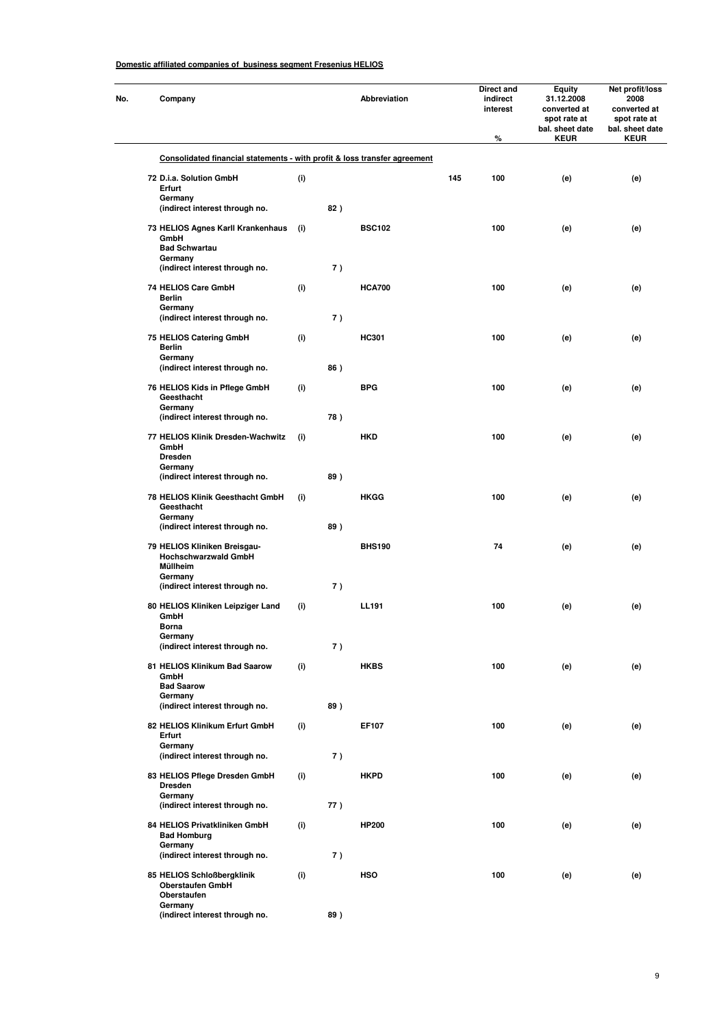**Domestic affiliated companies of business segment Fresenius HELIOS**

| No. | Company | | | Abbreviation | | Direct and indirect interest % | Equity 31.12.2008 converted at spot rate at bal. sheet date KEUR | Net profit/loss 2008 converted at spot rate at bal. sheet date KEUR |
|---|---|---|---|---|---|---|---|---|
| | **Consolidated financial statements - with profit & loss transfer agreement** | | | | | | | |
| 72 | D.i.a. Solution GmbH<br>Erfurt<br>Germany<br>(indirect interest through no. | (i) | 82 ) | | 145 | 100 | (e) | (e) |
| 73 | HELIOS Agnes Karll Krankenhaus GmbH<br>Bad Schwartau<br>Germany<br>(indirect interest through no. | (i) | 7 ) | BSC102 | | 100 | (e) | (e) |
| 74 | HELIOS Care GmbH<br>Berlin<br>Germany<br>(indirect interest through no. | (i) | 7 ) | HCA700 | | 100 | (e) | (e) |
| 75 | HELIOS Catering GmbH<br>Berlin<br>Germany<br>(indirect interest through no. | (i) | 86 ) | HC301 | | 100 | (e) | (e) |
| 76 | HELIOS Kids in Pflege GmbH<br>Geesthacht<br>Germany<br>(indirect interest through no. | (i) | 78 ) | BPG | | 100 | (e) | (e) |
| 77 | HELIOS Klinik Dresden-Wachwitz GmbH<br>Dresden<br>Germany<br>(indirect interest through no. | (i) | 89 ) | HKD | | 100 | (e) | (e) |
| 78 | HELIOS Klinik Geesthacht GmbH<br>Geesthacht<br>Germany<br>(indirect interest through no. | (i) | 89 ) | HKGG | | 100 | (e) | (e) |
| 79 | HELIOS Kliniken Breisgau-Hochschwarzwald GmbH<br>Müllheim<br>Germany<br>(indirect interest through no. | | 7 ) | BHS190 | | 74 | (e) | (e) |
| 80 | HELIOS Kliniken Leipziger Land GmbH<br>Borna<br>Germany<br>(indirect interest through no. | (i) | 7 ) | LL191 | | 100 | (e) | (e) |
| 81 | HELIOS Klinikum Bad Saarow GmbH<br>Bad Saarow<br>Germany<br>(indirect interest through no. | (i) | 89 ) | HKBS | | 100 | (e) | (e) |
| 82 | HELIOS Klinikum Erfurt GmbH<br>Erfurt<br>Germany<br>(indirect interest through no. | (i) | 7 ) | EF107 | | 100 | (e) | (e) |
| 83 | HELIOS Pflege Dresden GmbH<br>Dresden<br>Germany<br>(indirect interest through no. | (i) | 77 ) | HKPD | | 100 | (e) | (e) |
| 84 | HELIOS Privatkliniken GmbH<br>Bad Homburg<br>Germany<br>(indirect interest through no. | (i) | 7 ) | HP200 | | 100 | (e) | (e) |
| 85 | HELIOS Schloßbergklinik Oberstaufen GmbH<br>Oberstaufen<br>Germany<br>(indirect interest through no. | (i) | 89 ) | HSO | | 100 | (e) | (e) |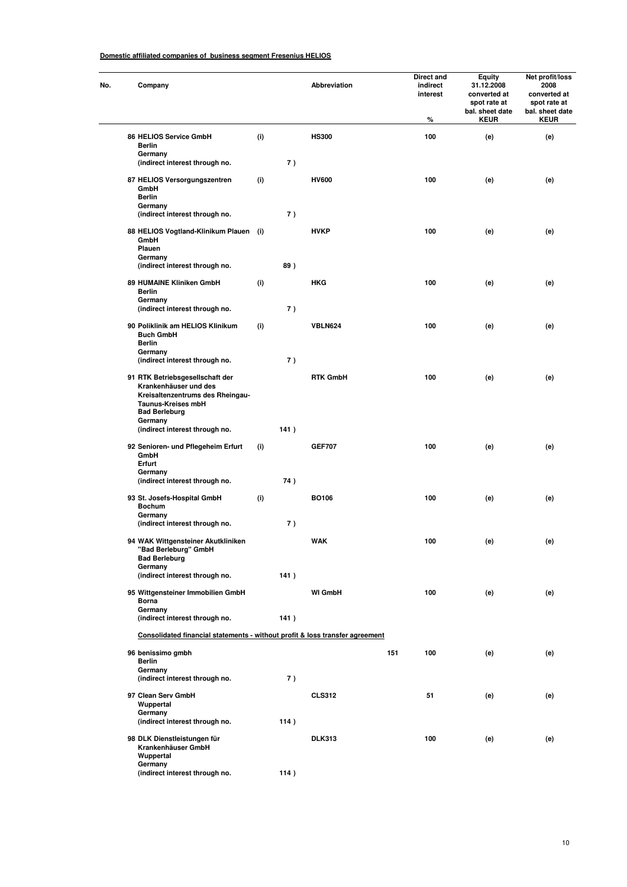**Domestic affiliated companies of business segment Fresenius HELIOS**

| No. | Company | | | Abbreviation | | Direct and indirect interest % | Equity 31.12.2008 converted at spot rate at bal. sheet date KEUR | Net profit/loss 2008 converted at spot rate at bal. sheet date KEUR |
|---|---|---|---|---|---|---|---|---|
| 86 | HELIOS Service GmbH<br>Berlin<br>Germany<br>(indirect interest through no. | (i) | 7 ) | HS300 | | 100 | (e) | (e) |
| 87 | HELIOS Versorgungszentren GmbH<br>Berlin<br>Germany<br>(indirect interest through no. | (i) | 7 ) | HV600 | | 100 | (e) | (e) |
| 88 | HELIOS Vogtland-Klinikum Plauen GmbH<br>Plauen<br>Germany<br>(indirect interest through no. | (i) | 89 ) | HVKP | | 100 | (e) | (e) |
| 89 | HUMAINE Kliniken GmbH<br>Berlin<br>Germany<br>(indirect interest through no. | (i) | 7 ) | HKG | | 100 | (e) | (e) |
| 90 | Poliklinik am HELIOS Klinikum Buch GmbH<br>Berlin<br>Germany<br>(indirect interest through no. | (i) | 7 ) | VBLN624 | | 100 | (e) | (e) |
| 91 | RTK Betriebsgesellschaft der Krankenhäuser und des Kreisaltenzentrums des Rheingau-Taunus-Kreises mbH<br>Bad Berleburg<br>Germany<br>(indirect interest through no. | | 141 ) | RTK GmbH | | 100 | (e) | (e) |
| 92 | Senioren- und Pflegeheim Erfurt GmbH<br>Erfurt<br>Germany<br>(indirect interest through no. | (i) | 74 ) | GEF707 | | 100 | (e) | (e) |
| 93 | St. Josefs-Hospital GmbH<br>Bochum<br>Germany<br>(indirect interest through no. | (i) | 7 ) | BO106 | | 100 | (e) | (e) |
| 94 | WAK Wittgensteiner Akutkliniken "Bad Berleburg" GmbH<br>Bad Berleburg<br>Germany<br>(indirect interest through no. | | 141 ) | WAK | | 100 | (e) | (e) |
| 95 | Wittgensteiner Immobilien GmbH<br>Borna<br>Germany<br>(indirect interest through no. | | 141 ) | WI GmbH | | 100 | (e) | (e) |
| | **Consolidated financial statements - without profit & loss transfer agreement** | | | | | | | |
| 96 | benissimo gmbh<br>Berlin<br>Germany<br>(indirect interest through no. | | 7 ) | | 151 | 100 | (e) | (e) |
| 97 | Clean Serv GmbH<br>Wuppertal<br>Germany<br>(indirect interest through no. | | 114 ) | CLS312 | | 51 | (e) | (e) |
| 98 | DLK Dienstleistungen für Krankenhäuser GmbH<br>Wuppertal<br>Germany<br>(indirect interest through no. | | 114 ) | DLK313 | | 100 | (e) | (e) |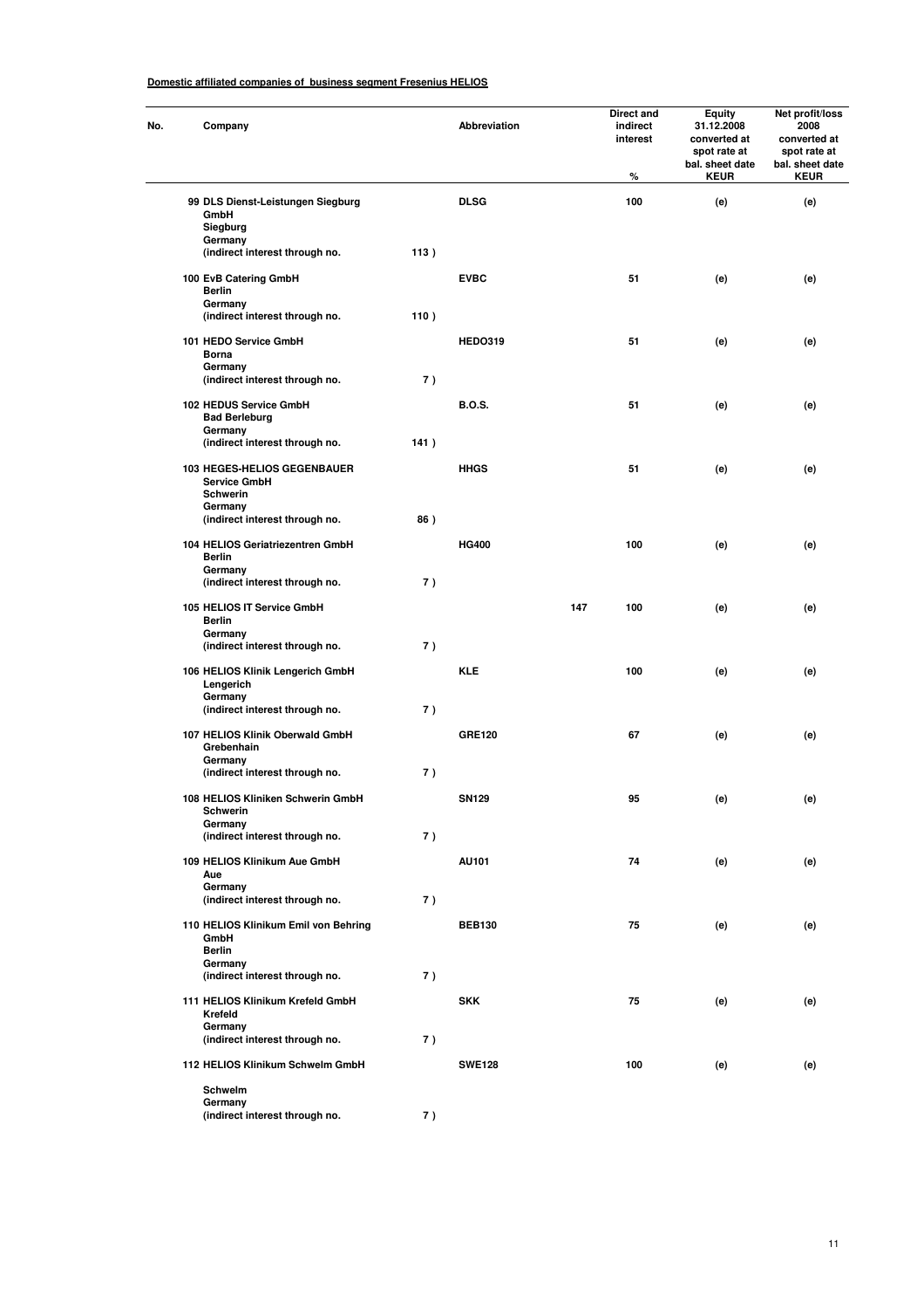**Domestic affiliated companies of business segment Fresenius HELIOS**

| No. | Company | | Abbreviation | | Direct and indirect interest % | Equity 31.12.2008 converted at spot rate at bal. sheet date KEUR | Net profit/loss 2008 converted at spot rate at bal. sheet date KEUR |
|---|---|---|---|---|---|---|---|
| 99 | DLS Dienst-Leistungen Siegburg GmbH<br>Siegburg<br>Germany<br>(indirect interest through no. | 113 ) | DLSG | | 100 | (e) | (e) |
| 100 | EvB Catering GmbH<br>Berlin<br>Germany<br>(indirect interest through no. | 110 ) | EVBC | | 51 | (e) | (e) |
| 101 | HEDO Service GmbH<br>Borna<br>Germany<br>(indirect interest through no. | 7 ) | HEDO319 | | 51 | (e) | (e) |
| 102 | HEDUS Service GmbH<br>Bad Berleburg<br>Germany<br>(indirect interest through no. | 141 ) | B.O.S. | | 51 | (e) | (e) |
| 103 | HEGES-HELIOS GEGENBAUER Service GmbH<br>Schwerin<br>Germany<br>(indirect interest through no. | 86 ) | HHGS | | 51 | (e) | (e) |
| 104 | HELIOS Geriatriezentren GmbH<br>Berlin<br>Germany<br>(indirect interest through no. | 7 ) | HG400 | | 100 | (e) | (e) |
| 105 | HELIOS IT Service GmbH<br>Berlin<br>Germany<br>(indirect interest through no. | 7 ) | | 147 | 100 | (e) | (e) |
| 106 | HELIOS Klinik Lengerich GmbH<br>Lengerich<br>Germany<br>(indirect interest through no. | 7 ) | KLE | | 100 | (e) | (e) |
| 107 | HELIOS Klinik Oberwald GmbH<br>Grebenhain<br>Germany<br>(indirect interest through no. | 7 ) | GRE120 | | 67 | (e) | (e) |
| 108 | HELIOS Kliniken Schwerin GmbH<br>Schwerin<br>Germany<br>(indirect interest through no. | 7 ) | SN129 | | 95 | (e) | (e) |
| 109 | HELIOS Klinikum Aue GmbH<br>Aue<br>Germany<br>(indirect interest through no. | 7 ) | AU101 | | 74 | (e) | (e) |
| 110 | HELIOS Klinikum Emil von Behring GmbH<br>Berlin<br>Germany<br>(indirect interest through no. | 7 ) | BEB130 | | 75 | (e) | (e) |
| 111 | HELIOS Klinikum Krefeld GmbH<br>Krefeld<br>Germany<br>(indirect interest through no. | 7 ) | SKK | | 75 | (e) | (e) |
| 112 | HELIOS Klinikum Schwelm GmbH<br>Schwelm<br>Germany<br>(indirect interest through no. | 7 ) | SWE128 | | 100 | (e) | (e) |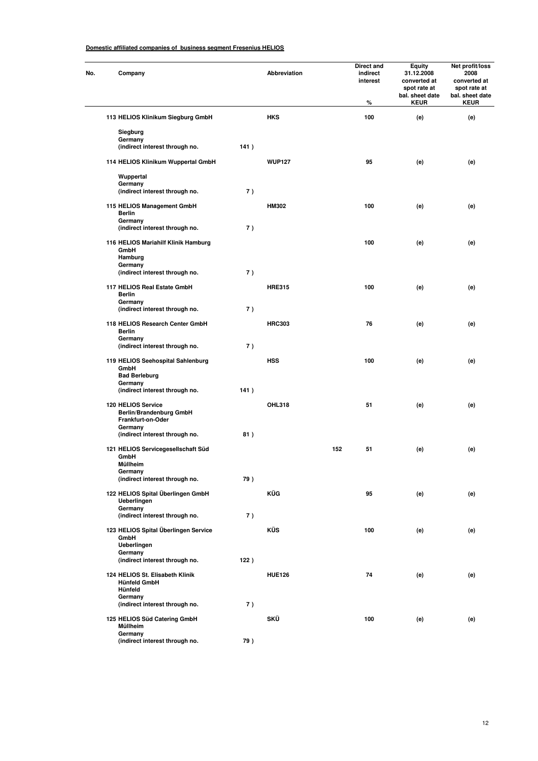**Domestic affiliated companies of business segment Fresenius HELIOS**

| No. | Company | | Abbreviation | | Direct and indirect interest % | Equity 31.12.2008 converted at spot rate at bal. sheet date KEUR | Net profit/loss 2008 converted at spot rate at bal. sheet date KEUR |
|---|---|---|---|---|---|---|---|
| 113 | HELIOS Klinikum Siegburg GmbH<br>Siegburg<br>Germany<br>(indirect interest through no. | 141 ) | HKS | | 100 | (e) | (e) |
| 114 | HELIOS Klinikum Wuppertal GmbH<br>Wuppertal<br>Germany<br>(indirect interest through no. | 7 ) | WUP127 | | 95 | (e) | (e) |
| 115 | HELIOS Management GmbH<br>Berlin<br>Germany<br>(indirect interest through no. | 7 ) | HM302 | | 100 | (e) | (e) |
| 116 | HELIOS Mariahilf Klinik Hamburg GmbH<br>Hamburg<br>Germany<br>(indirect interest through no. | 7 ) | | | 100 | (e) | (e) |
| 117 | HELIOS Real Estate GmbH<br>Berlin<br>Germany<br>(indirect interest through no. | 7 ) | HRE315 | | 100 | (e) | (e) |
| 118 | HELIOS Research Center GmbH<br>Berlin<br>Germany<br>(indirect interest through no. | 7 ) | HRC303 | | 76 | (e) | (e) |
| 119 | HELIOS Seehospital Sahlenburg GmbH<br>Bad Berleburg<br>Germany<br>(indirect interest through no. | 141 ) | HSS | | 100 | (e) | (e) |
| 120 | HELIOS Service Berlin/Brandenburg GmbH<br>Frankfurt-on-Oder<br>Germany<br>(indirect interest through no. | 81 ) | OHL318 | | 51 | (e) | (e) |
| 121 | HELIOS Servicegesellschaft Süd GmbH<br>Müllheim<br>Germany<br>(indirect interest through no. | 79 ) | | 152 | 51 | (e) | (e) |
| 122 | HELIOS Spital Überlingen GmbH<br>Ueberlingen<br>Germany<br>(indirect interest through no. | 7 ) | KÜG | | 95 | (e) | (e) |
| 123 | HELIOS Spital Überlingen Service GmbH<br>Ueberlingen<br>Germany<br>(indirect interest through no. | 122 ) | KÜS | | 100 | (e) | (e) |
| 124 | HELIOS St. Elisabeth Klinik Hünfeld GmbH<br>Hünfeld<br>Germany<br>(indirect interest through no. | 7 ) | HUE126 | | 74 | (e) | (e) |
| 125 | HELIOS Süd Catering GmbH<br>Müllheim<br>Germany<br>(indirect interest through no. | 79 ) | SKÜ | | 100 | (e) | (e) |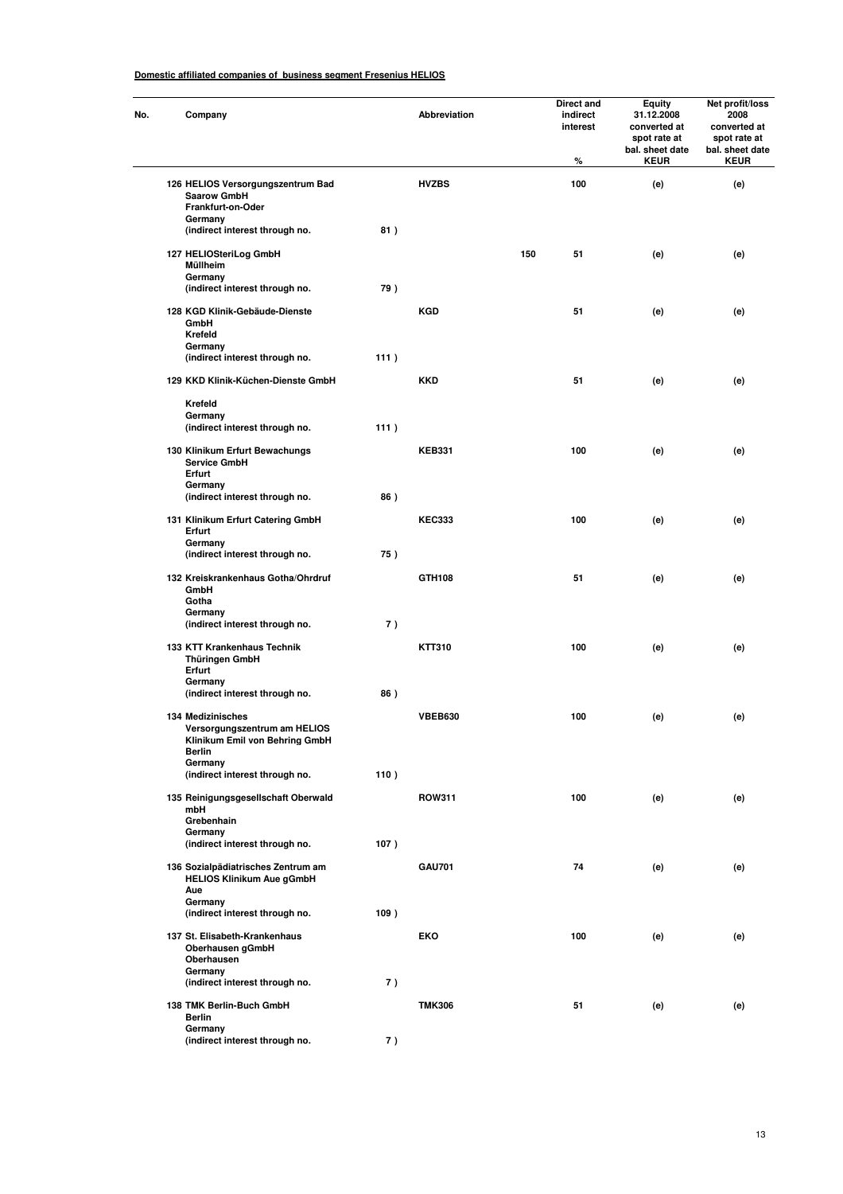**Domestic affiliated companies of business segment Fresenius HELIOS**

| No. | Company | | Abbreviation | | Direct and indirect interest % | Equity 31.12.2008 converted at spot rate at bal. sheet date KEUR | Net profit/loss 2008 converted at spot rate at bal. sheet date KEUR |
|---|---|---|---|---|---|---|---|
| 126 | HELIOS Versorgungszentrum Bad Saarow GmbH<br>Frankfurt-on-Oder<br>Germany<br>(indirect interest through no. | 81 ) | HVZBS | | 100 | (e) | (e) |
| 127 | HELIOSteriLog GmbH<br>Müllheim<br>Germany<br>(indirect interest through no. | 79 ) | | 150 | 51 | (e) | (e) |
| 128 | KGD Klinik-Gebäude-Dienste GmbH<br>Krefeld<br>Germany<br>(indirect interest through no. | 111 ) | KGD | | 51 | (e) | (e) |
| 129 | KKD Klinik-Küchen-Dienste GmbH<br>Krefeld<br>Germany<br>(indirect interest through no. | 111 ) | KKD | | 51 | (e) | (e) |
| 130 | Klinikum Erfurt Bewachungs Service GmbH<br>Erfurt<br>Germany<br>(indirect interest through no. | 86 ) | KEB331 | | 100 | (e) | (e) |
| 131 | Klinikum Erfurt Catering GmbH<br>Erfurt<br>Germany<br>(indirect interest through no. | 75 ) | KEC333 | | 100 | (e) | (e) |
| 132 | Kreiskrankenhaus Gotha/Ohrdruf GmbH<br>Gotha<br>Germany<br>(indirect interest through no. | 7 ) | GTH108 | | 51 | (e) | (e) |
| 133 | KTT Krankenhaus Technik Thüringen GmbH<br>Erfurt<br>Germany<br>(indirect interest through no. | 86 ) | KTT310 | | 100 | (e) | (e) |
| 134 | Medizinisches Versorgungszentrum am HELIOS Klinikum Emil von Behring GmbH<br>Berlin<br>Germany<br>(indirect interest through no. | 110 ) | VBEB630 | | 100 | (e) | (e) |
| 135 | Reinigungsgesellschaft Oberwald mbH<br>Grebenhain<br>Germany<br>(indirect interest through no. | 107 ) | ROW311 | | 100 | (e) | (e) |
| 136 | Sozialpädiatrisches Zentrum am HELIOS Klinikum Aue gGmbH<br>Aue<br>Germany<br>(indirect interest through no. | 109 ) | GAU701 | | 74 | (e) | (e) |
| 137 | St. Elisabeth-Krankenhaus Oberhausen gGmbH<br>Oberhausen<br>Germany<br>(indirect interest through no. | 7 ) | EKO | | 100 | (e) | (e) |
| 138 | TMK Berlin-Buch GmbH<br>Berlin<br>Germany<br>(indirect interest through no. | 7 ) | TMK306 | | 51 | (e) | (e) |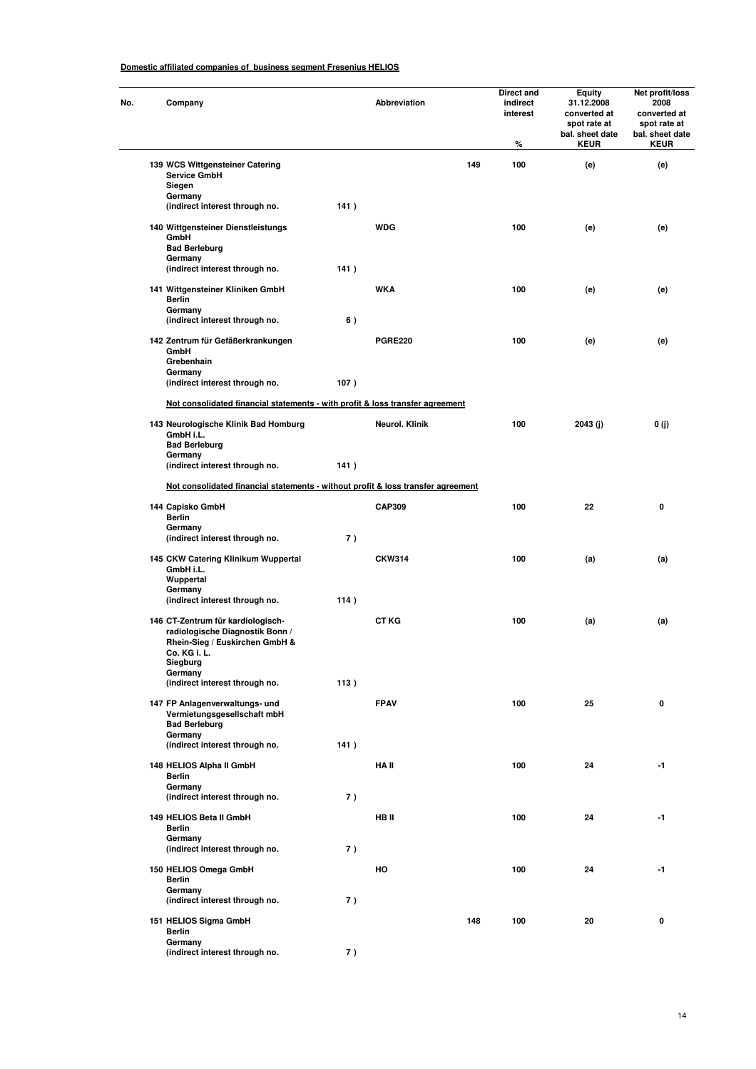**Domestic affiliated companies of business segment Fresenius HELIOS**

| No. | Company | Abbreviation | Direct and indirect interest % | Equity 31.12.2008 converted at spot rate at bal. sheet date KEUR | Net profit/loss 2008 converted at spot rate at bal. sheet date KEUR |
|---|---|---|---|---|---|
| 139 | WCS Wittgensteiner Catering Service GmbH<br>Siegen<br>Germany<br>(indirect interest through no. 141 ) | 149 | 100 | (e) | (e) |
| 140 | Wittgensteiner Dienstleistungs GmbH<br>Bad Berleburg<br>Germany<br>(indirect interest through no. 141 ) | WDG | 100 | (e) | (e) |
| 141 | Wittgensteiner Kliniken GmbH<br>Berlin<br>Germany<br>(indirect interest through no. 6 ) | WKA | 100 | (e) | (e) |
| 142 | Zentrum für Gefäßerkrankungen GmbH<br>Grebenhain<br>Germany<br>(indirect interest through no. 107 ) | PGRE220 | 100 | (e) | (e) |
| | **Not consolidated financial statements - with profit & loss transfer agreement** | | | | |
| 143 | Neurologische Klinik Bad Homburg GmbH i.L.<br>Bad Berleburg<br>Germany<br>(indirect interest through no. 141 ) | Neurol. Klinik | 100 | 2043 (j) | 0 (j) |
| | **Not consolidated financial statements - without profit & loss transfer agreement** | | | | |
| 144 | Capisko GmbH<br>Berlin<br>Germany<br>(indirect interest through no. 7 ) | CAP309 | 100 | 22 | 0 |
| 145 | CKW Catering Klinikum Wuppertal GmbH i.L.<br>Wuppertal<br>Germany<br>(indirect interest through no. 114 ) | CKW314 | 100 | (a) | (a) |
| 146 | CT-Zentrum für kardiologisch-radiologische Diagnostik Bonn / Rhein-Sieg / Euskirchen GmbH & Co. KG i. L.<br>Siegburg<br>Germany<br>(indirect interest through no. 113 ) | CT KG | 100 | (a) | (a) |
| 147 | FP Anlagenverwaltungs- und Vermietungsgesellschaft mbH<br>Bad Berleburg<br>Germany<br>(indirect interest through no. 141 ) | FPAV | 100 | 25 | 0 |
| 148 | HELIOS Alpha II GmbH<br>Berlin<br>Germany<br>(indirect interest through no. 7 ) | HA II | 100 | 24 | -1 |
| 149 | HELIOS Beta II GmbH<br>Berlin<br>Germany<br>(indirect interest through no. 7 ) | HB II | 100 | 24 | -1 |
| 150 | HELIOS Omega GmbH<br>Berlin<br>Germany<br>(indirect interest through no. 7 ) | HO | 100 | 24 | -1 |
| 151 | HELIOS Sigma GmbH<br>Berlin<br>Germany<br>(indirect interest through no. 7 ) | 148 | 100 | 20 | 0 |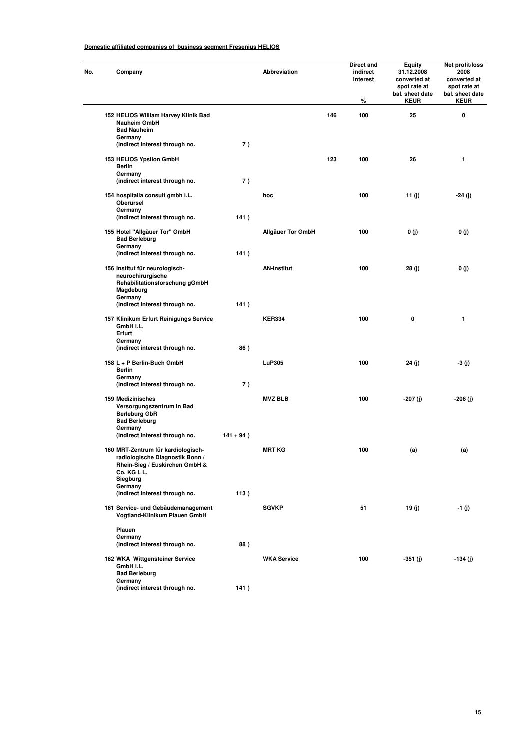**Domestic affiliated companies of business segment Fresenius HELIOS**

| No. | Company | | Abbreviation | | Direct and indirect interest % | Equity 31.12.2008 converted at spot rate at bal. sheet date KEUR | Net profit/loss 2008 converted at spot rate at bal. sheet date KEUR |
|---|---|---|---|---|---|---|---|
| 152 | HELIOS William Harvey Klinik Bad Nauheim GmbH<br>Bad Nauheim<br>Germany<br>(indirect interest through no. | 7 ) | | 146 | 100 | 25 | 0 |
| 153 | HELIOS Ypsilon GmbH<br>Berlin<br>Germany<br>(indirect interest through no. | 7 ) | | 123 | 100 | 26 | 1 |
| 154 | hospitalia consult gmbh i.L.<br>Oberursel<br>Germany<br>(indirect interest through no. | 141 ) | hoc | | 100 | 11 (j) | -24 (j) |
| 155 | Hotel "Allgäuer Tor" GmbH<br>Bad Berleburg<br>Germany<br>(indirect interest through no. | 141 ) | Allgäuer Tor GmbH | | 100 | 0 (j) | 0 (j) |
| 156 | Institut für neurologisch-neurochirurgische Rehabilitationsforschung gGmbH<br>Magdeburg<br>Germany<br>(indirect interest through no. | 141 ) | AN-Institut | | 100 | 28 (j) | 0 (j) |
| 157 | Klinikum Erfurt Reinigungs Service GmbH i.L.<br>Erfurt<br>Germany<br>(indirect interest through no. | 86 ) | KER334 | | 100 | 0 | 1 |
| 158 | L + P Berlin-Buch GmbH<br>Berlin<br>Germany<br>(indirect interest through no. | 7 ) | LuP305 | | 100 | 24 (j) | -3 (j) |
| 159 | Medizinisches Versorgungszentrum in Bad Berleburg GbR<br>Bad Berleburg<br>Germany<br>(indirect interest through no. | 141 + 94 ) | MVZ BLB | | 100 | -207 (j) | -206 (j) |
| 160 | MRT-Zentrum für kardiologisch-radiologische Diagnostik Bonn / Rhein-Sieg / Euskirchen GmbH & Co. KG i. L.<br>Siegburg<br>Germany<br>(indirect interest through no. | 113 ) | MRT KG | | 100 | (a) | (a) |
| 161 | Service- und Gebäudemanagement Vogtland-Klinikum Plauen GmbH<br>Plauen<br>Germany<br>(indirect interest through no. | 88 ) | SGVKP | | 51 | 19 (j) | -1 (j) |
| 162 | WKA Wittgensteiner Service GmbH i.L.<br>Bad Berleburg<br>Germany<br>(indirect interest through no. | 141 ) | WKA Service | | 100 | -351 (j) | -134 (j) |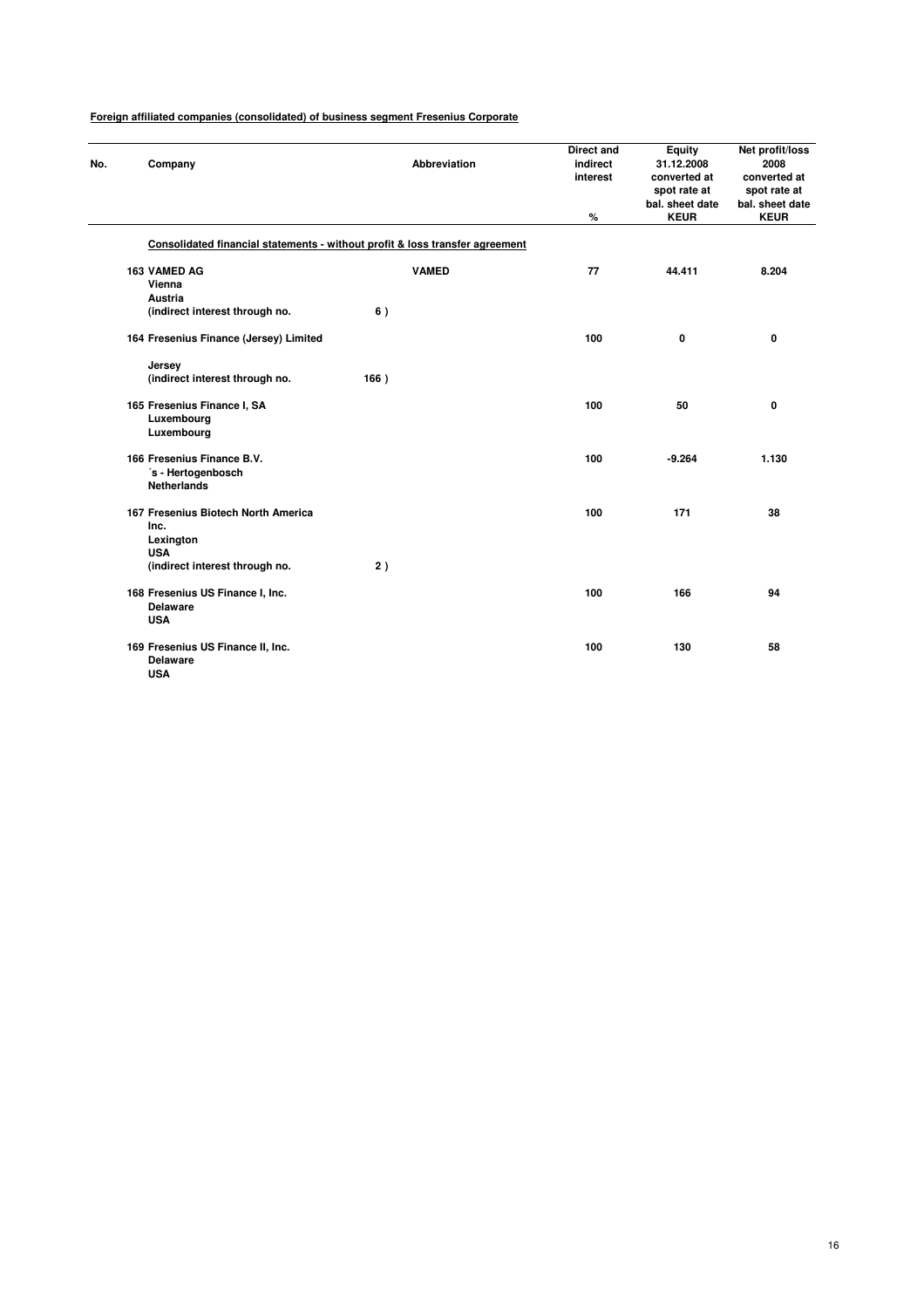**Foreign affiliated companies (consolidated) of business segment Fresenius Corporate**

| No. | Company | Abbreviation | Direct and indirect interest % | Equity 31.12.2008 converted at spot rate at bal. sheet date KEUR | Net profit/loss 2008 converted at spot rate at bal. sheet date KEUR |
|---|---|---|---|---|---|
| | **Consolidated financial statements - without profit & loss transfer agreement** | | | | |
| 163 | VAMED AG<br>Vienna<br>Austria<br>(indirect interest through no. 6 ) | VAMED | 77 | 44.411 | 8.204 |
| 164 | Fresenius Finance (Jersey) Limited<br>Jersey<br>(indirect interest through no. 166 ) | | 100 | 0 | 0 |
| 165 | Fresenius Finance I, SA<br>Luxembourg<br>Luxembourg | | 100 | 50 | 0 |
| 166 | Fresenius Finance B.V.<br>´s - Hertogenbosch<br>Netherlands | | 100 | -9.264 | 1.130 |
| 167 | Fresenius Biotech North America Inc.<br>Lexington<br>USA<br>(indirect interest through no. 2 ) | | 100 | 171 | 38 |
| 168 | Fresenius US Finance I, Inc.<br>Delaware<br>USA | | 100 | 166 | 94 |
| 169 | Fresenius US Finance II, Inc.<br>Delaware<br>USA | | 100 | 130 | 58 |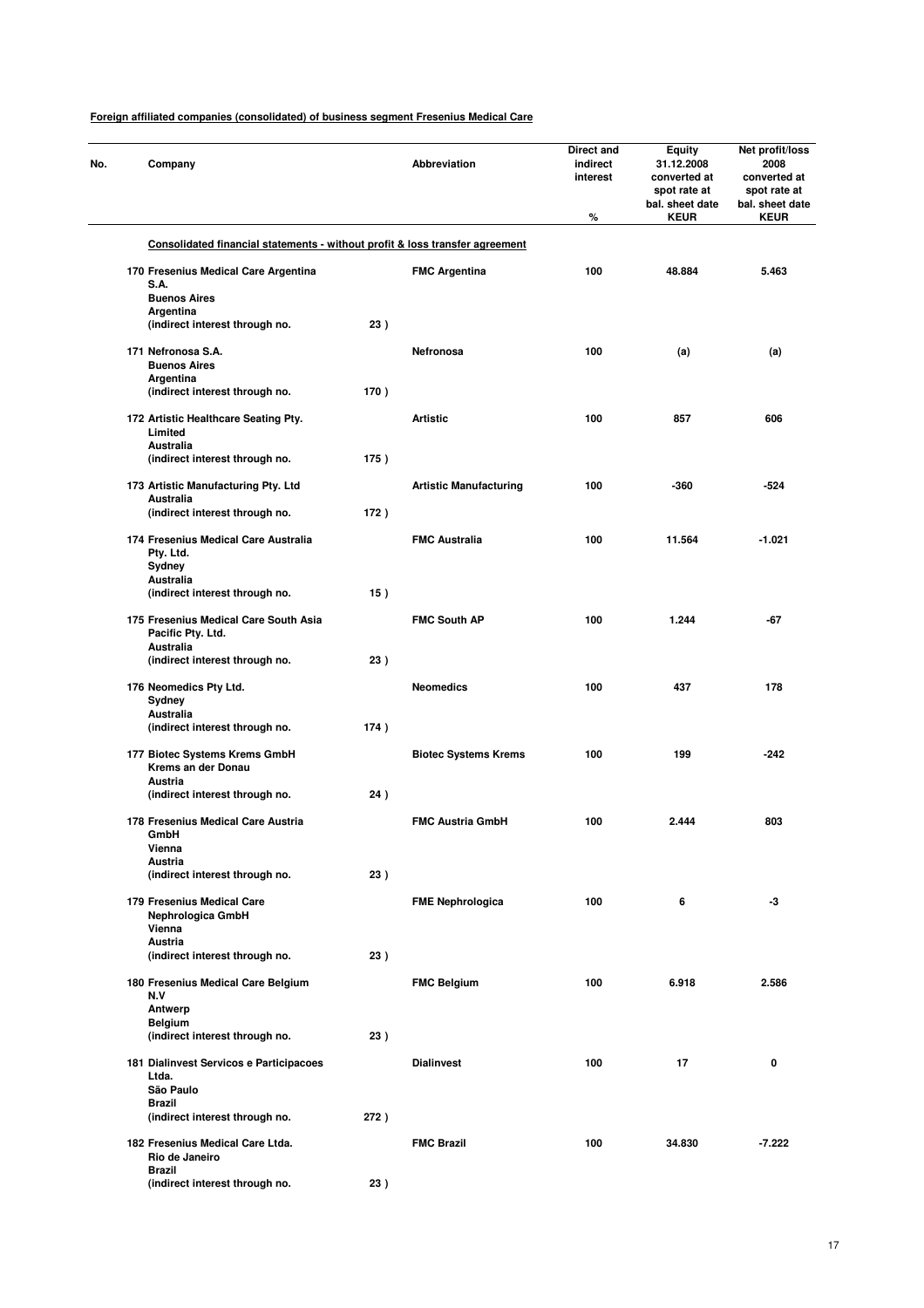**Foreign affiliated companies (consolidated) of business segment Fresenius Medical Care**

| No. | Company | | Abbreviation | Direct and indirect interest % | Equity 31.12.2008 converted at spot rate at bal. sheet date KEUR | Net profit/loss 2008 converted at spot rate at bal. sheet date KEUR |
|---|---|---|---|---|---|---|
| | **Consolidated financial statements - without profit & loss transfer agreement** | | | | | |
| 170 | Fresenius Medical Care Argentina S.A.<br>Buenos Aires<br>Argentina<br>(indirect interest through no. | 23 ) | FMC Argentina | 100 | 48.884 | 5.463 |
| 171 | Nefronosa S.A.<br>Buenos Aires<br>Argentina<br>(indirect interest through no. | 170 ) | Nefronosa | 100 | (a) | (a) |
| 172 | Artistic Healthcare Seating Pty. Limited<br>Australia<br>(indirect interest through no. | 175 ) | Artistic | 100 | 857 | 606 |
| 173 | Artistic Manufacturing Pty. Ltd<br>Australia<br>(indirect interest through no. | 172 ) | Artistic Manufacturing | 100 | -360 | -524 |
| 174 | Fresenius Medical Care Australia Pty. Ltd.<br>Sydney<br>Australia<br>(indirect interest through no. | 15 ) | FMC Australia | 100 | 11.564 | -1.021 |
| 175 | Fresenius Medical Care South Asia Pacific Pty. Ltd.<br>Australia<br>(indirect interest through no. | 23 ) | FMC South AP | 100 | 1.244 | -67 |
| 176 | Neomedics Pty Ltd.<br>Sydney<br>Australia<br>(indirect interest through no. | 174 ) | Neomedics | 100 | 437 | 178 |
| 177 | Biotec Systems Krems GmbH<br>Krems an der Donau<br>Austria<br>(indirect interest through no. | 24 ) | Biotec Systems Krems | 100 | 199 | -242 |
| 178 | Fresenius Medical Care Austria GmbH<br>Vienna<br>Austria<br>(indirect interest through no. | 23 ) | FMC Austria GmbH | 100 | 2.444 | 803 |
| 179 | Fresenius Medical Care Nephrologica GmbH<br>Vienna<br>Austria<br>(indirect interest through no. | 23 ) | FME Nephrologica | 100 | 6 | -3 |
| 180 | Fresenius Medical Care Belgium N.V<br>Antwerp<br>Belgium<br>(indirect interest through no. | 23 ) | FMC Belgium | 100 | 6.918 | 2.586 |
| 181 | Dialinvest Servicos e Participacoes Ltda.<br>São Paulo<br>Brazil<br>(indirect interest through no. | 272 ) | Dialinvest | 100 | 17 | 0 |
| 182 | Fresenius Medical Care Ltda.<br>Rio de Janeiro<br>Brazil<br>(indirect interest through no. | 23 ) | FMC Brazil | 100 | 34.830 | -7.222 |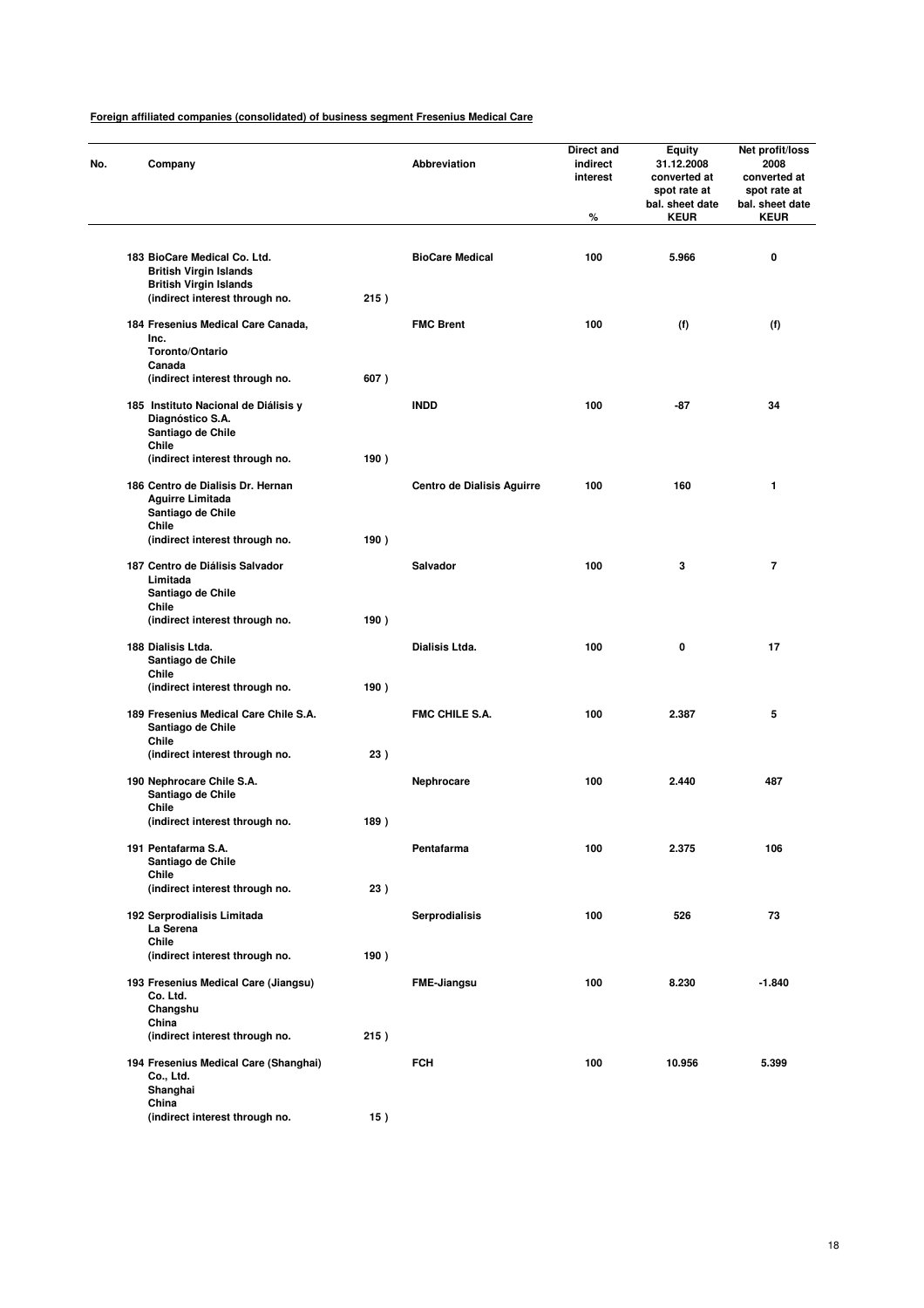**Foreign affiliated companies (consolidated) of business segment Fresenius Medical Care**

| No. | Company | | Abbreviation | Direct and indirect interest % | Equity 31.12.2008 converted at spot rate at bal. sheet date KEUR | Net profit/loss 2008 converted at spot rate at bal. sheet date KEUR |
|---|---|---|---|---|---|---|
| 183 | BioCare Medical Co. Ltd.<br>British Virgin Islands<br>British Virgin Islands<br>(indirect interest through no. | 215 ) | BioCare Medical | 100 | 5.966 | 0 |
| 184 | Fresenius Medical Care Canada, Inc.<br>Toronto/Ontario<br>Canada<br>(indirect interest through no. | 607 ) | FMC Brent | 100 | (f) | (f) |
| 185 | Instituto Nacional de Diálisis y Diagnóstico S.A.<br>Santiago de Chile<br>Chile<br>(indirect interest through no. | 190 ) | INDD | 100 | -87 | 34 |
| 186 | Centro de Dialisis Dr. Hernan Aguirre Limitada<br>Santiago de Chile<br>Chile<br>(indirect interest through no. | 190 ) | Centro de Dialisis Aguirre | 100 | 160 | 1 |
| 187 | Centro de Diálisis Salvador Limitada<br>Santiago de Chile<br>Chile<br>(indirect interest through no. | 190 ) | Salvador | 100 | 3 | 7 |
| 188 | Dialisis Ltda.<br>Santiago de Chile<br>Chile<br>(indirect interest through no. | 190 ) | Dialisis Ltda. | 100 | 0 | 17 |
| 189 | Fresenius Medical Care Chile S.A.<br>Santiago de Chile<br>Chile<br>(indirect interest through no. | 23 ) | FMC CHILE S.A. | 100 | 2.387 | 5 |
| 190 | Nephrocare Chile S.A.<br>Santiago de Chile<br>Chile<br>(indirect interest through no. | 189 ) | Nephrocare | 100 | 2.440 | 487 |
| 191 | Pentafarma S.A.<br>Santiago de Chile<br>Chile<br>(indirect interest through no. | 23 ) | Pentafarma | 100 | 2.375 | 106 |
| 192 | Serprodialisis Limitada<br>La Serena<br>Chile<br>(indirect interest through no. | 190 ) | Serprodialisis | 100 | 526 | 73 |
| 193 | Fresenius Medical Care (Jiangsu) Co. Ltd.<br>Changshu<br>China<br>(indirect interest through no. | 215 ) | FME-Jiangsu | 100 | 8.230 | -1.840 |
| 194 | Fresenius Medical Care (Shanghai) Co., Ltd.<br>Shanghai<br>China<br>(indirect interest through no. | 15 ) | FCH | 100 | 10.956 | 5.399 |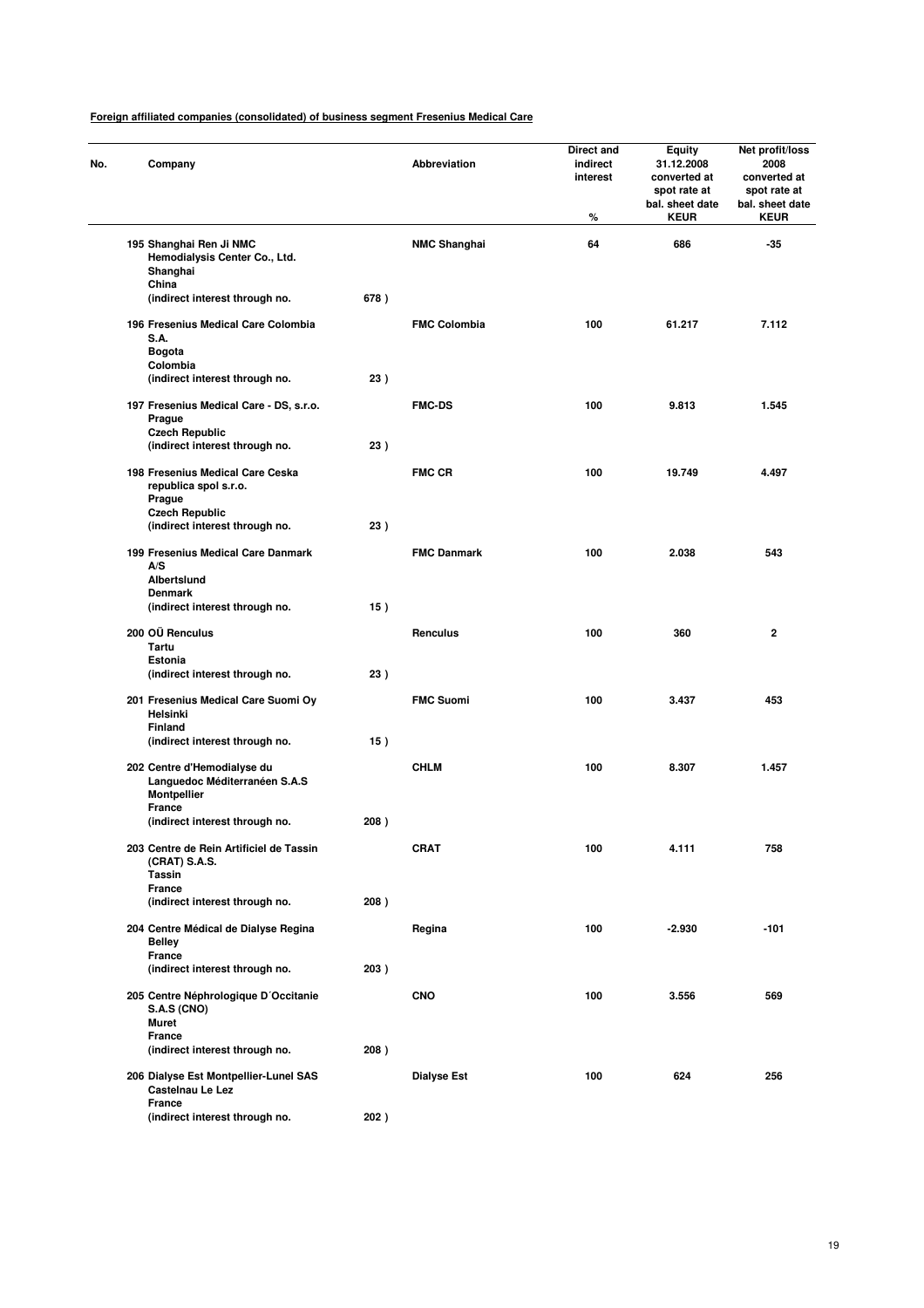**Foreign affiliated companies (consolidated) of business segment Fresenius Medical Care**

| No. | Company | | Abbreviation | Direct and indirect interest % | Equity 31.12.2008 converted at spot rate at bal. sheet date KEUR | Net profit/loss 2008 converted at spot rate at bal. sheet date KEUR |
|---|---|---|---|---|---|---|
| 195 | Shanghai Ren Ji NMC Hemodialysis Center Co., Ltd. Shanghai China (indirect interest through no. | 678 ) | NMC Shanghai | 64 | 686 | -35 |
| 196 | Fresenius Medical Care Colombia S.A. Bogota Colombia (indirect interest through no. | 23 ) | FMC Colombia | 100 | 61.217 | 7.112 |
| 197 | Fresenius Medical Care - DS, s.r.o. Prague Czech Republic (indirect interest through no. | 23 ) | FMC-DS | 100 | 9.813 | 1.545 |
| 198 | Fresenius Medical Care Ceska republica spol s.r.o. Prague Czech Republic (indirect interest through no. | 23 ) | FMC CR | 100 | 19.749 | 4.497 |
| 199 | Fresenius Medical Care Danmark A/S Albertslund Denmark (indirect interest through no. | 15 ) | FMC Danmark | 100 | 2.038 | 543 |
| 200 | OÜ Renculus Tartu Estonia (indirect interest through no. | 23 ) | Renculus | 100 | 360 | 2 |
| 201 | Fresenius Medical Care Suomi Oy Helsinki Finland (indirect interest through no. | 15 ) | FMC Suomi | 100 | 3.437 | 453 |
| 202 | Centre d'Hemodialyse du Languedoc Méditerranéen S.A.S Montpellier France (indirect interest through no. | 208 ) | CHLM | 100 | 8.307 | 1.457 |
| 203 | Centre de Rein Artificiel de Tassin (CRAT) S.A.S. Tassin France (indirect interest through no. | 208 ) | CRAT | 100 | 4.111 | 758 |
| 204 | Centre Médical de Dialyse Regina Belley France (indirect interest through no. | 203 ) | Regina | 100 | -2.930 | -101 |
| 205 | Centre Néphrologique D´Occitanie S.A.S (CNO) Muret France (indirect interest through no. | 208 ) | CNO | 100 | 3.556 | 569 |
| 206 | Dialyse Est Montpellier-Lunel SAS Castelnau Le Lez France (indirect interest through no. | 202 ) | Dialyse Est | 100 | 624 | 256 |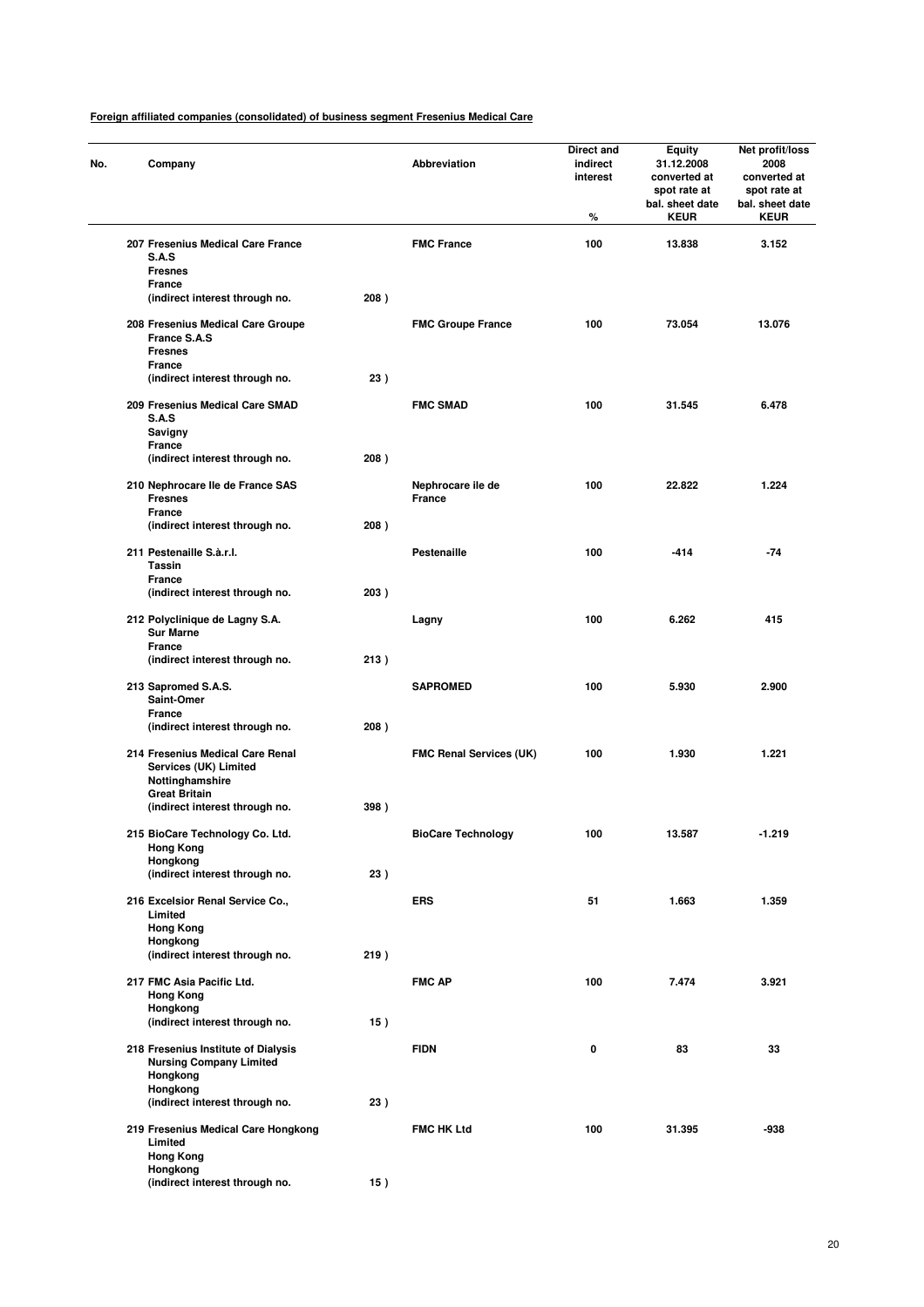**Foreign affiliated companies (consolidated) of business segment Fresenius Medical Care**

| No. | Company | | Abbreviation | Direct and indirect interest % | Equity 31.12.2008 converted at spot rate at bal. sheet date KEUR | Net profit/loss 2008 converted at spot rate at bal. sheet date KEUR |
|---|---|---|---|---|---|---|
| 207 | Fresenius Medical Care France S.A.S Fresnes France (indirect interest through no. | 208 ) | FMC France | 100 | 13.838 | 3.152 |
| 208 | Fresenius Medical Care Groupe France S.A.S Fresnes France (indirect interest through no. | 23 ) | FMC Groupe France | 100 | 73.054 | 13.076 |
| 209 | Fresenius Medical Care SMAD S.A.S Savigny France (indirect interest through no. | 208 ) | FMC SMAD | 100 | 31.545 | 6.478 |
| 210 | Nephrocare Ile de France SAS Fresnes France (indirect interest through no. | 208 ) | Nephrocare ile de France | 100 | 22.822 | 1.224 |
| 211 | Pestenaille S.à.r.l. Tassin France (indirect interest through no. | 203 ) | Pestenaille | 100 | -414 | -74 |
| 212 | Polyclinique de Lagny S.A. Sur Marne France (indirect interest through no. | 213 ) | Lagny | 100 | 6.262 | 415 |
| 213 | Sapromed S.A.S. Saint-Omer France (indirect interest through no. | 208 ) | SAPROMED | 100 | 5.930 | 2.900 |
| 214 | Fresenius Medical Care Renal Services (UK) Limited Nottinghamshire Great Britain (indirect interest through no. | 398 ) | FMC Renal Services (UK) | 100 | 1.930 | 1.221 |
| 215 | BioCare Technology Co. Ltd. Hong Kong Hongkong (indirect interest through no. | 23 ) | BioCare Technology | 100 | 13.587 | -1.219 |
| 216 | Excelsior Renal Service Co., Limited Hong Kong Hongkong (indirect interest through no. | 219 ) | ERS | 51 | 1.663 | 1.359 |
| 217 | FMC Asia Pacific Ltd. Hong Kong Hongkong (indirect interest through no. | 15 ) | FMC AP | 100 | 7.474 | 3.921 |
| 218 | Fresenius Institute of Dialysis Nursing Company Limited Hongkong Hongkong (indirect interest through no. | 23 ) | FIDN | 0 | 83 | 33 |
| 219 | Fresenius Medical Care Hongkong Limited Hong Kong Hongkong (indirect interest through no. | 15 ) | FMC HK Ltd | 100 | 31.395 | -938 |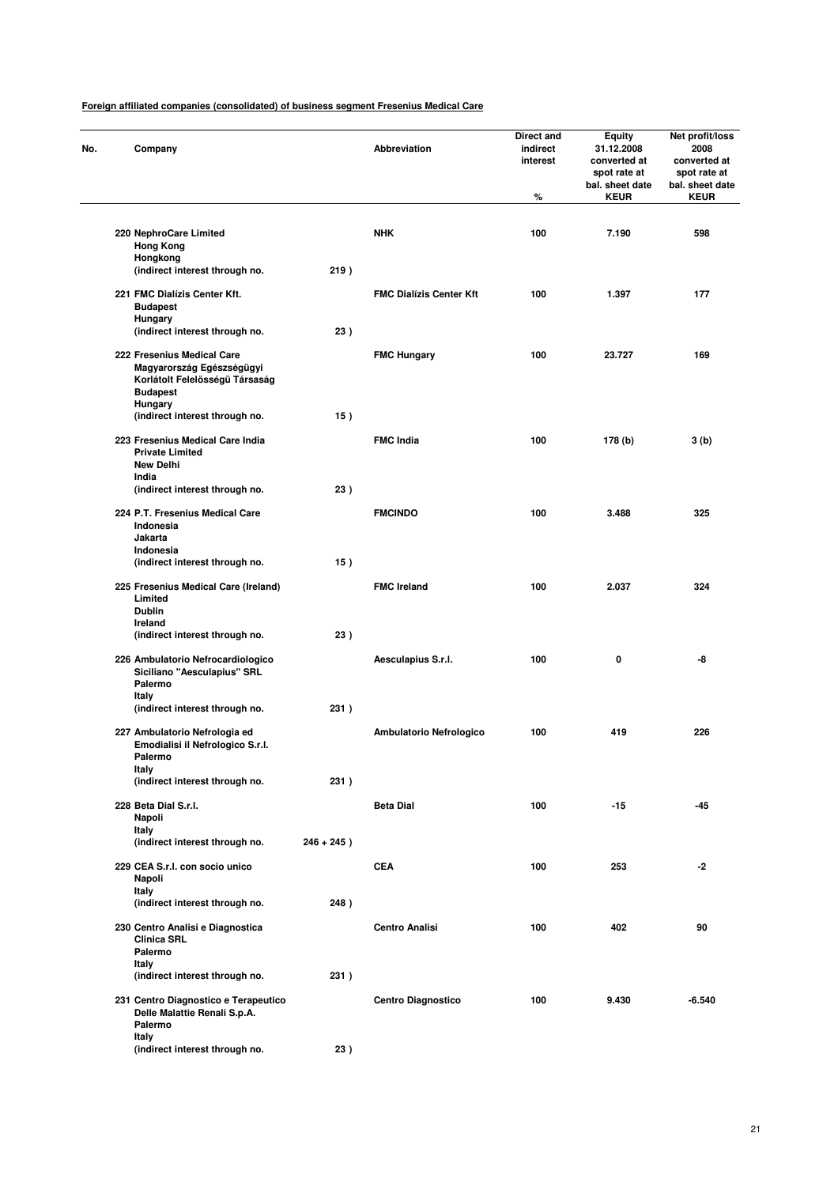**Foreign affiliated companies (consolidated) of business segment Fresenius Medical Care**

| No. | Company | | Abbreviation | Direct and indirect interest % | Equity 31.12.2008 converted at spot rate at bal. sheet date KEUR | Net profit/loss 2008 converted at spot rate at bal. sheet date KEUR |
|---|---|---|---|---|---|---|
| 220 | NephroCare Limited<br>Hong Kong<br>Hongkong<br>(indirect interest through no. | 219 ) | NHK | 100 | 7.190 | 598 |
| 221 | FMC Dialízis Center Kft.<br>Budapest<br>Hungary<br>(indirect interest through no. | 23 ) | FMC Dialízis Center Kft | 100 | 1.397 | 177 |
| 222 | Fresenius Medical Care Magyarország Egészségügyi Korlátolt Felelösségü Társaság<br>Budapest<br>Hungary<br>(indirect interest through no. | 15 ) | FMC Hungary | 100 | 23.727 | 169 |
| 223 | Fresenius Medical Care India Private Limited<br>New Delhi<br>India<br>(indirect interest through no. | 23 ) | FMC India | 100 | 178 (b) | 3 (b) |
| 224 | P.T. Fresenius Medical Care Indonesia<br>Jakarta<br>Indonesia<br>(indirect interest through no. | 15 ) | FMCINDO | 100 | 3.488 | 325 |
| 225 | Fresenius Medical Care (Ireland) Limited<br>Dublin<br>Ireland<br>(indirect interest through no. | 23 ) | FMC Ireland | 100 | 2.037 | 324 |
| 226 | Ambulatorio Nefrocardiologico Siciliano "Aesculapius" SRL<br>Palermo<br>Italy<br>(indirect interest through no. | 231 ) | Aesculapius S.r.l. | 100 | 0 | -8 |
| 227 | Ambulatorio Nefrologia ed Emodialisi il Nefrologico S.r.l.<br>Palermo<br>Italy<br>(indirect interest through no. | 231 ) | Ambulatorio Nefrologico | 100 | 419 | 226 |
| 228 | Beta Dial S.r.l.<br>Napoli<br>Italy<br>(indirect interest through no. | 246 + 245 ) | Beta Dial | 100 | -15 | -45 |
| 229 | CEA S.r.l. con socio unico<br>Napoli<br>Italy<br>(indirect interest through no. | 248 ) | CEA | 100 | 253 | -2 |
| 230 | Centro Analisi e Diagnostica Clinica SRL<br>Palermo<br>Italy<br>(indirect interest through no. | 231 ) | Centro Analisi | 100 | 402 | 90 |
| 231 | Centro Diagnostico e Terapeutico Delle Malattie Renali S.p.A.<br>Palermo<br>Italy<br>(indirect interest through no. | 23 ) | Centro Diagnostico | 100 | 9.430 | -6.540 |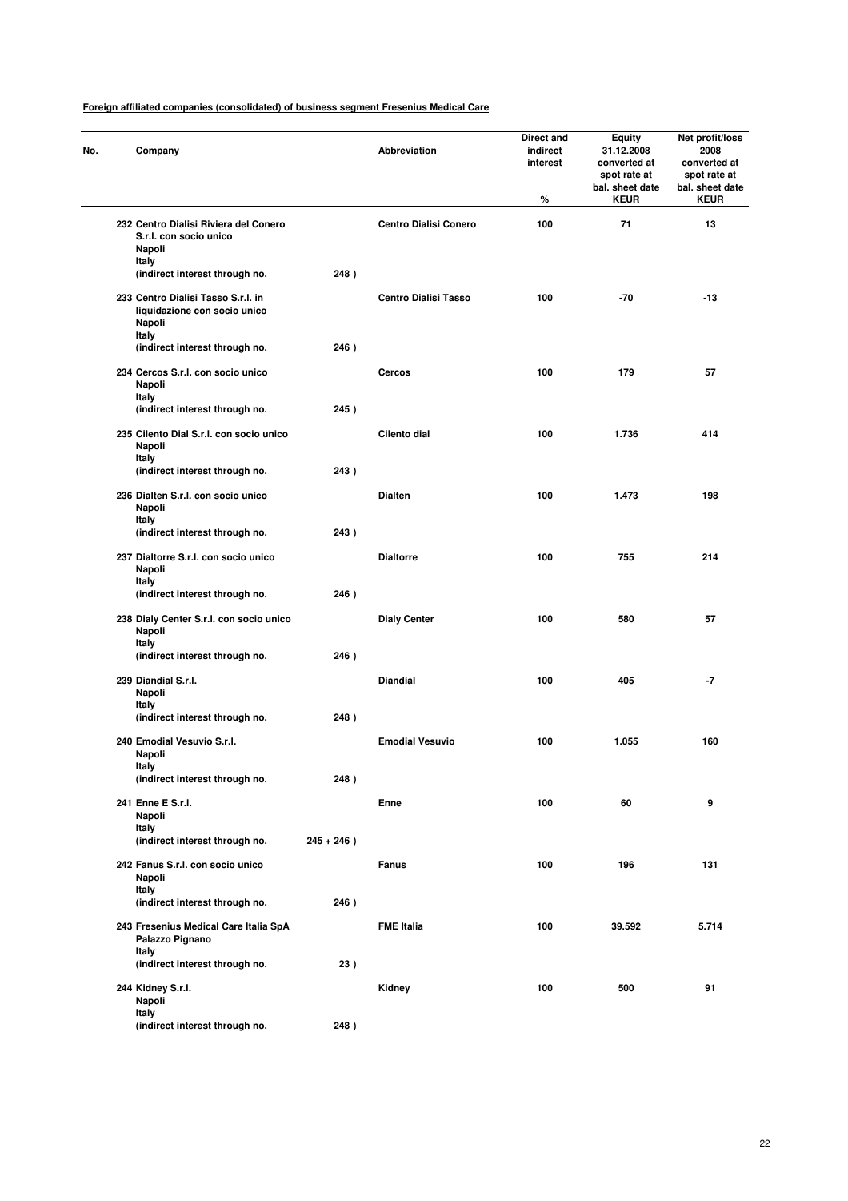**Foreign affiliated companies (consolidated) of business segment Fresenius Medical Care**

| No. | Company | | Abbreviation | Direct and indirect interest % | Equity 31.12.2008 converted at spot rate at bal. sheet date KEUR | Net profit/loss 2008 converted at spot rate at bal. sheet date KEUR |
|---|---|---|---|---|---|---|
| 232 | Centro Dialisi Riviera del Conero S.r.l. con socio unico Napoli Italy (indirect interest through no. | 248 ) | Centro Dialisi Conero | 100 | 71 | 13 |
| 233 | Centro Dialisi Tasso S.r.l. in liquidazione con socio unico Napoli Italy (indirect interest through no. | 246 ) | Centro Dialisi Tasso | 100 | -70 | -13 |
| 234 | Cercos S.r.l. con socio unico Napoli Italy (indirect interest through no. | 245 ) | Cercos | 100 | 179 | 57 |
| 235 | Cilento Dial S.r.l. con socio unico Napoli Italy (indirect interest through no. | 243 ) | Cilento dial | 100 | 1.736 | 414 |
| 236 | Dialten S.r.l. con socio unico Napoli Italy (indirect interest through no. | 243 ) | Dialten | 100 | 1.473 | 198 |
| 237 | Dialtorre S.r.l. con socio unico Napoli Italy (indirect interest through no. | 246 ) | Dialtorre | 100 | 755 | 214 |
| 238 | Dialy Center S.r.l. con socio unico Napoli Italy (indirect interest through no. | 246 ) | Dialy Center | 100 | 580 | 57 |
| 239 | Diandial S.r.l. Napoli Italy (indirect interest through no. | 248 ) | Diandial | 100 | 405 | -7 |
| 240 | Emodial Vesuvio S.r.l. Napoli Italy (indirect interest through no. | 248 ) | Emodial Vesuvio | 100 | 1.055 | 160 |
| 241 | Enne E S.r.l. Napoli Italy (indirect interest through no. | 245 + 246 ) | Enne | 100 | 60 | 9 |
| 242 | Fanus S.r.l. con socio unico Napoli Italy (indirect interest through no. | 246 ) | Fanus | 100 | 196 | 131 |
| 243 | Fresenius Medical Care Italia SpA Palazzo Pignano Italy (indirect interest through no. | 23 ) | FME Italia | 100 | 39.592 | 5.714 |
| 244 | Kidney S.r.l. Napoli Italy (indirect interest through no. | 248 ) | Kidney | 100 | 500 | 91 |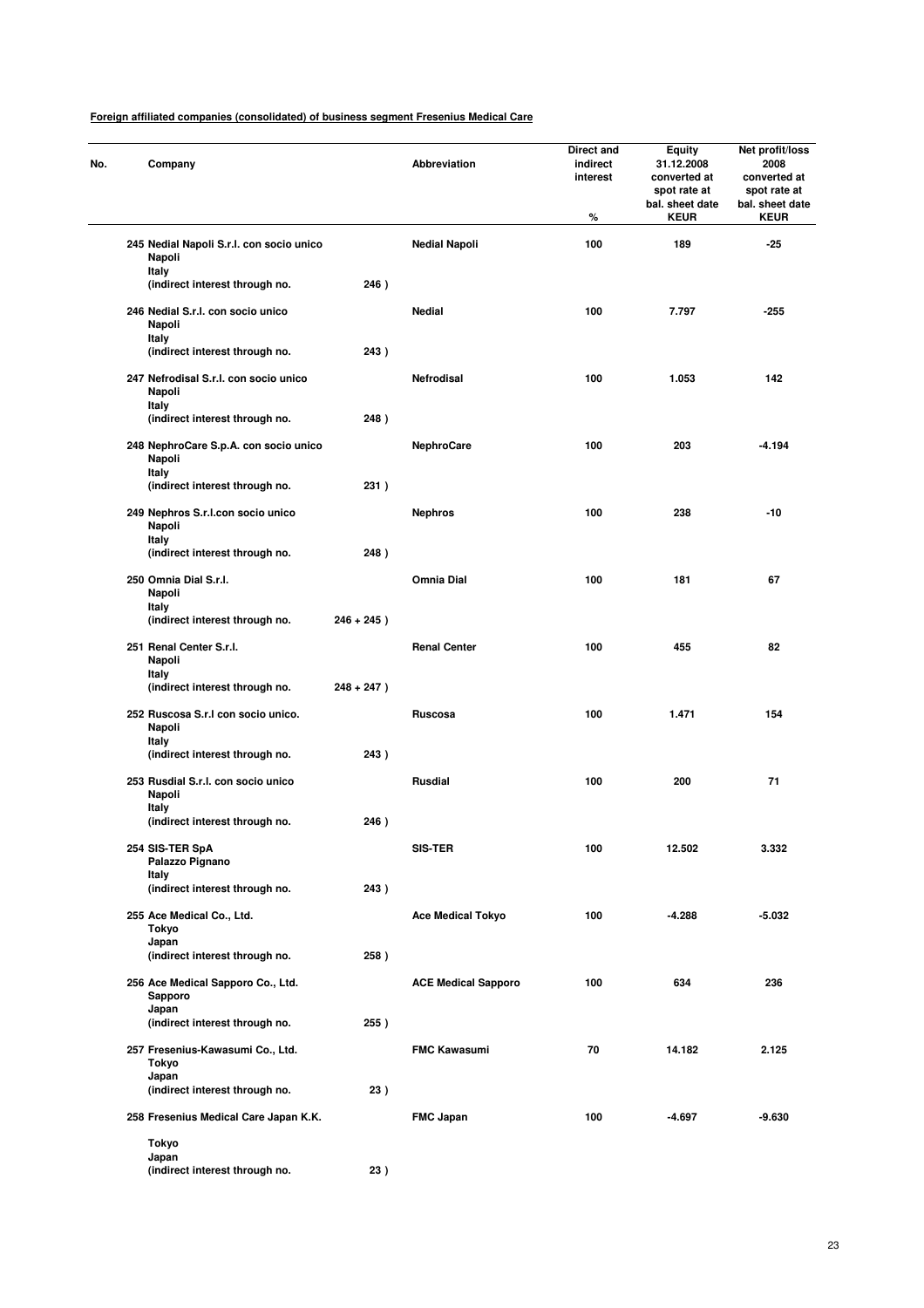**Foreign affiliated companies (consolidated) of business segment Fresenius Medical Care**

| No. | Company | | Abbreviation | Direct and indirect interest % | Equity 31.12.2008 converted at spot rate at bal. sheet date KEUR | Net profit/loss 2008 converted at spot rate at bal. sheet date KEUR |
|---|---|---|---|---|---|---|
| 245 | Nedial Napoli S.r.l. con socio unico<br>Napoli<br>Italy<br>(indirect interest through no. | 246 ) | Nedial Napoli | 100 | 189 | -25 |
| 246 | Nedial S.r.l. con socio unico<br>Napoli<br>Italy<br>(indirect interest through no. | 243 ) | Nedial | 100 | 7.797 | -255 |
| 247 | Nefrodisal S.r.l. con socio unico<br>Napoli<br>Italy<br>(indirect interest through no. | 248 ) | Nefrodisal | 100 | 1.053 | 142 |
| 248 | NephroCare S.p.A. con socio unico<br>Napoli<br>Italy<br>(indirect interest through no. | 231 ) | NephroCare | 100 | 203 | -4.194 |
| 249 | Nephros S.r.l.con socio unico<br>Napoli<br>Italy<br>(indirect interest through no. | 248 ) | Nephros | 100 | 238 | -10 |
| 250 | Omnia Dial S.r.l.<br>Napoli<br>Italy<br>(indirect interest through no. | 246 + 245 ) | Omnia Dial | 100 | 181 | 67 |
| 251 | Renal Center S.r.l.<br>Napoli<br>Italy<br>(indirect interest through no. | 248 + 247 ) | Renal Center | 100 | 455 | 82 |
| 252 | Ruscosa S.r.l con socio unico.<br>Napoli<br>Italy<br>(indirect interest through no. | 243 ) | Ruscosa | 100 | 1.471 | 154 |
| 253 | Rusdial S.r.l. con socio unico<br>Napoli<br>Italy<br>(indirect interest through no. | 246 ) | Rusdial | 100 | 200 | 71 |
| 254 | SIS-TER SpA<br>Palazzo Pignano<br>Italy<br>(indirect interest through no. | 243 ) | SIS-TER | 100 | 12.502 | 3.332 |
| 255 | Ace Medical Co., Ltd.<br>Tokyo<br>Japan<br>(indirect interest through no. | 258 ) | Ace Medical Tokyo | 100 | -4.288 | -5.032 |
| 256 | Ace Medical Sapporo Co., Ltd.<br>Sapporo<br>Japan<br>(indirect interest through no. | 255 ) | ACE Medical Sapporo | 100 | 634 | 236 |
| 257 | Fresenius-Kawasumi Co., Ltd.<br>Tokyo<br>Japan<br>(indirect interest through no. | 23 ) | FMC Kawasumi | 70 | 14.182 | 2.125 |
| 258 | Fresenius Medical Care Japan K.K.<br>Tokyo<br>Japan<br>(indirect interest through no. | 23 ) | FMC Japan | 100 | -4.697 | -9.630 |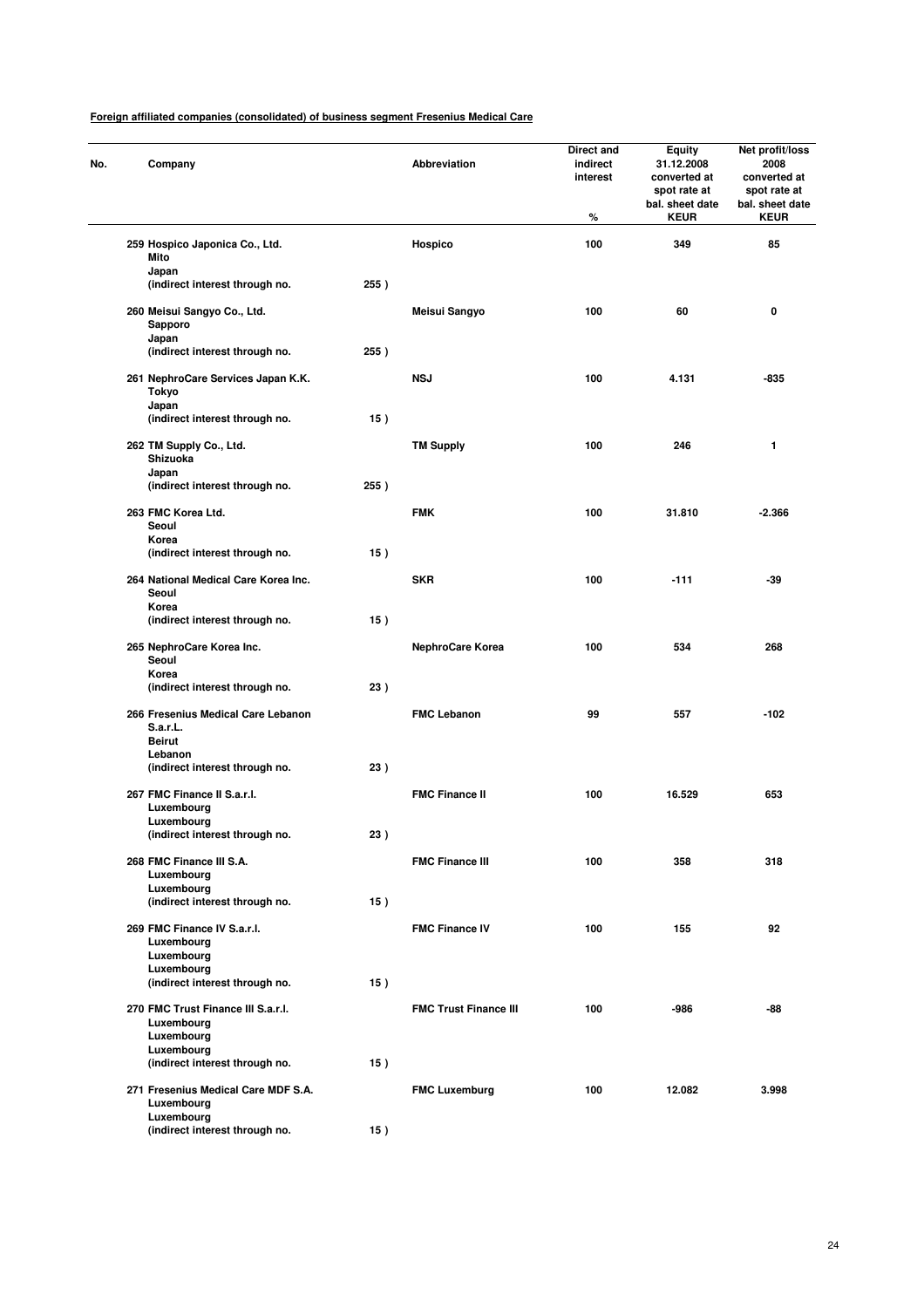**Foreign affiliated companies (consolidated) of business segment Fresenius Medical Care**

| No. | Company | | Abbreviation | Direct and indirect interest % | Equity 31.12.2008 converted at spot rate at bal. sheet date KEUR | Net profit/loss 2008 converted at spot rate at bal. sheet date KEUR |
|---|---|---|---|---|---|---|
| 259 | Hospico Japonica Co., Ltd.<br>Mito<br>Japan<br>(indirect interest through no. | 255 ) | Hospico | 100 | 349 | 85 |
| 260 | Meisui Sangyo Co., Ltd.<br>Sapporo<br>Japan<br>(indirect interest through no. | 255 ) | Meisui Sangyo | 100 | 60 | 0 |
| 261 | NephroCare Services Japan K.K.<br>Tokyo<br>Japan<br>(indirect interest through no. | 15 ) | NSJ | 100 | 4.131 | -835 |
| 262 | TM Supply Co., Ltd.<br>Shizuoka<br>Japan<br>(indirect interest through no. | 255 ) | TM Supply | 100 | 246 | 1 |
| 263 | FMC Korea Ltd.<br>Seoul<br>Korea<br>(indirect interest through no. | 15 ) | FMK | 100 | 31.810 | -2.366 |
| 264 | National Medical Care Korea Inc.<br>Seoul<br>Korea<br>(indirect interest through no. | 15 ) | SKR | 100 | -111 | -39 |
| 265 | NephroCare Korea Inc.<br>Seoul<br>Korea<br>(indirect interest through no. | 23 ) | NephroCare Korea | 100 | 534 | 268 |
| 266 | Fresenius Medical Care Lebanon S.a.r.L.<br>Beirut<br>Lebanon<br>(indirect interest through no. | 23 ) | FMC Lebanon | 99 | 557 | -102 |
| 267 | FMC Finance II S.a.r.l.<br>Luxembourg<br>Luxembourg<br>(indirect interest through no. | 23 ) | FMC Finance II | 100 | 16.529 | 653 |
| 268 | FMC Finance III S.A.<br>Luxembourg<br>Luxembourg<br>(indirect interest through no. | 15 ) | FMC Finance III | 100 | 358 | 318 |
| 269 | FMC Finance IV S.a.r.l.<br>Luxembourg<br>Luxembourg<br>Luxembourg<br>(indirect interest through no. | 15 ) | FMC Finance IV | 100 | 155 | 92 |
| 270 | FMC Trust Finance III S.a.r.l.<br>Luxembourg<br>Luxembourg<br>Luxembourg<br>(indirect interest through no. | 15 ) | FMC Trust Finance III | 100 | -986 | -88 |
| 271 | Fresenius Medical Care MDF S.A.<br>Luxembourg<br>Luxembourg<br>(indirect interest through no. | 15 ) | FMC Luxemburg | 100 | 12.082 | 3.998 |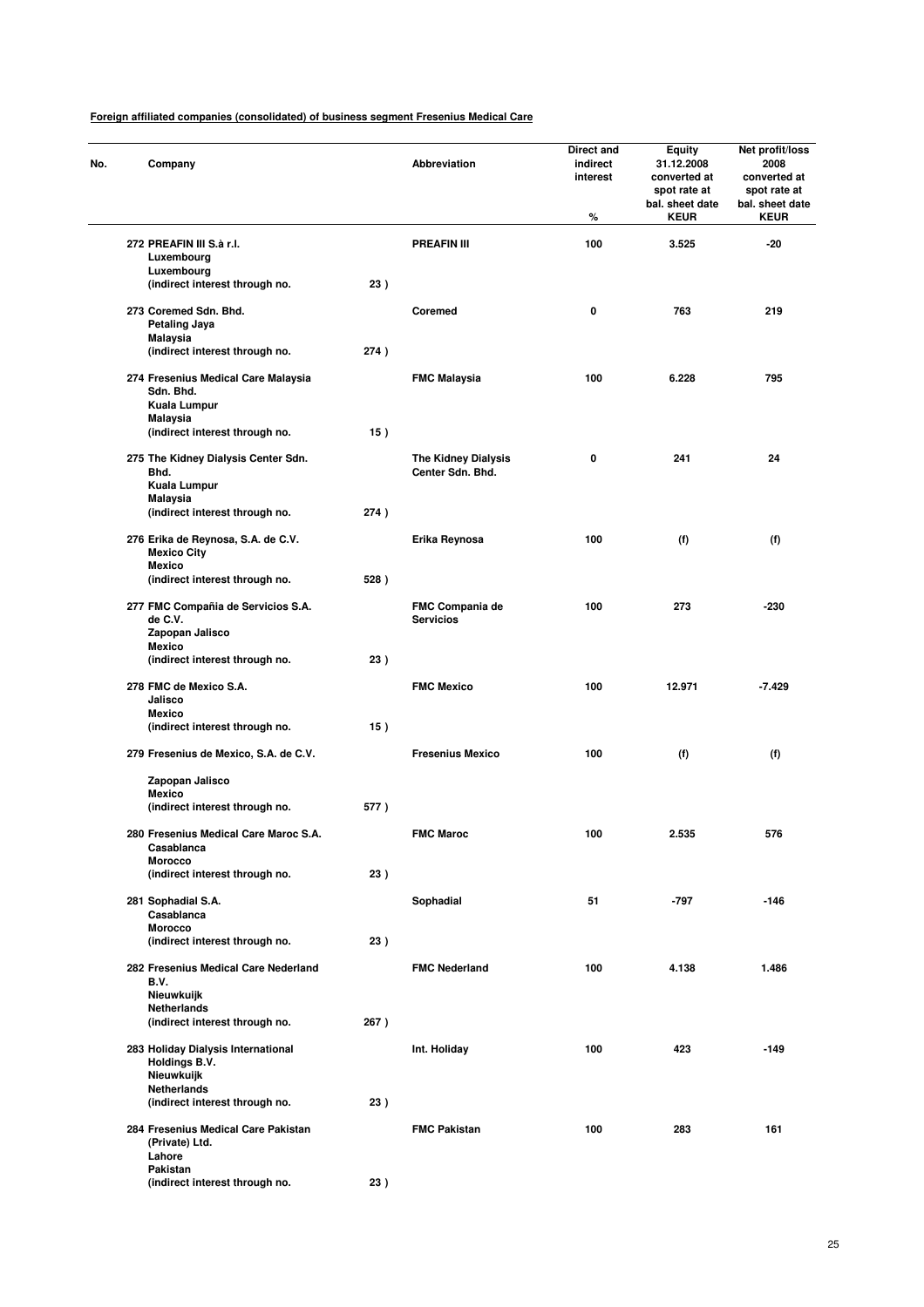**Foreign affiliated companies (consolidated) of business segment Fresenius Medical Care**

| No. | Company | | Abbreviation | Direct and indirect interest % | Equity 31.12.2008 converted at spot rate at bal. sheet date KEUR | Net profit/loss 2008 converted at spot rate at bal. sheet date KEUR |
|---|---|---|---|---|---|---|
| 272 | PREAFIN III S.à r.l.<br>Luxembourg<br>Luxembourg<br>(indirect interest through no. | 23 ) | PREAFIN III | 100 | 3.525 | -20 |
| 273 | Coremed Sdn. Bhd.<br>Petaling Jaya<br>Malaysia<br>(indirect interest through no. | 274 ) | Coremed | 0 | 763 | 219 |
| 274 | Fresenius Medical Care Malaysia Sdn. Bhd.<br>Kuala Lumpur<br>Malaysia<br>(indirect interest through no. | 15 ) | FMC Malaysia | 100 | 6.228 | 795 |
| 275 | The Kidney Dialysis Center Sdn. Bhd.<br>Kuala Lumpur<br>Malaysia<br>(indirect interest through no. | 274 ) | The Kidney Dialysis Center Sdn. Bhd. | 0 | 241 | 24 |
| 276 | Erika de Reynosa, S.A. de C.V.<br>Mexico City<br>Mexico<br>(indirect interest through no. | 528 ) | Erika Reynosa | 100 | (f) | (f) |
| 277 | FMC Compañia de Servicios S.A. de C.V.<br>Zapopan Jalisco<br>Mexico<br>(indirect interest through no. | 23 ) | FMC Compania de Servicios | 100 | 273 | -230 |
| 278 | FMC de Mexico S.A.<br>Jalisco<br>Mexico<br>(indirect interest through no. | 15 ) | FMC Mexico | 100 | 12.971 | -7.429 |
| 279 | Fresenius de Mexico, S.A. de C.V.<br>Zapopan Jalisco<br>Mexico<br>(indirect interest through no. | 577 ) | Fresenius Mexico | 100 | (f) | (f) |
| 280 | Fresenius Medical Care Maroc S.A.<br>Casablanca<br>Morocco<br>(indirect interest through no. | 23 ) | FMC Maroc | 100 | 2.535 | 576 |
| 281 | Sophadial S.A.<br>Casablanca<br>Morocco<br>(indirect interest through no. | 23 ) | Sophadial | 51 | -797 | -146 |
| 282 | Fresenius Medical Care Nederland B.V.<br>Nieuwkuijk<br>Netherlands<br>(indirect interest through no. | 267 ) | FMC Nederland | 100 | 4.138 | 1.486 |
| 283 | Holiday Dialysis International Holdings B.V.<br>Nieuwkuijk<br>Netherlands<br>(indirect interest through no. | 23 ) | Int. Holiday | 100 | 423 | -149 |
| 284 | Fresenius Medical Care Pakistan (Private) Ltd.<br>Lahore<br>Pakistan<br>(indirect interest through no. | 23 ) | FMC Pakistan | 100 | 283 | 161 |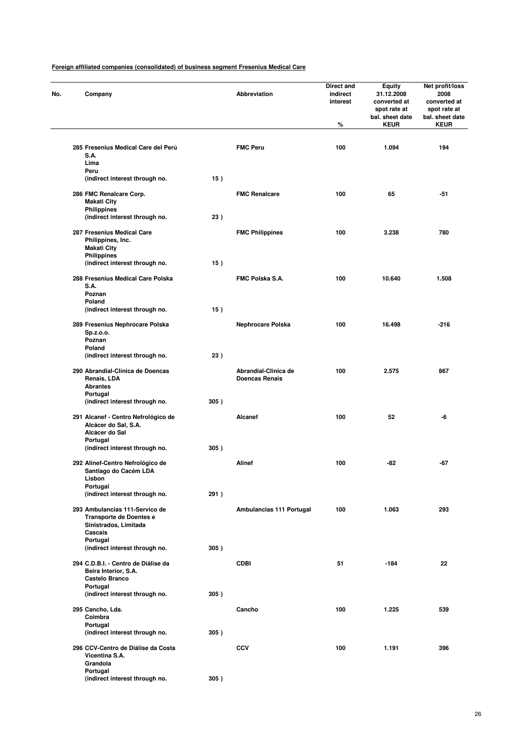**Foreign affiliated companies (consolidated) of business segment Fresenius Medical Care**

| No. | Company | | Abbreviation | Direct and indirect interest % | Equity 31.12.2008 converted at spot rate at bal. sheet date KEUR | Net profit/loss 2008 converted at spot rate at bal. sheet date KEUR |
|---|---|---|---|---|---|---|
| 285 | Fresenius Medical Care del Perú S.A. Lima Peru (indirect interest through no. | 15 ) | FMC Peru | 100 | 1.094 | 194 |
| 286 | FMC Renalcare Corp. Makati City Philippines (indirect interest through no. | 23 ) | FMC Renalcare | 100 | 65 | -51 |
| 287 | Fresenius Medical Care Philippines, Inc. Makati City Philippines (indirect interest through no. | 15 ) | FMC Philippines | 100 | 3.238 | 780 |
| 288 | Fresenius Medical Care Polska S.A. Poznan Poland (indirect interest through no. | 15 ) | FMC Polska S.A. | 100 | 10.640 | 1.508 |
| 289 | Fresenius Nephrocare Polska Sp.z.o.o. Poznan Poland (indirect interest through no. | 23 ) | Nephrocare Polska | 100 | 16.498 | -216 |
| 290 | Abrandial-Clínica de Doencas Renais, LDA Abrantes Portugal (indirect interest through no. | 305 ) | Abrandial-Clinica de Doencas Renais | 100 | 2.575 | 867 |
| 291 | Alcanef - Centro Nefrológico de Alcácer do Sal, S.A. Alcácer do Sal Portugal (indirect interest through no. | 305 ) | Alcanef | 100 | 52 | -6 |
| 292 | Alinef-Centro Nefrológico de Santiago do Cacém LDA Lisbon Portugal (indirect interest through no. | 291 ) | Alinef | 100 | -82 | -67 |
| 293 | Ambulancias 111-Servico de Transporte de Doentes e Sinistrados, Limitada Cascais Portugal (indirect interest through no. | 305 ) | Ambulancias 111 Portugal | 100 | 1.063 | 293 |
| 294 | C.D.B.I. - Centro de Diálise da Beira Interior, S.A. Castelo Branco Portugal (indirect interest through no. | 305 ) | CDBI | 51 | -184 | 22 |
| 295 | Cancho, Lda. Coimbra Portugal (indirect interest through no. | 305 ) | Cancho | 100 | 1.225 | 539 |
| 296 | CCV-Centro de Diálise da Costa Vicentina S.A. Grandola Portugal (indirect interest through no. | 305 ) | CCV | 100 | 1.191 | 396 |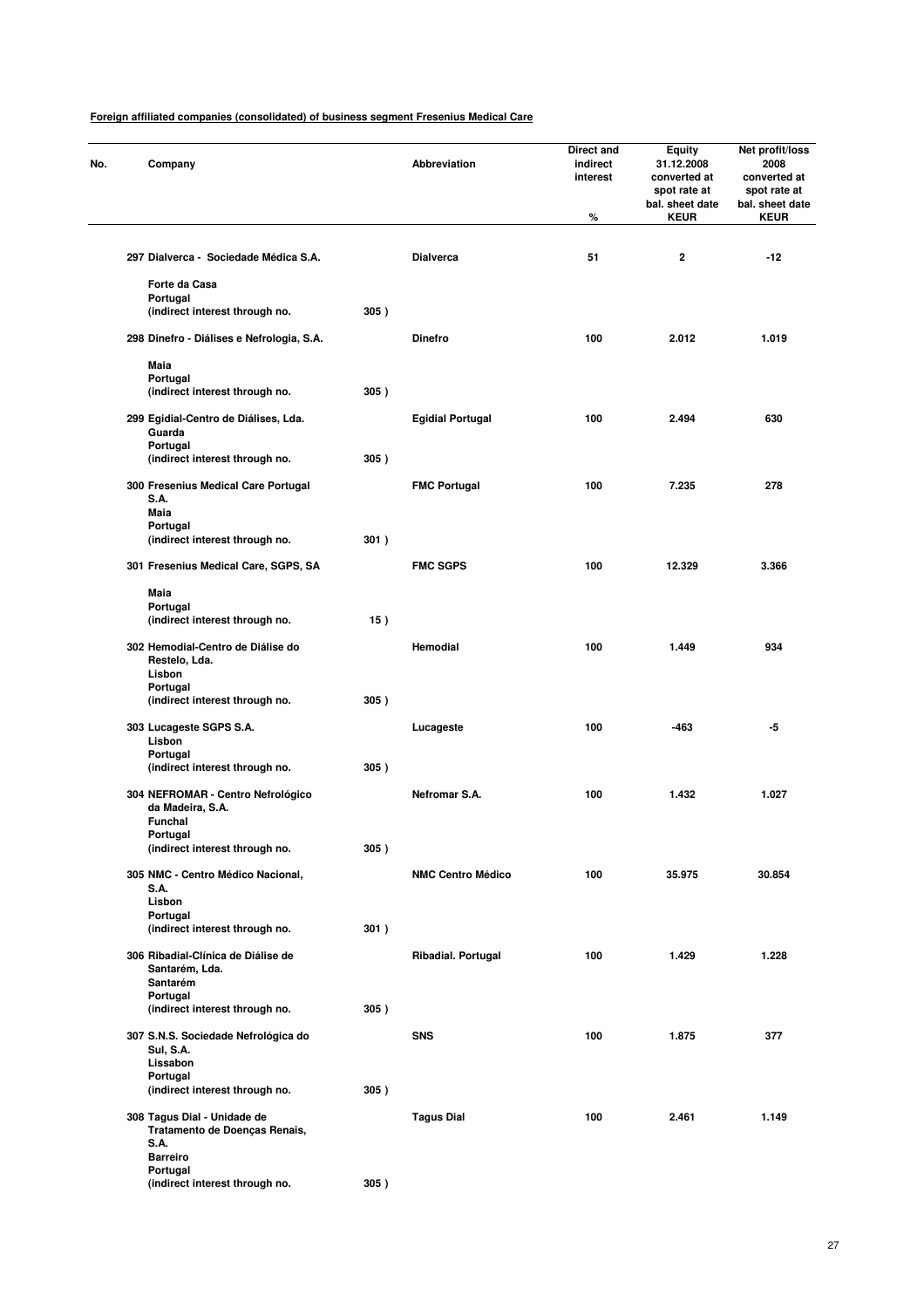**Foreign affiliated companies (consolidated) of business segment Fresenius Medical Care**

| No. | Company | | Abbreviation | Direct and indirect interest % | Equity 31.12.2008 converted at spot rate at bal. sheet date KEUR | Net profit/loss 2008 converted at spot rate at bal. sheet date KEUR |
|---|---|---|---|---|---|---|
| 297 | Dialverca - Sociedade Médica S.A. Forte da Casa Portugal (indirect interest through no. | 305 ) | Dialverca | 51 | 2 | -12 |
| 298 | Dinefro - Diálises e Nefrologia, S.A. Maia Portugal (indirect interest through no. | 305 ) | Dinefro | 100 | 2.012 | 1.019 |
| 299 | Egidial-Centro de Diálises, Lda. Guarda Portugal (indirect interest through no. | 305 ) | Egidial Portugal | 100 | 2.494 | 630 |
| 300 | Fresenius Medical Care Portugal S.A. Maia Portugal (indirect interest through no. | 301 ) | FMC Portugal | 100 | 7.235 | 278 |
| 301 | Fresenius Medical Care, SGPS, SA Maia Portugal (indirect interest through no. | 15 ) | FMC SGPS | 100 | 12.329 | 3.366 |
| 302 | Hemodial-Centro de Diálise do Restelo, Lda. Lisbon Portugal (indirect interest through no. | 305 ) | Hemodial | 100 | 1.449 | 934 |
| 303 | Lucageste SGPS S.A. Lisbon Portugal (indirect interest through no. | 305 ) | Lucageste | 100 | -463 | -5 |
| 304 | NEFROMAR - Centro Nefrológico da Madeira, S.A. Funchal Portugal (indirect interest through no. | 305 ) | Nefromar S.A. | 100 | 1.432 | 1.027 |
| 305 | NMC - Centro Médico Nacional, S.A. Lisbon Portugal (indirect interest through no. | 301 ) | NMC Centro Médico | 100 | 35.975 | 30.854 |
| 306 | Ribadial-Clínica de Diálise de Santarém, Lda. Santarém Portugal (indirect interest through no. | 305 ) | Ribadial. Portugal | 100 | 1.429 | 1.228 |
| 307 | S.N.S. Sociedade Nefrológica do Sul, S.A. Lissabon Portugal (indirect interest through no. | 305 ) | SNS | 100 | 1.875 | 377 |
| 308 | Tagus Dial - Unidade de Tratamento de Doenças Renais, S.A. Barreiro Portugal (indirect interest through no. | 305 ) | Tagus Dial | 100 | 2.461 | 1.149 |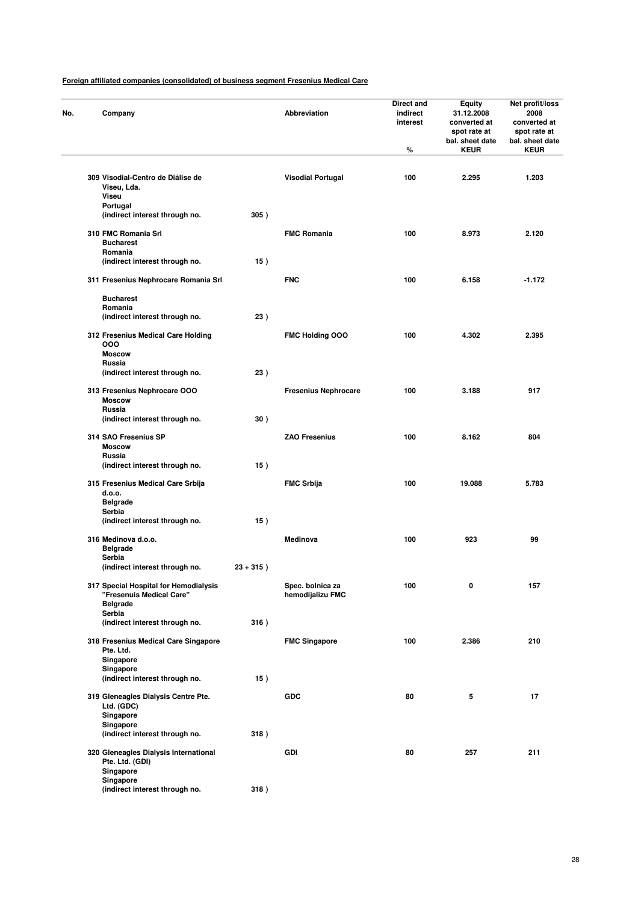**Foreign affiliated companies (consolidated) of business segment Fresenius Medical Care**

| No. | Company | | Abbreviation | Direct and indirect interest % | Equity 31.12.2008 converted at spot rate at bal. sheet date KEUR | Net profit/loss 2008 converted at spot rate at bal. sheet date KEUR |
|---|---|---|---|---|---|---|
| 309 | Visodial-Centro de Diálise de Viseu, Lda. Viseu Portugal (indirect interest through no. | 305 ) | Visodial Portugal | 100 | 2.295 | 1.203 |
| 310 | FMC Romania Srl Bucharest Romania (indirect interest through no. | 15 ) | FMC Romania | 100 | 8.973 | 2.120 |
| 311 | Fresenius Nephrocare Romania Srl Bucharest Romania (indirect interest through no. | 23 ) | FNC | 100 | 6.158 | -1.172 |
| 312 | Fresenius Medical Care Holding OOO Moscow Russia (indirect interest through no. | 23 ) | FMC Holding OOO | 100 | 4.302 | 2.395 |
| 313 | Fresenius Nephrocare OOO Moscow Russia (indirect interest through no. | 30 ) | Fresenius Nephrocare | 100 | 3.188 | 917 |
| 314 | SAO Fresenius SP Moscow Russia (indirect interest through no. | 15 ) | ZAO Fresenius | 100 | 8.162 | 804 |
| 315 | Fresenius Medical Care Srbija d.o.o. Belgrade Serbia (indirect interest through no. | 15 ) | FMC Srbija | 100 | 19.088 | 5.783 |
| 316 | Medinova d.o.o. Belgrade Serbia (indirect interest through no. | 23 + 315 ) | Medinova | 100 | 923 | 99 |
| 317 | Special Hospital for Hemodialysis "Fresenuis Medical Care" Belgrade Serbia (indirect interest through no. | 316 ) | Spec. bolnica za hemodijalizu FMC | 100 | 0 | 157 |
| 318 | Fresenius Medical Care Singapore Pte. Ltd. Singapore Singapore (indirect interest through no. | 15 ) | FMC Singapore | 100 | 2.386 | 210 |
| 319 | Gleneagles Dialysis Centre Pte. Ltd. (GDC) Singapore Singapore (indirect interest through no. | 318 ) | GDC | 80 | 5 | 17 |
| 320 | Gleneagles Dialysis International Pte. Ltd. (GDI) Singapore Singapore (indirect interest through no. | 318 ) | GDI | 80 | 257 | 211 |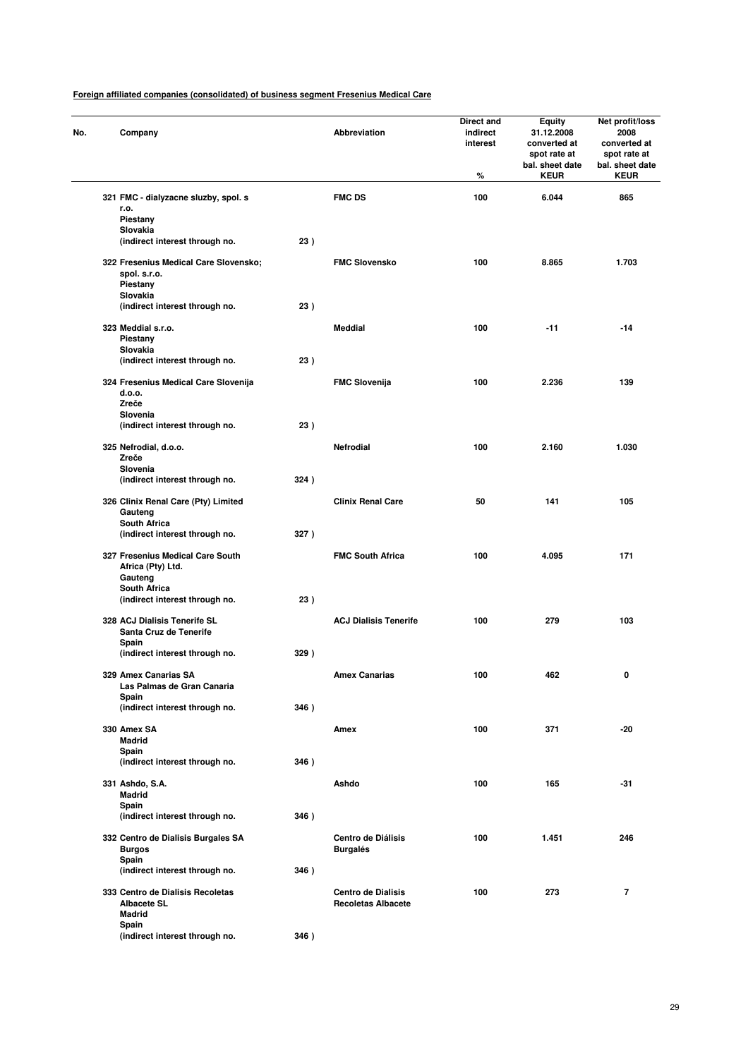**Foreign affiliated companies (consolidated) of business segment Fresenius Medical Care**

| No. | Company | | Abbreviation | Direct and indirect interest % | Equity 31.12.2008 converted at spot rate at bal. sheet date KEUR | Net profit/loss 2008 converted at spot rate at bal. sheet date KEUR |
|---|---|---|---|---|---|---|
| 321 | FMC - dialyzacne sluzby, spol. s r.o. Piestany Slovakia (indirect interest through no. | 23 ) | FMC DS | 100 | 6.044 | 865 |
| 322 | Fresenius Medical Care Slovensko; spol. s.r.o. Piestany Slovakia (indirect interest through no. | 23 ) | FMC Slovensko | 100 | 8.865 | 1.703 |
| 323 | Meddial s.r.o. Piestany Slovakia (indirect interest through no. | 23 ) | Meddial | 100 | -11 | -14 |
| 324 | Fresenius Medical Care Slovenija d.o.o. Zreče Slovenia (indirect interest through no. | 23 ) | FMC Slovenija | 100 | 2.236 | 139 |
| 325 | Nefrodial, d.o.o. Zreče Slovenia (indirect interest through no. | 324 ) | Nefrodial | 100 | 2.160 | 1.030 |
| 326 | Clinix Renal Care (Pty) Limited Gauteng South Africa (indirect interest through no. | 327 ) | Clinix Renal Care | 50 | 141 | 105 |
| 327 | Fresenius Medical Care South Africa (Pty) Ltd. Gauteng South Africa (indirect interest through no. | 23 ) | FMC South Africa | 100 | 4.095 | 171 |
| 328 | ACJ Dialisis Tenerife SL Santa Cruz de Tenerife Spain (indirect interest through no. | 329 ) | ACJ Dialisis Tenerife | 100 | 279 | 103 |
| 329 | Amex Canarias SA Las Palmas de Gran Canaria Spain (indirect interest through no. | 346 ) | Amex Canarias | 100 | 462 | 0 |
| 330 | Amex SA Madrid Spain (indirect interest through no. | 346 ) | Amex | 100 | 371 | -20 |
| 331 | Ashdo, S.A. Madrid Spain (indirect interest through no. | 346 ) | Ashdo | 100 | 165 | -31 |
| 332 | Centro de Dialisis Burgales SA Burgos Spain (indirect interest through no. | 346 ) | Centro de Diálisis Burgalés | 100 | 1.451 | 246 |
| 333 | Centro de Dialisis Recoletas Albacete SL Madrid Spain (indirect interest through no. | 346 ) | Centro de Dialisis Recoletas Albacete | 100 | 273 | 7 |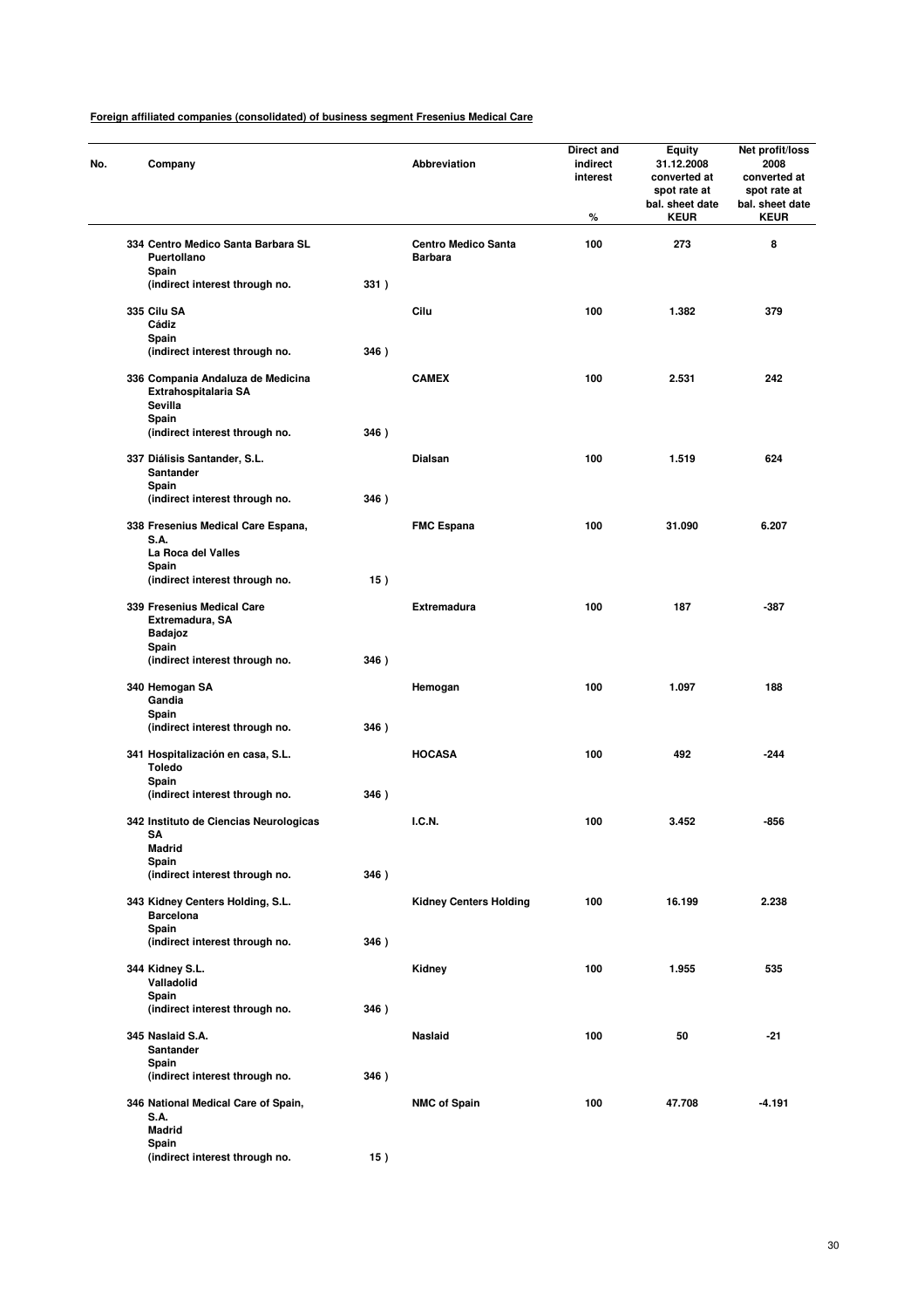**Foreign affiliated companies (consolidated) of business segment Fresenius Medical Care**

| No. | Company | | Abbreviation | Direct and indirect interest % | Equity 31.12.2008 converted at spot rate at bal. sheet date KEUR | Net profit/loss 2008 converted at spot rate at bal. sheet date KEUR |
|---|---|---|---|---|---|---|
| 334 | Centro Medico Santa Barbara SL<br>Puertollano<br>Spain<br>(indirect interest through no. | 331 ) | Centro Medico Santa Barbara | 100 | 273 | 8 |
| 335 | Cilu SA<br>Cádiz<br>Spain<br>(indirect interest through no. | 346 ) | Cilu | 100 | 1.382 | 379 |
| 336 | Compania Andaluza de Medicina Extrahospitalaria SA<br>Sevilla<br>Spain<br>(indirect interest through no. | 346 ) | CAMEX | 100 | 2.531 | 242 |
| 337 | Diálisis Santander, S.L.<br>Santander<br>Spain<br>(indirect interest through no. | 346 ) | Dialsan | 100 | 1.519 | 624 |
| 338 | Fresenius Medical Care Espana, S.A.<br>La Roca del Valles<br>Spain<br>(indirect interest through no. | 15 ) | FMC Espana | 100 | 31.090 | 6.207 |
| 339 | Fresenius Medical Care Extremadura, SA<br>Badajoz<br>Spain<br>(indirect interest through no. | 346 ) | Extremadura | 100 | 187 | -387 |
| 340 | Hemogan SA<br>Gandia<br>Spain<br>(indirect interest through no. | 346 ) | Hemogan | 100 | 1.097 | 188 |
| 341 | Hospitalización en casa, S.L.<br>Toledo<br>Spain<br>(indirect interest through no. | 346 ) | HOCASA | 100 | 492 | -244 |
| 342 | Instituto de Ciencias Neurologicas SA<br>Madrid<br>Spain<br>(indirect interest through no. | 346 ) | I.C.N. | 100 | 3.452 | -856 |
| 343 | Kidney Centers Holding, S.L.<br>Barcelona<br>Spain<br>(indirect interest through no. | 346 ) | Kidney Centers Holding | 100 | 16.199 | 2.238 |
| 344 | Kidney S.L.<br>Valladolid<br>Spain<br>(indirect interest through no. | 346 ) | Kidney | 100 | 1.955 | 535 |
| 345 | Naslaid S.A.<br>Santander<br>Spain<br>(indirect interest through no. | 346 ) | Naslaid | 100 | 50 | -21 |
| 346 | National Medical Care of Spain, S.A.<br>Madrid<br>Spain<br>(indirect interest through no. | 15 ) | NMC of Spain | 100 | 47.708 | -4.191 |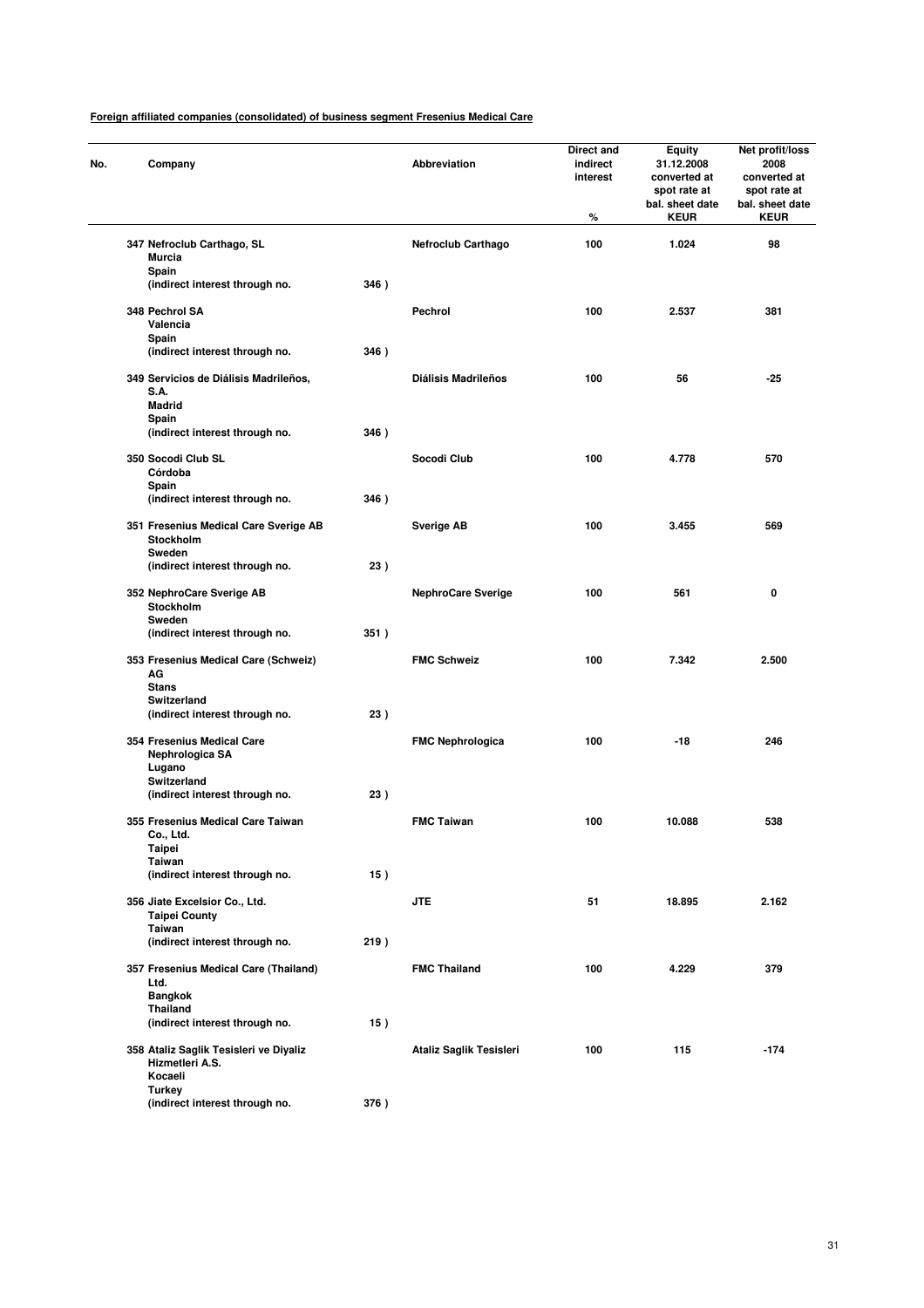**Foreign affiliated companies (consolidated) of business segment Fresenius Medical Care**

| No. | Company | | Abbreviation | Direct and indirect interest % | Equity 31.12.2008 converted at spot rate at bal. sheet date KEUR | Net profit/loss 2008 converted at spot rate at bal. sheet date KEUR |
|---|---|---|---|---|---|---|
| 347 | Nefroclub Carthago, SL<br>Murcia<br>Spain<br>(indirect interest through no. | 346 ) | Nefroclub Carthago | 100 | 1.024 | 98 |
| 348 | Pechrol SA<br>Valencia<br>Spain<br>(indirect interest through no. | 346 ) | Pechrol | 100 | 2.537 | 381 |
| 349 | Servicios de Diálisis Madrileños, S.A.<br>Madrid<br>Spain<br>(indirect interest through no. | 346 ) | Diálisis Madrileños | 100 | 56 | -25 |
| 350 | Socodi Club SL<br>Córdoba<br>Spain<br>(indirect interest through no. | 346 ) | Socodi Club | 100 | 4.778 | 570 |
| 351 | Fresenius Medical Care Sverige AB<br>Stockholm<br>Sweden<br>(indirect interest through no. | 23 ) | Sverige AB | 100 | 3.455 | 569 |
| 352 | NephroCare Sverige AB<br>Stockholm<br>Sweden<br>(indirect interest through no. | 351 ) | NephroCare Sverige | 100 | 561 | 0 |
| 353 | Fresenius Medical Care (Schweiz) AG<br>Stans<br>Switzerland<br>(indirect interest through no. | 23 ) | FMC Schweiz | 100 | 7.342 | 2.500 |
| 354 | Fresenius Medical Care Nephrologica SA<br>Lugano<br>Switzerland<br>(indirect interest through no. | 23 ) | FMC Nephrologica | 100 | -18 | 246 |
| 355 | Fresenius Medical Care Taiwan Co., Ltd.<br>Taipei<br>Taiwan<br>(indirect interest through no. | 15 ) | FMC Taiwan | 100 | 10.088 | 538 |
| 356 | Jiate Excelsior Co., Ltd.<br>Taipei County<br>Taiwan<br>(indirect interest through no. | 219 ) | JTE | 51 | 18.895 | 2.162 |
| 357 | Fresenius Medical Care (Thailand) Ltd.<br>Bangkok<br>Thailand<br>(indirect interest through no. | 15 ) | FMC Thailand | 100 | 4.229 | 379 |
| 358 | Ataliz Saglik Tesisleri ve Diyaliz Hizmetleri A.S.<br>Kocaeli<br>Turkey<br>(indirect interest through no. | 376 ) | Ataliz Saglik Tesisleri | 100 | 115 | -174 |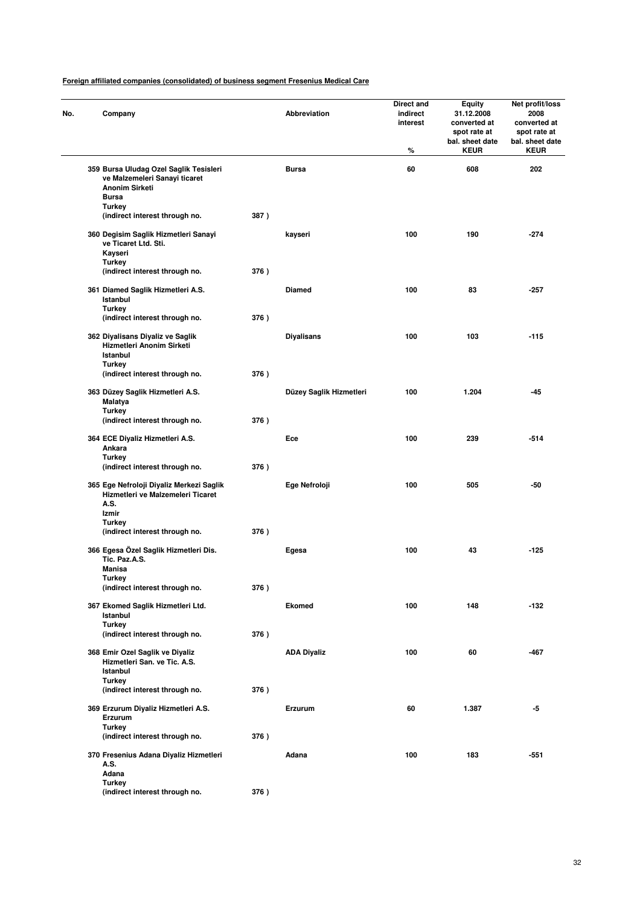**Foreign affiliated companies (consolidated) of business segment Fresenius Medical Care**

| No. | Company | | Abbreviation | Direct and indirect interest % | Equity 31.12.2008 converted at spot rate at bal. sheet date KEUR | Net profit/loss 2008 converted at spot rate at bal. sheet date KEUR |
|---|---|---|---|---|---|---|
| 359 | Bursa Uludag Ozel Saglik Tesisleri ve Malzemeleri Sanayi ticaret Anonim Sirketi<br>Bursa<br>Turkey<br>(indirect interest through no. | 387 ) | Bursa | 60 | 608 | 202 |
| 360 | Degisim Saglik Hizmetleri Sanayi ve Ticaret Ltd. Sti.<br>Kayseri<br>Turkey<br>(indirect interest through no. | 376 ) | kayseri | 100 | 190 | -274 |
| 361 | Diamed Saglik Hizmetleri A.S.<br>Istanbul<br>Turkey<br>(indirect interest through no. | 376 ) | Diamed | 100 | 83 | -257 |
| 362 | Diyalisans Diyaliz ve Saglik Hizmetleri Anonim Sirketi<br>Istanbul<br>Turkey<br>(indirect interest through no. | 376 ) | Diyalisans | 100 | 103 | -115 |
| 363 | Düzey Saglik Hizmetleri A.S.<br>Malatya<br>Turkey<br>(indirect interest through no. | 376 ) | Düzey Saglik Hizmetleri | 100 | 1.204 | -45 |
| 364 | ECE Diyaliz Hizmetleri A.S.<br>Ankara<br>Turkey<br>(indirect interest through no. | 376 ) | Ece | 100 | 239 | -514 |
| 365 | Ege Nefroloji Diyaliz Merkezi Saglik Hizmetleri ve Malzemeleri Ticaret A.S.<br>Izmir<br>Turkey<br>(indirect interest through no. | 376 ) | Ege Nefroloji | 100 | 505 | -50 |
| 366 | Egesa Özel Saglik Hizmetleri Dis. Tic. Paz.A.S.<br>Manisa<br>Turkey<br>(indirect interest through no. | 376 ) | Egesa | 100 | 43 | -125 |
| 367 | Ekomed Saglik Hizmetleri Ltd.<br>Istanbul<br>Turkey<br>(indirect interest through no. | 376 ) | Ekomed | 100 | 148 | -132 |
| 368 | Emir Ozel Saglik ve Diyaliz Hizmetleri San. ve Tic. A.S.<br>Istanbul<br>Turkey<br>(indirect interest through no. | 376 ) | ADA Diyaliz | 100 | 60 | -467 |
| 369 | Erzurum Diyaliz Hizmetleri A.S.<br>Erzurum<br>Turkey<br>(indirect interest through no. | 376 ) | Erzurum | 60 | 1.387 | -5 |
| 370 | Fresenius Adana Diyaliz Hizmetleri A.S.<br>Adana<br>Turkey<br>(indirect interest through no. | 376 ) | Adana | 100 | 183 | -551 |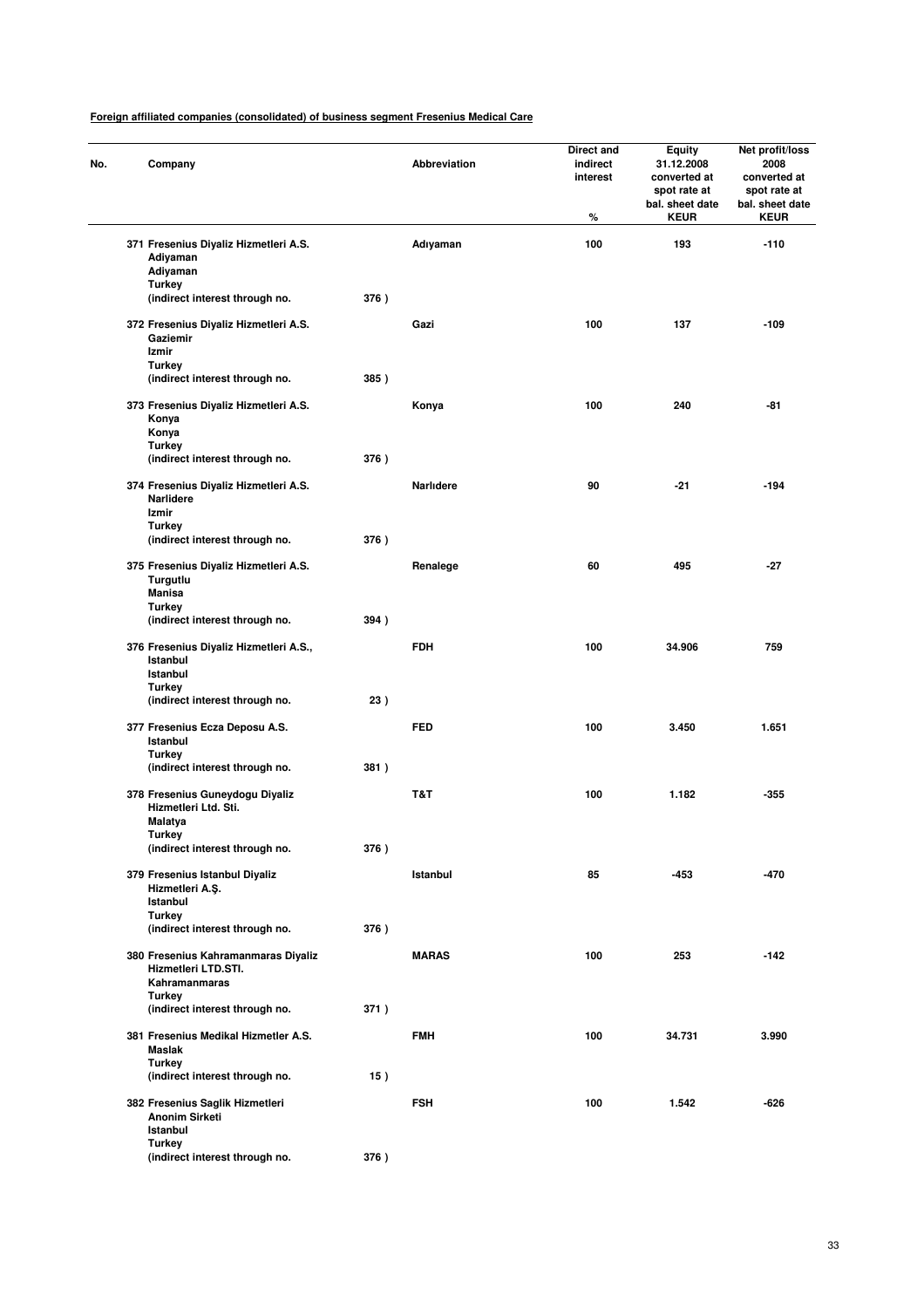**Foreign affiliated companies (consolidated) of business segment Fresenius Medical Care**

| No. | Company | | Abbreviation | Direct and indirect interest % | Equity 31.12.2008 converted at spot rate at bal. sheet date KEUR | Net profit/loss 2008 converted at spot rate at bal. sheet date KEUR |
|---|---|---|---|---|---|---|
| 371 | Fresenius Diyaliz Hizmetleri A.S. Adiyaman Adiyaman Turkey (indirect interest through no. | 376 ) | Adıyaman | 100 | 193 | -110 |
| 372 | Fresenius Diyaliz Hizmetleri A.S. Gaziemir Izmir Turkey (indirect interest through no. | 385 ) | Gazi | 100 | 137 | -109 |
| 373 | Fresenius Diyaliz Hizmetleri A.S. Konya Konya Turkey (indirect interest through no. | 376 ) | Konya | 100 | 240 | -81 |
| 374 | Fresenius Diyaliz Hizmetleri A.S. Narlidere Izmir Turkey (indirect interest through no. | 376 ) | Narlıdere | 90 | -21 | -194 |
| 375 | Fresenius Diyaliz Hizmetleri A.S. Turgutlu Manisa Turkey (indirect interest through no. | 394 ) | Renalege | 60 | 495 | -27 |
| 376 | Fresenius Diyaliz Hizmetleri A.S., Istanbul Istanbul Turkey (indirect interest through no. | 23 ) | FDH | 100 | 34.906 | 759 |
| 377 | Fresenius Ecza Deposu A.S. Istanbul Turkey (indirect interest through no. | 381 ) | FED | 100 | 3.450 | 1.651 |
| 378 | Fresenius Guneydogu Diyaliz Hizmetleri Ltd. Sti. Malatya Turkey (indirect interest through no. | 376 ) | T&T | 100 | 1.182 | -355 |
| 379 | Fresenius Istanbul Diyaliz Hizmetleri A.Ş. Istanbul Turkey (indirect interest through no. | 376 ) | Istanbul | 85 | -453 | -470 |
| 380 | Fresenius Kahramanmaras Diyaliz Hizmetleri LTD.STI. Kahramanmaras Turkey (indirect interest through no. | 371 ) | MARAS | 100 | 253 | -142 |
| 381 | Fresenius Medikal Hizmetler A.S. Maslak Turkey (indirect interest through no. | 15 ) | FMH | 100 | 34.731 | 3.990 |
| 382 | Fresenius Saglik Hizmetleri Anonim Sirketi Istanbul Turkey (indirect interest through no. | 376 ) | FSH | 100 | 1.542 | -626 |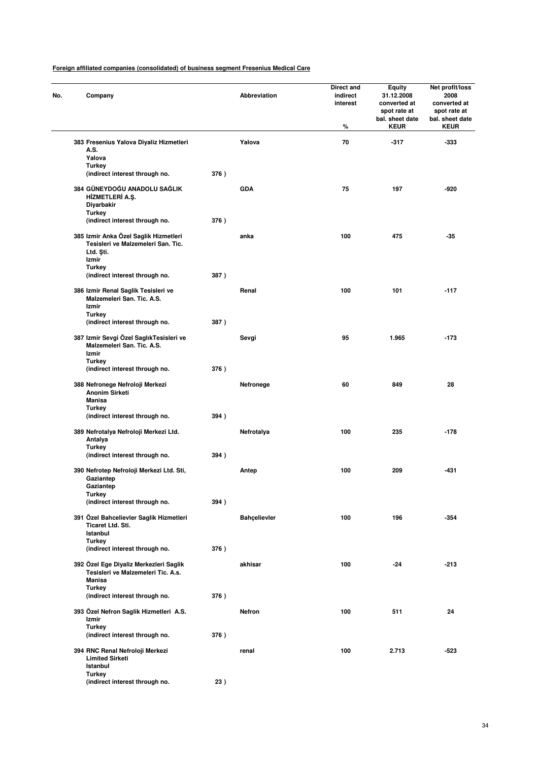**Foreign affiliated companies (consolidated) of business segment Fresenius Medical Care**

| No. | Company | | Abbreviation | Direct and indirect interest % | Equity 31.12.2008 converted at spot rate at bal. sheet date KEUR | Net profit/loss 2008 converted at spot rate at bal. sheet date KEUR |
|---|---|---|---|---|---|---|
| 383 | Fresenius Yalova Diyaliz Hizmetleri A.S. Yalova Turkey (indirect interest through no. | 376 ) | Yalova | 70 | -317 | -333 |
| 384 | GÜNEYDOĞU ANADOLU SAĞLIK HİZMETLERİ A.Ş. Diyarbakir Turkey (indirect interest through no. | 376 ) | GDA | 75 | 197 | -920 |
| 385 | Izmir Anka Özel Saglik Hizmetleri Tesisleri ve Malzemeleri San. Tic. Ltd. Şti. Izmir Turkey (indirect interest through no. | 387 ) | anka | 100 | 475 | -35 |
| 386 | Izmir Renal Saglik Tesisleri ve Malzemeleri San. Tic. A.S. Izmir Turkey (indirect interest through no. | 387 ) | Renal | 100 | 101 | -117 |
| 387 | Izmir Sevgi Özel SaglıkTesisleri ve Malzemeleri San. Tic. A.S. Izmir Turkey (indirect interest through no. | 376 ) | Sevgi | 95 | 1.965 | -173 |
| 388 | Nefronege Nefroloji Merkezi Anonim Sirketi Manisa Turkey (indirect interest through no. | 394 ) | Nefronege | 60 | 849 | 28 |
| 389 | Nefrotalya Nefroloji Merkezi Ltd. Antalya Turkey (indirect interest through no. | 394 ) | Nefrotalya | 100 | 235 | -178 |
| 390 | Nefrotep Nefroloji Merkezi Ltd. Sti, Gaziantep Gaziantep Turkey (indirect interest through no. | 394 ) | Antep | 100 | 209 | -431 |
| 391 | Özel Bahcelievler Saglik Hizmetleri Ticaret Ltd. Sti. Istanbul Turkey (indirect interest through no. | 376 ) | Bahçelievler | 100 | 196 | -354 |
| 392 | Özel Ege Diyaliz Merkezleri Saglik Tesisleri ve Malzemeleri Tic. A.s. Manisa Turkey (indirect interest through no. | 376 ) | akhisar | 100 | -24 | -213 |
| 393 | Özel Nefron Saglik Hizmetleri A.S. Izmir Turkey (indirect interest through no. | 376 ) | Nefron | 100 | 511 | 24 |
| 394 | RNC Renal Nefroloji Merkezi Limited Sirketi Istanbul Turkey (indirect interest through no. | 23 ) | renal | 100 | 2.713 | -523 |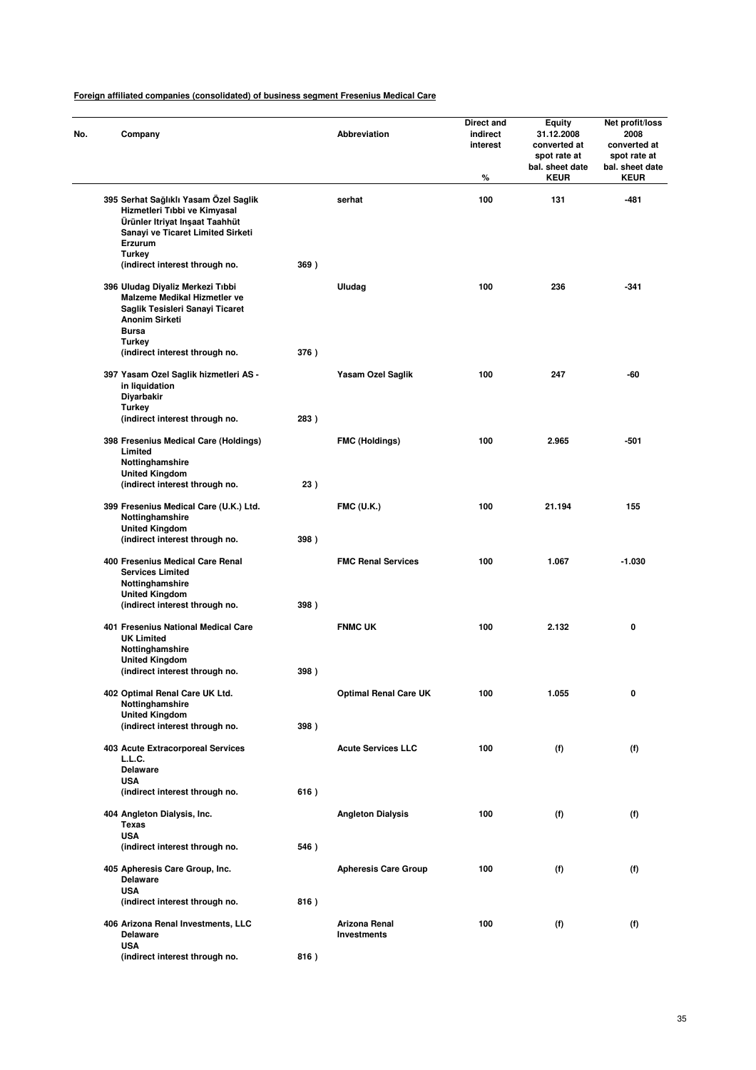**Foreign affiliated companies (consolidated) of business segment Fresenius Medical Care**

| No. | Company | | Abbreviation | Direct and indirect interest % | Equity 31.12.2008 converted at spot rate at bal. sheet date KEUR | Net profit/loss 2008 converted at spot rate at bal. sheet date KEUR |
|---|---|---|---|---|---|---|
| 395 | Serhat Sağlıklı Yasam Özel Saglik Hizmetleri Tıbbi ve Kimyasal Ürünler Itriyat Inşaat Taahhüt Sanayi ve Ticaret Limited Sirketi Erzurum Turkey (indirect interest through no. | 369 ) | serhat | 100 | 131 | -481 |
| 396 | Uludag Diyaliz Merkezi Tıbbi Malzeme Medikal Hizmetler ve Saglik Tesisleri Sanayi Ticaret Anonim Sirketi Bursa Turkey (indirect interest through no. | 376 ) | Uludag | 100 | 236 | -341 |
| 397 | Yasam Ozel Saglik hizmetleri AS - in liquidation Diyarbakir Turkey (indirect interest through no. | 283 ) | Yasam Ozel Saglik | 100 | 247 | -60 |
| 398 | Fresenius Medical Care (Holdings) Limited Nottinghamshire United Kingdom (indirect interest through no. | 23 ) | FMC (Holdings) | 100 | 2.965 | -501 |
| 399 | Fresenius Medical Care (U.K.) Ltd. Nottinghamshire United Kingdom (indirect interest through no. | 398 ) | FMC (U.K.) | 100 | 21.194 | 155 |
| 400 | Fresenius Medical Care Renal Services Limited Nottinghamshire United Kingdom (indirect interest through no. | 398 ) | FMC Renal Services | 100 | 1.067 | -1.030 |
| 401 | Fresenius National Medical Care UK Limited Nottinghamshire United Kingdom (indirect interest through no. | 398 ) | FNMC UK | 100 | 2.132 | 0 |
| 402 | Optimal Renal Care UK Ltd. Nottinghamshire United Kingdom (indirect interest through no. | 398 ) | Optimal Renal Care UK | 100 | 1.055 | 0 |
| 403 | Acute Extracorporeal Services L.L.C. Delaware USA (indirect interest through no. | 616 ) | Acute Services LLC | 100 | (f) | (f) |
| 404 | Angleton Dialysis, Inc. Texas USA (indirect interest through no. | 546 ) | Angleton Dialysis | 100 | (f) | (f) |
| 405 | Apheresis Care Group, Inc. Delaware USA (indirect interest through no. | 816 ) | Apheresis Care Group | 100 | (f) | (f) |
| 406 | Arizona Renal Investments, LLC Delaware USA (indirect interest through no. | 816 ) | Arizona Renal Investments | 100 | (f) | (f) |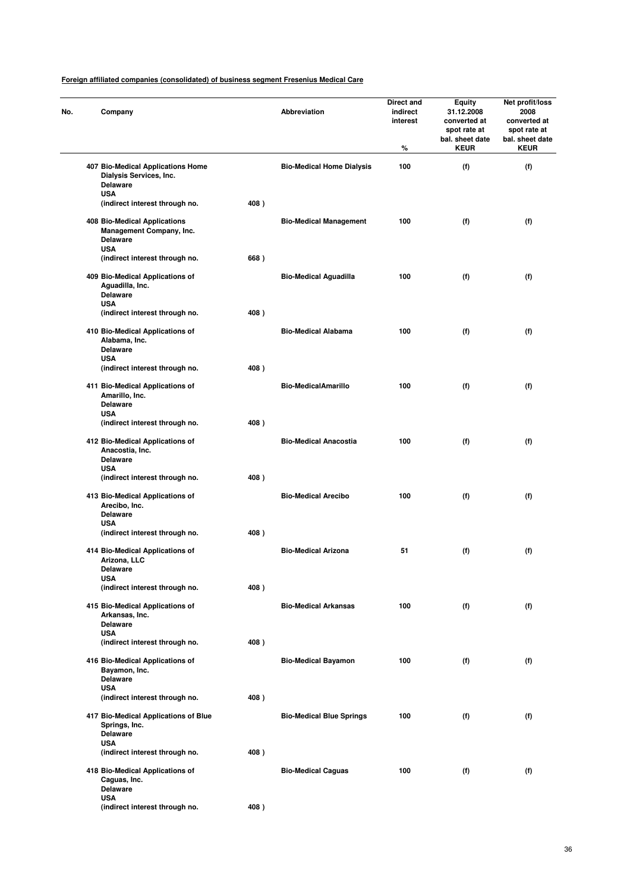**Foreign affiliated companies (consolidated) of business segment Fresenius Medical Care**

| No. | Company | | Abbreviation | Direct and indirect interest % | Equity 31.12.2008 converted at spot rate at bal. sheet date KEUR | Net profit/loss 2008 converted at spot rate at bal. sheet date KEUR |
|---|---|---|---|---|---|---|
| 407 | Bio-Medical Applications Home Dialysis Services, Inc. Delaware USA (indirect interest through no. | 408 ) | Bio-Medical Home Dialysis | 100 | (f) | (f) |
| 408 | Bio-Medical Applications Management Company, Inc. Delaware USA (indirect interest through no. | 668 ) | Bio-Medical Management | 100 | (f) | (f) |
| 409 | Bio-Medical Applications of Aguadilla, Inc. Delaware USA (indirect interest through no. | 408 ) | Bio-Medical Aguadilla | 100 | (f) | (f) |
| 410 | Bio-Medical Applications of Alabama, Inc. Delaware USA (indirect interest through no. | 408 ) | Bio-Medical Alabama | 100 | (f) | (f) |
| 411 | Bio-Medical Applications of Amarillo, Inc. Delaware USA (indirect interest through no. | 408 ) | Bio-MedicalAmarillo | 100 | (f) | (f) |
| 412 | Bio-Medical Applications of Anacostia, Inc. Delaware USA (indirect interest through no. | 408 ) | Bio-Medical Anacostia | 100 | (f) | (f) |
| 413 | Bio-Medical Applications of Arecibo, Inc. Delaware USA (indirect interest through no. | 408 ) | Bio-Medical Arecibo | 100 | (f) | (f) |
| 414 | Bio-Medical Applications of Arizona, LLC Delaware USA (indirect interest through no. | 408 ) | Bio-Medical Arizona | 51 | (f) | (f) |
| 415 | Bio-Medical Applications of Arkansas, Inc. Delaware USA (indirect interest through no. | 408 ) | Bio-Medical Arkansas | 100 | (f) | (f) |
| 416 | Bio-Medical Applications of Bayamon, Inc. Delaware USA (indirect interest through no. | 408 ) | Bio-Medical Bayamon | 100 | (f) | (f) |
| 417 | Bio-Medical Applications of Blue Springs, Inc. Delaware USA (indirect interest through no. | 408 ) | Bio-Medical Blue Springs | 100 | (f) | (f) |
| 418 | Bio-Medical Applications of Caguas, Inc. Delaware USA (indirect interest through no. | 408 ) | Bio-Medical Caguas | 100 | (f) | (f) |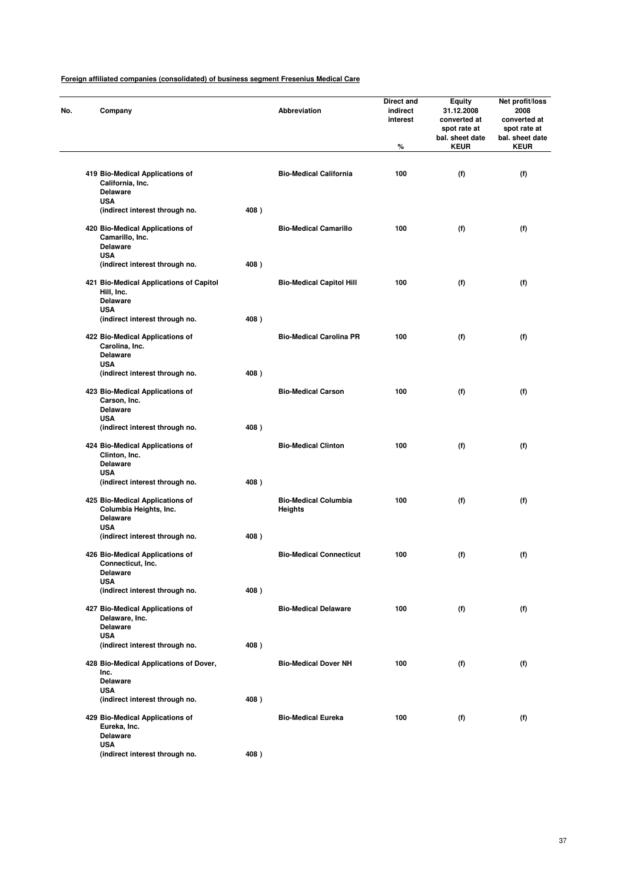**Foreign affiliated companies (consolidated) of business segment Fresenius Medical Care**

| No. | Company | Abbreviation | Direct and indirect interest % | Equity 31.12.2008 converted at spot rate at bal. sheet date KEUR | Net profit/loss 2008 converted at spot rate at bal. sheet date KEUR |
|---|---|---|---|---|---|
| 419 | Bio-Medical Applications of California, Inc. Delaware USA (indirect interest through no. 408 ) | Bio-Medical California | 100 | (f) | (f) |
| 420 | Bio-Medical Applications of Camarillo, Inc. Delaware USA (indirect interest through no. 408 ) | Bio-Medical Camarillo | 100 | (f) | (f) |
| 421 | Bio-Medical Applications of Capitol Hill, Inc. Delaware USA (indirect interest through no. 408 ) | Bio-Medical Capitol Hill | 100 | (f) | (f) |
| 422 | Bio-Medical Applications of Carolina, Inc. Delaware USA (indirect interest through no. 408 ) | Bio-Medical Carolina PR | 100 | (f) | (f) |
| 423 | Bio-Medical Applications of Carson, Inc. Delaware USA (indirect interest through no. 408 ) | Bio-Medical Carson | 100 | (f) | (f) |
| 424 | Bio-Medical Applications of Clinton, Inc. Delaware USA (indirect interest through no. 408 ) | Bio-Medical Clinton | 100 | (f) | (f) |
| 425 | Bio-Medical Applications of Columbia Heights, Inc. Delaware USA (indirect interest through no. 408 ) | Bio-Medical Columbia Heights | 100 | (f) | (f) |
| 426 | Bio-Medical Applications of Connecticut, Inc. Delaware USA (indirect interest through no. 408 ) | Bio-Medical Connecticut | 100 | (f) | (f) |
| 427 | Bio-Medical Applications of Delaware, Inc. Delaware USA (indirect interest through no. 408 ) | Bio-Medical Delaware | 100 | (f) | (f) |
| 428 | Bio-Medical Applications of Dover, Inc. Delaware USA (indirect interest through no. 408 ) | Bio-Medical Dover NH | 100 | (f) | (f) |
| 429 | Bio-Medical Applications of Eureka, Inc. Delaware USA (indirect interest through no. 408 ) | Bio-Medical Eureka | 100 | (f) | (f) |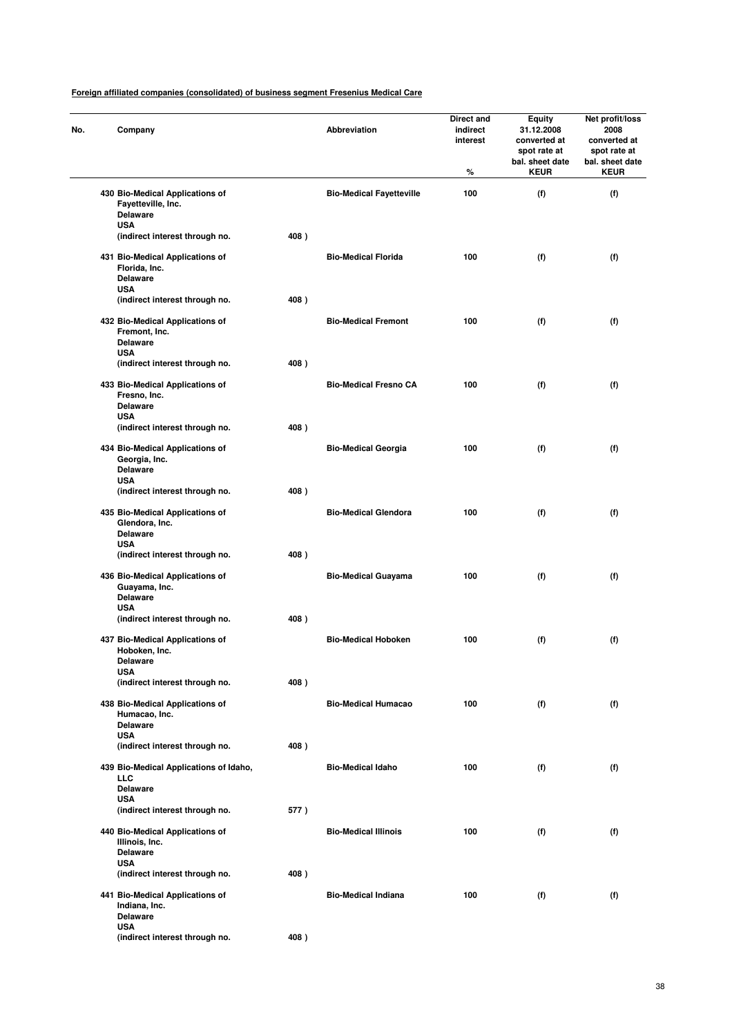**Foreign affiliated companies (consolidated) of business segment Fresenius Medical Care**

| No. | Company | | Abbreviation | Direct and indirect interest % | Equity 31.12.2008 converted at spot rate at bal. sheet date KEUR | Net profit/loss 2008 converted at spot rate at bal. sheet date KEUR |
|---|---|---|---|---|---|---|
| 430 | Bio-Medical Applications of Fayetteville, Inc. Delaware USA (indirect interest through no. | 408 ) | Bio-Medical Fayetteville | 100 | (f) | (f) |
| 431 | Bio-Medical Applications of Florida, Inc. Delaware USA (indirect interest through no. | 408 ) | Bio-Medical Florida | 100 | (f) | (f) |
| 432 | Bio-Medical Applications of Fremont, Inc. Delaware USA (indirect interest through no. | 408 ) | Bio-Medical Fremont | 100 | (f) | (f) |
| 433 | Bio-Medical Applications of Fresno, Inc. Delaware USA (indirect interest through no. | 408 ) | Bio-Medical Fresno CA | 100 | (f) | (f) |
| 434 | Bio-Medical Applications of Georgia, Inc. Delaware USA (indirect interest through no. | 408 ) | Bio-Medical Georgia | 100 | (f) | (f) |
| 435 | Bio-Medical Applications of Glendora, Inc. Delaware USA (indirect interest through no. | 408 ) | Bio-Medical Glendora | 100 | (f) | (f) |
| 436 | Bio-Medical Applications of Guayama, Inc. Delaware USA (indirect interest through no. | 408 ) | Bio-Medical Guayama | 100 | (f) | (f) |
| 437 | Bio-Medical Applications of Hoboken, Inc. Delaware USA (indirect interest through no. | 408 ) | Bio-Medical Hoboken | 100 | (f) | (f) |
| 438 | Bio-Medical Applications of Humacao, Inc. Delaware USA (indirect interest through no. | 408 ) | Bio-Medical Humacao | 100 | (f) | (f) |
| 439 | Bio-Medical Applications of Idaho, LLC Delaware USA (indirect interest through no. | 577 ) | Bio-Medical Idaho | 100 | (f) | (f) |
| 440 | Bio-Medical Applications of Illinois, Inc. Delaware USA (indirect interest through no. | 408 ) | Bio-Medical Illinois | 100 | (f) | (f) |
| 441 | Bio-Medical Applications of Indiana, Inc. Delaware USA (indirect interest through no. | 408 ) | Bio-Medical Indiana | 100 | (f) | (f) |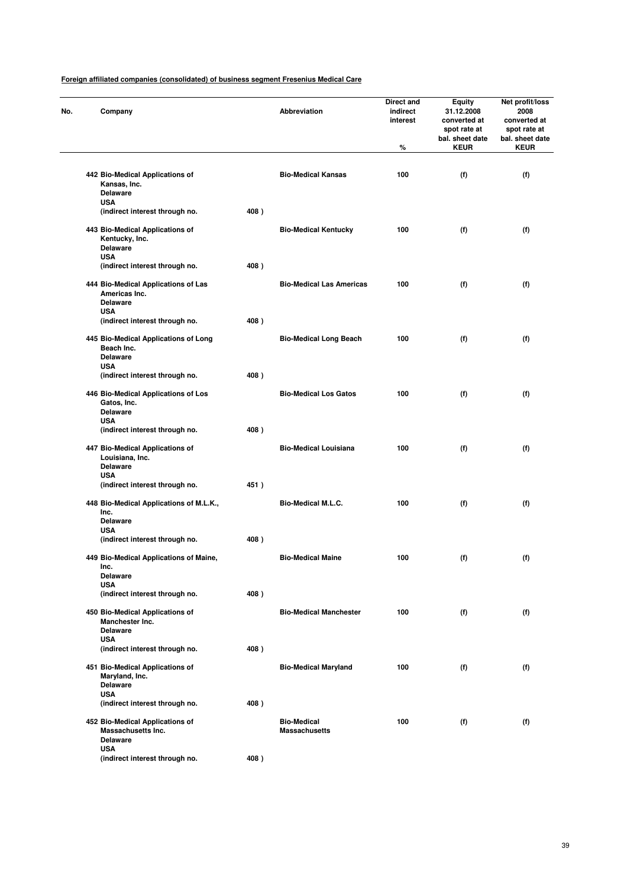**Foreign affiliated companies (consolidated) of business segment Fresenius Medical Care**

| No. | Company | Abbreviation | Direct and indirect interest % | Equity 31.12.2008 converted at spot rate at bal. sheet date KEUR | Net profit/loss 2008 converted at spot rate at bal. sheet date KEUR |
|---|---|---|---|---|---|
| 442 | Bio-Medical Applications of Kansas, Inc. Delaware USA (indirect interest through no. 408 ) | Bio-Medical Kansas | 100 | (f) | (f) |
| 443 | Bio-Medical Applications of Kentucky, Inc. Delaware USA (indirect interest through no. 408 ) | Bio-Medical Kentucky | 100 | (f) | (f) |
| 444 | Bio-Medical Applications of Las Americas Inc. Delaware USA (indirect interest through no. 408 ) | Bio-Medical Las Americas | 100 | (f) | (f) |
| 445 | Bio-Medical Applications of Long Beach Inc. Delaware USA (indirect interest through no. 408 ) | Bio-Medical Long Beach | 100 | (f) | (f) |
| 446 | Bio-Medical Applications of Los Gatos, Inc. Delaware USA (indirect interest through no. 408 ) | Bio-Medical Los Gatos | 100 | (f) | (f) |
| 447 | Bio-Medical Applications of Louisiana, Inc. Delaware USA (indirect interest through no. 451 ) | Bio-Medical Louisiana | 100 | (f) | (f) |
| 448 | Bio-Medical Applications of M.L.K., Inc. Delaware USA (indirect interest through no. 408 ) | Bio-Medical M.L.C. | 100 | (f) | (f) |
| 449 | Bio-Medical Applications of Maine, Inc. Delaware USA (indirect interest through no. 408 ) | Bio-Medical Maine | 100 | (f) | (f) |
| 450 | Bio-Medical Applications of Manchester Inc. Delaware USA (indirect interest through no. 408 ) | Bio-Medical Manchester | 100 | (f) | (f) |
| 451 | Bio-Medical Applications of Maryland, Inc. Delaware USA (indirect interest through no. 408 ) | Bio-Medical Maryland | 100 | (f) | (f) |
| 452 | Bio-Medical Applications of Massachusetts Inc. Delaware USA (indirect interest through no. 408 ) | Bio-Medical Massachusetts | 100 | (f) | (f) |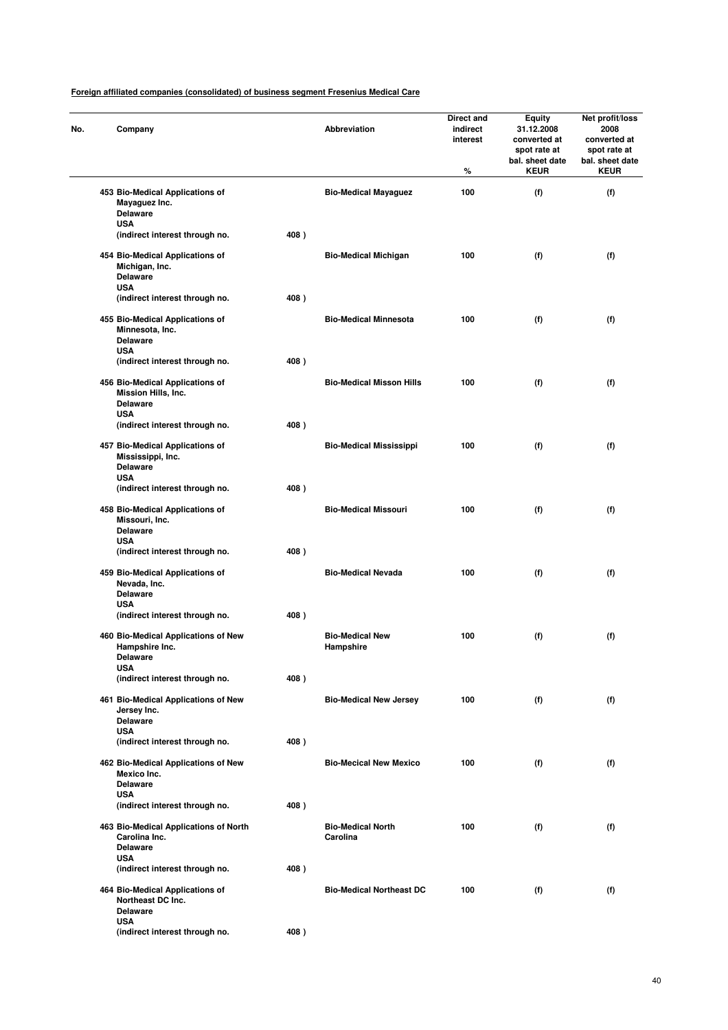**Foreign affiliated companies (consolidated) of business segment Fresenius Medical Care**

| No. | Company | | Abbreviation | Direct and indirect interest % | Equity 31.12.2008 converted at spot rate at bal. sheet date KEUR | Net profit/loss 2008 converted at spot rate at bal. sheet date KEUR |
|---|---|---|---|---|---|---|
| 453 | Bio-Medical Applications of Mayaguez Inc. Delaware USA (indirect interest through no. | 408 ) | Bio-Medical Mayaguez | 100 | (f) | (f) |
| 454 | Bio-Medical Applications of Michigan, Inc. Delaware USA (indirect interest through no. | 408 ) | Bio-Medical Michigan | 100 | (f) | (f) |
| 455 | Bio-Medical Applications of Minnesota, Inc. Delaware USA (indirect interest through no. | 408 ) | Bio-Medical Minnesota | 100 | (f) | (f) |
| 456 | Bio-Medical Applications of Mission Hills, Inc. Delaware USA (indirect interest through no. | 408 ) | Bio-Medical Misson Hills | 100 | (f) | (f) |
| 457 | Bio-Medical Applications of Mississippi, Inc. Delaware USA (indirect interest through no. | 408 ) | Bio-Medical Mississippi | 100 | (f) | (f) |
| 458 | Bio-Medical Applications of Missouri, Inc. Delaware USA (indirect interest through no. | 408 ) | Bio-Medical Missouri | 100 | (f) | (f) |
| 459 | Bio-Medical Applications of Nevada, Inc. Delaware USA (indirect interest through no. | 408 ) | Bio-Medical Nevada | 100 | (f) | (f) |
| 460 | Bio-Medical Applications of New Hampshire Inc. Delaware USA (indirect interest through no. | 408 ) | Bio-Medical New Hampshire | 100 | (f) | (f) |
| 461 | Bio-Medical Applications of New Jersey Inc. Delaware USA (indirect interest through no. | 408 ) | Bio-Medical New Jersey | 100 | (f) | (f) |
| 462 | Bio-Medical Applications of New Mexico Inc. Delaware USA (indirect interest through no. | 408 ) | Bio-Mecical New Mexico | 100 | (f) | (f) |
| 463 | Bio-Medical Applications of North Carolina Inc. Delaware USA (indirect interest through no. | 408 ) | Bio-Medical North Carolina | 100 | (f) | (f) |
| 464 | Bio-Medical Applications of Northeast DC Inc. Delaware USA (indirect interest through no. | 408 ) | Bio-Medical Northeast DC | 100 | (f) | (f) |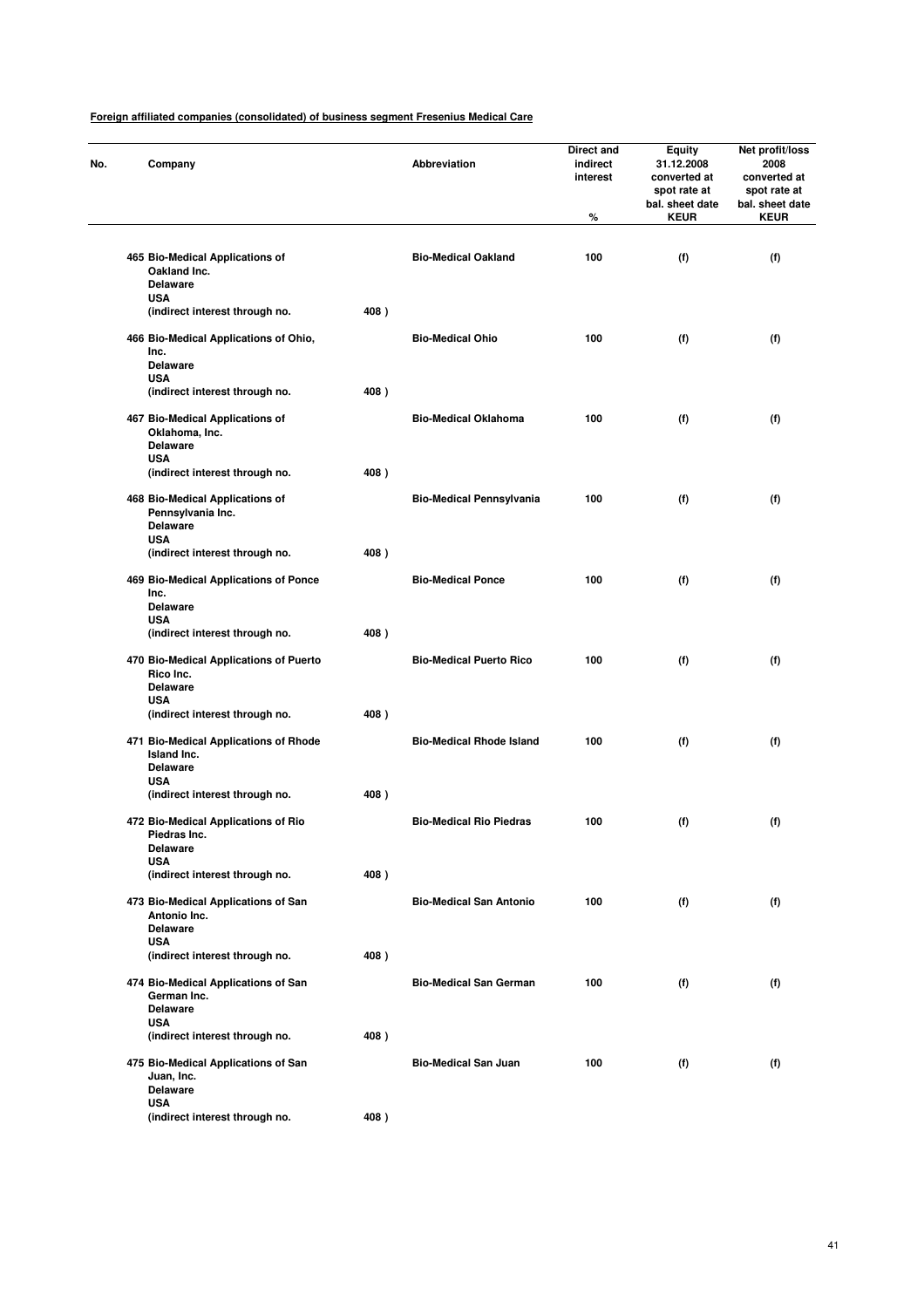**Foreign affiliated companies (consolidated) of business segment Fresenius Medical Care**

| No. | Company | Abbreviation | Direct and indirect interest % | Equity 31.12.2008 converted at spot rate at bal. sheet date KEUR | Net profit/loss 2008 converted at spot rate at bal. sheet date KEUR |
|---|---|---|---|---|---|
| 465 | Bio-Medical Applications of Oakland Inc. Delaware USA (indirect interest through no. 408 ) | Bio-Medical Oakland | 100 | (f) | (f) |
| 466 | Bio-Medical Applications of Ohio, Inc. Delaware USA (indirect interest through no. 408 ) | Bio-Medical Ohio | 100 | (f) | (f) |
| 467 | Bio-Medical Applications of Oklahoma, Inc. Delaware USA (indirect interest through no. 408 ) | Bio-Medical Oklahoma | 100 | (f) | (f) |
| 468 | Bio-Medical Applications of Pennsylvania Inc. Delaware USA (indirect interest through no. 408 ) | Bio-Medical Pennsylvania | 100 | (f) | (f) |
| 469 | Bio-Medical Applications of Ponce Inc. Delaware USA (indirect interest through no. 408 ) | Bio-Medical Ponce | 100 | (f) | (f) |
| 470 | Bio-Medical Applications of Puerto Rico Inc. Delaware USA (indirect interest through no. 408 ) | Bio-Medical Puerto Rico | 100 | (f) | (f) |
| 471 | Bio-Medical Applications of Rhode Island Inc. Delaware USA (indirect interest through no. 408 ) | Bio-Medical Rhode Island | 100 | (f) | (f) |
| 472 | Bio-Medical Applications of Rio Piedras Inc. Delaware USA (indirect interest through no. 408 ) | Bio-Medical Rio Piedras | 100 | (f) | (f) |
| 473 | Bio-Medical Applications of San Antonio Inc. Delaware USA (indirect interest through no. 408 ) | Bio-Medical San Antonio | 100 | (f) | (f) |
| 474 | Bio-Medical Applications of San German Inc. Delaware USA (indirect interest through no. 408 ) | Bio-Medical San German | 100 | (f) | (f) |
| 475 | Bio-Medical Applications of San Juan, Inc. Delaware USA (indirect interest through no. 408 ) | Bio-Medical San Juan | 100 | (f) | (f) |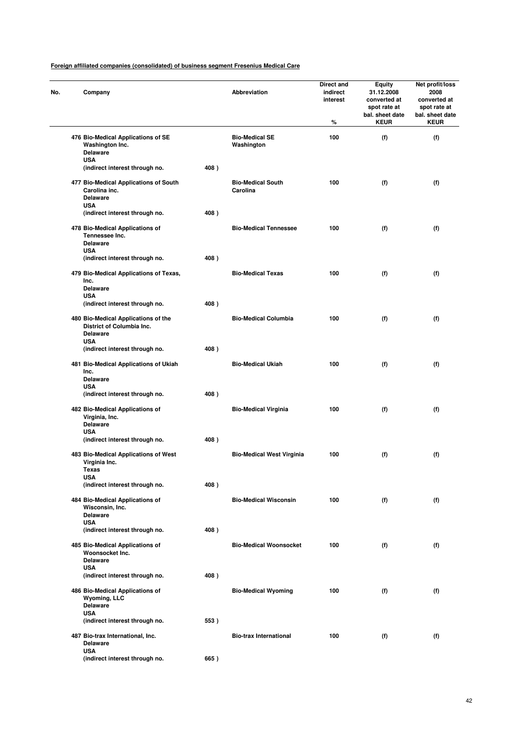**Foreign affiliated companies (consolidated) of business segment Fresenius Medical Care**

| No. | Company | | Abbreviation | Direct and indirect interest % | Equity 31.12.2008 converted at spot rate at bal. sheet date KEUR | Net profit/loss 2008 converted at spot rate at bal. sheet date KEUR |
|---|---|---|---|---|---|---|
| 476 | Bio-Medical Applications of SE Washington Inc. Delaware USA (indirect interest through no. | 408 ) | Bio-Medical SE Washington | 100 | (f) | (f) |
| 477 | Bio-Medical Applications of South Carolina inc. Delaware USA (indirect interest through no. | 408 ) | Bio-Medical South Carolina | 100 | (f) | (f) |
| 478 | Bio-Medical Applications of Tennessee Inc. Delaware USA (indirect interest through no. | 408 ) | Bio-Medical Tennessee | 100 | (f) | (f) |
| 479 | Bio-Medical Applications of Texas, Inc. Delaware USA (indirect interest through no. | 408 ) | Bio-Medical Texas | 100 | (f) | (f) |
| 480 | Bio-Medical Applications of the District of Columbia Inc. Delaware USA (indirect interest through no. | 408 ) | Bio-Medical Columbia | 100 | (f) | (f) |
| 481 | Bio-Medical Applications of Ukiah Inc. Delaware USA (indirect interest through no. | 408 ) | Bio-Medical Ukiah | 100 | (f) | (f) |
| 482 | Bio-Medical Applications of Virginia, Inc. Delaware USA (indirect interest through no. | 408 ) | Bio-Medical Virginia | 100 | (f) | (f) |
| 483 | Bio-Medical Applications of West Virginia Inc. Texas USA (indirect interest through no. | 408 ) | Bio-Medical West Virginia | 100 | (f) | (f) |
| 484 | Bio-Medical Applications of Wisconsin, Inc. Delaware USA (indirect interest through no. | 408 ) | Bio-Medical Wisconsin | 100 | (f) | (f) |
| 485 | Bio-Medical Applications of Woonsocket Inc. Delaware USA (indirect interest through no. | 408 ) | Bio-Medical Woonsocket | 100 | (f) | (f) |
| 486 | Bio-Medical Applications of Wyoming, LLC Delaware USA (indirect interest through no. | 553 ) | Bio-Medical Wyoming | 100 | (f) | (f) |
| 487 | Bio-trax International, Inc. Delaware USA (indirect interest through no. | 665 ) | Bio-trax International | 100 | (f) | (f) |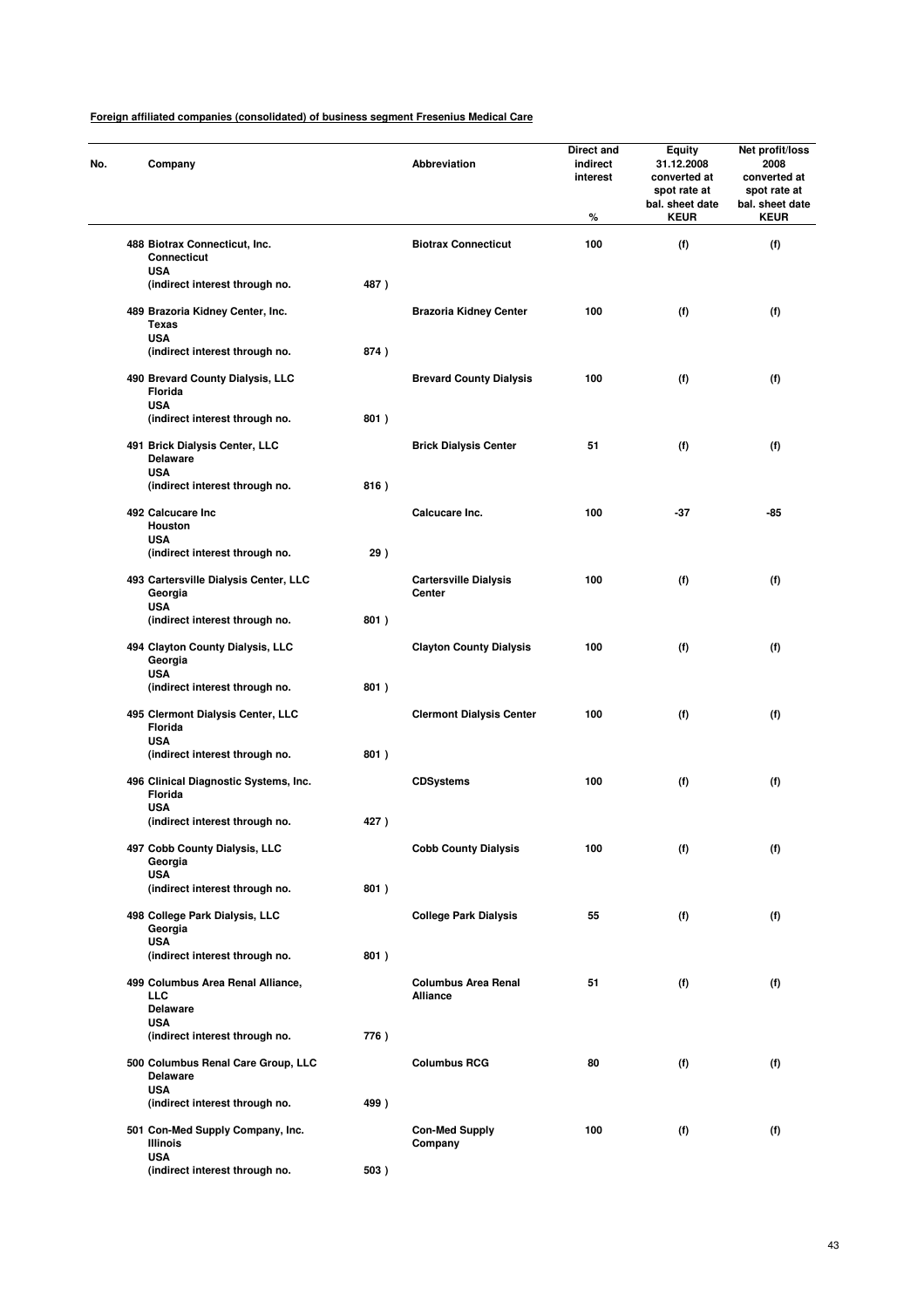**Foreign affiliated companies (consolidated) of business segment Fresenius Medical Care**

| No. | Company | | Abbreviation | Direct and indirect interest % | Equity 31.12.2008 converted at spot rate at bal. sheet date KEUR | Net profit/loss 2008 converted at spot rate at bal. sheet date KEUR |
|---|---|---|---|---|---|---|
| 488 | Biotrax Connecticut, Inc. Connecticut USA (indirect interest through no. | 487 ) | Biotrax Connecticut | 100 | (f) | (f) |
| 489 | Brazoria Kidney Center, Inc. Texas USA (indirect interest through no. | 874 ) | Brazoria Kidney Center | 100 | (f) | (f) |
| 490 | Brevard County Dialysis, LLC Florida USA (indirect interest through no. | 801 ) | Brevard County Dialysis | 100 | (f) | (f) |
| 491 | Brick Dialysis Center, LLC Delaware USA (indirect interest through no. | 816 ) | Brick Dialysis Center | 51 | (f) | (f) |
| 492 | Calcucare Inc Houston USA (indirect interest through no. | 29 ) | Calcucare Inc. | 100 | -37 | -85 |
| 493 | Cartersville Dialysis Center, LLC Georgia USA (indirect interest through no. | 801 ) | Cartersville Dialysis Center | 100 | (f) | (f) |
| 494 | Clayton County Dialysis, LLC Georgia USA (indirect interest through no. | 801 ) | Clayton County Dialysis | 100 | (f) | (f) |
| 495 | Clermont Dialysis Center, LLC Florida USA (indirect interest through no. | 801 ) | Clermont Dialysis Center | 100 | (f) | (f) |
| 496 | Clinical Diagnostic Systems, Inc. Florida USA (indirect interest through no. | 427 ) | CDSystems | 100 | (f) | (f) |
| 497 | Cobb County Dialysis, LLC Georgia USA (indirect interest through no. | 801 ) | Cobb County Dialysis | 100 | (f) | (f) |
| 498 | College Park Dialysis, LLC Georgia USA (indirect interest through no. | 801 ) | College Park Dialysis | 55 | (f) | (f) |
| 499 | Columbus Area Renal Alliance, LLC Delaware USA (indirect interest through no. | 776 ) | Columbus Area Renal Alliance | 51 | (f) | (f) |
| 500 | Columbus Renal Care Group, LLC Delaware USA (indirect interest through no. | 499 ) | Columbus RCG | 80 | (f) | (f) |
| 501 | Con-Med Supply Company, Inc. Illinois USA (indirect interest through no. | 503 ) | Con-Med Supply Company | 100 | (f) | (f) |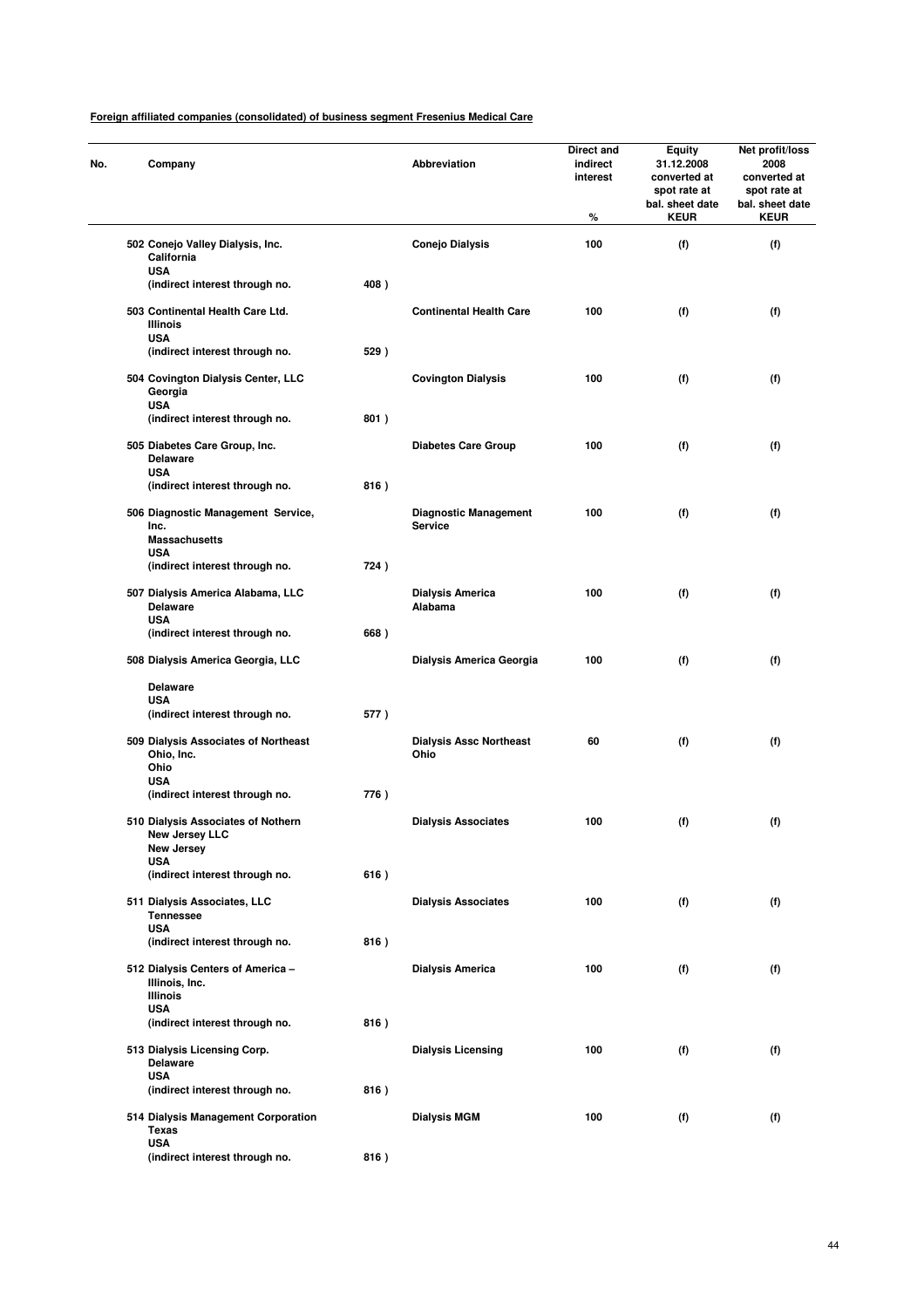**Foreign affiliated companies (consolidated) of business segment Fresenius Medical Care**

| No. | Company | | Abbreviation | Direct and indirect interest % | Equity 31.12.2008 converted at spot rate at bal. sheet date KEUR | Net profit/loss 2008 converted at spot rate at bal. sheet date KEUR |
|---|---|---|---|---|---|---|
| 502 | Conejo Valley Dialysis, Inc. California USA (indirect interest through no. | 408 ) | Conejo Dialysis | 100 | (f) | (f) |
| 503 | Continental Health Care Ltd. Illinois USA (indirect interest through no. | 529 ) | Continental Health Care | 100 | (f) | (f) |
| 504 | Covington Dialysis Center, LLC Georgia USA (indirect interest through no. | 801 ) | Covington Dialysis | 100 | (f) | (f) |
| 505 | Diabetes Care Group, Inc. Delaware USA (indirect interest through no. | 816 ) | Diabetes Care Group | 100 | (f) | (f) |
| 506 | Diagnostic Management Service, Inc. Massachusetts USA (indirect interest through no. | 724 ) | Diagnostic Management Service | 100 | (f) | (f) |
| 507 | Dialysis America Alabama, LLC Delaware USA (indirect interest through no. | 668 ) | Dialysis America Alabama | 100 | (f) | (f) |
| 508 | Dialysis America Georgia, LLC Delaware USA (indirect interest through no. | 577 ) | Dialysis America Georgia | 100 | (f) | (f) |
| 509 | Dialysis Associates of Northeast Ohio, Inc. Ohio USA (indirect interest through no. | 776 ) | Dialysis Assc Northeast Ohio | 60 | (f) | (f) |
| 510 | Dialysis Associates of Nothern New Jersey LLC New Jersey USA (indirect interest through no. | 616 ) | Dialysis Associates | 100 | (f) | (f) |
| 511 | Dialysis Associates, LLC Tennessee USA (indirect interest through no. | 816 ) | Dialysis Associates | 100 | (f) | (f) |
| 512 | Dialysis Centers of America – Illinois, Inc. Illinois USA (indirect interest through no. | 816 ) | Dialysis America | 100 | (f) | (f) |
| 513 | Dialysis Licensing Corp. Delaware USA (indirect interest through no. | 816 ) | Dialysis Licensing | 100 | (f) | (f) |
| 514 | Dialysis Management Corporation Texas USA (indirect interest through no. | 816 ) | Dialysis MGM | 100 | (f) | (f) |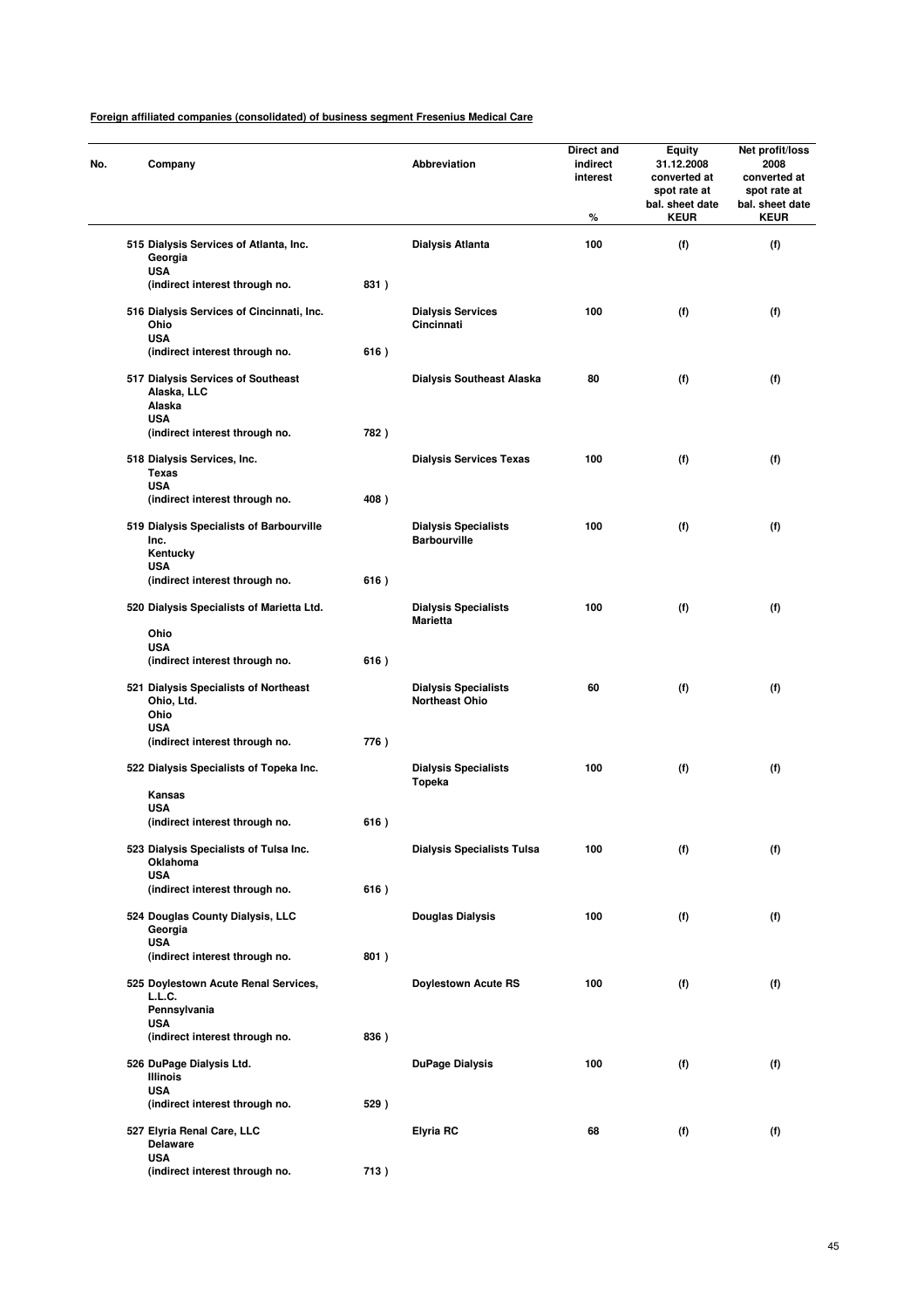**Foreign affiliated companies (consolidated) of business segment Fresenius Medical Care**

| No. | Company | | Abbreviation | Direct and indirect interest % | Equity 31.12.2008 converted at spot rate at bal. sheet date KEUR | Net profit/loss 2008 converted at spot rate at bal. sheet date KEUR |
|---|---|---|---|---|---|---|
| 515 | Dialysis Services of Atlanta, Inc. Georgia USA (indirect interest through no. | 831 ) | Dialysis Atlanta | 100 | (f) | (f) |
| 516 | Dialysis Services of Cincinnati, Inc. Ohio USA (indirect interest through no. | 616 ) | Dialysis Services Cincinnati | 100 | (f) | (f) |
| 517 | Dialysis Services of Southeast Alaska, LLC Alaska USA (indirect interest through no. | 782 ) | Dialysis Southeast Alaska | 80 | (f) | (f) |
| 518 | Dialysis Services, Inc. Texas USA (indirect interest through no. | 408 ) | Dialysis Services Texas | 100 | (f) | (f) |
| 519 | Dialysis Specialists of Barbourville Inc. Kentucky USA (indirect interest through no. | 616 ) | Dialysis Specialists Barbourville | 100 | (f) | (f) |
| 520 | Dialysis Specialists of Marietta Ltd. Ohio USA (indirect interest through no. | 616 ) | Dialysis Specialists Marietta | 100 | (f) | (f) |
| 521 | Dialysis Specialists of Northeast Ohio, Ltd. Ohio USA (indirect interest through no. | 776 ) | Dialysis Specialists Northeast Ohio | 60 | (f) | (f) |
| 522 | Dialysis Specialists of Topeka Inc. Kansas USA (indirect interest through no. | 616 ) | Dialysis Specialists Topeka | 100 | (f) | (f) |
| 523 | Dialysis Specialists of Tulsa Inc. Oklahoma USA (indirect interest through no. | 616 ) | Dialysis Specialists Tulsa | 100 | (f) | (f) |
| 524 | Douglas County Dialysis, LLC Georgia USA (indirect interest through no. | 801 ) | Douglas Dialysis | 100 | (f) | (f) |
| 525 | Doylestown Acute Renal Services, L.L.C. Pennsylvania USA (indirect interest through no. | 836 ) | Doylestown Acute RS | 100 | (f) | (f) |
| 526 | DuPage Dialysis Ltd. Illinois USA (indirect interest through no. | 529 ) | DuPage Dialysis | 100 | (f) | (f) |
| 527 | Elyria Renal Care, LLC Delaware USA (indirect interest through no. | 713 ) | Elyria RC | 68 | (f) | (f) |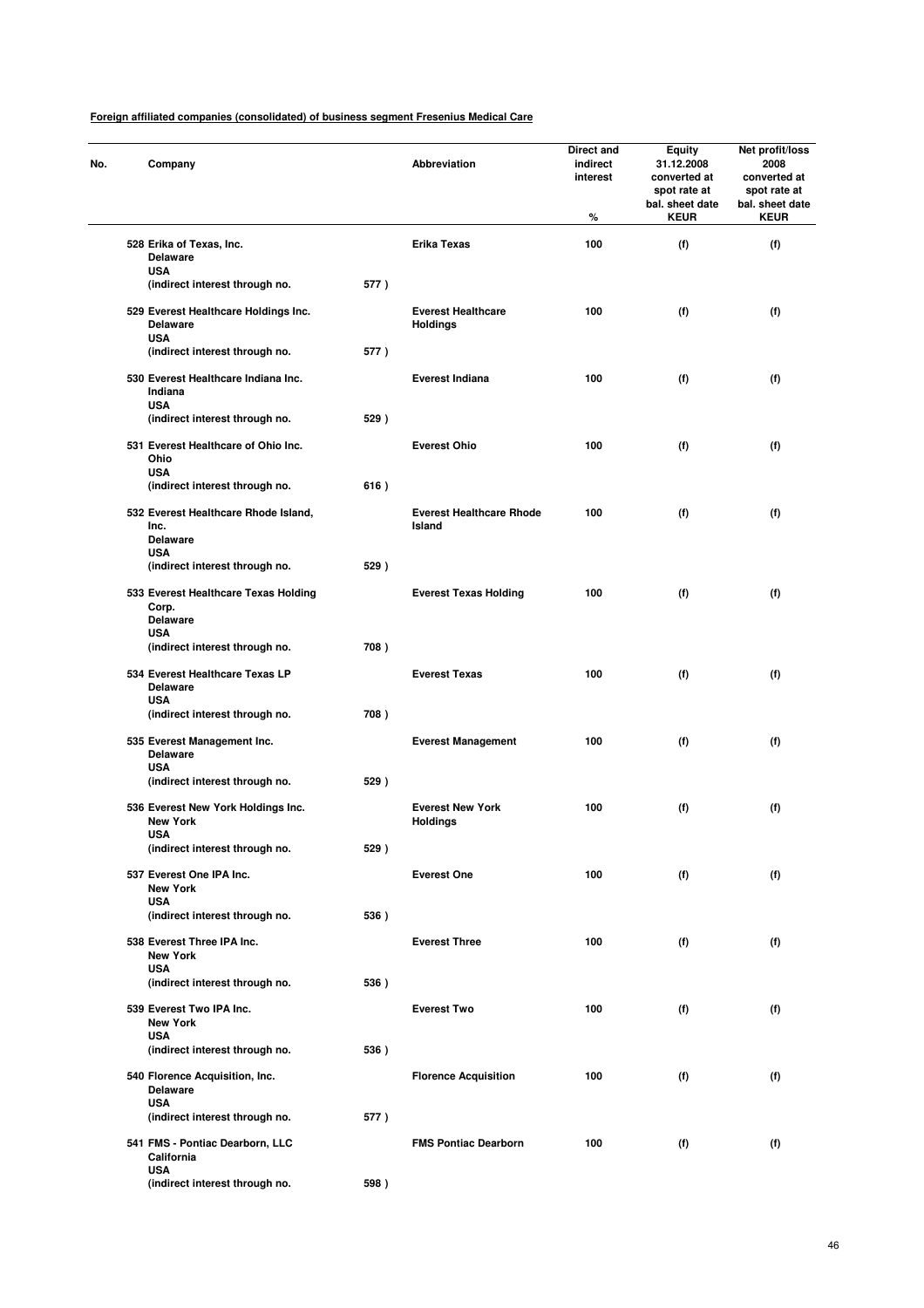**Foreign affiliated companies (consolidated) of business segment Fresenius Medical Care**

| No. | Company | | Abbreviation | Direct and indirect interest % | Equity 31.12.2008 converted at spot rate at bal. sheet date KEUR | Net profit/loss 2008 converted at spot rate at bal. sheet date KEUR |
|---|---|---|---|---|---|---|
| 528 | Erika of Texas, Inc. Delaware USA (indirect interest through no. | 577 ) | Erika Texas | 100 | (f) | (f) |
| 529 | Everest Healthcare Holdings Inc. Delaware USA (indirect interest through no. | 577 ) | Everest Healthcare Holdings | 100 | (f) | (f) |
| 530 | Everest Healthcare Indiana Inc. Indiana USA (indirect interest through no. | 529 ) | Everest Indiana | 100 | (f) | (f) |
| 531 | Everest Healthcare of Ohio Inc. Ohio USA (indirect interest through no. | 616 ) | Everest Ohio | 100 | (f) | (f) |
| 532 | Everest Healthcare Rhode Island, Inc. Delaware USA (indirect interest through no. | 529 ) | Everest Healthcare Rhode Island | 100 | (f) | (f) |
| 533 | Everest Healthcare Texas Holding Corp. Delaware USA (indirect interest through no. | 708 ) | Everest Texas Holding | 100 | (f) | (f) |
| 534 | Everest Healthcare Texas LP Delaware USA (indirect interest through no. | 708 ) | Everest Texas | 100 | (f) | (f) |
| 535 | Everest Management Inc. Delaware USA (indirect interest through no. | 529 ) | Everest Management | 100 | (f) | (f) |
| 536 | Everest New York Holdings Inc. New York USA (indirect interest through no. | 529 ) | Everest New York Holdings | 100 | (f) | (f) |
| 537 | Everest One IPA Inc. New York USA (indirect interest through no. | 536 ) | Everest One | 100 | (f) | (f) |
| 538 | Everest Three IPA Inc. New York USA (indirect interest through no. | 536 ) | Everest Three | 100 | (f) | (f) |
| 539 | Everest Two IPA Inc. New York USA (indirect interest through no. | 536 ) | Everest Two | 100 | (f) | (f) |
| 540 | Florence Acquisition, Inc. Delaware USA (indirect interest through no. | 577 ) | Florence Acquisition | 100 | (f) | (f) |
| 541 | FMS - Pontiac Dearborn, LLC California USA (indirect interest through no. | 598 ) | FMS Pontiac Dearborn | 100 | (f) | (f) |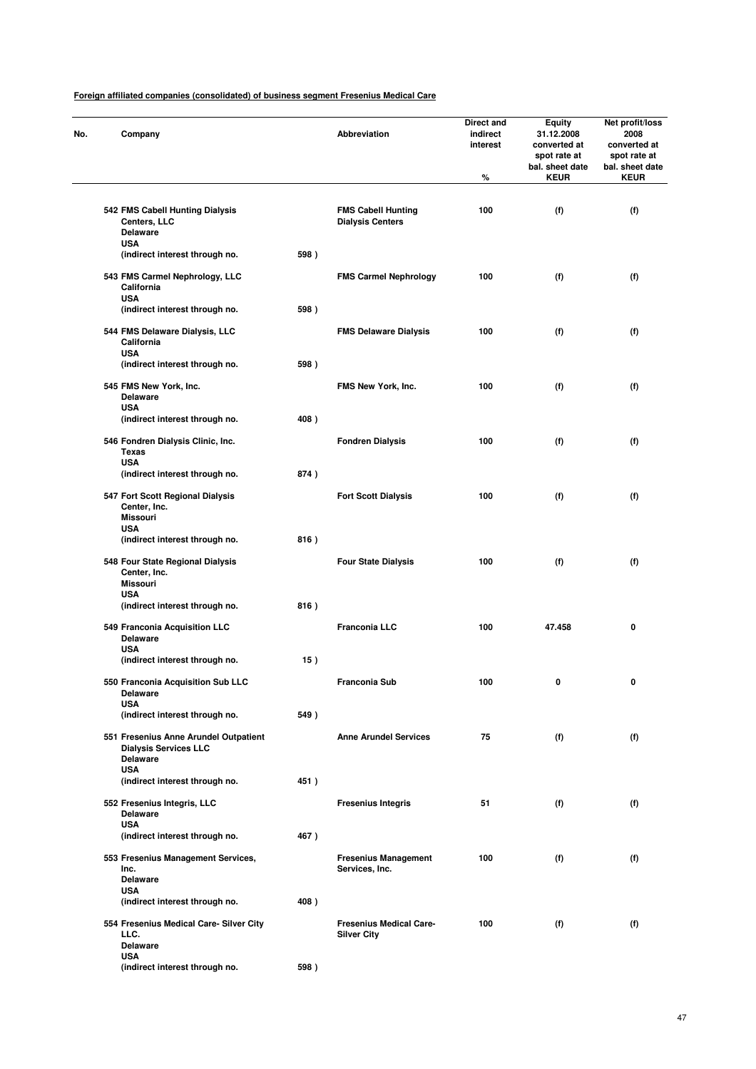**Foreign affiliated companies (consolidated) of business segment Fresenius Medical Care**

| No. | Company | | Abbreviation | Direct and indirect interest % | Equity 31.12.2008 converted at spot rate at bal. sheet date KEUR | Net profit/loss 2008 converted at spot rate at bal. sheet date KEUR |
|---|---|---|---|---|---|---|
| 542 | FMS Cabell Hunting Dialysis Centers, LLC Delaware USA (indirect interest through no. | 598 ) | FMS Cabell Hunting Dialysis Centers | 100 | (f) | (f) |
| 543 | FMS Carmel Nephrology, LLC California USA (indirect interest through no. | 598 ) | FMS Carmel Nephrology | 100 | (f) | (f) |
| 544 | FMS Delaware Dialysis, LLC California USA (indirect interest through no. | 598 ) | FMS Delaware Dialysis | 100 | (f) | (f) |
| 545 | FMS New York, Inc. Delaware USA (indirect interest through no. | 408 ) | FMS New York, Inc. | 100 | (f) | (f) |
| 546 | Fondren Dialysis Clinic, Inc. Texas USA (indirect interest through no. | 874 ) | Fondren Dialysis | 100 | (f) | (f) |
| 547 | Fort Scott Regional Dialysis Center, Inc. Missouri USA (indirect interest through no. | 816 ) | Fort Scott Dialysis | 100 | (f) | (f) |
| 548 | Four State Regional Dialysis Center, Inc. Missouri USA (indirect interest through no. | 816 ) | Four State Dialysis | 100 | (f) | (f) |
| 549 | Franconia Acquisition LLC Delaware USA (indirect interest through no. | 15 ) | Franconia LLC | 100 | 47.458 | 0 |
| 550 | Franconia Acquisition Sub LLC Delaware USA (indirect interest through no. | 549 ) | Franconia Sub | 100 | 0 | 0 |
| 551 | Fresenius Anne Arundel Outpatient Dialysis Services LLC Delaware USA (indirect interest through no. | 451 ) | Anne Arundel Services | 75 | (f) | (f) |
| 552 | Fresenius Integris, LLC Delaware USA (indirect interest through no. | 467 ) | Fresenius Integris | 51 | (f) | (f) |
| 553 | Fresenius Management Services, Inc. Delaware USA (indirect interest through no. | 408 ) | Fresenius Management Services, Inc. | 100 | (f) | (f) |
| 554 | Fresenius Medical Care- Silver City LLC. Delaware USA (indirect interest through no. | 598 ) | Fresenius Medical Care- Silver City | 100 | (f) | (f) |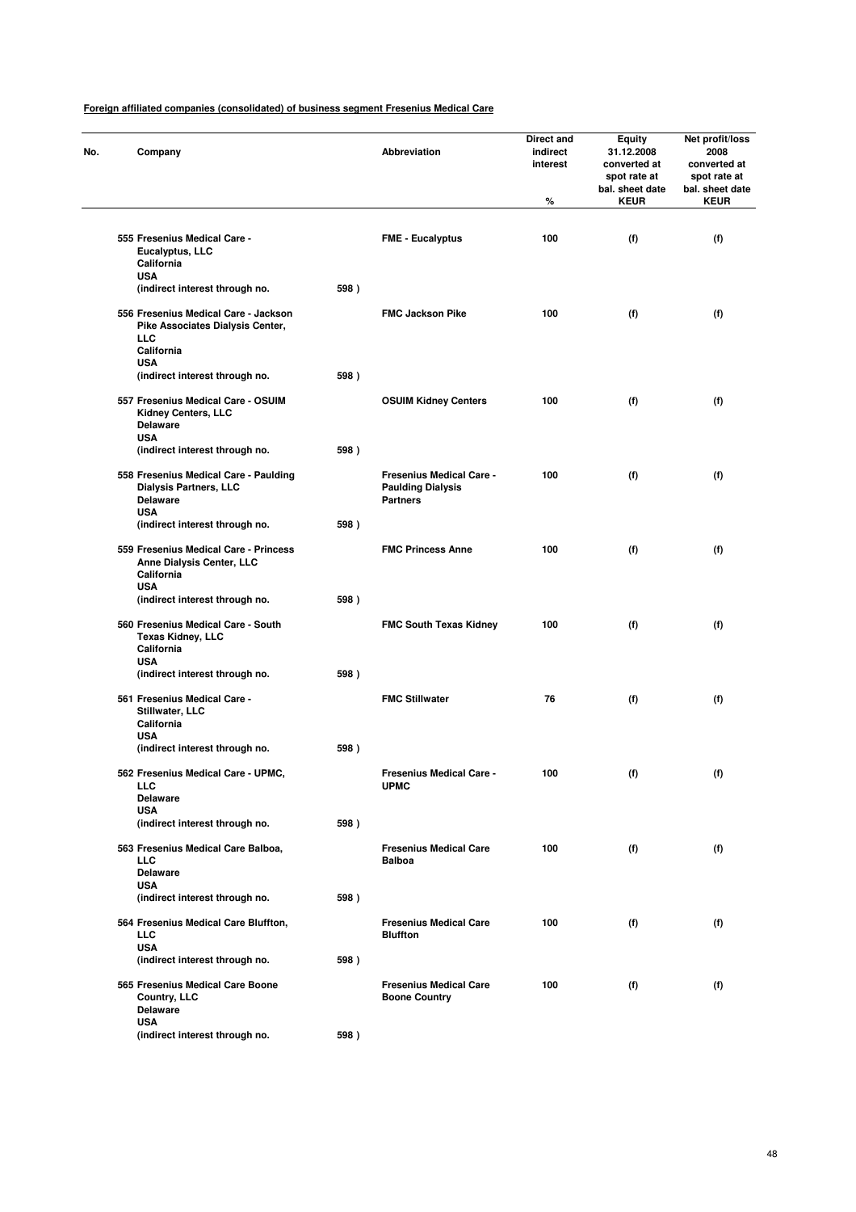**Foreign affiliated companies (consolidated) of business segment Fresenius Medical Care**

| No. | Company | | Abbreviation | Direct and indirect interest % | Equity 31.12.2008 converted at spot rate at bal. sheet date KEUR | Net profit/loss 2008 converted at spot rate at bal. sheet date KEUR |
|---|---|---|---|---|---|---|
| 555 | Fresenius Medical Care - Eucalyptus, LLC California USA (indirect interest through no. | 598 ) | FME - Eucalyptus | 100 | (f) | (f) |
| 556 | Fresenius Medical Care - Jackson Pike Associates Dialysis Center, LLC California USA (indirect interest through no. | 598 ) | FMC Jackson Pike | 100 | (f) | (f) |
| 557 | Fresenius Medical Care - OSUIM Kidney Centers, LLC Delaware USA (indirect interest through no. | 598 ) | OSUIM Kidney Centers | 100 | (f) | (f) |
| 558 | Fresenius Medical Care - Paulding Dialysis Partners, LLC Delaware USA (indirect interest through no. | 598 ) | Fresenius Medical Care - Paulding Dialysis Partners | 100 | (f) | (f) |
| 559 | Fresenius Medical Care - Princess Anne Dialysis Center, LLC California USA (indirect interest through no. | 598 ) | FMC Princess Anne | 100 | (f) | (f) |
| 560 | Fresenius Medical Care - South Texas Kidney, LLC California USA (indirect interest through no. | 598 ) | FMC South Texas Kidney | 100 | (f) | (f) |
| 561 | Fresenius Medical Care - Stillwater, LLC California USA (indirect interest through no. | 598 ) | FMC Stillwater | 76 | (f) | (f) |
| 562 | Fresenius Medical Care - UPMC, LLC Delaware USA (indirect interest through no. | 598 ) | Fresenius Medical Care - UPMC | 100 | (f) | (f) |
| 563 | Fresenius Medical Care Balboa, LLC Delaware USA (indirect interest through no. | 598 ) | Fresenius Medical Care Balboa | 100 | (f) | (f) |
| 564 | Fresenius Medical Care Bluffton, LLC USA (indirect interest through no. | 598 ) | Fresenius Medical Care Bluffton | 100 | (f) | (f) |
| 565 | Fresenius Medical Care Boone Country, LLC Delaware USA (indirect interest through no. | 598 ) | Fresenius Medical Care Boone Country | 100 | (f) | (f) |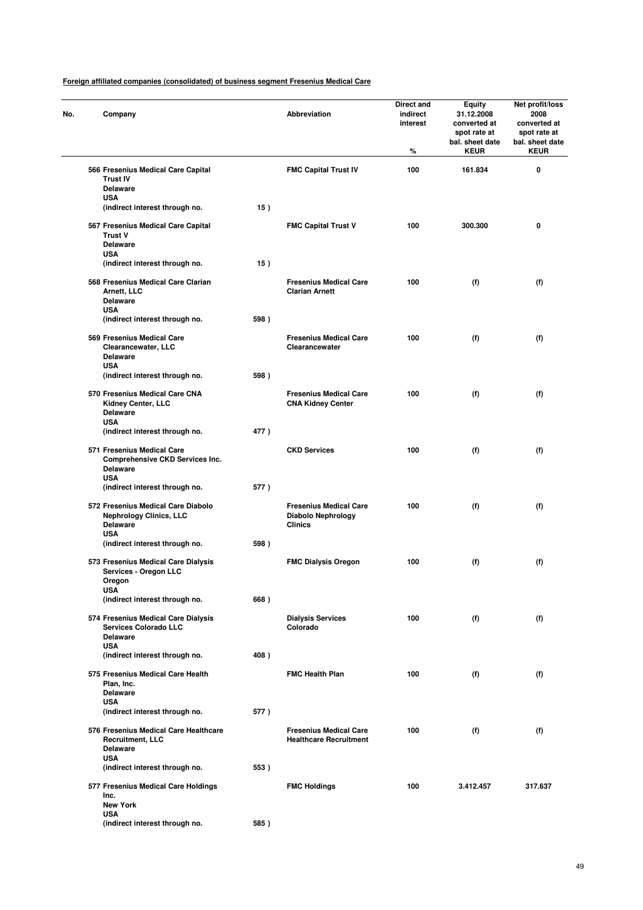**Foreign affiliated companies (consolidated) of business segment Fresenius Medical Care**

| No. | Company | | Abbreviation | Direct and indirect interest % | Equity 31.12.2008 converted at spot rate at bal. sheet date KEUR | Net profit/loss 2008 converted at spot rate at bal. sheet date KEUR |
|---|---|---|---|---|---|---|
| 566 | Fresenius Medical Care Capital Trust IV Delaware USA (indirect interest through no. | 15 ) | FMC Capital Trust IV | 100 | 161.834 | 0 |
| 567 | Fresenius Medical Care Capital Trust V Delaware USA (indirect interest through no. | 15 ) | FMC Capital Trust V | 100 | 300.300 | 0 |
| 568 | Fresenius Medical Care Clarian Arnett, LLC Delaware USA (indirect interest through no. | 598 ) | Fresenius Medical Care Clarian Arnett | 100 | (f) | (f) |
| 569 | Fresenius Medical Care Clearancewater, LLC Delaware USA (indirect interest through no. | 598 ) | Fresenius Medical Care Clearancewater | 100 | (f) | (f) |
| 570 | Fresenius Medical Care CNA Kidney Center, LLC Delaware USA (indirect interest through no. | 477 ) | Fresenius Medical Care CNA Kidney Center | 100 | (f) | (f) |
| 571 | Fresenius Medical Care Comprehensive CKD Services Inc. Delaware USA (indirect interest through no. | 577 ) | CKD Services | 100 | (f) | (f) |
| 572 | Fresenius Medical Care Diabolo Nephrology Clinics, LLC Delaware USA (indirect interest through no. | 598 ) | Fresenius Medical Care Diabolo Nephrology Clinics | 100 | (f) | (f) |
| 573 | Fresenius Medical Care Dialysis Services - Oregon LLC Oregon USA (indirect interest through no. | 668 ) | FMC Dialysis Oregon | 100 | (f) | (f) |
| 574 | Fresenius Medical Care Dialysis Services Colorado LLC Delaware USA (indirect interest through no. | 408 ) | Dialysis Services Colorado | 100 | (f) | (f) |
| 575 | Fresenius Medical Care Health Plan, Inc. Delaware USA (indirect interest through no. | 577 ) | FMC Health Plan | 100 | (f) | (f) |
| 576 | Fresenius Medical Care Healthcare Recruitment, LLC Delaware USA (indirect interest through no. | 553 ) | Fresenius Medical Care Healthcare Recruitment | 100 | (f) | (f) |
| 577 | Fresenius Medical Care Holdings Inc. New York USA (indirect interest through no. | 585 ) | FMC Holdings | 100 | 3.412.457 | 317.637 |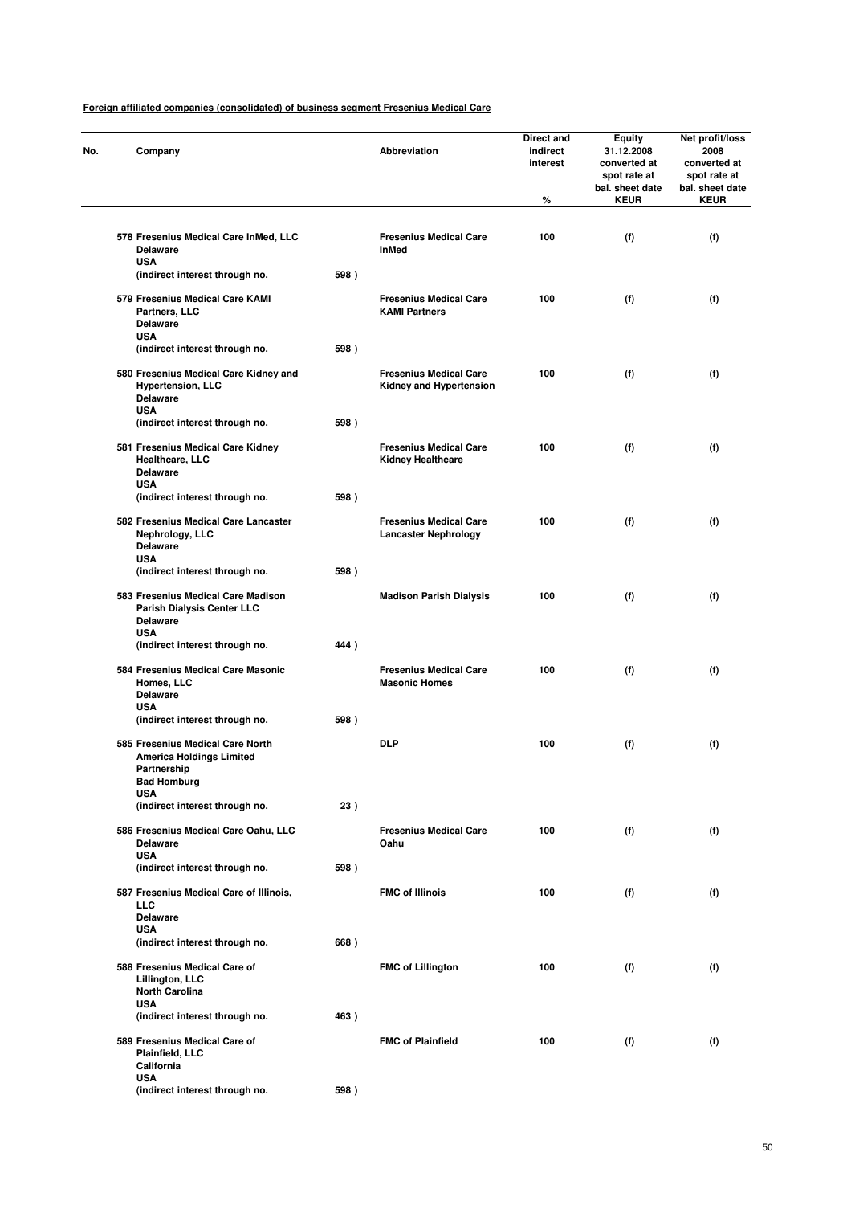**Foreign affiliated companies (consolidated) of business segment Fresenius Medical Care**

| No. | Company | | Abbreviation | Direct and indirect interest % | Equity 31.12.2008 converted at spot rate at bal. sheet date KEUR | Net profit/loss 2008 converted at spot rate at bal. sheet date KEUR |
|---|---|---|---|---|---|---|
| 578 | Fresenius Medical Care InMed, LLC Delaware USA (indirect interest through no. | 598 ) | Fresenius Medical Care InMed | 100 | (f) | (f) |
| 579 | Fresenius Medical Care KAMI Partners, LLC Delaware USA (indirect interest through no. | 598 ) | Fresenius Medical Care KAMI Partners | 100 | (f) | (f) |
| 580 | Fresenius Medical Care Kidney and Hypertension, LLC Delaware USA (indirect interest through no. | 598 ) | Fresenius Medical Care Kidney and Hypertension | 100 | (f) | (f) |
| 581 | Fresenius Medical Care Kidney Healthcare, LLC Delaware USA (indirect interest through no. | 598 ) | Fresenius Medical Care Kidney Healthcare | 100 | (f) | (f) |
| 582 | Fresenius Medical Care Lancaster Nephrology, LLC Delaware USA (indirect interest through no. | 598 ) | Fresenius Medical Care Lancaster Nephrology | 100 | (f) | (f) |
| 583 | Fresenius Medical Care Madison Parish Dialysis Center LLC Delaware USA (indirect interest through no. | 444 ) | Madison Parish Dialysis | 100 | (f) | (f) |
| 584 | Fresenius Medical Care Masonic Homes, LLC Delaware USA (indirect interest through no. | 598 ) | Fresenius Medical Care Masonic Homes | 100 | (f) | (f) |
| 585 | Fresenius Medical Care North America Holdings Limited Partnership Bad Homburg USA (indirect interest through no. | 23 ) | DLP | 100 | (f) | (f) |
| 586 | Fresenius Medical Care Oahu, LLC Delaware USA (indirect interest through no. | 598 ) | Fresenius Medical Care Oahu | 100 | (f) | (f) |
| 587 | Fresenius Medical Care of Illinois, LLC Delaware USA (indirect interest through no. | 668 ) | FMC of Illinois | 100 | (f) | (f) |
| 588 | Fresenius Medical Care of Lillington, LLC North Carolina USA (indirect interest through no. | 463 ) | FMC of Lillington | 100 | (f) | (f) |
| 589 | Fresenius Medical Care of Plainfield, LLC California USA (indirect interest through no. | 598 ) | FMC of Plainfield | 100 | (f) | (f) |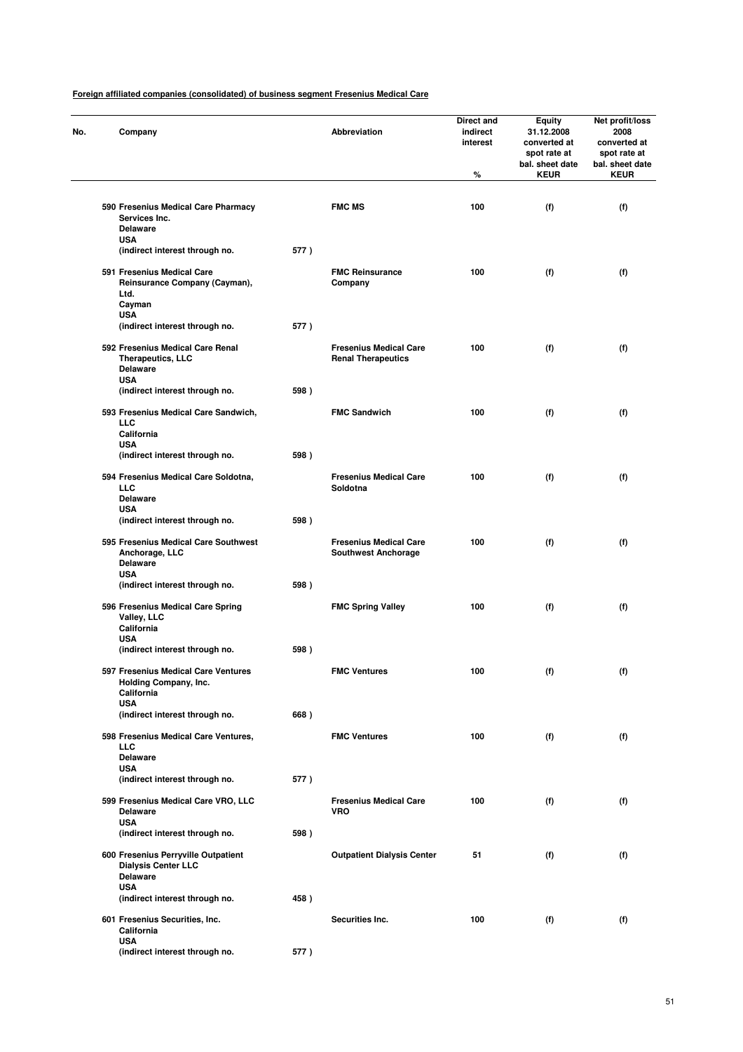**Foreign affiliated companies (consolidated) of business segment Fresenius Medical Care**

| No. | Company | | Abbreviation | Direct and indirect interest % | Equity 31.12.2008 converted at spot rate at bal. sheet date KEUR | Net profit/loss 2008 converted at spot rate at bal. sheet date KEUR |
|---|---|---|---|---|---|---|
| 590 | Fresenius Medical Care Pharmacy Services Inc. Delaware USA (indirect interest through no. | 577 ) | FMC MS | 100 | (f) | (f) |
| 591 | Fresenius Medical Care Reinsurance Company (Cayman), Ltd. Cayman USA (indirect interest through no. | 577 ) | FMC Reinsurance Company | 100 | (f) | (f) |
| 592 | Fresenius Medical Care Renal Therapeutics, LLC Delaware USA (indirect interest through no. | 598 ) | Fresenius Medical Care Renal Therapeutics | 100 | (f) | (f) |
| 593 | Fresenius Medical Care Sandwich, LLC California USA (indirect interest through no. | 598 ) | FMC Sandwich | 100 | (f) | (f) |
| 594 | Fresenius Medical Care Soldotna, LLC Delaware USA (indirect interest through no. | 598 ) | Fresenius Medical Care Soldotna | 100 | (f) | (f) |
| 595 | Fresenius Medical Care Southwest Anchorage, LLC Delaware USA (indirect interest through no. | 598 ) | Fresenius Medical Care Southwest Anchorage | 100 | (f) | (f) |
| 596 | Fresenius Medical Care Spring Valley, LLC California USA (indirect interest through no. | 598 ) | FMC Spring Valley | 100 | (f) | (f) |
| 597 | Fresenius Medical Care Ventures Holding Company, Inc. California USA (indirect interest through no. | 668 ) | FMC Ventures | 100 | (f) | (f) |
| 598 | Fresenius Medical Care Ventures, LLC Delaware USA (indirect interest through no. | 577 ) | FMC Ventures | 100 | (f) | (f) |
| 599 | Fresenius Medical Care VRO, LLC Delaware USA (indirect interest through no. | 598 ) | Fresenius Medical Care VRO | 100 | (f) | (f) |
| 600 | Fresenius Perryville Outpatient Dialysis Center LLC Delaware USA (indirect interest through no. | 458 ) | Outpatient Dialysis Center | 51 | (f) | (f) |
| 601 | Fresenius Securities, Inc. California USA (indirect interest through no. | 577 ) | Securities Inc. | 100 | (f) | (f) |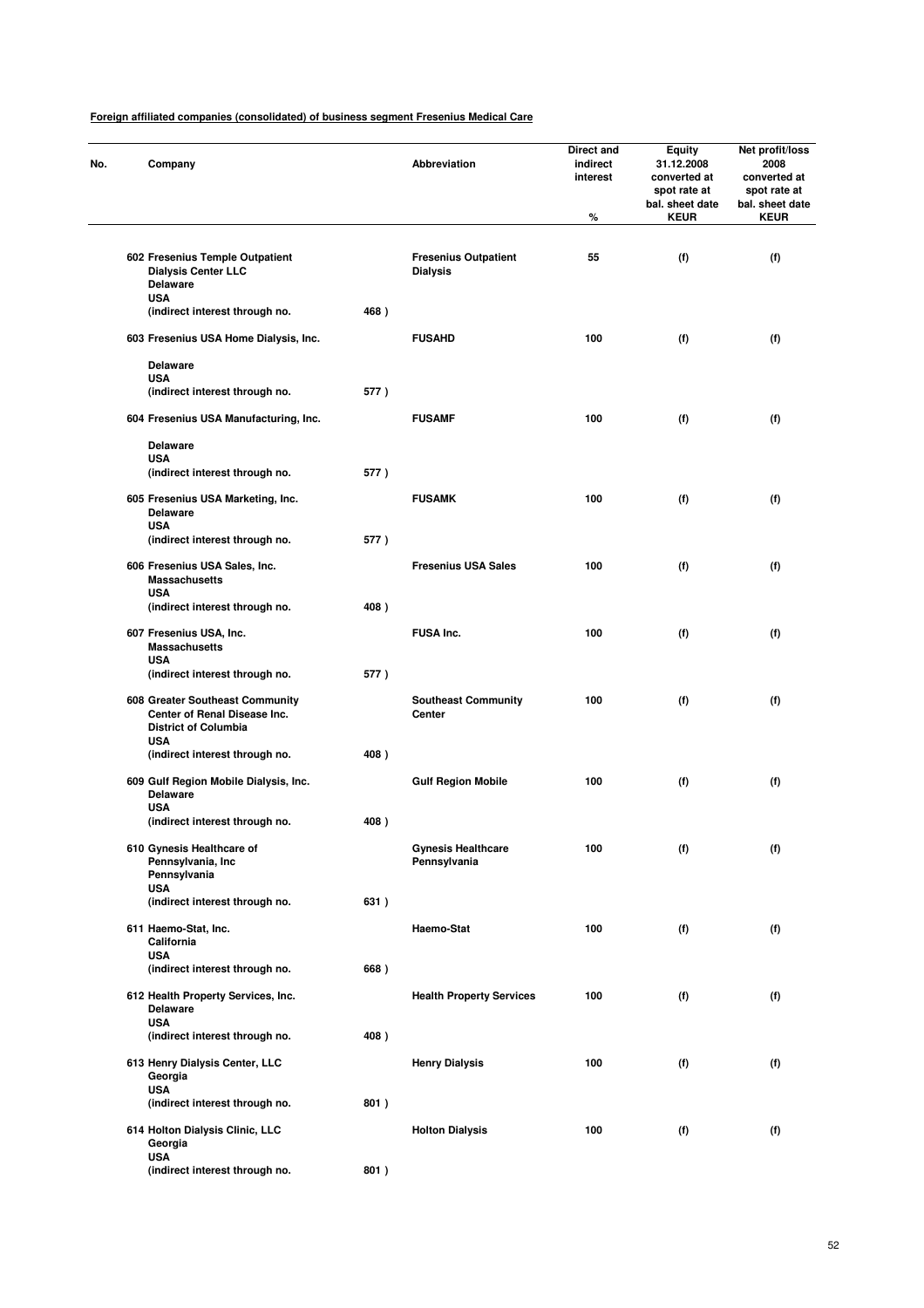**Foreign affiliated companies (consolidated) of business segment Fresenius Medical Care**

| No. | Company | | Abbreviation | Direct and indirect interest % | Equity 31.12.2008 converted at spot rate at bal. sheet date KEUR | Net profit/loss 2008 converted at spot rate at bal. sheet date KEUR |
|---|---|---|---|---|---|---|
| 602 | Fresenius Temple Outpatient Dialysis Center LLC<br>Delaware<br>USA<br>(indirect interest through no. | 468 ) | Fresenius Outpatient Dialysis | 55 | (f) | (f) |
| 603 | Fresenius USA Home Dialysis, Inc.<br>Delaware<br>USA<br>(indirect interest through no. | 577 ) | FUSAHD | 100 | (f) | (f) |
| 604 | Fresenius USA Manufacturing, Inc.<br>Delaware<br>USA<br>(indirect interest through no. | 577 ) | FUSAMF | 100 | (f) | (f) |
| 605 | Fresenius USA Marketing, Inc.<br>Delaware<br>USA<br>(indirect interest through no. | 577 ) | FUSAMK | 100 | (f) | (f) |
| 606 | Fresenius USA Sales, Inc.<br>Massachusetts<br>USA<br>(indirect interest through no. | 408 ) | Fresenius USA Sales | 100 | (f) | (f) |
| 607 | Fresenius USA, Inc.<br>Massachusetts<br>USA<br>(indirect interest through no. | 577 ) | FUSA Inc. | 100 | (f) | (f) |
| 608 | Greater Southeast Community Center of Renal Disease Inc.<br>District of Columbia<br>USA<br>(indirect interest through no. | 408 ) | Southeast Community Center | 100 | (f) | (f) |
| 609 | Gulf Region Mobile Dialysis, Inc.<br>Delaware<br>USA<br>(indirect interest through no. | 408 ) | Gulf Region Mobile | 100 | (f) | (f) |
| 610 | Gynesis Healthcare of Pennsylvania, Inc<br>Pennsylvania<br>USA<br>(indirect interest through no. | 631 ) | Gynesis Healthcare Pennsylvania | 100 | (f) | (f) |
| 611 | Haemo-Stat, Inc.<br>California<br>USA<br>(indirect interest through no. | 668 ) | Haemo-Stat | 100 | (f) | (f) |
| 612 | Health Property Services, Inc.<br>Delaware<br>USA<br>(indirect interest through no. | 408 ) | Health Property Services | 100 | (f) | (f) |
| 613 | Henry Dialysis Center, LLC<br>Georgia<br>USA<br>(indirect interest through no. | 801 ) | Henry Dialysis | 100 | (f) | (f) |
| 614 | Holton Dialysis Clinic, LLC<br>Georgia<br>USA<br>(indirect interest through no. | 801 ) | Holton Dialysis | 100 | (f) | (f) |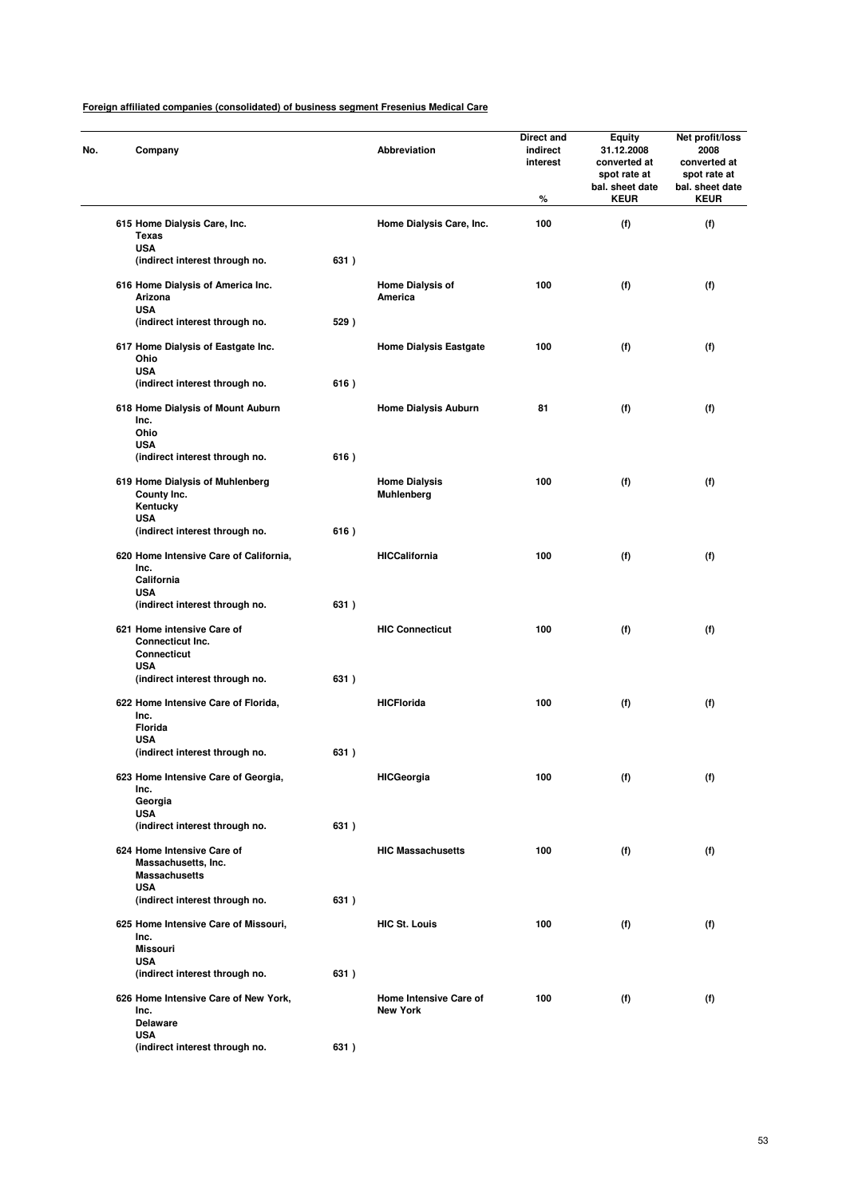**Foreign affiliated companies (consolidated) of business segment Fresenius Medical Care**

| No. | Company | | Abbreviation | Direct and indirect interest % | Equity 31.12.2008 converted at spot rate at bal. sheet date KEUR | Net profit/loss 2008 converted at spot rate at bal. sheet date KEUR |
|---|---|---|---|---|---|---|
| 615 | Home Dialysis Care, Inc. Texas USA (indirect interest through no. | 631 ) | Home Dialysis Care, Inc. | 100 | (f) | (f) |
| 616 | Home Dialysis of America Inc. Arizona USA (indirect interest through no. | 529 ) | Home Dialysis of America | 100 | (f) | (f) |
| 617 | Home Dialysis of Eastgate Inc. Ohio USA (indirect interest through no. | 616 ) | Home Dialysis Eastgate | 100 | (f) | (f) |
| 618 | Home Dialysis of Mount Auburn Inc. Ohio USA (indirect interest through no. | 616 ) | Home Dialysis Auburn | 81 | (f) | (f) |
| 619 | Home Dialysis of Muhlenberg County Inc. Kentucky USA (indirect interest through no. | 616 ) | Home Dialysis Muhlenberg | 100 | (f) | (f) |
| 620 | Home Intensive Care of California, Inc. California USA (indirect interest through no. | 631 ) | HICCalifornia | 100 | (f) | (f) |
| 621 | Home intensive Care of Connecticut Inc. Connecticut USA (indirect interest through no. | 631 ) | HIC Connecticut | 100 | (f) | (f) |
| 622 | Home Intensive Care of Florida, Inc. Florida USA (indirect interest through no. | 631 ) | HICFlorida | 100 | (f) | (f) |
| 623 | Home Intensive Care of Georgia, Inc. Georgia USA (indirect interest through no. | 631 ) | HICGeorgia | 100 | (f) | (f) |
| 624 | Home Intensive Care of Massachusetts, Inc. Massachusetts USA (indirect interest through no. | 631 ) | HIC Massachusetts | 100 | (f) | (f) |
| 625 | Home Intensive Care of Missouri, Inc. Missouri USA (indirect interest through no. | 631 ) | HIC St. Louis | 100 | (f) | (f) |
| 626 | Home Intensive Care of New York, Inc. Delaware USA (indirect interest through no. | 631 ) | Home Intensive Care of New York | 100 | (f) | (f) |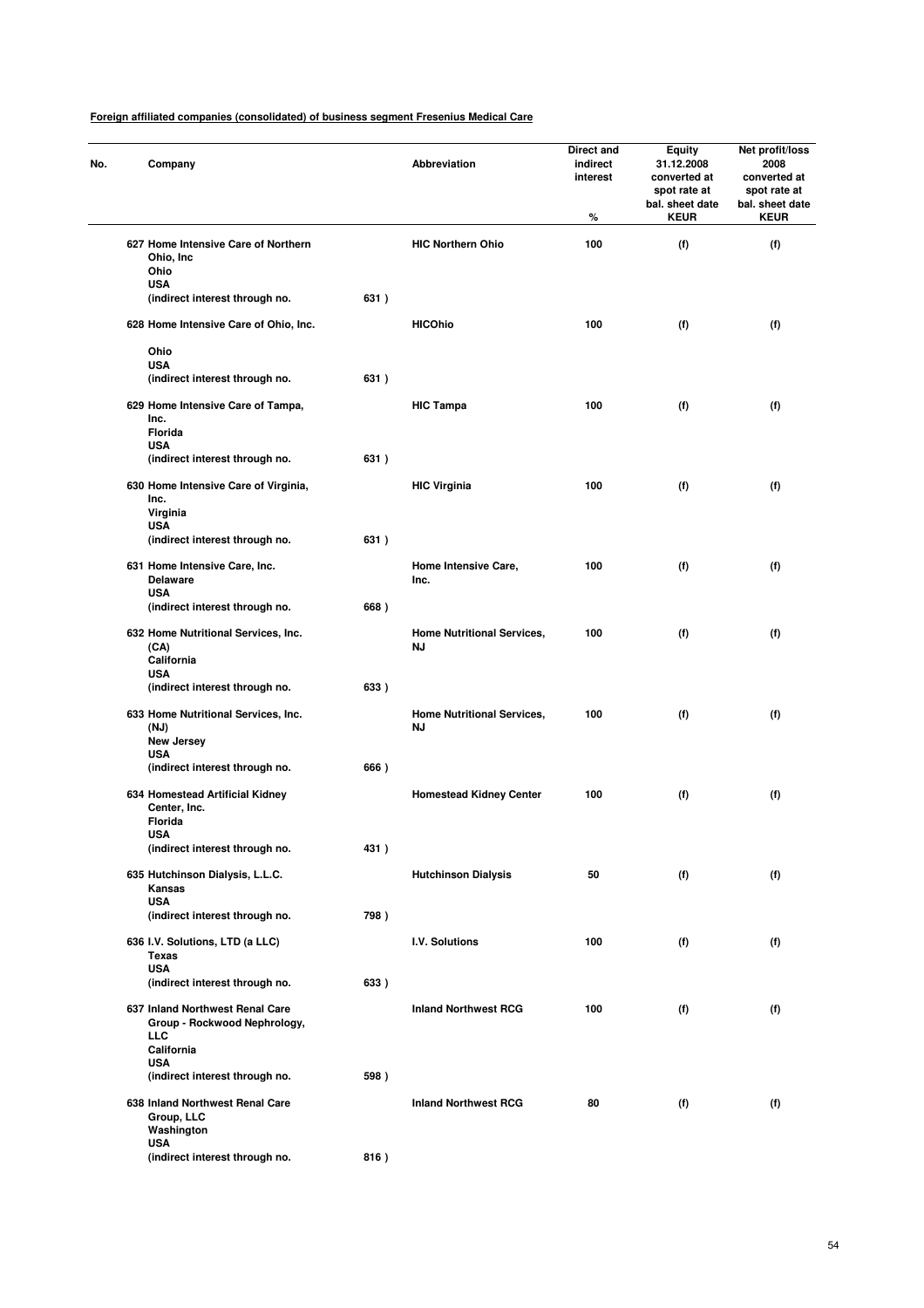**Foreign affiliated companies (consolidated) of business segment Fresenius Medical Care**

| No. | Company | | Abbreviation | Direct and indirect interest % | Equity 31.12.2008 converted at spot rate at bal. sheet date KEUR | Net profit/loss 2008 converted at spot rate at bal. sheet date KEUR |
|---|---|---|---|---|---|---|
| 627 | Home Intensive Care of Northern Ohio, Inc Ohio USA (indirect interest through no. | 631 ) | HIC Northern Ohio | 100 | (f) | (f) |
| 628 | Home Intensive Care of Ohio, Inc. Ohio USA (indirect interest through no. | 631 ) | HICOhio | 100 | (f) | (f) |
| 629 | Home Intensive Care of Tampa, Inc. Florida USA (indirect interest through no. | 631 ) | HIC Tampa | 100 | (f) | (f) |
| 630 | Home Intensive Care of Virginia, Inc. Virginia USA (indirect interest through no. | 631 ) | HIC Virginia | 100 | (f) | (f) |
| 631 | Home Intensive Care, Inc. Delaware USA (indirect interest through no. | 668 ) | Home Intensive Care, Inc. | 100 | (f) | (f) |
| 632 | Home Nutritional Services, Inc. (CA) California USA (indirect interest through no. | 633 ) | Home Nutritional Services, NJ | 100 | (f) | (f) |
| 633 | Home Nutritional Services, Inc. (NJ) New Jersey USA (indirect interest through no. | 666 ) | Home Nutritional Services, NJ | 100 | (f) | (f) |
| 634 | Homestead Artificial Kidney Center, Inc. Florida USA (indirect interest through no. | 431 ) | Homestead Kidney Center | 100 | (f) | (f) |
| 635 | Hutchinson Dialysis, L.L.C. Kansas USA (indirect interest through no. | 798 ) | Hutchinson Dialysis | 50 | (f) | (f) |
| 636 | I.V. Solutions, LTD (a LLC) Texas USA (indirect interest through no. | 633 ) | I.V. Solutions | 100 | (f) | (f) |
| 637 | Inland Northwest Renal Care Group - Rockwood Nephrology, LLC California USA (indirect interest through no. | 598 ) | Inland Northwest RCG | 100 | (f) | (f) |
| 638 | Inland Northwest Renal Care Group, LLC Washington USA (indirect interest through no. | 816 ) | Inland Northwest RCG | 80 | (f) | (f) |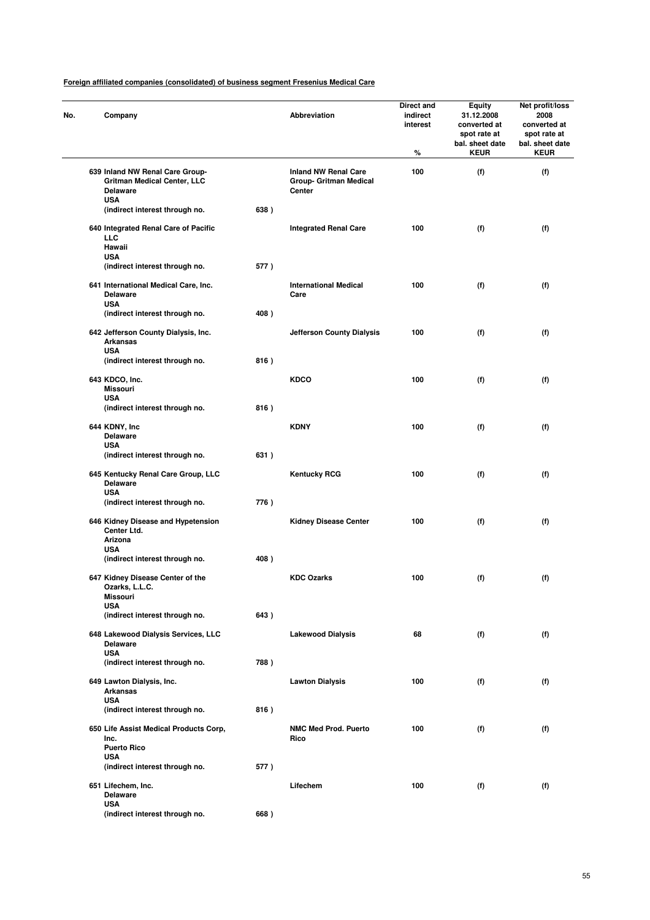**Foreign affiliated companies (consolidated) of business segment Fresenius Medical Care**

| No. | Company | | Abbreviation | Direct and indirect interest % | Equity 31.12.2008 converted at spot rate at bal. sheet date KEUR | Net profit/loss 2008 converted at spot rate at bal. sheet date KEUR |
|---|---|---|---|---|---|---|
| 639 | Inland NW Renal Care Group-Gritman Medical Center, LLC Delaware USA (indirect interest through no. | 638 ) | Inland NW Renal Care Group- Gritman Medical Center | 100 | (f) | (f) |
| 640 | Integrated Renal Care of Pacific LLC Hawaii USA (indirect interest through no. | 577 ) | Integrated Renal Care | 100 | (f) | (f) |
| 641 | International Medical Care, Inc. Delaware USA (indirect interest through no. | 408 ) | International Medical Care | 100 | (f) | (f) |
| 642 | Jefferson County Dialysis, Inc. Arkansas USA (indirect interest through no. | 816 ) | Jefferson County Dialysis | 100 | (f) | (f) |
| 643 | KDCO, Inc. Missouri USA (indirect interest through no. | 816 ) | KDCO | 100 | (f) | (f) |
| 644 | KDNY, Inc Delaware USA (indirect interest through no. | 631 ) | KDNY | 100 | (f) | (f) |
| 645 | Kentucky Renal Care Group, LLC Delaware USA (indirect interest through no. | 776 ) | Kentucky RCG | 100 | (f) | (f) |
| 646 | Kidney Disease and Hypetension Center Ltd. Arizona USA (indirect interest through no. | 408 ) | Kidney Disease Center | 100 | (f) | (f) |
| 647 | Kidney Disease Center of the Ozarks, L.L.C. Missouri USA (indirect interest through no. | 643 ) | KDC Ozarks | 100 | (f) | (f) |
| 648 | Lakewood Dialysis Services, LLC Delaware USA (indirect interest through no. | 788 ) | Lakewood Dialysis | 68 | (f) | (f) |
| 649 | Lawton Dialysis, Inc. Arkansas USA (indirect interest through no. | 816 ) | Lawton Dialysis | 100 | (f) | (f) |
| 650 | Life Assist Medical Products Corp, Inc. Puerto Rico USA (indirect interest through no. | 577 ) | NMC Med Prod. Puerto Rico | 100 | (f) | (f) |
| 651 | Lifechem, Inc. Delaware USA (indirect interest through no. | 668 ) | Lifechem | 100 | (f) | (f) |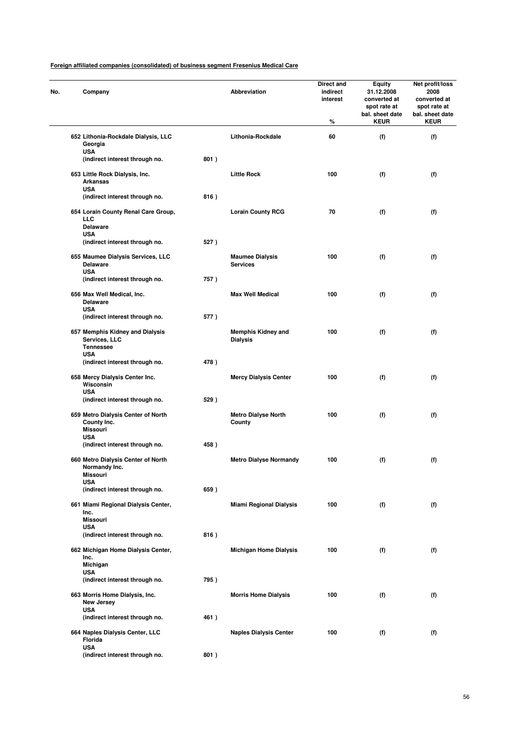**Foreign affiliated companies (consolidated) of business segment Fresenius Medical Care**

| No. | Company | | Abbreviation | Direct and indirect interest % | Equity 31.12.2008 converted at spot rate at bal. sheet date KEUR | Net profit/loss 2008 converted at spot rate at bal. sheet date KEUR |
|---|---|---|---|---|---|---|
| 652 | Lithonia-Rockdale Dialysis, LLC Georgia USA (indirect interest through no. | 801 ) | Lithonia-Rockdale | 60 | (f) | (f) |
| 653 | Little Rock Dialysis, Inc. Arkansas USA (indirect interest through no. | 816 ) | Little Rock | 100 | (f) | (f) |
| 654 | Lorain County Renal Care Group, LLC Delaware USA (indirect interest through no. | 527 ) | Lorain County RCG | 70 | (f) | (f) |
| 655 | Maumee Dialysis Services, LLC Delaware USA (indirect interest through no. | 757 ) | Maumee Dialysis Services | 100 | (f) | (f) |
| 656 | Max Well Medical, Inc. Delaware USA (indirect interest through no. | 577 ) | Max Well Medical | 100 | (f) | (f) |
| 657 | Memphis Kidney and Dialysis Services, LLC Tennessee USA (indirect interest through no. | 478 ) | Memphis Kidney and Dialysis | 100 | (f) | (f) |
| 658 | Mercy Dialysis Center Inc. Wisconsin USA (indirect interest through no. | 529 ) | Mercy Dialysis Center | 100 | (f) | (f) |
| 659 | Metro Dialysis Center of North County Inc. Missouri USA (indirect interest through no. | 458 ) | Metro Dialyse North County | 100 | (f) | (f) |
| 660 | Metro Dialysis Center of North Normandy Inc. Missouri USA (indirect interest through no. | 659 ) | Metro Dialyse Normandy | 100 | (f) | (f) |
| 661 | Miami Regional Dialysis Center, Inc. Missouri USA (indirect interest through no. | 816 ) | Miami Regional Dialysis | 100 | (f) | (f) |
| 662 | Michigan Home Dialysis Center, Inc. Michigan USA (indirect interest through no. | 795 ) | Michigan Home Dialysis | 100 | (f) | (f) |
| 663 | Morris Home Dialysis, Inc. New Jersey USA (indirect interest through no. | 461 ) | Morris Home Dialysis | 100 | (f) | (f) |
| 664 | Naples Dialysis Center, LLC Florida USA (indirect interest through no. | 801 ) | Naples Dialysis Center | 100 | (f) | (f) |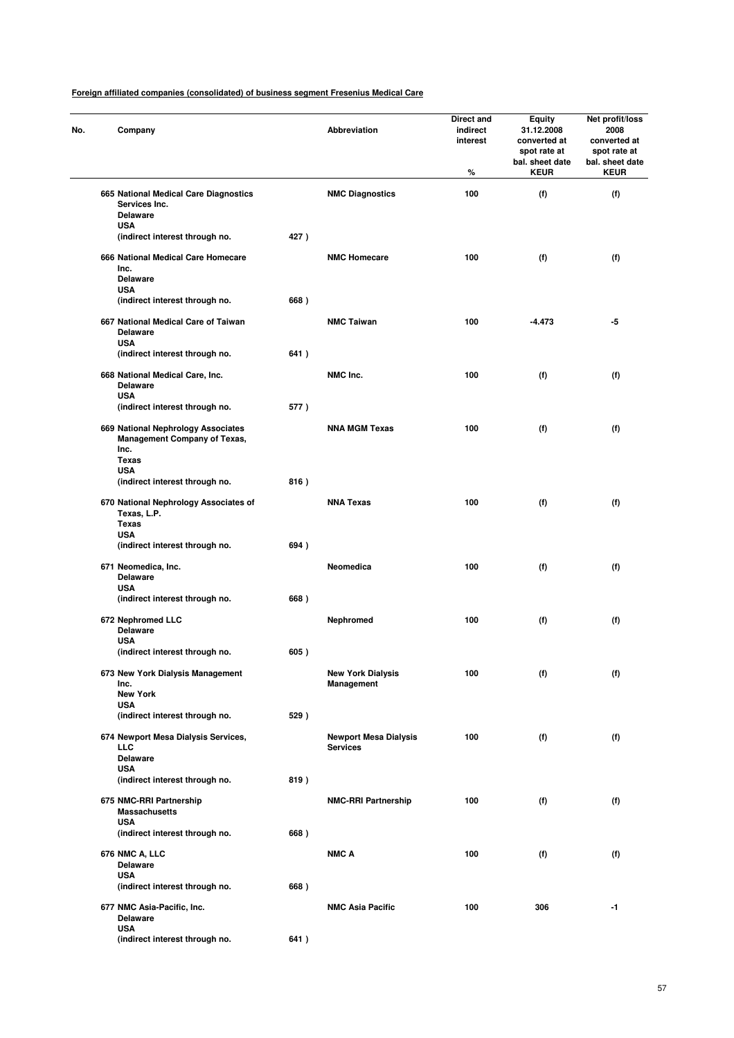**Foreign affiliated companies (consolidated) of business segment Fresenius Medical Care**

| No. | Company | | Abbreviation | Direct and indirect interest % | Equity 31.12.2008 converted at spot rate at bal. sheet date KEUR | Net profit/loss 2008 converted at spot rate at bal. sheet date KEUR |
|---|---|---|---|---|---|---|
| 665 | National Medical Care Diagnostics Services Inc. Delaware USA (indirect interest through no. | 427 ) | NMC Diagnostics | 100 | (f) | (f) |
| 666 | National Medical Care Homecare Inc. Delaware USA (indirect interest through no. | 668 ) | NMC Homecare | 100 | (f) | (f) |
| 667 | National Medical Care of Taiwan Delaware USA (indirect interest through no. | 641 ) | NMC Taiwan | 100 | -4.473 | -5 |
| 668 | National Medical Care, Inc. Delaware USA (indirect interest through no. | 577 ) | NMC Inc. | 100 | (f) | (f) |
| 669 | National Nephrology Associates Management Company of Texas, Inc. Texas USA (indirect interest through no. | 816 ) | NNA MGM Texas | 100 | (f) | (f) |
| 670 | National Nephrology Associates of Texas, L.P. Texas USA (indirect interest through no. | 694 ) | NNA Texas | 100 | (f) | (f) |
| 671 | Neomedica, Inc. Delaware USA (indirect interest through no. | 668 ) | Neomedica | 100 | (f) | (f) |
| 672 | Nephromed LLC Delaware USA (indirect interest through no. | 605 ) | Nephromed | 100 | (f) | (f) |
| 673 | New York Dialysis Management Inc. New York USA (indirect interest through no. | 529 ) | New York Dialysis Management | 100 | (f) | (f) |
| 674 | Newport Mesa Dialysis Services, LLC Delaware USA (indirect interest through no. | 819 ) | Newport Mesa Dialysis Services | 100 | (f) | (f) |
| 675 | NMC-RRI Partnership Massachusetts USA (indirect interest through no. | 668 ) | NMC-RRI Partnership | 100 | (f) | (f) |
| 676 | NMC A, LLC Delaware USA (indirect interest through no. | 668 ) | NMC A | 100 | (f) | (f) |
| 677 | NMC Asia-Pacific, Inc. Delaware USA (indirect interest through no. | 641 ) | NMC Asia Pacific | 100 | 306 | -1 |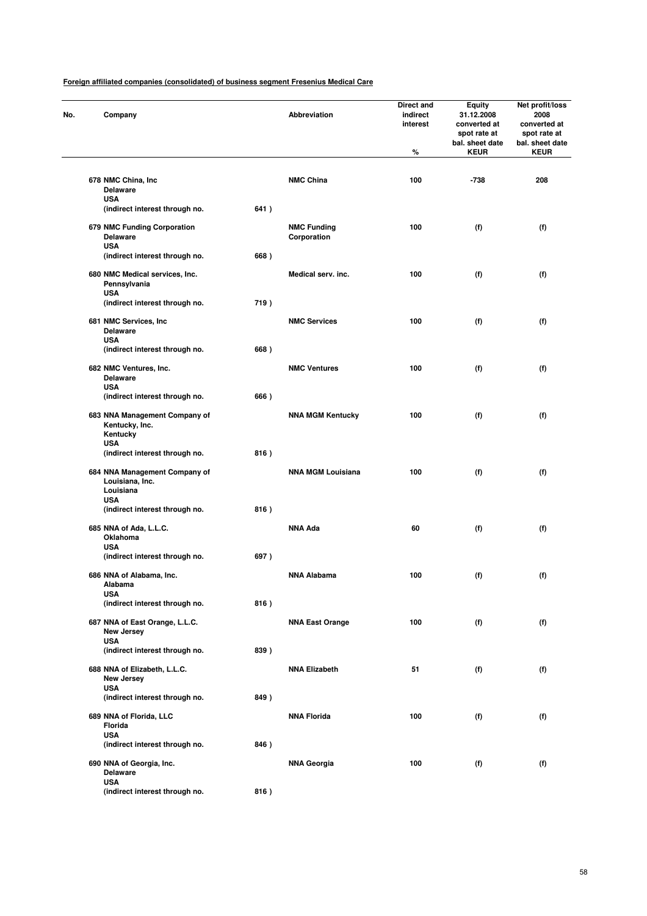**Foreign affiliated companies (consolidated) of business segment Fresenius Medical Care**

| No. | Company | | Abbreviation | Direct and indirect interest<br>% | Equity 31.12.2008 converted at spot rate at bal. sheet date<br>KEUR | Net profit/loss 2008 converted at spot rate at bal. sheet date<br>KEUR |
|---|---|---|---|---|---|---|
| 678 | NMC China, Inc<br>Delaware<br>USA<br>(indirect interest through no. | 641 ) | NMC China | 100 | -738 | 208 |
| 679 | NMC Funding Corporation<br>Delaware<br>USA<br>(indirect interest through no. | 668 ) | NMC Funding Corporation | 100 | (f) | (f) |
| 680 | NMC Medical services, Inc.<br>Pennsylvania<br>USA<br>(indirect interest through no. | 719 ) | Medical serv. inc. | 100 | (f) | (f) |
| 681 | NMC Services, Inc<br>Delaware<br>USA<br>(indirect interest through no. | 668 ) | NMC Services | 100 | (f) | (f) |
| 682 | NMC Ventures, Inc.<br>Delaware<br>USA<br>(indirect interest through no. | 666 ) | NMC Ventures | 100 | (f) | (f) |
| 683 | NNA Management Company of Kentucky, Inc.<br>Kentucky<br>USA<br>(indirect interest through no. | 816 ) | NNA MGM Kentucky | 100 | (f) | (f) |
| 684 | NNA Management Company of Louisiana, Inc.<br>Louisiana<br>USA<br>(indirect interest through no. | 816 ) | NNA MGM Louisiana | 100 | (f) | (f) |
| 685 | NNA of Ada, L.L.C.<br>Oklahoma<br>USA<br>(indirect interest through no. | 697 ) | NNA Ada | 60 | (f) | (f) |
| 686 | NNA of Alabama, Inc.<br>Alabama<br>USA<br>(indirect interest through no. | 816 ) | NNA Alabama | 100 | (f) | (f) |
| 687 | NNA of East Orange, L.L.C.<br>New Jersey<br>USA<br>(indirect interest through no. | 839 ) | NNA East Orange | 100 | (f) | (f) |
| 688 | NNA of Elizabeth, L.L.C.<br>New Jersey<br>USA<br>(indirect interest through no. | 849 ) | NNA Elizabeth | 51 | (f) | (f) |
| 689 | NNA of Florida, LLC<br>Florida<br>USA<br>(indirect interest through no. | 846 ) | NNA Florida | 100 | (f) | (f) |
| 690 | NNA of Georgia, Inc.<br>Delaware<br>USA<br>(indirect interest through no. | 816 ) | NNA Georgia | 100 | (f) | (f) |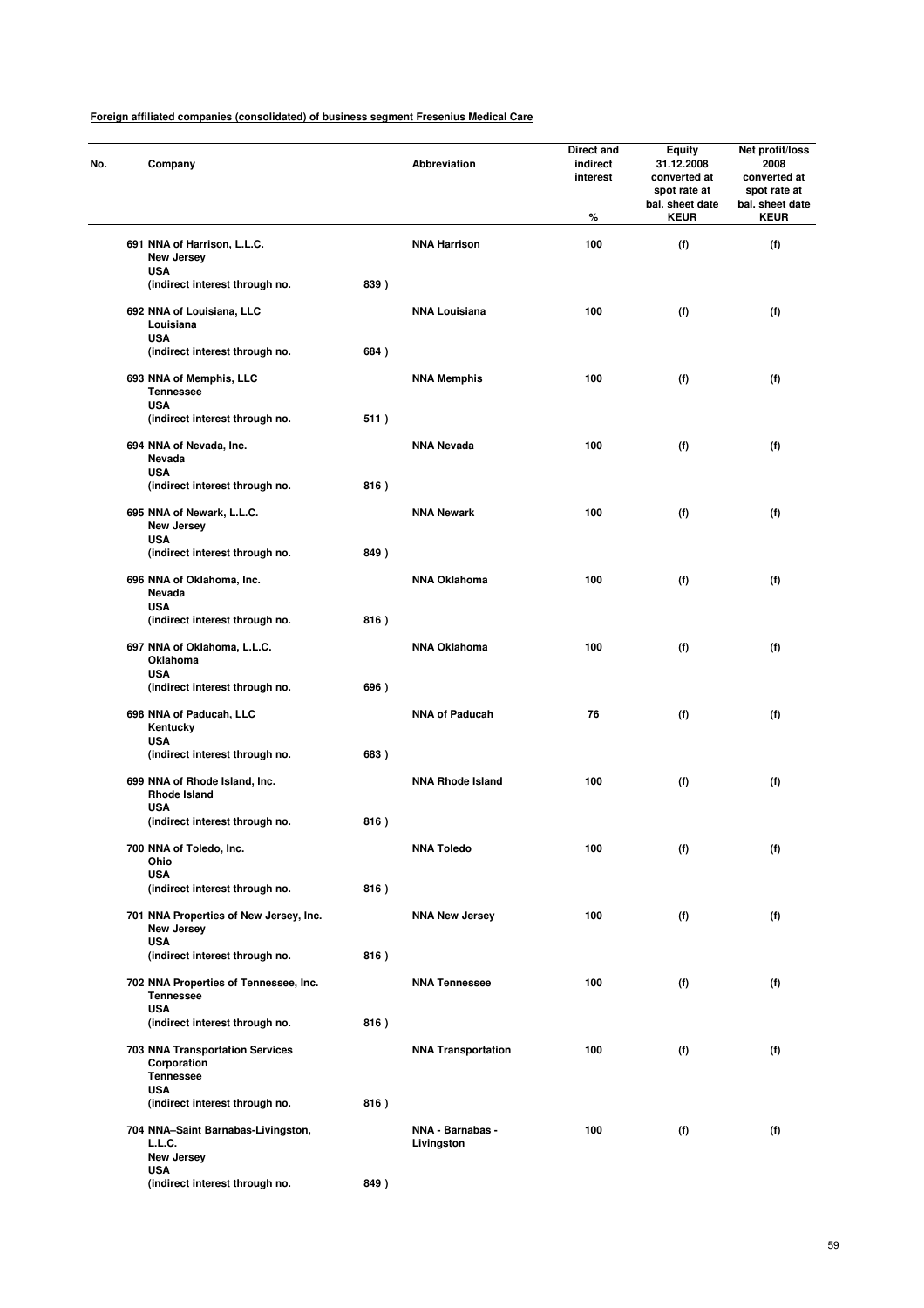**Foreign affiliated companies (consolidated) of business segment Fresenius Medical Care**

| No. | Company | | Abbreviation | Direct and indirect interest % | Equity 31.12.2008 converted at spot rate at bal. sheet date KEUR | Net profit/loss 2008 converted at spot rate at bal. sheet date KEUR |
|---|---|---|---|---|---|---|
| 691 | NNA of Harrison, L.L.C. New Jersey USA (indirect interest through no. | 839 ) | NNA Harrison | 100 | (f) | (f) |
| 692 | NNA of Louisiana, LLC Louisiana USA (indirect interest through no. | 684 ) | NNA Louisiana | 100 | (f) | (f) |
| 693 | NNA of Memphis, LLC Tennessee USA (indirect interest through no. | 511 ) | NNA Memphis | 100 | (f) | (f) |
| 694 | NNA of Nevada, Inc. Nevada USA (indirect interest through no. | 816 ) | NNA Nevada | 100 | (f) | (f) |
| 695 | NNA of Newark, L.L.C. New Jersey USA (indirect interest through no. | 849 ) | NNA Newark | 100 | (f) | (f) |
| 696 | NNA of Oklahoma, Inc. Nevada USA (indirect interest through no. | 816 ) | NNA Oklahoma | 100 | (f) | (f) |
| 697 | NNA of Oklahoma, L.L.C. Oklahoma USA (indirect interest through no. | 696 ) | NNA Oklahoma | 100 | (f) | (f) |
| 698 | NNA of Paducah, LLC Kentucky USA (indirect interest through no. | 683 ) | NNA of Paducah | 76 | (f) | (f) |
| 699 | NNA of Rhode Island, Inc. Rhode Island USA (indirect interest through no. | 816 ) | NNA Rhode Island | 100 | (f) | (f) |
| 700 | NNA of Toledo, Inc. Ohio USA (indirect interest through no. | 816 ) | NNA Toledo | 100 | (f) | (f) |
| 701 | NNA Properties of New Jersey, Inc. New Jersey USA (indirect interest through no. | 816 ) | NNA New Jersey | 100 | (f) | (f) |
| 702 | NNA Properties of Tennessee, Inc. Tennessee USA (indirect interest through no. | 816 ) | NNA Tennessee | 100 | (f) | (f) |
| 703 | NNA Transportation Services Corporation Tennessee USA (indirect interest through no. | 816 ) | NNA Transportation | 100 | (f) | (f) |
| 704 | NNA–Saint Barnabas-Livingston, L.L.C. New Jersey USA (indirect interest through no. | 849 ) | NNA - Barnabas - Livingston | 100 | (f) | (f) |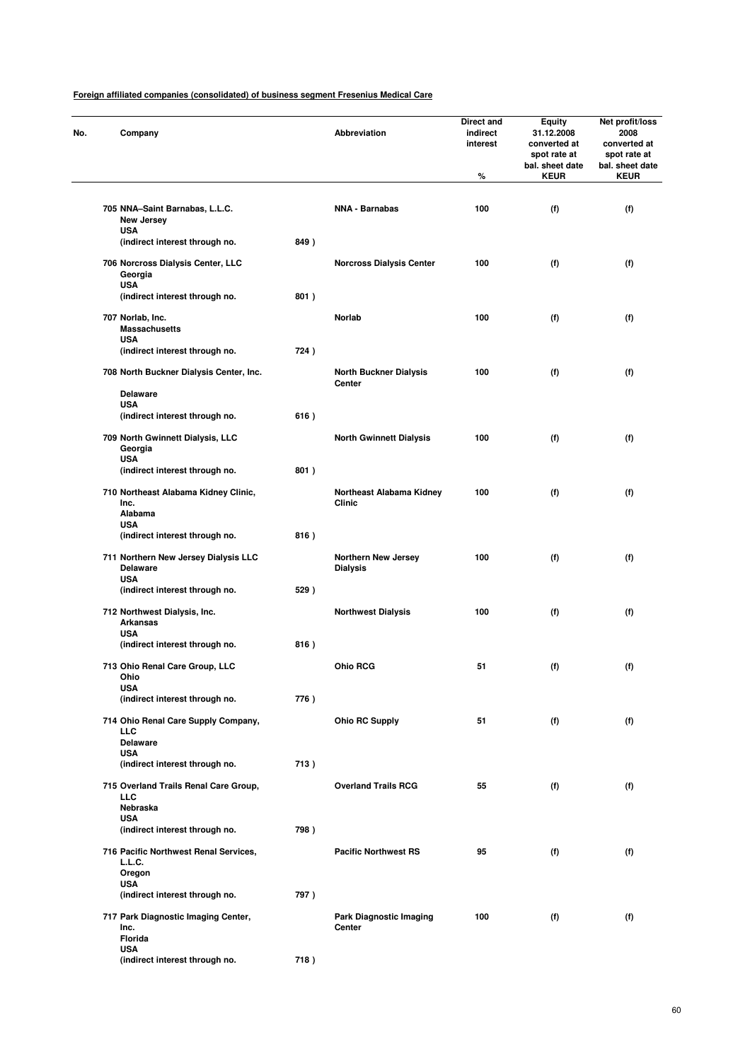**Foreign affiliated companies (consolidated) of business segment Fresenius Medical Care**

| No. | Company | | Abbreviation | Direct and indirect interest % | Equity 31.12.2008 converted at spot rate at bal. sheet date KEUR | Net profit/loss 2008 converted at spot rate at bal. sheet date KEUR |
|---|---|---|---|---|---|---|
| 705 | NNA–Saint Barnabas, L.L.C.<br>New Jersey<br>USA<br>(indirect interest through no. | 849 ) | NNA - Barnabas | 100 | (f) | (f) |
| 706 | Norcross Dialysis Center, LLC<br>Georgia<br>USA<br>(indirect interest through no. | 801 ) | Norcross Dialysis Center | 100 | (f) | (f) |
| 707 | Norlab, Inc.<br>Massachusetts<br>USA<br>(indirect interest through no. | 724 ) | Norlab | 100 | (f) | (f) |
| 708 | North Buckner Dialysis Center, Inc.<br>Delaware<br>USA<br>(indirect interest through no. | 616 ) | North Buckner Dialysis Center | 100 | (f) | (f) |
| 709 | North Gwinnett Dialysis, LLC<br>Georgia<br>USA<br>(indirect interest through no. | 801 ) | North Gwinnett Dialysis | 100 | (f) | (f) |
| 710 | Northeast Alabama Kidney Clinic, Inc.<br>Alabama<br>USA<br>(indirect interest through no. | 816 ) | Northeast Alabama Kidney Clinic | 100 | (f) | (f) |
| 711 | Northern New Jersey Dialysis LLC<br>Delaware<br>USA<br>(indirect interest through no. | 529 ) | Northern New Jersey Dialysis | 100 | (f) | (f) |
| 712 | Northwest Dialysis, Inc.<br>Arkansas<br>USA<br>(indirect interest through no. | 816 ) | Northwest Dialysis | 100 | (f) | (f) |
| 713 | Ohio Renal Care Group, LLC<br>Ohio<br>USA<br>(indirect interest through no. | 776 ) | Ohio RCG | 51 | (f) | (f) |
| 714 | Ohio Renal Care Supply Company, LLC<br>Delaware<br>USA<br>(indirect interest through no. | 713 ) | Ohio RC Supply | 51 | (f) | (f) |
| 715 | Overland Trails Renal Care Group, LLC<br>Nebraska<br>USA<br>(indirect interest through no. | 798 ) | Overland Trails RCG | 55 | (f) | (f) |
| 716 | Pacific Northwest Renal Services, L.L.C.<br>Oregon<br>USA<br>(indirect interest through no. | 797 ) | Pacific Northwest RS | 95 | (f) | (f) |
| 717 | Park Diagnostic Imaging Center, Inc.<br>Florida<br>USA<br>(indirect interest through no. | 718 ) | Park Diagnostic Imaging Center | 100 | (f) | (f) |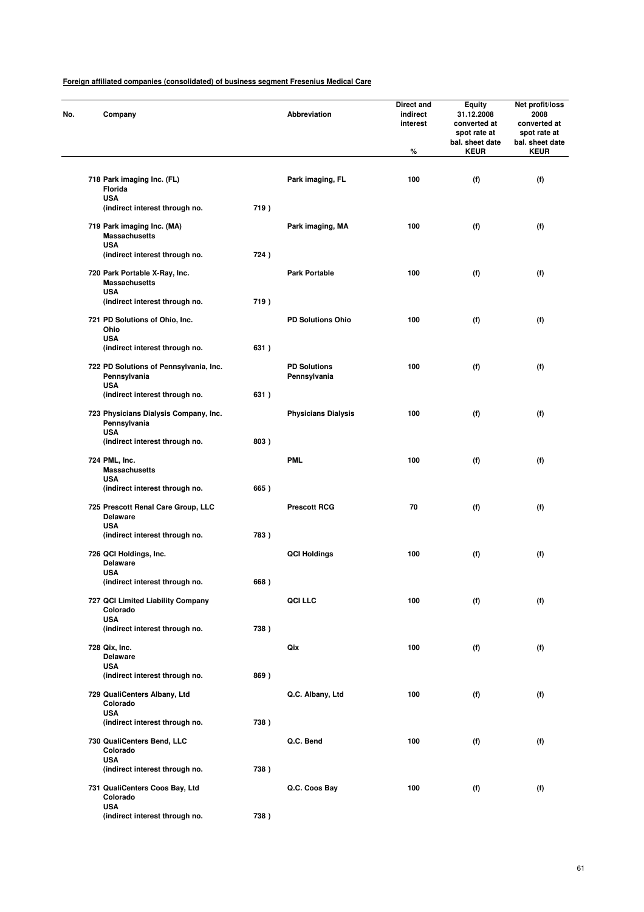**Foreign affiliated companies (consolidated) of business segment Fresenius Medical Care**

| No. | Company | | Abbreviation | Direct and indirect interest % | Equity 31.12.2008 converted at spot rate at bal. sheet date KEUR | Net profit/loss 2008 converted at spot rate at bal. sheet date KEUR |
|---|---|---|---|---|---|---|
| 718 | Park imaging Inc. (FL)<br>Florida<br>USA<br>(indirect interest through no. | 719 ) | Park imaging, FL | 100 | (f) | (f) |
| 719 | Park imaging Inc. (MA)<br>Massachusetts<br>USA<br>(indirect interest through no. | 724 ) | Park imaging, MA | 100 | (f) | (f) |
| 720 | Park Portable X-Ray, Inc.<br>Massachusetts<br>USA<br>(indirect interest through no. | 719 ) | Park Portable | 100 | (f) | (f) |
| 721 | PD Solutions of Ohio, Inc.<br>Ohio<br>USA<br>(indirect interest through no. | 631 ) | PD Solutions Ohio | 100 | (f) | (f) |
| 722 | PD Solutions of Pennsylvania, Inc.<br>Pennsylvania<br>USA<br>(indirect interest through no. | 631 ) | PD Solutions Pennsylvania | 100 | (f) | (f) |
| 723 | Physicians Dialysis Company, Inc.<br>Pennsylvania<br>USA<br>(indirect interest through no. | 803 ) | Physicians Dialysis | 100 | (f) | (f) |
| 724 | PML, Inc.<br>Massachusetts<br>USA<br>(indirect interest through no. | 665 ) | PML | 100 | (f) | (f) |
| 725 | Prescott Renal Care Group, LLC<br>Delaware<br>USA<br>(indirect interest through no. | 783 ) | Prescott RCG | 70 | (f) | (f) |
| 726 | QCI Holdings, Inc.<br>Delaware<br>USA<br>(indirect interest through no. | 668 ) | QCI Holdings | 100 | (f) | (f) |
| 727 | QCI Limited Liability Company<br>Colorado<br>USA<br>(indirect interest through no. | 738 ) | QCI LLC | 100 | (f) | (f) |
| 728 | Qix, Inc.<br>Delaware<br>USA<br>(indirect interest through no. | 869 ) | Qix | 100 | (f) | (f) |
| 729 | QualiCenters Albany, Ltd<br>Colorado<br>USA<br>(indirect interest through no. | 738 ) | Q.C. Albany, Ltd | 100 | (f) | (f) |
| 730 | QualiCenters Bend, LLC<br>Colorado<br>USA<br>(indirect interest through no. | 738 ) | Q.C. Bend | 100 | (f) | (f) |
| 731 | QualiCenters Coos Bay, Ltd<br>Colorado<br>USA<br>(indirect interest through no. | 738 ) | Q.C. Coos Bay | 100 | (f) | (f) |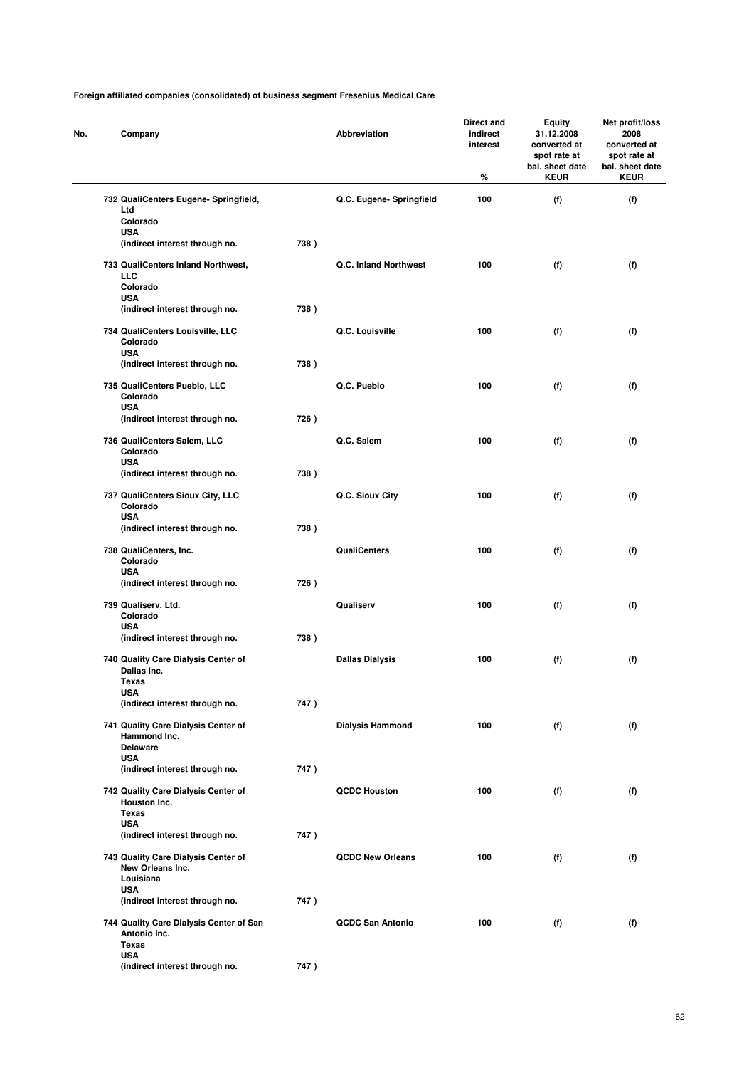**Foreign affiliated companies (consolidated) of business segment Fresenius Medical Care**

| No. | Company | | Abbreviation | Direct and indirect interest % | Equity 31.12.2008 converted at spot rate at bal. sheet date KEUR | Net profit/loss 2008 converted at spot rate at bal. sheet date KEUR |
|---|---|---|---|---|---|---|
| 732 | QualiCenters Eugene- Springfield, Ltd Colorado USA (indirect interest through no. | 738 ) | Q.C. Eugene- Springfield | 100 | (f) | (f) |
| 733 | QualiCenters Inland Northwest, LLC Colorado USA (indirect interest through no. | 738 ) | Q.C. Inland Northwest | 100 | (f) | (f) |
| 734 | QualiCenters Louisville, LLC Colorado USA (indirect interest through no. | 738 ) | Q.C. Louisville | 100 | (f) | (f) |
| 735 | QualiCenters Pueblo, LLC Colorado USA (indirect interest through no. | 726 ) | Q.C. Pueblo | 100 | (f) | (f) |
| 736 | QualiCenters Salem, LLC Colorado USA (indirect interest through no. | 738 ) | Q.C. Salem | 100 | (f) | (f) |
| 737 | QualiCenters Sioux City, LLC Colorado USA (indirect interest through no. | 738 ) | Q.C. Sioux City | 100 | (f) | (f) |
| 738 | QualiCenters, Inc. Colorado USA (indirect interest through no. | 726 ) | QualiCenters | 100 | (f) | (f) |
| 739 | Qualiserv, Ltd. Colorado USA (indirect interest through no. | 738 ) | Qualiserv | 100 | (f) | (f) |
| 740 | Quality Care Dialysis Center of Dallas Inc. Texas USA (indirect interest through no. | 747 ) | Dallas Dialysis | 100 | (f) | (f) |
| 741 | Quality Care Dialysis Center of Hammond Inc. Delaware USA (indirect interest through no. | 747 ) | Dialysis Hammond | 100 | (f) | (f) |
| 742 | Quality Care Dialysis Center of Houston Inc. Texas USA (indirect interest through no. | 747 ) | QCDC Houston | 100 | (f) | (f) |
| 743 | Quality Care Dialysis Center of New Orleans Inc. Louisiana USA (indirect interest through no. | 747 ) | QCDC New Orleans | 100 | (f) | (f) |
| 744 | Quality Care Dialysis Center of San Antonio Inc. Texas USA (indirect interest through no. | 747 ) | QCDC San Antonio | 100 | (f) | (f) |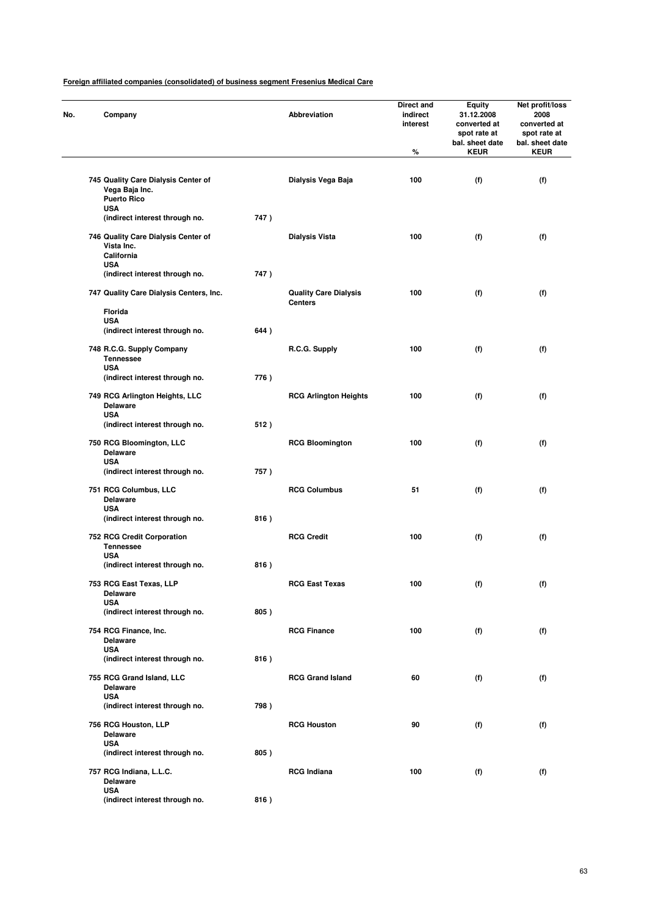**Foreign affiliated companies (consolidated) of business segment Fresenius Medical Care**

| No. | Company | Abbreviation | Direct and indirect interest % | Equity 31.12.2008 converted at spot rate at bal. sheet date KEUR | Net profit/loss 2008 converted at spot rate at bal. sheet date KEUR |
|---|---|---|---|---|---|
| 745 | Quality Care Dialysis Center of Vega Baja Inc. Puerto Rico USA (indirect interest through no. 747 ) | Dialysis Vega Baja | 100 | (f) | (f) |
| 746 | Quality Care Dialysis Center of Vista Inc. California USA (indirect interest through no. 747 ) | Dialysis Vista | 100 | (f) | (f) |
| 747 | Quality Care Dialysis Centers, Inc. Florida USA (indirect interest through no. 644 ) | Quality Care Dialysis Centers | 100 | (f) | (f) |
| 748 | R.C.G. Supply Company Tennessee USA (indirect interest through no. 776 ) | R.C.G. Supply | 100 | (f) | (f) |
| 749 | RCG Arlington Heights, LLC Delaware USA (indirect interest through no. 512 ) | RCG Arlington Heights | 100 | (f) | (f) |
| 750 | RCG Bloomington, LLC Delaware USA (indirect interest through no. 757 ) | RCG Bloomington | 100 | (f) | (f) |
| 751 | RCG Columbus, LLC Delaware USA (indirect interest through no. 816 ) | RCG Columbus | 51 | (f) | (f) |
| 752 | RCG Credit Corporation Tennessee USA (indirect interest through no. 816 ) | RCG Credit | 100 | (f) | (f) |
| 753 | RCG East Texas, LLP Delaware USA (indirect interest through no. 805 ) | RCG East Texas | 100 | (f) | (f) |
| 754 | RCG Finance, Inc. Delaware USA (indirect interest through no. 816 ) | RCG Finance | 100 | (f) | (f) |
| 755 | RCG Grand Island, LLC Delaware USA (indirect interest through no. 798 ) | RCG Grand Island | 60 | (f) | (f) |
| 756 | RCG Houston, LLP Delaware USA (indirect interest through no. 805 ) | RCG Houston | 90 | (f) | (f) |
| 757 | RCG Indiana, L.L.C. Delaware USA (indirect interest through no. 816 ) | RCG Indiana | 100 | (f) | (f) |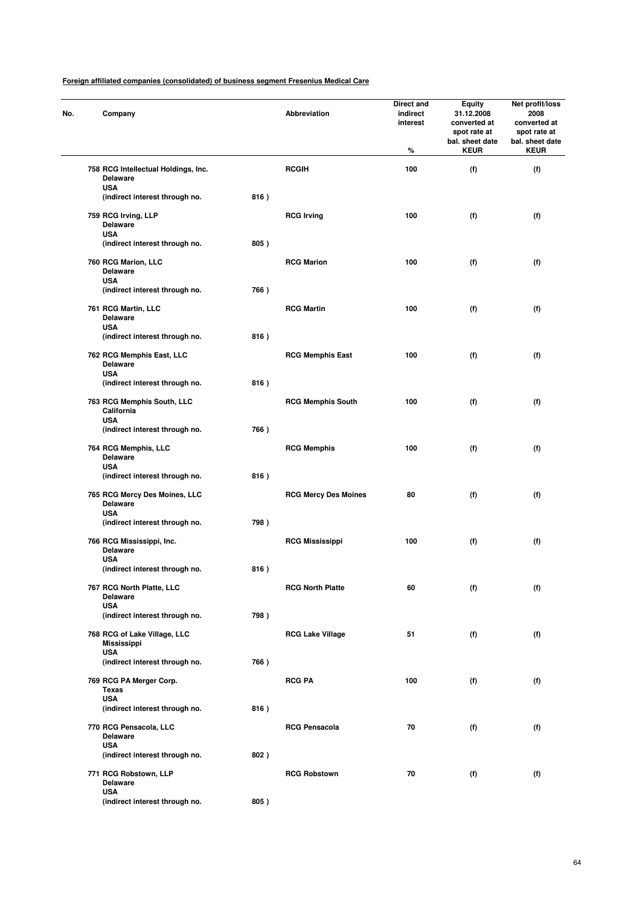**Foreign affiliated companies (consolidated) of business segment Fresenius Medical Care**

| No. | Company | | Abbreviation | Direct and indirect interest % | Equity 31.12.2008 converted at spot rate at bal. sheet date KEUR | Net profit/loss 2008 converted at spot rate at bal. sheet date KEUR |
|---|---|---|---|---|---|---|
| 758 | RCG Intellectual Holdings, Inc.<br>Delaware<br>USA<br>(indirect interest through no. | 816 ) | RCGIH | 100 | (f) | (f) |
| 759 | RCG Irving, LLP<br>Delaware<br>USA<br>(indirect interest through no. | 805 ) | RCG Irving | 100 | (f) | (f) |
| 760 | RCG Marion, LLC<br>Delaware<br>USA<br>(indirect interest through no. | 766 ) | RCG Marion | 100 | (f) | (f) |
| 761 | RCG Martin, LLC<br>Delaware<br>USA<br>(indirect interest through no. | 816 ) | RCG Martin | 100 | (f) | (f) |
| 762 | RCG Memphis East, LLC<br>Delaware<br>USA<br>(indirect interest through no. | 816 ) | RCG Memphis East | 100 | (f) | (f) |
| 763 | RCG Memphis South, LLC<br>California<br>USA<br>(indirect interest through no. | 766 ) | RCG Memphis South | 100 | (f) | (f) |
| 764 | RCG Memphis, LLC<br>Delaware<br>USA<br>(indirect interest through no. | 816 ) | RCG Memphis | 100 | (f) | (f) |
| 765 | RCG Mercy Des Moines, LLC<br>Delaware<br>USA<br>(indirect interest through no. | 798 ) | RCG Mercy Des Moines | 80 | (f) | (f) |
| 766 | RCG Mississippi, Inc.<br>Delaware<br>USA<br>(indirect interest through no. | 816 ) | RCG Mississippi | 100 | (f) | (f) |
| 767 | RCG North Platte, LLC<br>Delaware<br>USA<br>(indirect interest through no. | 798 ) | RCG North Platte | 60 | (f) | (f) |
| 768 | RCG of Lake Village, LLC<br>Mississippi<br>USA<br>(indirect interest through no. | 766 ) | RCG Lake Village | 51 | (f) | (f) |
| 769 | RCG PA Merger Corp.<br>Texas<br>USA<br>(indirect interest through no. | 816 ) | RCG PA | 100 | (f) | (f) |
| 770 | RCG Pensacola, LLC<br>Delaware<br>USA<br>(indirect interest through no. | 802 ) | RCG Pensacola | 70 | (f) | (f) |
| 771 | RCG Robstown, LLP<br>Delaware<br>USA<br>(indirect interest through no. | 805 ) | RCG Robstown | 70 | (f) | (f) |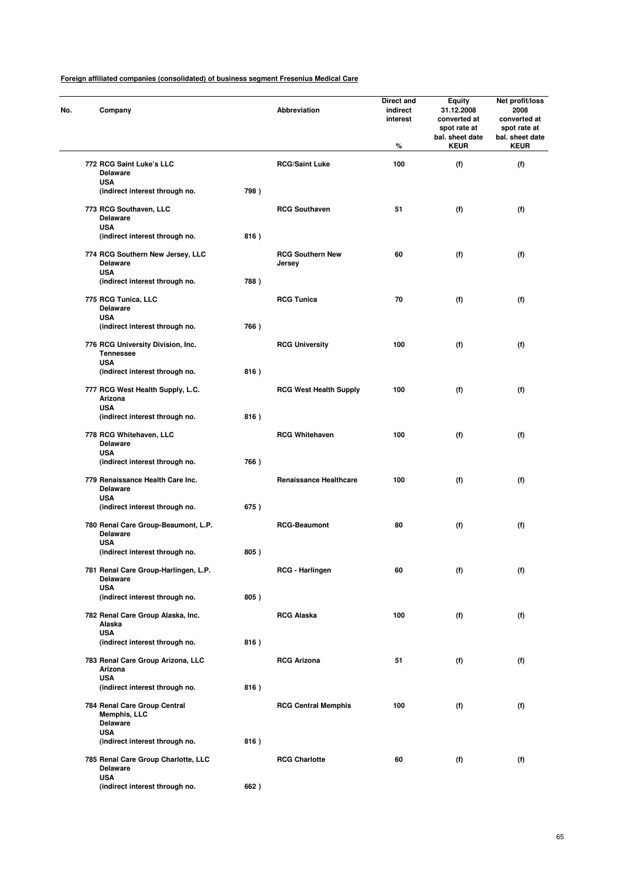**Foreign affiliated companies (consolidated) of business segment Fresenius Medical Care**

| No. | Company | | Abbreviation | Direct and indirect interest % | Equity 31.12.2008 converted at spot rate at bal. sheet date KEUR | Net profit/loss 2008 converted at spot rate at bal. sheet date KEUR |
|---|---|---|---|---|---|---|
| 772 | RCG Saint Luke's LLC<br>Delaware<br>USA<br>(indirect interest through no. | 798 ) | RCG/Saint Luke | 100 | (f) | (f) |
| 773 | RCG Southaven, LLC<br>Delaware<br>USA<br>(indirect interest through no. | 816 ) | RCG Southaven | 51 | (f) | (f) |
| 774 | RCG Southern New Jersey, LLC<br>Delaware<br>USA<br>(indirect interest through no. | 788 ) | RCG Southern New Jersey | 60 | (f) | (f) |
| 775 | RCG Tunica, LLC<br>Delaware<br>USA<br>(indirect interest through no. | 766 ) | RCG Tunica | 70 | (f) | (f) |
| 776 | RCG University Division, Inc.<br>Tennessee<br>USA<br>(indirect interest through no. | 816 ) | RCG University | 100 | (f) | (f) |
| 777 | RCG West Health Supply, L.C.<br>Arizona<br>USA<br>(indirect interest through no. | 816 ) | RCG West Health Supply | 100 | (f) | (f) |
| 778 | RCG Whitehaven, LLC<br>Delaware<br>USA<br>(indirect interest through no. | 766 ) | RCG Whitehaven | 100 | (f) | (f) |
| 779 | Renaissance Health Care Inc.<br>Delaware<br>USA<br>(indirect interest through no. | 675 ) | Renaissance Healthcare | 100 | (f) | (f) |
| 780 | Renal Care Group-Beaumont, L.P.<br>Delaware<br>USA<br>(indirect interest through no. | 805 ) | RCG-Beaumont | 80 | (f) | (f) |
| 781 | Renal Care Group-Harlingen, L.P.<br>Delaware<br>USA<br>(indirect interest through no. | 805 ) | RCG - Harlingen | 60 | (f) | (f) |
| 782 | Renal Care Group Alaska, Inc.<br>Alaska<br>USA<br>(indirect interest through no. | 816 ) | RCG Alaska | 100 | (f) | (f) |
| 783 | Renal Care Group Arizona, LLC<br>Arizona<br>USA<br>(indirect interest through no. | 816 ) | RCG Arizona | 51 | (f) | (f) |
| 784 | Renal Care Group Central Memphis, LLC<br>Delaware<br>USA<br>(indirect interest through no. | 816 ) | RCG Central Memphis | 100 | (f) | (f) |
| 785 | Renal Care Group Charlotte, LLC<br>Delaware<br>USA<br>(indirect interest through no. | 662 ) | RCG Charlotte | 60 | (f) | (f) |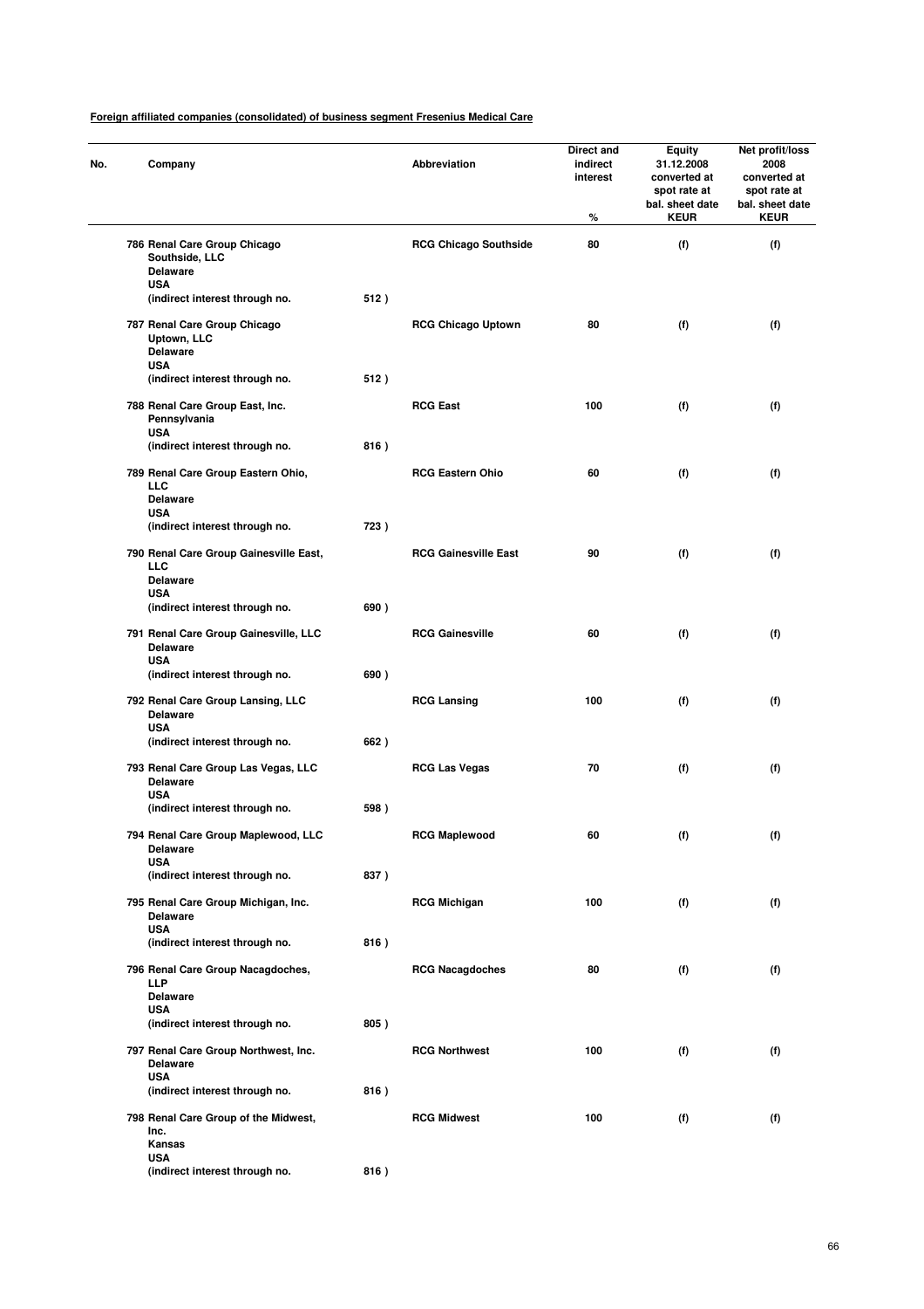**Foreign affiliated companies (consolidated) of business segment Fresenius Medical Care**

| No. | Company | | Abbreviation | Direct and indirect interest % | Equity 31.12.2008 converted at spot rate at bal. sheet date KEUR | Net profit/loss 2008 converted at spot rate at bal. sheet date KEUR |
|---|---|---|---|---|---|---|
| 786 | Renal Care Group Chicago Southside, LLC<br>Delaware<br>USA<br>(indirect interest through no. | 512 ) | RCG Chicago Southside | 80 | (f) | (f) |
| 787 | Renal Care Group Chicago Uptown, LLC<br>Delaware<br>USA<br>(indirect interest through no. | 512 ) | RCG Chicago Uptown | 80 | (f) | (f) |
| 788 | Renal Care Group East, Inc.<br>Pennsylvania<br>USA<br>(indirect interest through no. | 816 ) | RCG East | 100 | (f) | (f) |
| 789 | Renal Care Group Eastern Ohio, LLC<br>Delaware<br>USA<br>(indirect interest through no. | 723 ) | RCG Eastern Ohio | 60 | (f) | (f) |
| 790 | Renal Care Group Gainesville East, LLC<br>Delaware<br>USA<br>(indirect interest through no. | 690 ) | RCG Gainesville East | 90 | (f) | (f) |
| 791 | Renal Care Group Gainesville, LLC<br>Delaware<br>USA<br>(indirect interest through no. | 690 ) | RCG Gainesville | 60 | (f) | (f) |
| 792 | Renal Care Group Lansing, LLC<br>Delaware<br>USA<br>(indirect interest through no. | 662 ) | RCG Lansing | 100 | (f) | (f) |
| 793 | Renal Care Group Las Vegas, LLC<br>Delaware<br>USA<br>(indirect interest through no. | 598 ) | RCG Las Vegas | 70 | (f) | (f) |
| 794 | Renal Care Group Maplewood, LLC<br>Delaware<br>USA<br>(indirect interest through no. | 837 ) | RCG Maplewood | 60 | (f) | (f) |
| 795 | Renal Care Group Michigan, Inc.<br>Delaware<br>USA<br>(indirect interest through no. | 816 ) | RCG Michigan | 100 | (f) | (f) |
| 796 | Renal Care Group Nacagdoches, LLP<br>Delaware<br>USA<br>(indirect interest through no. | 805 ) | RCG Nacagdoches | 80 | (f) | (f) |
| 797 | Renal Care Group Northwest, Inc.<br>Delaware<br>USA<br>(indirect interest through no. | 816 ) | RCG Northwest | 100 | (f) | (f) |
| 798 | Renal Care Group of the Midwest, Inc.<br>Kansas<br>USA<br>(indirect interest through no. | 816 ) | RCG Midwest | 100 | (f) | (f) |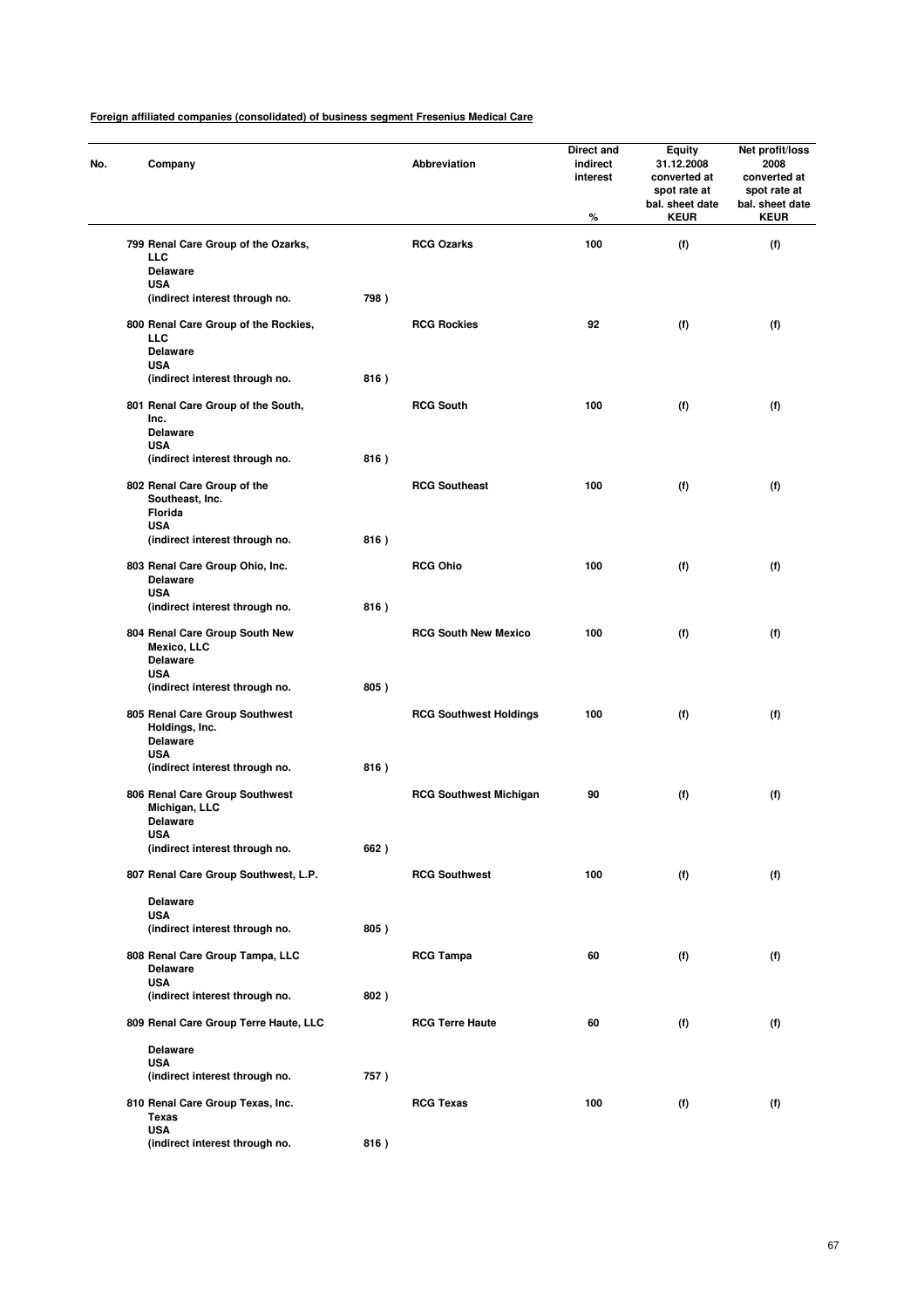**Foreign affiliated companies (consolidated) of business segment Fresenius Medical Care**

| No. | Company | | Abbreviation | Direct and indirect interest % | Equity 31.12.2008 converted at spot rate at bal. sheet date KEUR | Net profit/loss 2008 converted at spot rate at bal. sheet date KEUR |
|---|---|---|---|---|---|---|
| 799 | Renal Care Group of the Ozarks, LLC Delaware USA (indirect interest through no. | 798 ) | RCG Ozarks | 100 | (f) | (f) |
| 800 | Renal Care Group of the Rockies, LLC Delaware USA (indirect interest through no. | 816 ) | RCG Rockies | 92 | (f) | (f) |
| 801 | Renal Care Group of the South, Inc. Delaware USA (indirect interest through no. | 816 ) | RCG South | 100 | (f) | (f) |
| 802 | Renal Care Group of the Southeast, Inc. Florida USA (indirect interest through no. | 816 ) | RCG Southeast | 100 | (f) | (f) |
| 803 | Renal Care Group Ohio, Inc. Delaware USA (indirect interest through no. | 816 ) | RCG Ohio | 100 | (f) | (f) |
| 804 | Renal Care Group South New Mexico, LLC Delaware USA (indirect interest through no. | 805 ) | RCG South New Mexico | 100 | (f) | (f) |
| 805 | Renal Care Group Southwest Holdings, Inc. Delaware USA (indirect interest through no. | 816 ) | RCG Southwest Holdings | 100 | (f) | (f) |
| 806 | Renal Care Group Southwest Michigan, LLC Delaware USA (indirect interest through no. | 662 ) | RCG Southwest Michigan | 90 | (f) | (f) |
| 807 | Renal Care Group Southwest, L.P. Delaware USA (indirect interest through no. | 805 ) | RCG Southwest | 100 | (f) | (f) |
| 808 | Renal Care Group Tampa, LLC Delaware USA (indirect interest through no. | 802 ) | RCG Tampa | 60 | (f) | (f) |
| 809 | Renal Care Group Terre Haute, LLC Delaware USA (indirect interest through no. | 757 ) | RCG Terre Haute | 60 | (f) | (f) |
| 810 | Renal Care Group Texas, Inc. Texas USA (indirect interest through no. | 816 ) | RCG Texas | 100 | (f) | (f) |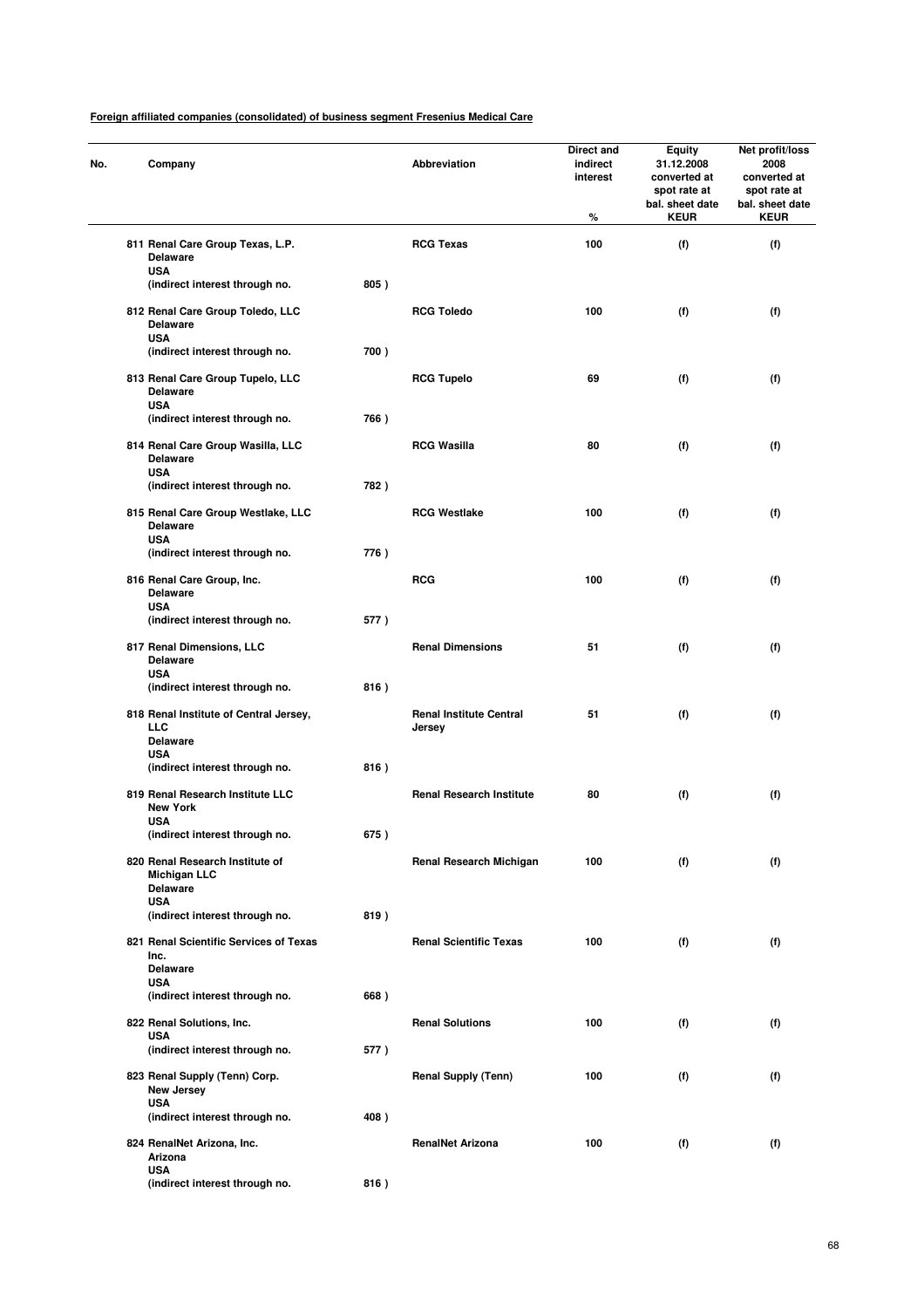**Foreign affiliated companies (consolidated) of business segment Fresenius Medical Care**

| No. | Company | | Abbreviation | Direct and indirect interest % | Equity 31.12.2008 converted at spot rate at bal. sheet date KEUR | Net profit/loss 2008 converted at spot rate at bal. sheet date KEUR |
|---|---|---|---|---|---|---|
| 811 | Renal Care Group Texas, L.P.<br>Delaware<br>USA<br>(indirect interest through no. | 805 ) | RCG Texas | 100 | (f) | (f) |
| 812 | Renal Care Group Toledo, LLC<br>Delaware<br>USA<br>(indirect interest through no. | 700 ) | RCG Toledo | 100 | (f) | (f) |
| 813 | Renal Care Group Tupelo, LLC<br>Delaware<br>USA<br>(indirect interest through no. | 766 ) | RCG Tupelo | 69 | (f) | (f) |
| 814 | Renal Care Group Wasilla, LLC<br>Delaware<br>USA<br>(indirect interest through no. | 782 ) | RCG Wasilla | 80 | (f) | (f) |
| 815 | Renal Care Group Westlake, LLC<br>Delaware<br>USA<br>(indirect interest through no. | 776 ) | RCG Westlake | 100 | (f) | (f) |
| 816 | Renal Care Group, Inc.<br>Delaware<br>USA<br>(indirect interest through no. | 577 ) | RCG | 100 | (f) | (f) |
| 817 | Renal Dimensions, LLC<br>Delaware<br>USA<br>(indirect interest through no. | 816 ) | Renal Dimensions | 51 | (f) | (f) |
| 818 | Renal Institute of Central Jersey, LLC<br>Delaware<br>USA<br>(indirect interest through no. | 816 ) | Renal Institute Central Jersey | 51 | (f) | (f) |
| 819 | Renal Research Institute LLC<br>New York<br>USA<br>(indirect interest through no. | 675 ) | Renal Research Institute | 80 | (f) | (f) |
| 820 | Renal Research Institute of Michigan LLC<br>Delaware<br>USA<br>(indirect interest through no. | 819 ) | Renal Research Michigan | 100 | (f) | (f) |
| 821 | Renal Scientific Services of Texas Inc.<br>Delaware<br>USA<br>(indirect interest through no. | 668 ) | Renal Scientific Texas | 100 | (f) | (f) |
| 822 | Renal Solutions, Inc.<br>USA<br>(indirect interest through no. | 577 ) | Renal Solutions | 100 | (f) | (f) |
| 823 | Renal Supply (Tenn) Corp.<br>New Jersey<br>USA<br>(indirect interest through no. | 408 ) | Renal Supply (Tenn) | 100 | (f) | (f) |
| 824 | RenalNet Arizona, Inc.<br>Arizona<br>USA<br>(indirect interest through no. | 816 ) | RenalNet Arizona | 100 | (f) | (f) |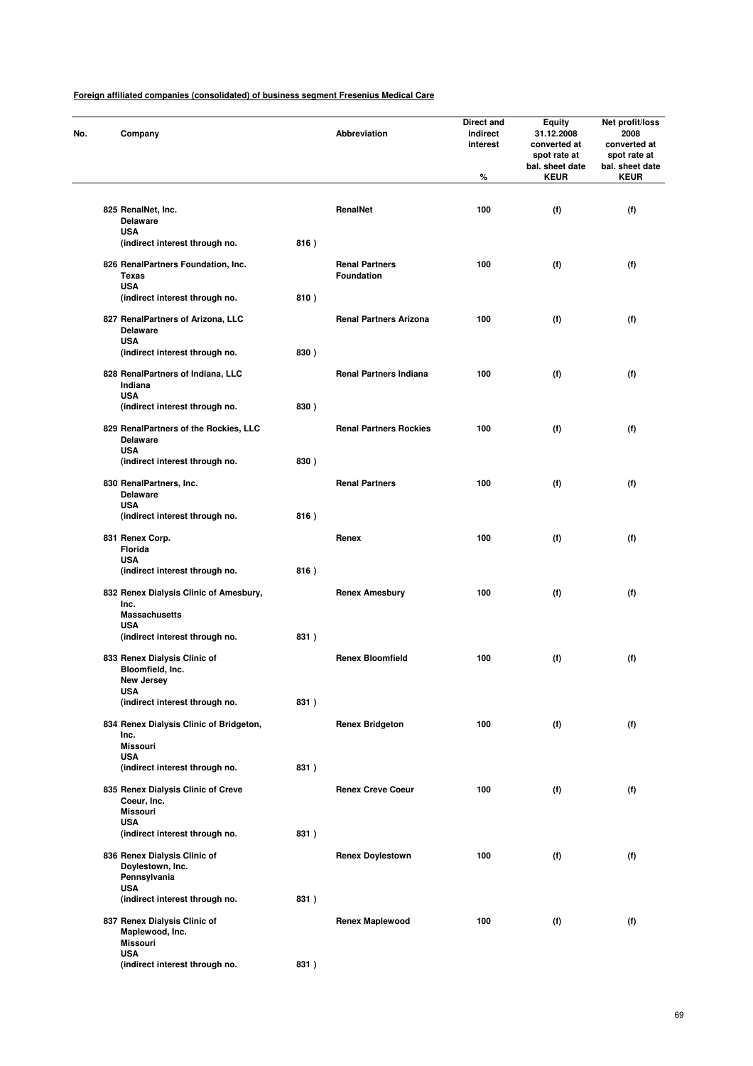**Foreign affiliated companies (consolidated) of business segment Fresenius Medical Care**

| No. | Company | | Abbreviation | Direct and indirect interest % | Equity 31.12.2008 converted at spot rate at bal. sheet date KEUR | Net profit/loss 2008 converted at spot rate at bal. sheet date KEUR |
|---|---|---|---|---|---|---|
| 825 | RenalNet, Inc. Delaware USA (indirect interest through no. | 816 ) | RenalNet | 100 | (f) | (f) |
| 826 | RenalPartners Foundation, Inc. Texas USA (indirect interest through no. | 810 ) | Renal Partners Foundation | 100 | (f) | (f) |
| 827 | RenalPartners of Arizona, LLC Delaware USA (indirect interest through no. | 830 ) | Renal Partners Arizona | 100 | (f) | (f) |
| 828 | RenalPartners of Indiana, LLC Indiana USA (indirect interest through no. | 830 ) | Renal Partners Indiana | 100 | (f) | (f) |
| 829 | RenalPartners of the Rockies, LLC Delaware USA (indirect interest through no. | 830 ) | Renal Partners Rockies | 100 | (f) | (f) |
| 830 | RenalPartners, Inc. Delaware USA (indirect interest through no. | 816 ) | Renal Partners | 100 | (f) | (f) |
| 831 | Renex Corp. Florida USA (indirect interest through no. | 816 ) | Renex | 100 | (f) | (f) |
| 832 | Renex Dialysis Clinic of Amesbury, Inc. Massachusetts USA (indirect interest through no. | 831 ) | Renex Amesbury | 100 | (f) | (f) |
| 833 | Renex Dialysis Clinic of Bloomfield, Inc. New Jersey USA (indirect interest through no. | 831 ) | Renex Bloomfield | 100 | (f) | (f) |
| 834 | Renex Dialysis Clinic of Bridgeton, Inc. Missouri USA (indirect interest through no. | 831 ) | Renex Bridgeton | 100 | (f) | (f) |
| 835 | Renex Dialysis Clinic of Creve Coeur, Inc. Missouri USA (indirect interest through no. | 831 ) | Renex Creve Coeur | 100 | (f) | (f) |
| 836 | Renex Dialysis Clinic of Doylestown, Inc. Pennsylvania USA (indirect interest through no. | 831 ) | Renex Doylestown | 100 | (f) | (f) |
| 837 | Renex Dialysis Clinic of Maplewood, Inc. Missouri USA (indirect interest through no. | 831 ) | Renex Maplewood | 100 | (f) | (f) |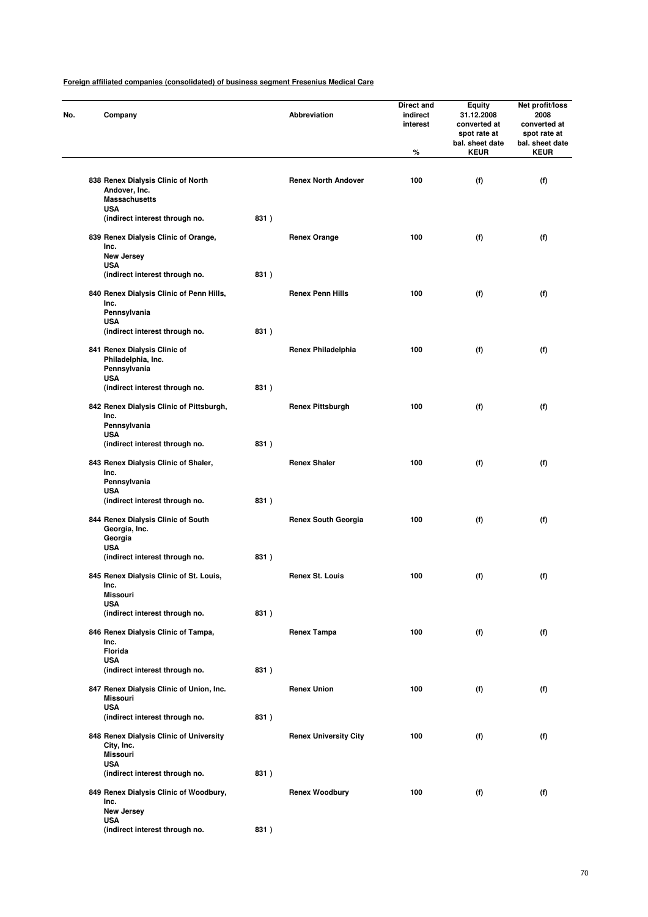**Foreign affiliated companies (consolidated) of business segment Fresenius Medical Care**

| No. | Company | | Abbreviation | Direct and indirect interest % | Equity 31.12.2008 converted at spot rate at bal. sheet date KEUR | Net profit/loss 2008 converted at spot rate at bal. sheet date KEUR |
|---|---|---|---|---|---|---|
| 838 | Renex Dialysis Clinic of North Andover, Inc. Massachusetts USA (indirect interest through no. | 831 ) | Renex North Andover | 100 | (f) | (f) |
| 839 | Renex Dialysis Clinic of Orange, Inc. New Jersey USA (indirect interest through no. | 831 ) | Renex Orange | 100 | (f) | (f) |
| 840 | Renex Dialysis Clinic of Penn Hills, Inc. Pennsylvania USA (indirect interest through no. | 831 ) | Renex Penn Hills | 100 | (f) | (f) |
| 841 | Renex Dialysis Clinic of Philadelphia, Inc. Pennsylvania USA (indirect interest through no. | 831 ) | Renex Philadelphia | 100 | (f) | (f) |
| 842 | Renex Dialysis Clinic of Pittsburgh, Inc. Pennsylvania USA (indirect interest through no. | 831 ) | Renex Pittsburgh | 100 | (f) | (f) |
| 843 | Renex Dialysis Clinic of Shaler, Inc. Pennsylvania USA (indirect interest through no. | 831 ) | Renex Shaler | 100 | (f) | (f) |
| 844 | Renex Dialysis Clinic of South Georgia, Inc. Georgia USA (indirect interest through no. | 831 ) | Renex South Georgia | 100 | (f) | (f) |
| 845 | Renex Dialysis Clinic of St. Louis, Inc. Missouri USA (indirect interest through no. | 831 ) | Renex St. Louis | 100 | (f) | (f) |
| 846 | Renex Dialysis Clinic of Tampa, Inc. Florida USA (indirect interest through no. | 831 ) | Renex Tampa | 100 | (f) | (f) |
| 847 | Renex Dialysis Clinic of Union, Inc. Missouri USA (indirect interest through no. | 831 ) | Renex Union | 100 | (f) | (f) |
| 848 | Renex Dialysis Clinic of University City, Inc. Missouri USA (indirect interest through no. | 831 ) | Renex University City | 100 | (f) | (f) |
| 849 | Renex Dialysis Clinic of Woodbury, Inc. New Jersey USA (indirect interest through no. | 831 ) | Renex Woodbury | 100 | (f) | (f) |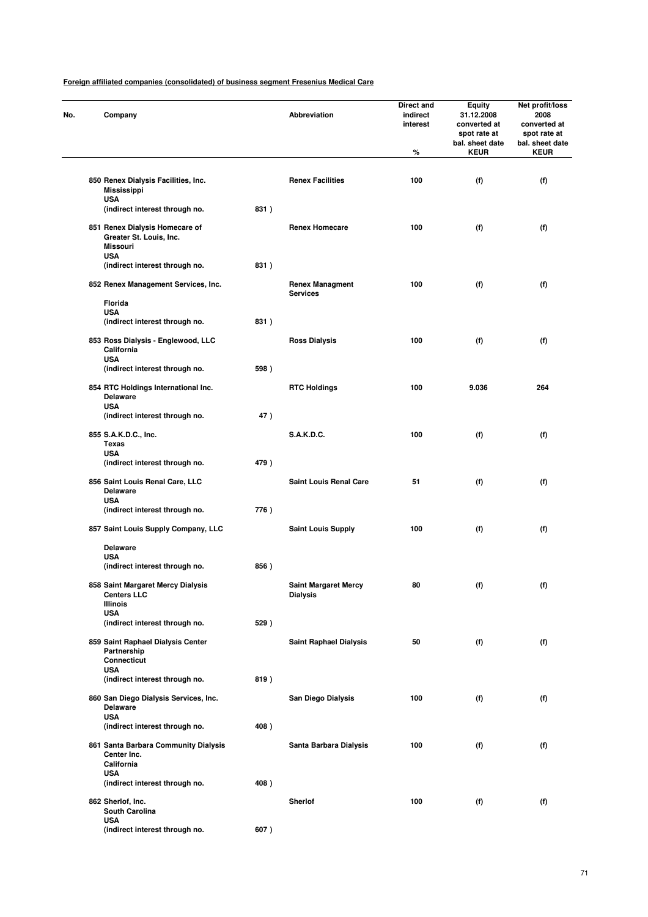**Foreign affiliated companies (consolidated) of business segment Fresenius Medical Care**

| No. | Company | | Abbreviation | Direct and indirect interest % | Equity 31.12.2008 converted at spot rate at bal. sheet date KEUR | Net profit/loss 2008 converted at spot rate at bal. sheet date KEUR |
|---|---|---|---|---|---|---|
| 850 | Renex Dialysis Facilities, Inc. Mississippi USA (indirect interest through no. | 831 ) | Renex Facilities | 100 | (f) | (f) |
| 851 | Renex Dialysis Homecare of Greater St. Louis, Inc. Missouri USA (indirect interest through no. | 831 ) | Renex Homecare | 100 | (f) | (f) |
| 852 | Renex Management Services, Inc. Florida USA (indirect interest through no. | 831 ) | Renex Managment Services | 100 | (f) | (f) |
| 853 | Ross Dialysis - Englewood, LLC California USA (indirect interest through no. | 598 ) | Ross Dialysis | 100 | (f) | (f) |
| 854 | RTC Holdings International Inc. Delaware USA (indirect interest through no. | 47 ) | RTC Holdings | 100 | 9.036 | 264 |
| 855 | S.A.K.D.C., Inc. Texas USA (indirect interest through no. | 479 ) | S.A.K.D.C. | 100 | (f) | (f) |
| 856 | Saint Louis Renal Care, LLC Delaware USA (indirect interest through no. | 776 ) | Saint Louis Renal Care | 51 | (f) | (f) |
| 857 | Saint Louis Supply Company, LLC Delaware USA (indirect interest through no. | 856 ) | Saint Louis Supply | 100 | (f) | (f) |
| 858 | Saint Margaret Mercy Dialysis Centers LLC Illinois USA (indirect interest through no. | 529 ) | Saint Margaret Mercy Dialysis | 80 | (f) | (f) |
| 859 | Saint Raphael Dialysis Center Partnership Connecticut USA (indirect interest through no. | 819 ) | Saint Raphael Dialysis | 50 | (f) | (f) |
| 860 | San Diego Dialysis Services, Inc. Delaware USA (indirect interest through no. | 408 ) | San Diego Dialysis | 100 | (f) | (f) |
| 861 | Santa Barbara Community Dialysis Center Inc. California USA (indirect interest through no. | 408 ) | Santa Barbara Dialysis | 100 | (f) | (f) |
| 862 | Sherlof, Inc. South Carolina USA (indirect interest through no. | 607 ) | Sherlof | 100 | (f) | (f) |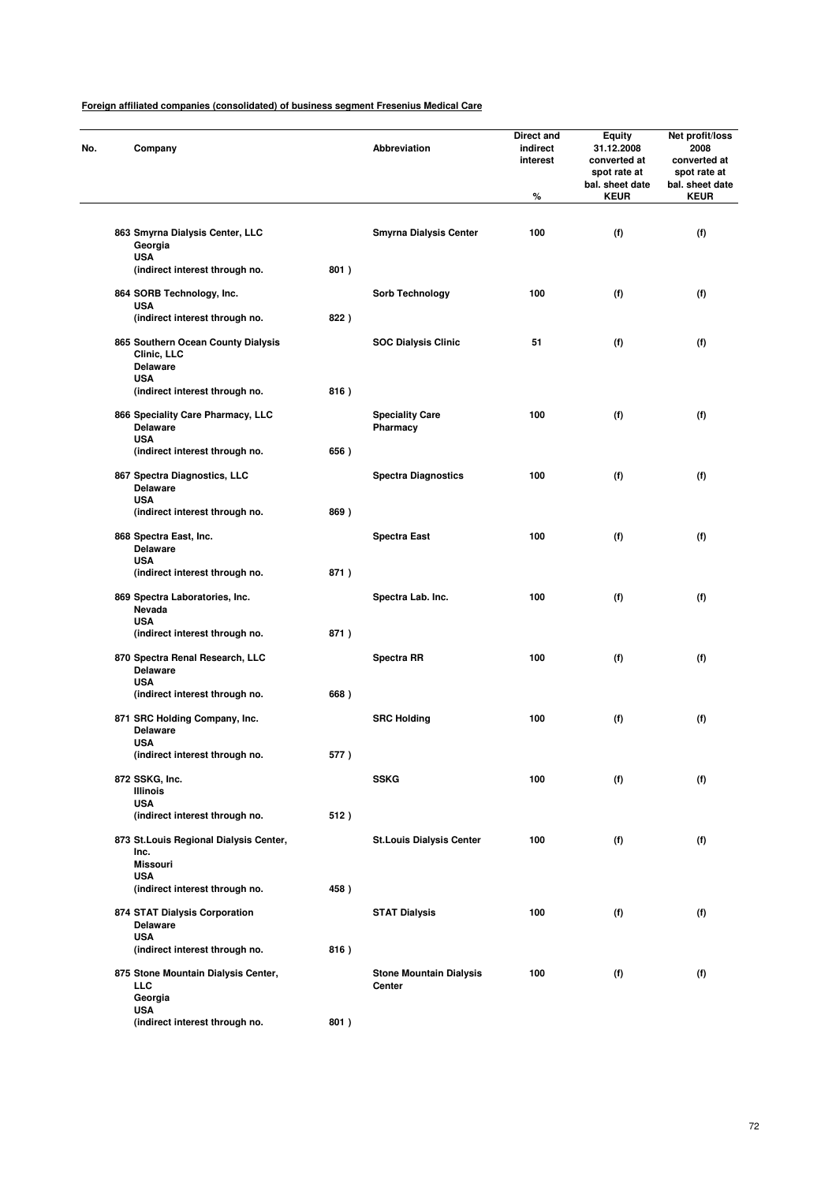**Foreign affiliated companies (consolidated) of business segment Fresenius Medical Care**

| No. | Company | | Abbreviation | Direct and indirect interest % | Equity 31.12.2008 converted at spot rate at bal. sheet date KEUR | Net profit/loss 2008 converted at spot rate at bal. sheet date KEUR |
|---|---|---|---|---|---|---|
| 863 | Smyrna Dialysis Center, LLC Georgia USA (indirect interest through no. | 801 ) | Smyrna Dialysis Center | 100 | (f) | (f) |
| 864 | SORB Technology, Inc. USA (indirect interest through no. | 822 ) | Sorb Technology | 100 | (f) | (f) |
| 865 | Southern Ocean County Dialysis Clinic, LLC Delaware USA (indirect interest through no. | 816 ) | SOC Dialysis Clinic | 51 | (f) | (f) |
| 866 | Speciality Care Pharmacy, LLC Delaware USA (indirect interest through no. | 656 ) | Speciality Care Pharmacy | 100 | (f) | (f) |
| 867 | Spectra Diagnostics, LLC Delaware USA (indirect interest through no. | 869 ) | Spectra Diagnostics | 100 | (f) | (f) |
| 868 | Spectra East, Inc. Delaware USA (indirect interest through no. | 871 ) | Spectra East | 100 | (f) | (f) |
| 869 | Spectra Laboratories, Inc. Nevada USA (indirect interest through no. | 871 ) | Spectra Lab. Inc. | 100 | (f) | (f) |
| 870 | Spectra Renal Research, LLC Delaware USA (indirect interest through no. | 668 ) | Spectra RR | 100 | (f) | (f) |
| 871 | SRC Holding Company, Inc. Delaware USA (indirect interest through no. | 577 ) | SRC Holding | 100 | (f) | (f) |
| 872 | SSKG, Inc. Illinois USA (indirect interest through no. | 512 ) | SSKG | 100 | (f) | (f) |
| 873 | St.Louis Regional Dialysis Center, Inc. Missouri USA (indirect interest through no. | 458 ) | St.Louis Dialysis Center | 100 | (f) | (f) |
| 874 | STAT Dialysis Corporation Delaware USA (indirect interest through no. | 816 ) | STAT Dialysis | 100 | (f) | (f) |
| 875 | Stone Mountain Dialysis Center, LLC Georgia USA (indirect interest through no. | 801 ) | Stone Mountain Dialysis Center | 100 | (f) | (f) |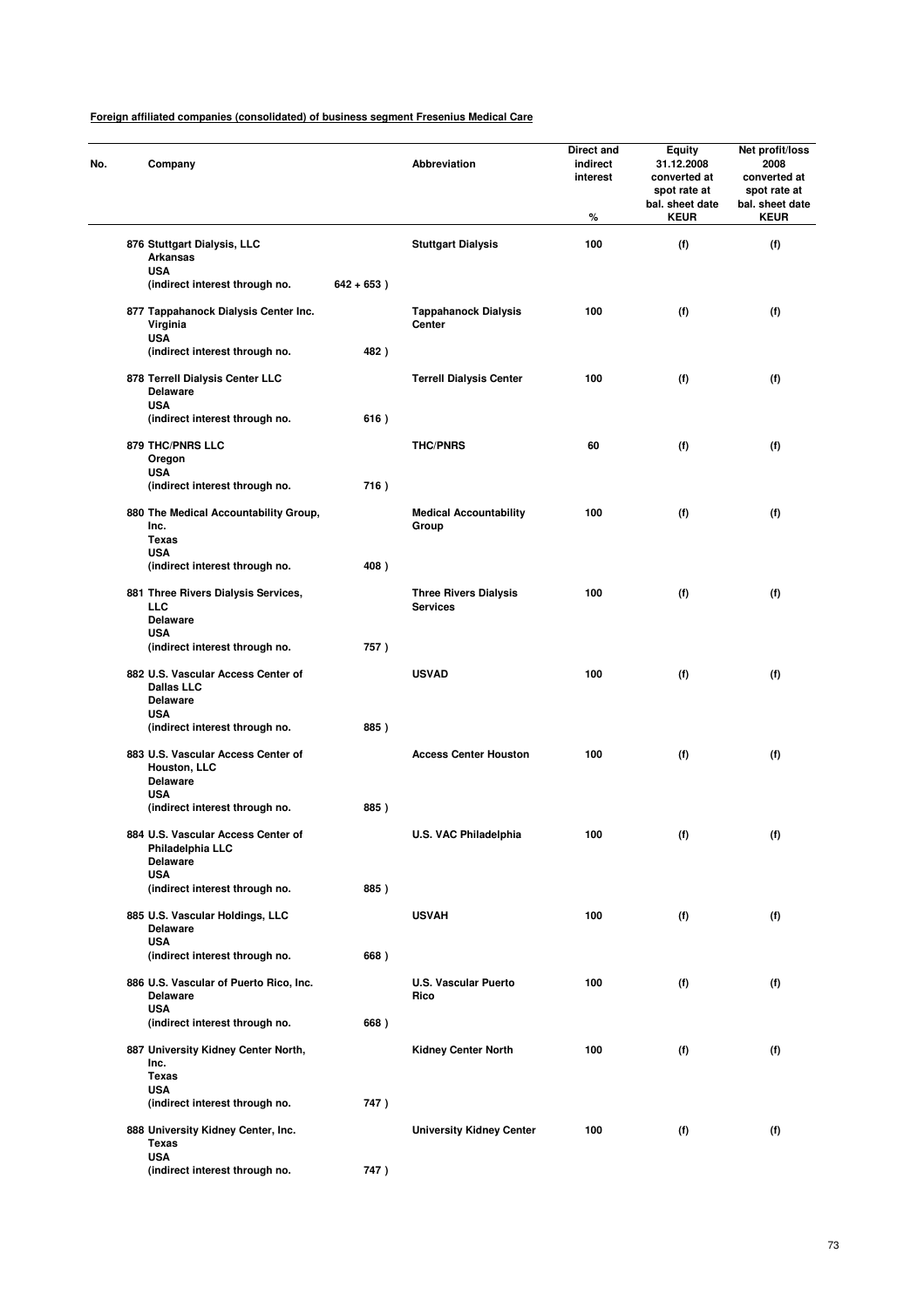**Foreign affiliated companies (consolidated) of business segment Fresenius Medical Care**

| No. | Company | | Abbreviation | Direct and indirect interest % | Equity 31.12.2008 converted at spot rate at bal. sheet date KEUR | Net profit/loss 2008 converted at spot rate at bal. sheet date KEUR |
|---|---|---|---|---|---|---|
| 876 | Stuttgart Dialysis, LLC<br>Arkansas<br>USA<br>(indirect interest through no. | 642 + 653 ) | Stuttgart Dialysis | 100 | (f) | (f) |
| 877 | Tappahanock Dialysis Center Inc.<br>Virginia<br>USA<br>(indirect interest through no. | 482 ) | Tappahanock Dialysis Center | 100 | (f) | (f) |
| 878 | Terrell Dialysis Center LLC<br>Delaware<br>USA<br>(indirect interest through no. | 616 ) | Terrell Dialysis Center | 100 | (f) | (f) |
| 879 | THC/PNRS LLC<br>Oregon<br>USA<br>(indirect interest through no. | 716 ) | THC/PNRS | 60 | (f) | (f) |
| 880 | The Medical Accountability Group, Inc.<br>Texas<br>USA<br>(indirect interest through no. | 408 ) | Medical Accountability Group | 100 | (f) | (f) |
| 881 | Three Rivers Dialysis Services, LLC<br>Delaware<br>USA<br>(indirect interest through no. | 757 ) | Three Rivers Dialysis Services | 100 | (f) | (f) |
| 882 | U.S. Vascular Access Center of Dallas LLC<br>Delaware<br>USA<br>(indirect interest through no. | 885 ) | USVAD | 100 | (f) | (f) |
| 883 | U.S. Vascular Access Center of Houston, LLC<br>Delaware<br>USA<br>(indirect interest through no. | 885 ) | Access Center Houston | 100 | (f) | (f) |
| 884 | U.S. Vascular Access Center of Philadelphia LLC<br>Delaware<br>USA<br>(indirect interest through no. | 885 ) | U.S. VAC Philadelphia | 100 | (f) | (f) |
| 885 | U.S. Vascular Holdings, LLC<br>Delaware<br>USA<br>(indirect interest through no. | 668 ) | USVAH | 100 | (f) | (f) |
| 886 | U.S. Vascular of Puerto Rico, Inc.<br>Delaware<br>USA<br>(indirect interest through no. | 668 ) | U.S. Vascular Puerto Rico | 100 | (f) | (f) |
| 887 | University Kidney Center North, Inc.<br>Texas<br>USA<br>(indirect interest through no. | 747 ) | Kidney Center North | 100 | (f) | (f) |
| 888 | University Kidney Center, Inc.<br>Texas<br>USA<br>(indirect interest through no. | 747 ) | University Kidney Center | 100 | (f) | (f) |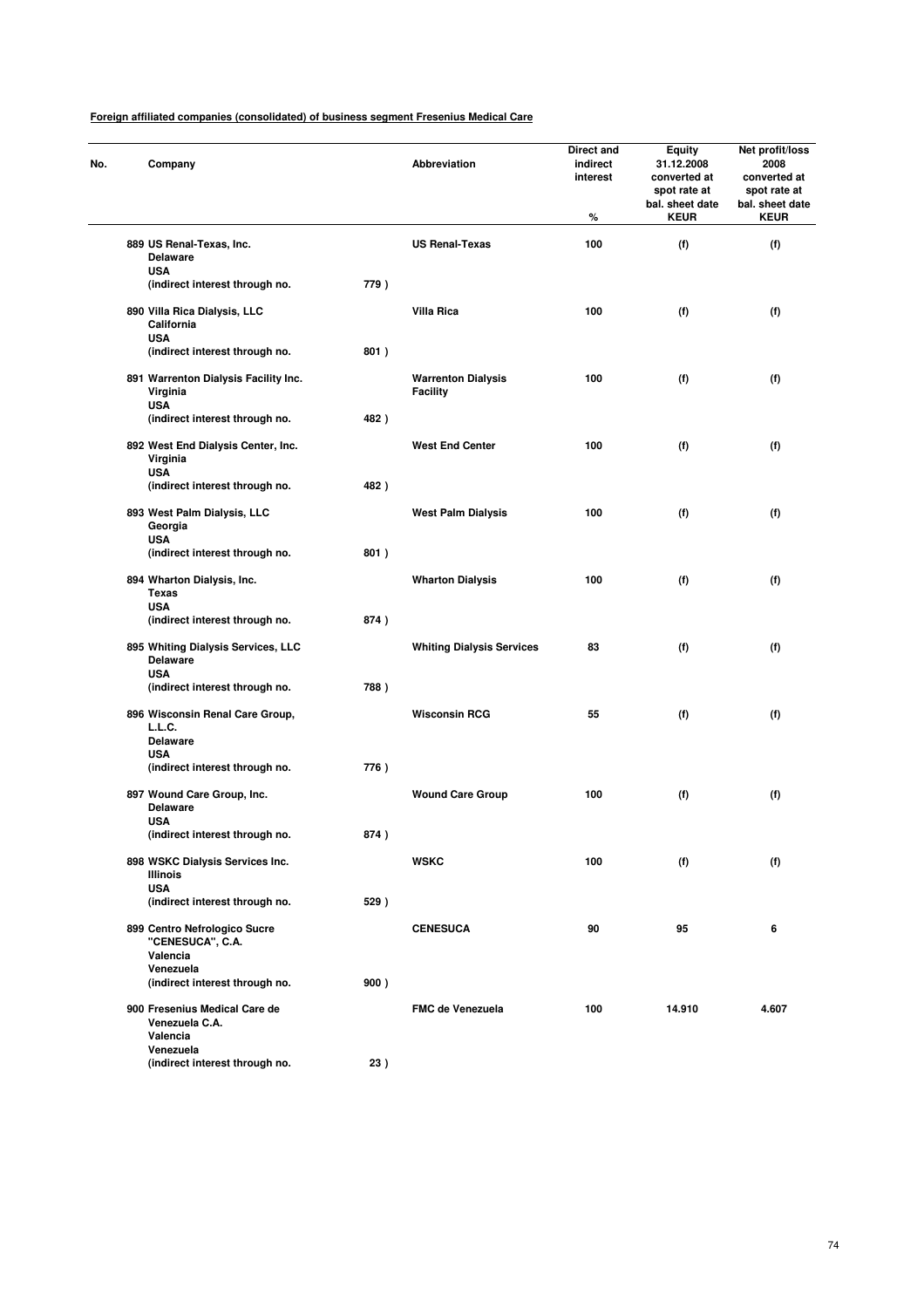**Foreign affiliated companies (consolidated) of business segment Fresenius Medical Care**

| No. | Company | | Abbreviation | Direct and indirect interest % | Equity 31.12.2008 converted at spot rate at bal. sheet date KEUR | Net profit/loss 2008 converted at spot rate at bal. sheet date KEUR |
|---|---|---|---|---|---|---|
| 889 | US Renal-Texas, Inc. Delaware USA (indirect interest through no. | 779 ) | US Renal-Texas | 100 | (f) | (f) |
| 890 | Villa Rica Dialysis, LLC California USA (indirect interest through no. | 801 ) | Villa Rica | 100 | (f) | (f) |
| 891 | Warrenton Dialysis Facility Inc. Virginia USA (indirect interest through no. | 482 ) | Warrenton Dialysis Facility | 100 | (f) | (f) |
| 892 | West End Dialysis Center, Inc. Virginia USA (indirect interest through no. | 482 ) | West End Center | 100 | (f) | (f) |
| 893 | West Palm Dialysis, LLC Georgia USA (indirect interest through no. | 801 ) | West Palm Dialysis | 100 | (f) | (f) |
| 894 | Wharton Dialysis, Inc. Texas USA (indirect interest through no. | 874 ) | Wharton Dialysis | 100 | (f) | (f) |
| 895 | Whiting Dialysis Services, LLC Delaware USA (indirect interest through no. | 788 ) | Whiting Dialysis Services | 83 | (f) | (f) |
| 896 | Wisconsin Renal Care Group, L.L.C. Delaware USA (indirect interest through no. | 776 ) | Wisconsin RCG | 55 | (f) | (f) |
| 897 | Wound Care Group, Inc. Delaware USA (indirect interest through no. | 874 ) | Wound Care Group | 100 | (f) | (f) |
| 898 | WSKC Dialysis Services Inc. Illinois USA (indirect interest through no. | 529 ) | WSKC | 100 | (f) | (f) |
| 899 | Centro Nefrologico Sucre "CENESUCA", C.A. Valencia Venezuela (indirect interest through no. | 900 ) | CENESUCA | 90 | 95 | 6 |
| 900 | Fresenius Medical Care de Venezuela C.A. Valencia Venezuela (indirect interest through no. | 23 ) | FMC de Venezuela | 100 | 14.910 | 4.607 |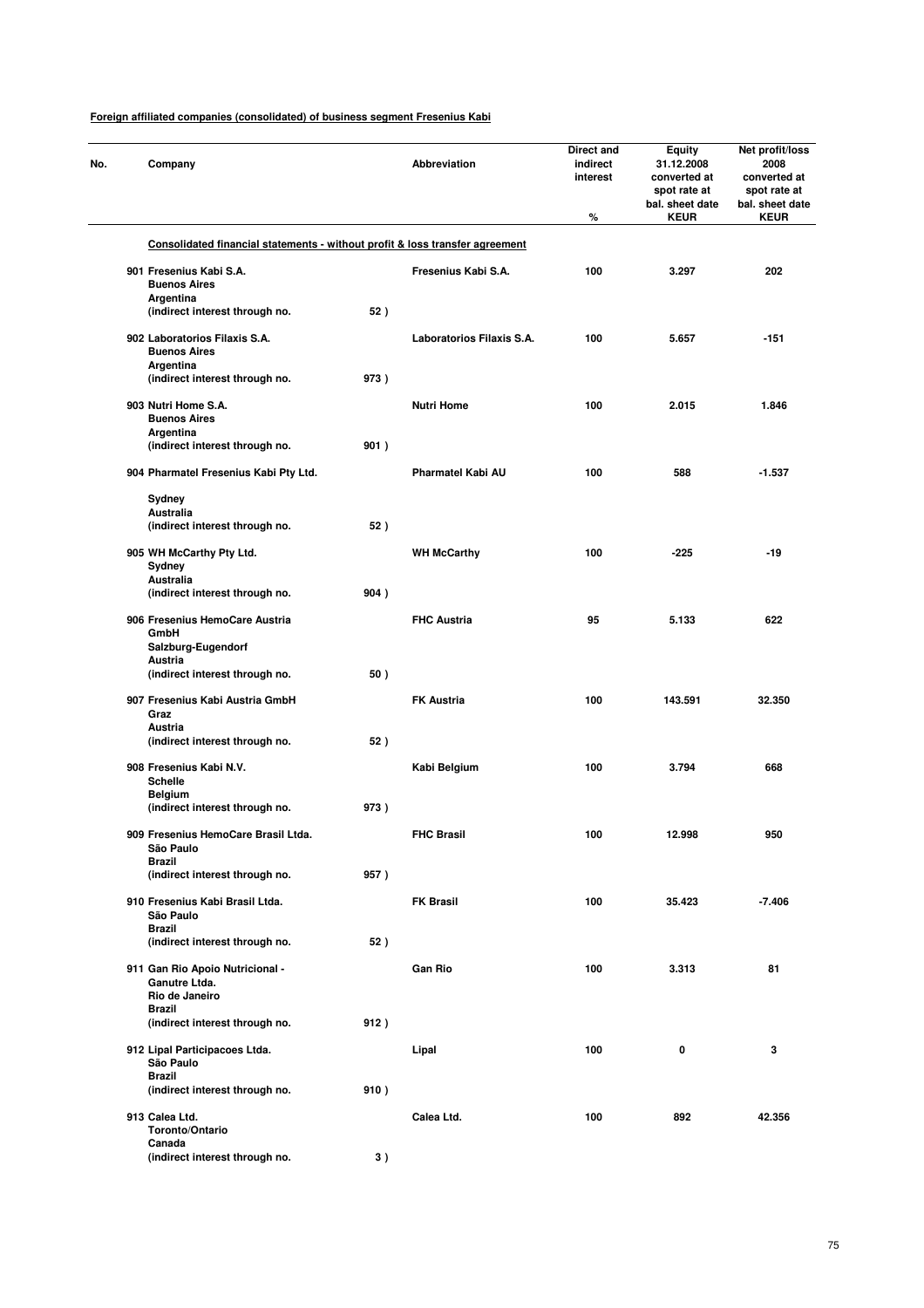**Foreign affiliated companies (consolidated) of business segment Fresenius Kabi**

| No. | Company | | Abbreviation | Direct and indirect interest % | Equity 31.12.2008 converted at spot rate at bal. sheet date KEUR | Net profit/loss 2008 converted at spot rate at bal. sheet date KEUR |
|---|---|---|---|---|---|---|
| | **Consolidated financial statements - without profit & loss transfer agreement** | | | | | |
| 901 | Fresenius Kabi S.A.<br>Buenos Aires<br>Argentina<br>(indirect interest through no. | 52 ) | Fresenius Kabi S.A. | 100 | 3.297 | 202 |
| 902 | Laboratorios Filaxis S.A.<br>Buenos Aires<br>Argentina<br>(indirect interest through no. | 973 ) | Laboratorios Filaxis S.A. | 100 | 5.657 | -151 |
| 903 | Nutri Home S.A.<br>Buenos Aires<br>Argentina<br>(indirect interest through no. | 901 ) | Nutri Home | 100 | 2.015 | 1.846 |
| 904 | Pharmatel Fresenius Kabi Pty Ltd.<br>Sydney<br>Australia<br>(indirect interest through no. | 52 ) | Pharmatel Kabi AU | 100 | 588 | -1.537 |
| 905 | WH McCarthy Pty Ltd.<br>Sydney<br>Australia<br>(indirect interest through no. | 904 ) | WH McCarthy | 100 | -225 | -19 |
| 906 | Fresenius HemoCare Austria GmbH<br>Salzburg-Eugendorf<br>Austria<br>(indirect interest through no. | 50 ) | FHC Austria | 95 | 5.133 | 622 |
| 907 | Fresenius Kabi Austria GmbH<br>Graz<br>Austria<br>(indirect interest through no. | 52 ) | FK Austria | 100 | 143.591 | 32.350 |
| 908 | Fresenius Kabi N.V.<br>Schelle<br>Belgium<br>(indirect interest through no. | 973 ) | Kabi Belgium | 100 | 3.794 | 668 |
| 909 | Fresenius HemoCare Brasil Ltda.<br>São Paulo<br>Brazil<br>(indirect interest through no. | 957 ) | FHC Brasil | 100 | 12.998 | 950 |
| 910 | Fresenius Kabi Brasil Ltda.<br>São Paulo<br>Brazil<br>(indirect interest through no. | 52 ) | FK Brasil | 100 | 35.423 | -7.406 |
| 911 | Gan Rio Apoio Nutricional - Ganutre Ltda.<br>Rio de Janeiro<br>Brazil<br>(indirect interest through no. | 912 ) | Gan Rio | 100 | 3.313 | 81 |
| 912 | Lipal Participacoes Ltda.<br>São Paulo<br>Brazil<br>(indirect interest through no. | 910 ) | Lipal | 100 | 0 | 3 |
| 913 | Calea Ltd.<br>Toronto/Ontario<br>Canada<br>(indirect interest through no. | 3 ) | Calea Ltd. | 100 | 892 | 42.356 |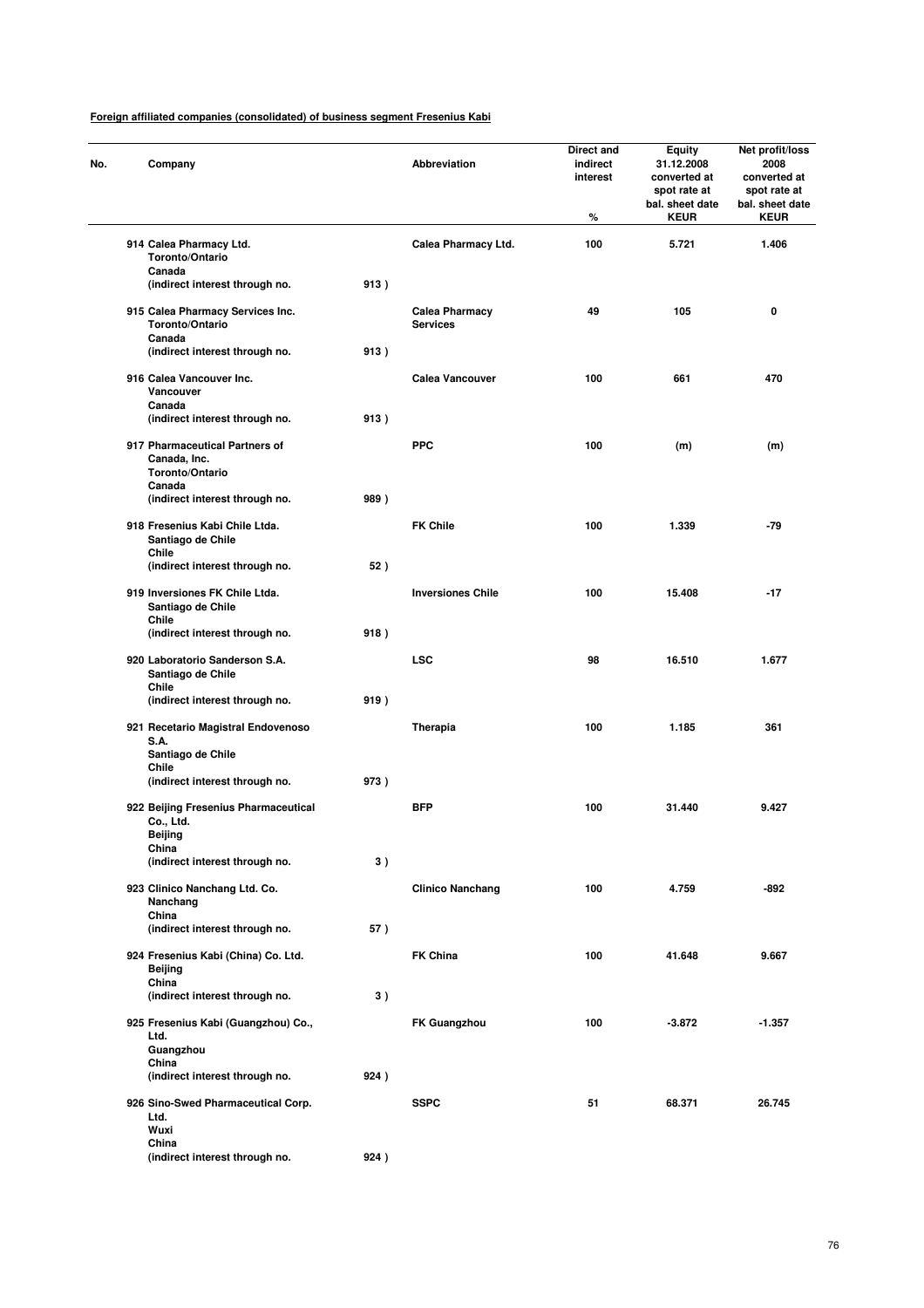**Foreign affiliated companies (consolidated) of business segment Fresenius Kabi**

| No. | Company | | Abbreviation | Direct and indirect interest % | Equity 31.12.2008 converted at spot rate at bal. sheet date KEUR | Net profit/loss 2008 converted at spot rate at bal. sheet date KEUR |
|---|---|---|---|---|---|---|
| 914 | Calea Pharmacy Ltd.<br>Toronto/Ontario<br>Canada<br>(indirect interest through no. | 913 ) | Calea Pharmacy Ltd. | 100 | 5.721 | 1.406 |
| 915 | Calea Pharmacy Services Inc.<br>Toronto/Ontario<br>Canada<br>(indirect interest through no. | 913 ) | Calea Pharmacy Services | 49 | 105 | 0 |
| 916 | Calea Vancouver Inc.<br>Vancouver<br>Canada<br>(indirect interest through no. | 913 ) | Calea Vancouver | 100 | 661 | 470 |
| 917 | Pharmaceutical Partners of Canada, Inc.<br>Toronto/Ontario<br>Canada<br>(indirect interest through no. | 989 ) | PPC | 100 | (m) | (m) |
| 918 | Fresenius Kabi Chile Ltda.<br>Santiago de Chile<br>Chile<br>(indirect interest through no. | 52 ) | FK Chile | 100 | 1.339 | -79 |
| 919 | Inversiones FK Chile Ltda.<br>Santiago de Chile<br>Chile<br>(indirect interest through no. | 918 ) | Inversiones Chile | 100 | 15.408 | -17 |
| 920 | Laboratorio Sanderson S.A.<br>Santiago de Chile<br>Chile<br>(indirect interest through no. | 919 ) | LSC | 98 | 16.510 | 1.677 |
| 921 | Recetario Magistral Endovenoso S.A.<br>Santiago de Chile<br>Chile<br>(indirect interest through no. | 973 ) | Therapia | 100 | 1.185 | 361 |
| 922 | Beijing Fresenius Pharmaceutical Co., Ltd.<br>Beijing<br>China<br>(indirect interest through no. | 3 ) | BFP | 100 | 31.440 | 9.427 |
| 923 | Clinico Nanchang Ltd. Co.<br>Nanchang<br>China<br>(indirect interest through no. | 57 ) | Clinico Nanchang | 100 | 4.759 | -892 |
| 924 | Fresenius Kabi (China) Co. Ltd.<br>Beijing<br>China<br>(indirect interest through no. | 3 ) | FK China | 100 | 41.648 | 9.667 |
| 925 | Fresenius Kabi (Guangzhou) Co., Ltd.<br>Guangzhou<br>China<br>(indirect interest through no. | 924 ) | FK Guangzhou | 100 | -3.872 | -1.357 |
| 926 | Sino-Swed Pharmaceutical Corp. Ltd.<br>Wuxi<br>China<br>(indirect interest through no. | 924 ) | SSPC | 51 | 68.371 | 26.745 |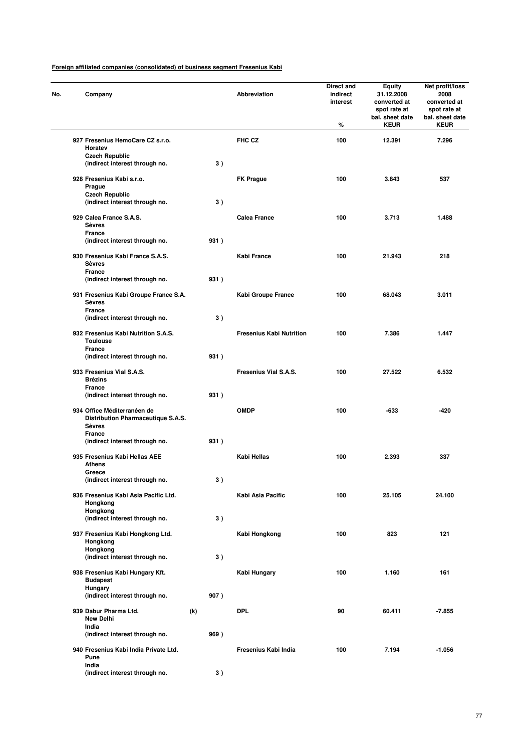**Foreign affiliated companies (consolidated) of business segment Fresenius Kabi**

| No. | Company | | Abbreviation | Direct and indirect interest % | Equity 31.12.2008 converted at spot rate at bal. sheet date KEUR | Net profit/loss 2008 converted at spot rate at bal. sheet date KEUR |
|---|---|---|---|---|---|---|
| 927 | Fresenius HemoCare CZ s.r.o.<br>Horatev<br>Czech Republic<br>(indirect interest through no. | 3 ) | FHC CZ | 100 | 12.391 | 7.296 |
| 928 | Fresenius Kabi s.r.o.<br>Prague<br>Czech Republic<br>(indirect interest through no. | 3 ) | FK Prague | 100 | 3.843 | 537 |
| 929 | Calea France S.A.S.<br>Sèvres<br>France<br>(indirect interest through no. | 931 ) | Calea France | 100 | 3.713 | 1.488 |
| 930 | Fresenius Kabi France S.A.S.<br>Sèvres<br>France<br>(indirect interest through no. | 931 ) | Kabi France | 100 | 21.943 | 218 |
| 931 | Fresenius Kabi Groupe France S.A.<br>Sèvres<br>France<br>(indirect interest through no. | 3 ) | Kabi Groupe France | 100 | 68.043 | 3.011 |
| 932 | Fresenius Kabi Nutrition S.A.S.<br>Toulouse<br>France<br>(indirect interest through no. | 931 ) | Fresenius Kabi Nutrition | 100 | 7.386 | 1.447 |
| 933 | Fresenius Vial S.A.S.<br>Brézins<br>France<br>(indirect interest through no. | 931 ) | Fresenius Vial S.A.S. | 100 | 27.522 | 6.532 |
| 934 | Office Méditerranéen de Distribution Pharmaceutique S.A.S.<br>Sèvres<br>France<br>(indirect interest through no. | 931 ) | OMDP | 100 | -633 | -420 |
| 935 | Fresenius Kabi Hellas AEE<br>Athens<br>Greece<br>(indirect interest through no. | 3 ) | Kabi Hellas | 100 | 2.393 | 337 |
| 936 | Fresenius Kabi Asia Pacific Ltd.<br>Hongkong<br>Hongkong<br>(indirect interest through no. | 3 ) | Kabi Asia Pacific | 100 | 25.105 | 24.100 |
| 937 | Fresenius Kabi Hongkong Ltd.<br>Hongkong<br>Hongkong<br>(indirect interest through no. | 3 ) | Kabi Hongkong | 100 | 823 | 121 |
| 938 | Fresenius Kabi Hungary Kft.<br>Budapest<br>Hungary<br>(indirect interest through no. | 907 ) | Kabi Hungary | 100 | 1.160 | 161 |
| 939 | Dabur Pharma Ltd. (k)<br>New Delhi<br>India<br>(indirect interest through no. | 969 ) | DPL | 90 | 60.411 | -7.855 |
| 940 | Fresenius Kabi India Private Ltd.<br>Pune<br>India<br>(indirect interest through no. | 3 ) | Fresenius Kabi India | 100 | 7.194 | -1.056 |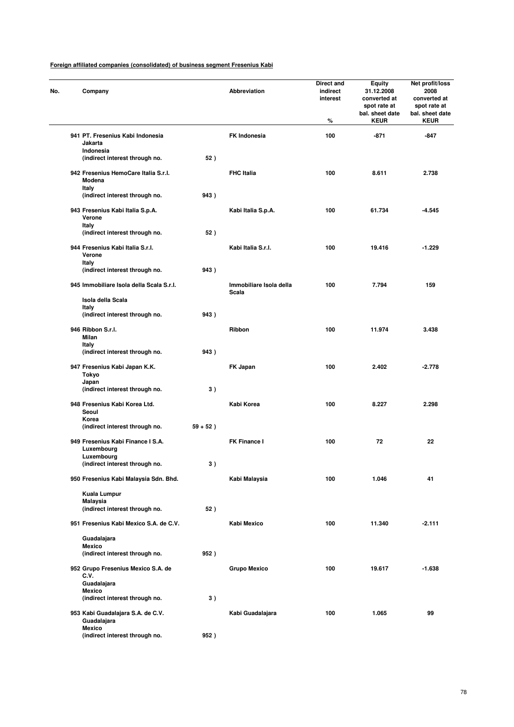**Foreign affiliated companies (consolidated) of business segment Fresenius Kabi**

| No. | Company | | Abbreviation | Direct and indirect interest<br>% | Equity 31.12.2008 converted at spot rate at bal. sheet date<br>KEUR | Net profit/loss 2008 converted at spot rate at bal. sheet date<br>KEUR |
|---|---|---|---|---|---|---|
| 941 | PT. Fresenius Kabi Indonesia<br>Jakarta<br>Indonesia<br>(indirect interest through no. | 52 ) | FK Indonesia | 100 | -871 | -847 |
| 942 | Fresenius HemoCare Italia S.r.l.<br>Modena<br>Italy<br>(indirect interest through no. | 943 ) | FHC Italia | 100 | 8.611 | 2.738 |
| 943 | Fresenius Kabi Italia S.p.A.<br>Verone<br>Italy<br>(indirect interest through no. | 52 ) | Kabi Italia S.p.A. | 100 | 61.734 | -4.545 |
| 944 | Fresenius Kabi Italia S.r.l.<br>Verone<br>Italy<br>(indirect interest through no. | 943 ) | Kabi Italia S.r.l. | 100 | 19.416 | -1.229 |
| 945 | Immobiliare Isola della Scala S.r.l.<br>Isola della Scala<br>Italy<br>(indirect interest through no. | 943 ) | Immobiliare Isola della Scala | 100 | 7.794 | 159 |
| 946 | Ribbon S.r.l.<br>Milan<br>Italy<br>(indirect interest through no. | 943 ) | Ribbon | 100 | 11.974 | 3.438 |
| 947 | Fresenius Kabi Japan K.K.<br>Tokyo<br>Japan<br>(indirect interest through no. | 3 ) | FK Japan | 100 | 2.402 | -2.778 |
| 948 | Fresenius Kabi Korea Ltd.<br>Seoul<br>Korea<br>(indirect interest through no. | 59 + 52 ) | Kabi Korea | 100 | 8.227 | 2.298 |
| 949 | Fresenius Kabi Finance I S.A.<br>Luxembourg<br>Luxembourg<br>(indirect interest through no. | 3 ) | FK Finance I | 100 | 72 | 22 |
| 950 | Fresenius Kabi Malaysia Sdn. Bhd.<br>Kuala Lumpur<br>Malaysia<br>(indirect interest through no. | 52 ) | Kabi Malaysia | 100 | 1.046 | 41 |
| 951 | Fresenius Kabi Mexico S.A. de C.V.<br>Guadalajara<br>Mexico<br>(indirect interest through no. | 952 ) | Kabi Mexico | 100 | 11.340 | -2.111 |
| 952 | Grupo Fresenius Mexico S.A. de C.V.<br>Guadalajara<br>Mexico<br>(indirect interest through no. | 3 ) | Grupo Mexico | 100 | 19.617 | -1.638 |
| 953 | Kabi Guadalajara S.A. de C.V.<br>Guadalajara<br>Mexico<br>(indirect interest through no. | 952 ) | Kabi Guadalajara | 100 | 1.065 | 99 |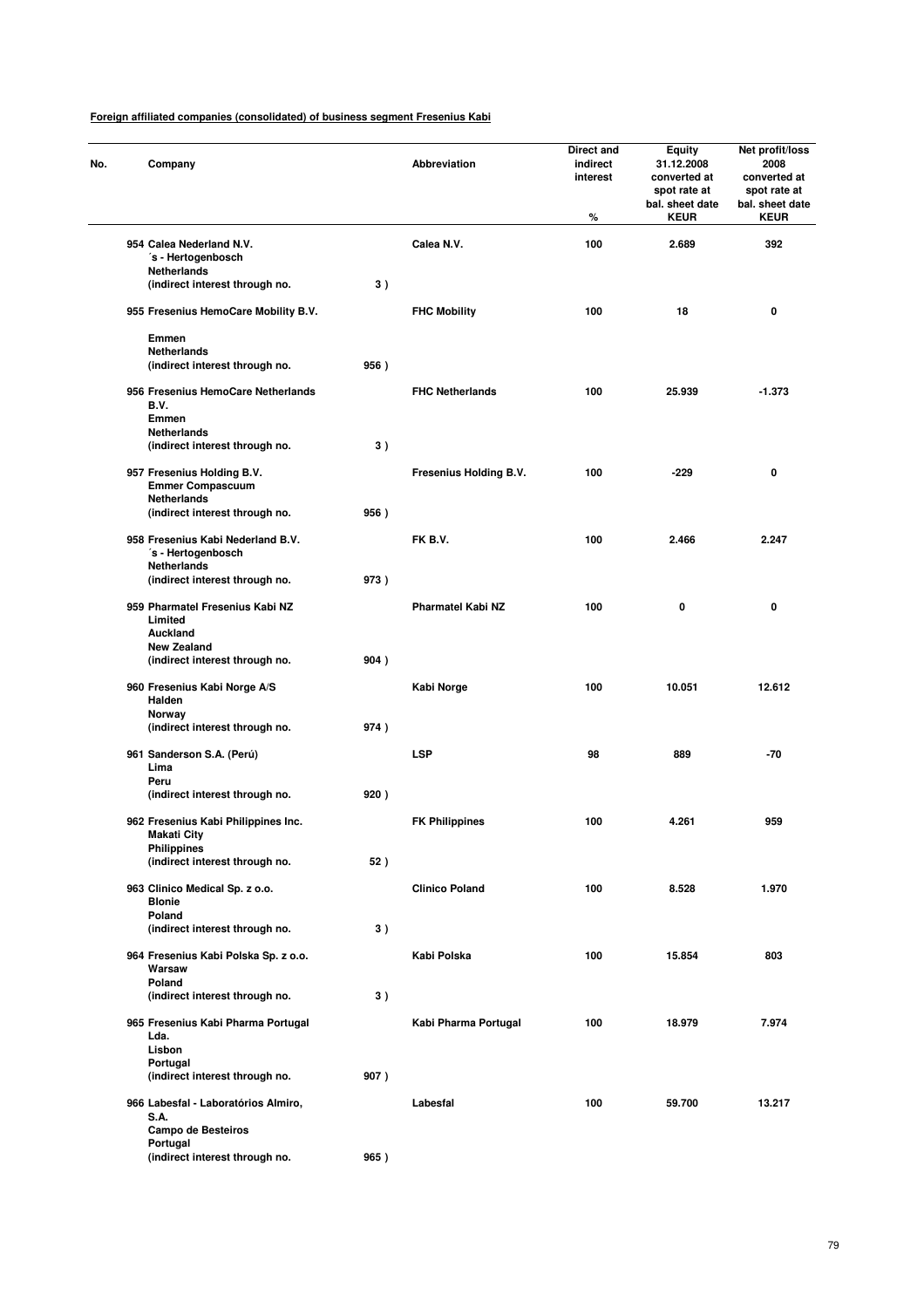**Foreign affiliated companies (consolidated) of business segment Fresenius Kabi**

| No. | Company | | Abbreviation | Direct and indirect interest % | Equity 31.12.2008 converted at spot rate at bal. sheet date KEUR | Net profit/loss 2008 converted at spot rate at bal. sheet date KEUR |
|---|---|---|---|---|---|---|
| 954 | Calea Nederland N.V.<br>´s - Hertogenbosch<br>Netherlands<br>(indirect interest through no. | 3 ) | Calea N.V. | 100 | 2.689 | 392 |
| 955 | Fresenius HemoCare Mobility B.V.<br>Emmen<br>Netherlands<br>(indirect interest through no. | 956 ) | FHC Mobility | 100 | 18 | 0 |
| 956 | Fresenius HemoCare Netherlands B.V.<br>Emmen<br>Netherlands<br>(indirect interest through no. | 3 ) | FHC Netherlands | 100 | 25.939 | -1.373 |
| 957 | Fresenius Holding B.V.<br>Emmer Compascuum<br>Netherlands<br>(indirect interest through no. | 956 ) | Fresenius Holding B.V. | 100 | -229 | 0 |
| 958 | Fresenius Kabi Nederland B.V.<br>´s - Hertogenbosch<br>Netherlands<br>(indirect interest through no. | 973 ) | FK B.V. | 100 | 2.466 | 2.247 |
| 959 | Pharmatel Fresenius Kabi NZ Limited<br>Auckland<br>New Zealand<br>(indirect interest through no. | 904 ) | Pharmatel Kabi NZ | 100 | 0 | 0 |
| 960 | Fresenius Kabi Norge A/S<br>Halden<br>Norway<br>(indirect interest through no. | 974 ) | Kabi Norge | 100 | 10.051 | 12.612 |
| 961 | Sanderson S.A. (Perú)<br>Lima<br>Peru<br>(indirect interest through no. | 920 ) | LSP | 98 | 889 | -70 |
| 962 | Fresenius Kabi Philippines Inc.<br>Makati City<br>Philippines<br>(indirect interest through no. | 52 ) | FK Philippines | 100 | 4.261 | 959 |
| 963 | Clinico Medical Sp. z o.o.<br>Blonie<br>Poland<br>(indirect interest through no. | 3 ) | Clinico Poland | 100 | 8.528 | 1.970 |
| 964 | Fresenius Kabi Polska Sp. z o.o.<br>Warsaw<br>Poland<br>(indirect interest through no. | 3 ) | Kabi Polska | 100 | 15.854 | 803 |
| 965 | Fresenius Kabi Pharma Portugal Lda.<br>Lisbon<br>Portugal<br>(indirect interest through no. | 907 ) | Kabi Pharma Portugal | 100 | 18.979 | 7.974 |
| 966 | Labesfal - Laboratórios Almiro, S.A.<br>Campo de Besteiros<br>Portugal<br>(indirect interest through no. | 965 ) | Labesfal | 100 | 59.700 | 13.217 |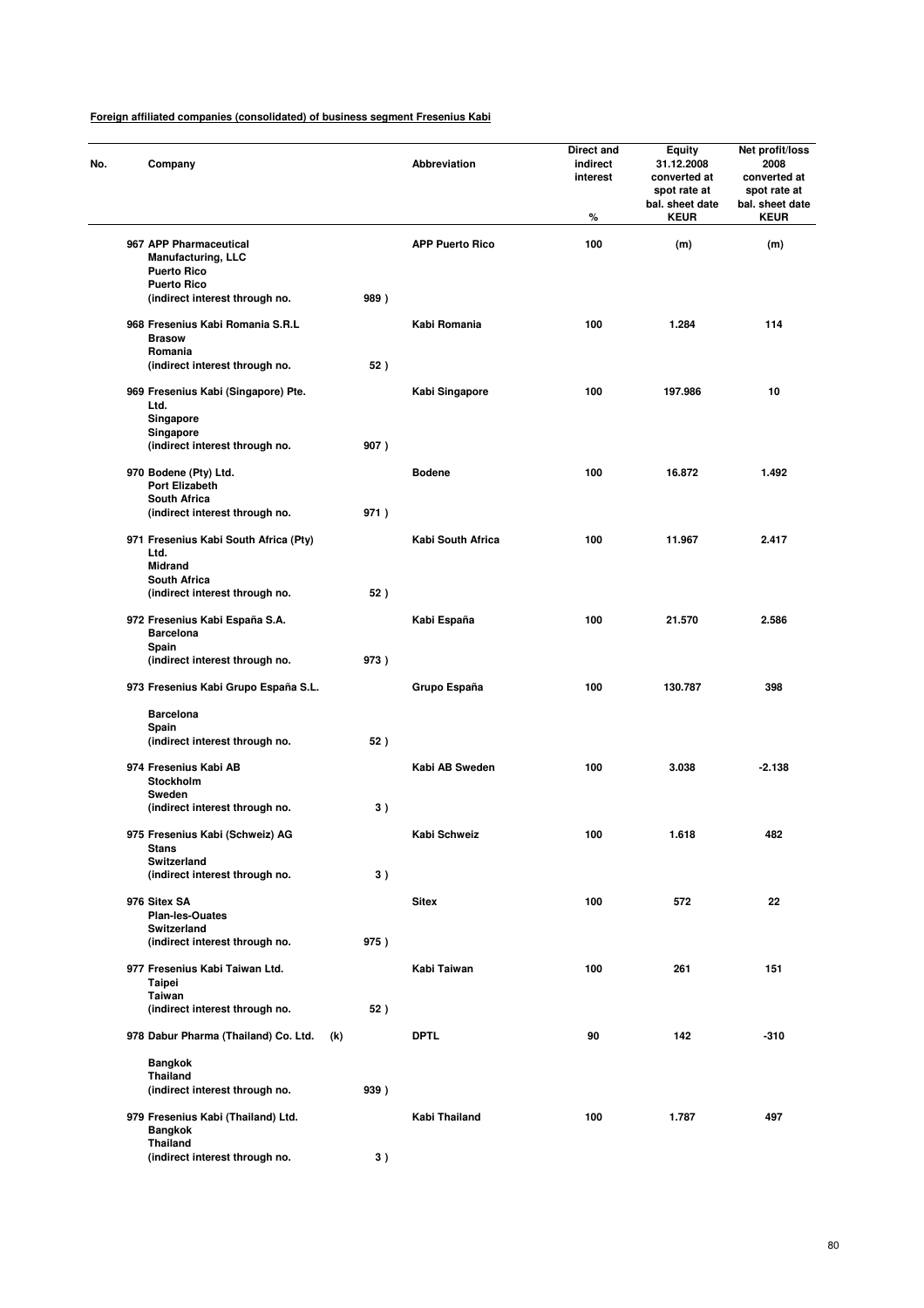**Foreign affiliated companies (consolidated) of business segment Fresenius Kabi**

| No. | Company | | Abbreviation | Direct and indirect interest % | Equity 31.12.2008 converted at spot rate at bal. sheet date KEUR | Net profit/loss 2008 converted at spot rate at bal. sheet date KEUR |
|---|---|---|---|---|---|---|
| 967 | APP Pharmaceutical Manufacturing, LLC<br>Puerto Rico<br>Puerto Rico<br>(indirect interest through no. | 989 ) | APP Puerto Rico | 100 | (m) | (m) |
| 968 | Fresenius Kabi Romania S.R.L<br>Brasow<br>Romania<br>(indirect interest through no. | 52 ) | Kabi Romania | 100 | 1.284 | 114 |
| 969 | Fresenius Kabi (Singapore) Pte. Ltd.<br>Singapore<br>Singapore<br>(indirect interest through no. | 907 ) | Kabi Singapore | 100 | 197.986 | 10 |
| 970 | Bodene (Pty) Ltd.<br>Port Elizabeth<br>South Africa<br>(indirect interest through no. | 971 ) | Bodene | 100 | 16.872 | 1.492 |
| 971 | Fresenius Kabi South Africa (Pty) Ltd.<br>Midrand<br>South Africa<br>(indirect interest through no. | 52 ) | Kabi South Africa | 100 | 11.967 | 2.417 |
| 972 | Fresenius Kabi España S.A.<br>Barcelona<br>Spain<br>(indirect interest through no. | 973 ) | Kabi España | 100 | 21.570 | 2.586 |
| 973 | Fresenius Kabi Grupo España S.L.<br>Barcelona<br>Spain<br>(indirect interest through no. | 52 ) | Grupo España | 100 | 130.787 | 398 |
| 974 | Fresenius Kabi AB<br>Stockholm<br>Sweden<br>(indirect interest through no. | 3 ) | Kabi AB Sweden | 100 | 3.038 | -2.138 |
| 975 | Fresenius Kabi (Schweiz) AG<br>Stans<br>Switzerland<br>(indirect interest through no. | 3 ) | Kabi Schweiz | 100 | 1.618 | 482 |
| 976 | Sitex SA<br>Plan-les-Ouates<br>Switzerland<br>(indirect interest through no. | 975 ) | Sitex | 100 | 572 | 22 |
| 977 | Fresenius Kabi Taiwan Ltd.<br>Taipei<br>Taiwan<br>(indirect interest through no. | 52 ) | Kabi Taiwan | 100 | 261 | 151 |
| 978 | Dabur Pharma (Thailand) Co. Ltd. (k)<br>Bangkok<br>Thailand<br>(indirect interest through no. | 939 ) | DPTL | 90 | 142 | -310 |
| 979 | Fresenius Kabi (Thailand) Ltd.<br>Bangkok<br>Thailand<br>(indirect interest through no. | 3 ) | Kabi Thailand | 100 | 1.787 | 497 |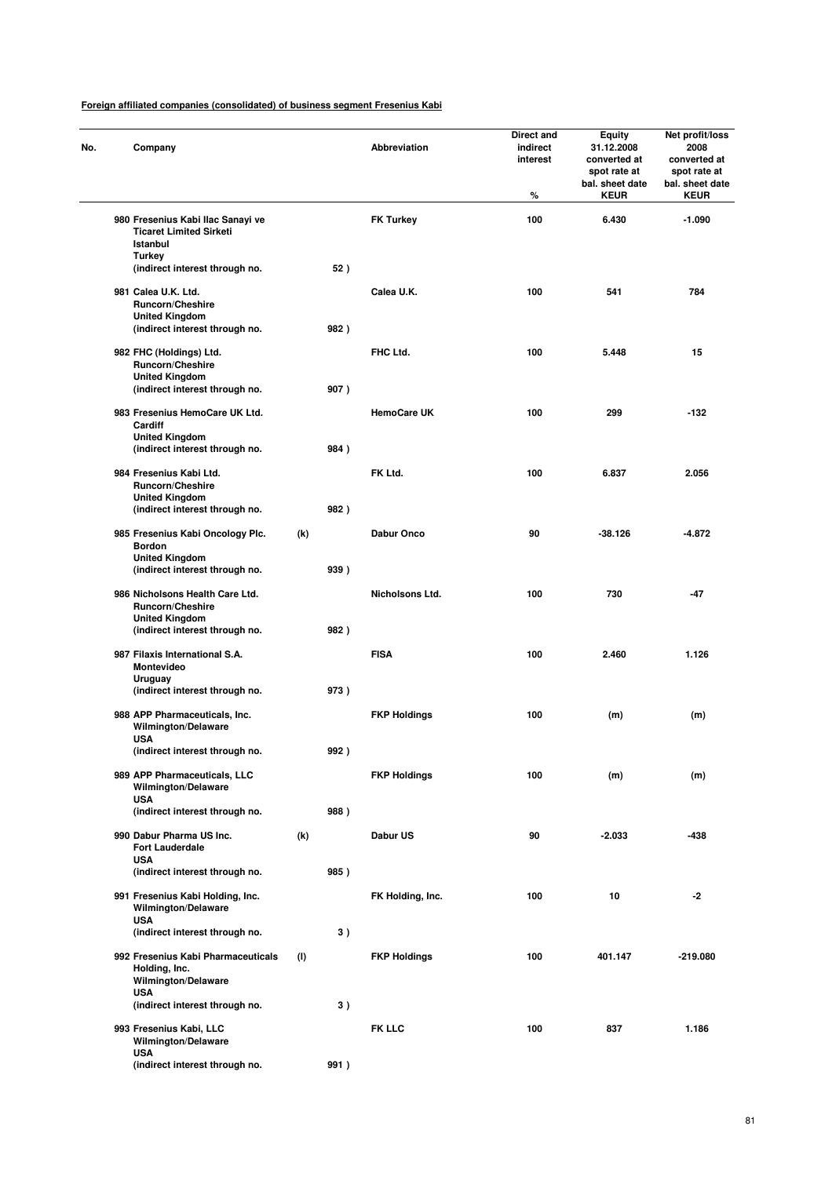**Foreign affiliated companies (consolidated) of business segment Fresenius Kabi**

| No. | Company | | | Abbreviation | Direct and indirect interest % | Equity 31.12.2008 converted at spot rate at bal. sheet date KEUR | Net profit/loss 2008 converted at spot rate at bal. sheet date KEUR |
|---|---|---|---|---|---|---|---|
| 980 | Fresenius Kabi Ilac Sanayi ve Ticaret Limited Sirketi Istanbul Turkey (indirect interest through no. | | 52 ) | FK Turkey | 100 | 6.430 | -1.090 |
| 981 | Calea U.K. Ltd. Runcorn/Cheshire United Kingdom (indirect interest through no. | | 982 ) | Calea U.K. | 100 | 541 | 784 |
| 982 | FHC (Holdings) Ltd. Runcorn/Cheshire United Kingdom (indirect interest through no. | | 907 ) | FHC Ltd. | 100 | 5.448 | 15 |
| 983 | Fresenius HemoCare UK Ltd. Cardiff United Kingdom (indirect interest through no. | | 984 ) | HemoCare UK | 100 | 299 | -132 |
| 984 | Fresenius Kabi Ltd. Runcorn/Cheshire United Kingdom (indirect interest through no. | | 982 ) | FK Ltd. | 100 | 6.837 | 2.056 |
| 985 | Fresenius Kabi Oncology Plc. Bordon United Kingdom (indirect interest through no. | (k) | 939 ) | Dabur Onco | 90 | -38.126 | -4.872 |
| 986 | Nicholsons Health Care Ltd. Runcorn/Cheshire United Kingdom (indirect interest through no. | | 982 ) | Nicholsons Ltd. | 100 | 730 | -47 |
| 987 | Filaxis International S.A. Montevideo Uruguay (indirect interest through no. | | 973 ) | FISA | 100 | 2.460 | 1.126 |
| 988 | APP Pharmaceuticals, Inc. Wilmington/Delaware USA (indirect interest through no. | | 992 ) | FKP Holdings | 100 | (m) | (m) |
| 989 | APP Pharmaceuticals, LLC Wilmington/Delaware USA (indirect interest through no. | | 988 ) | FKP Holdings | 100 | (m) | (m) |
| 990 | Dabur Pharma US Inc. Fort Lauderdale USA (indirect interest through no. | (k) | 985 ) | Dabur US | 90 | -2.033 | -438 |
| 991 | Fresenius Kabi Holding, Inc. Wilmington/Delaware USA (indirect interest through no. | | 3 ) | FK Holding, Inc. | 100 | 10 | -2 |
| 992 | Fresenius Kabi Pharmaceuticals Holding, Inc. Wilmington/Delaware USA (indirect interest through no. | (l) | 3 ) | FKP Holdings | 100 | 401.147 | -219.080 |
| 993 | Fresenius Kabi, LLC Wilmington/Delaware USA (indirect interest through no. | | 991 ) | FK LLC | 100 | 837 | 1.186 |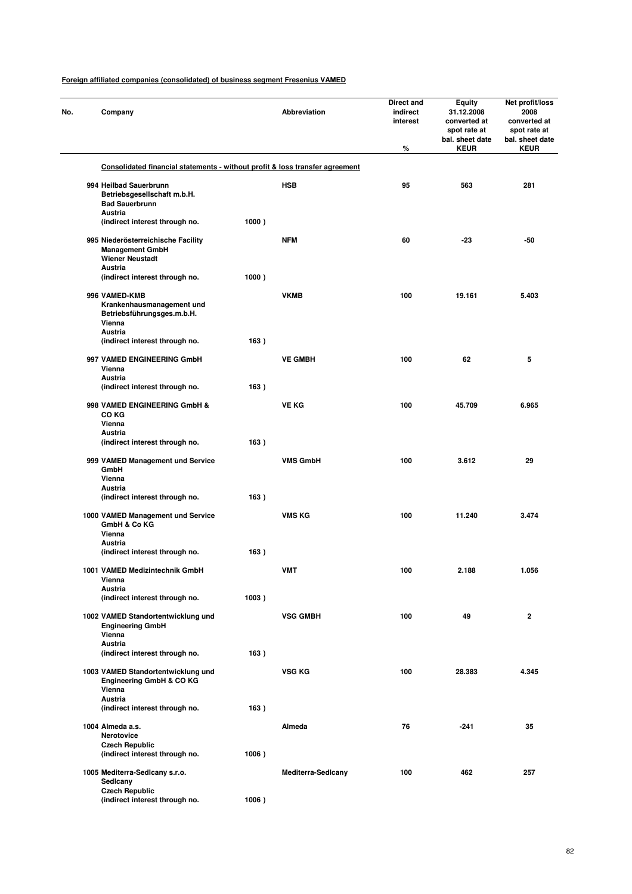**Foreign affiliated companies (consolidated) of business segment Fresenius VAMED**

| No. | Company | | Abbreviation | Direct and indirect interest<br>% | Equity 31.12.2008 converted at spot rate at bal. sheet date<br>KEUR | Net profit/loss 2008 converted at spot rate at bal. sheet date<br>KEUR |
|---|---|---|---|---|---|---|
| | **Consolidated financial statements - without profit & loss transfer agreement** | | | | | |
| 994 | Heilbad Sauerbrunn Betriebsgesellschaft m.b.H.<br>Bad Sauerbrunn<br>Austria<br>(indirect interest through no. | 1000 ) | HSB | 95 | 563 | 281 |
| 995 | Niederösterreichische Facility Management GmbH<br>Wiener Neustadt<br>Austria<br>(indirect interest through no. | 1000 ) | NFM | 60 | -23 | -50 |
| 996 | VAMED-KMB Krankenhausmanagement und Betriebsführungsges.m.b.H.<br>Vienna<br>Austria<br>(indirect interest through no. | 163 ) | VKMB | 100 | 19.161 | 5.403 |
| 997 | VAMED ENGINEERING GmbH<br>Vienna<br>Austria<br>(indirect interest through no. | 163 ) | VE GMBH | 100 | 62 | 5 |
| 998 | VAMED ENGINEERING GmbH & CO KG<br>Vienna<br>Austria<br>(indirect interest through no. | 163 ) | VE KG | 100 | 45.709 | 6.965 |
| 999 | VAMED Management und Service GmbH<br>Vienna<br>Austria<br>(indirect interest through no. | 163 ) | VMS GmbH | 100 | 3.612 | 29 |
| 1000 | VAMED Management und Service GmbH & Co KG<br>Vienna<br>Austria<br>(indirect interest through no. | 163 ) | VMS KG | 100 | 11.240 | 3.474 |
| 1001 | VAMED Medizintechnik GmbH<br>Vienna<br>Austria<br>(indirect interest through no. | 1003 ) | VMT | 100 | 2.188 | 1.056 |
| 1002 | VAMED Standortentwicklung und Engineering GmbH<br>Vienna<br>Austria<br>(indirect interest through no. | 163 ) | VSG GMBH | 100 | 49 | 2 |
| 1003 | VAMED Standortentwicklung und Engineering GmbH & CO KG<br>Vienna<br>Austria<br>(indirect interest through no. | 163 ) | VSG KG | 100 | 28.383 | 4.345 |
| 1004 | Almeda a.s.<br>Nerotovice<br>Czech Republic<br>(indirect interest through no. | 1006 ) | Almeda | 76 | -241 | 35 |
| 1005 | Mediterra-Sedlcany s.r.o.<br>Sedlcany<br>Czech Republic<br>(indirect interest through no. | 1006 ) | Mediterra-Sedlcany | 100 | 462 | 257 |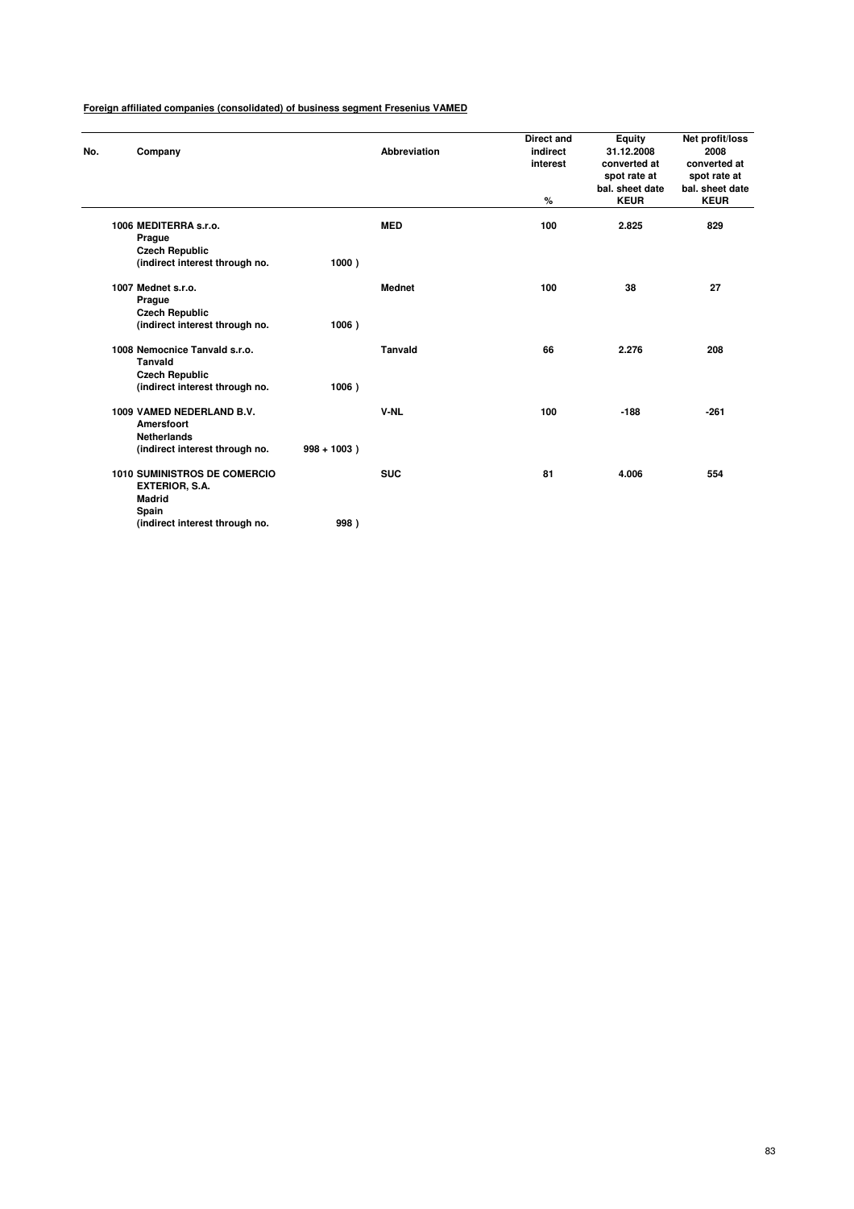**Foreign affiliated companies (consolidated) of business segment Fresenius VAMED**

| No. | Company | | Abbreviation | Direct and indirect interest<br>% | Equity 31.12.2008 converted at spot rate at bal. sheet date<br>KEUR | Net profit/loss 2008 converted at spot rate at bal. sheet date<br>KEUR |
|---|---|---|---|---|---|---|
| 1006 | MEDITERRA s.r.o.<br>Prague<br>Czech Republic<br>(indirect interest through no. | 1000 ) | MED | 100 | 2.825 | 829 |
| 1007 | Mednet s.r.o.<br>Prague<br>Czech Republic<br>(indirect interest through no. | 1006 ) | Mednet | 100 | 38 | 27 |
| 1008 | Nemocnice Tanvald s.r.o.<br>Tanvald<br>Czech Republic<br>(indirect interest through no. | 1006 ) | Tanvald | 66 | 2.276 | 208 |
| 1009 | VAMED NEDERLAND B.V.<br>Amersfoort<br>Netherlands<br>(indirect interest through no. | 998 + 1003 ) | V-NL | 100 | -188 | -261 |
| 1010 | SUMINISTROS DE COMERCIO EXTERIOR, S.A.<br>Madrid<br>Spain<br>(indirect interest through no. | 998 ) | SUC | 81 | 4.006 | 554 |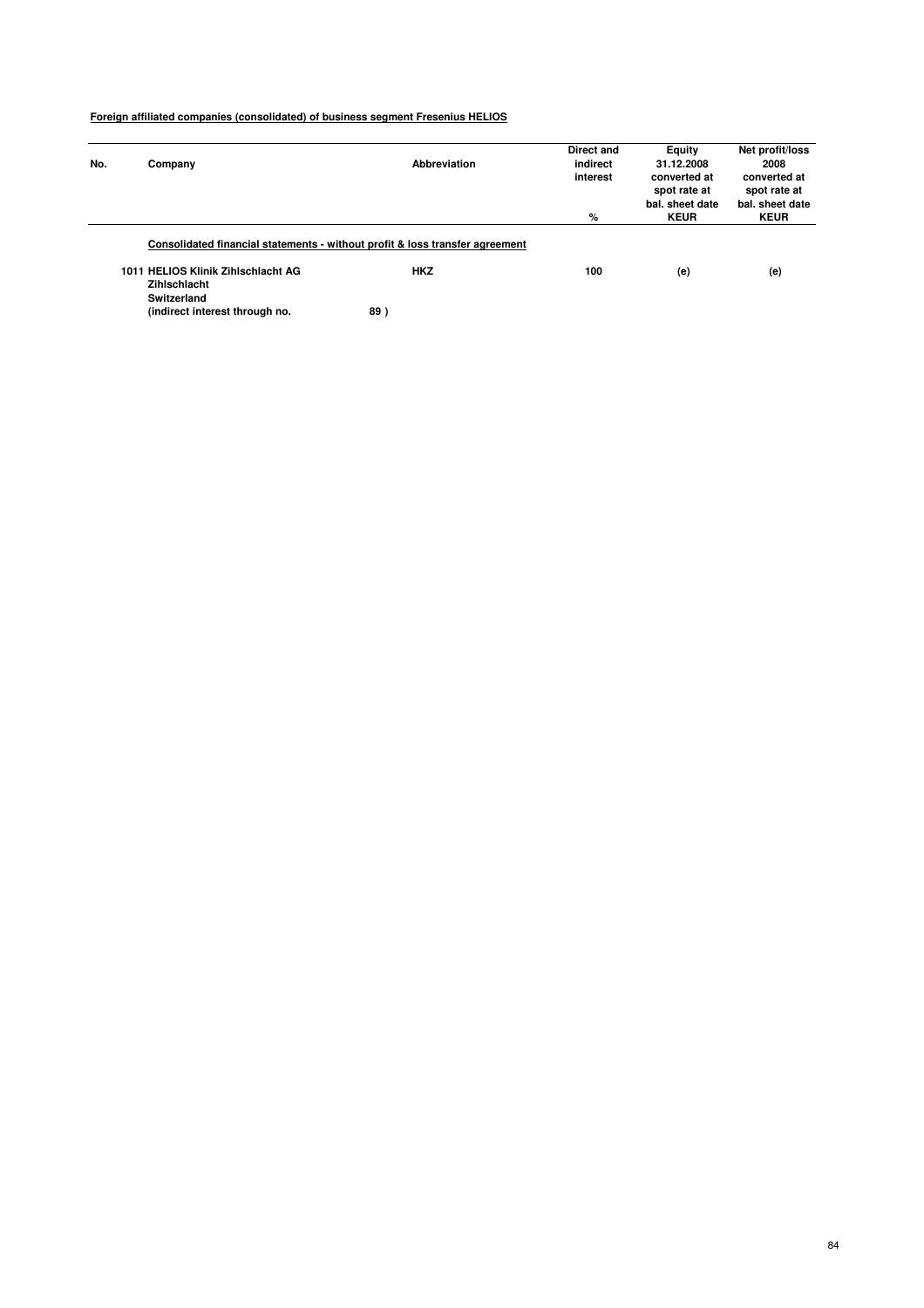**Foreign affiliated companies (consolidated) of business segment Fresenius HELIOS**

| No. | Company | Abbreviation | Direct and indirect interest<br>% | Equity 31.12.2008 converted at spot rate at bal. sheet date<br>KEUR | Net profit/loss 2008 converted at spot rate at bal. sheet date<br>KEUR |
|---|---|---|---|---|---|
| | **Consolidated financial statements - without profit & loss transfer agreement** | | | | |
| 1011 | HELIOS Klinik Zihlschlacht AG<br>Zihlschlacht<br>Switzerland<br>(indirect interest through no. 89) | HKZ | 100 | (e) | (e) |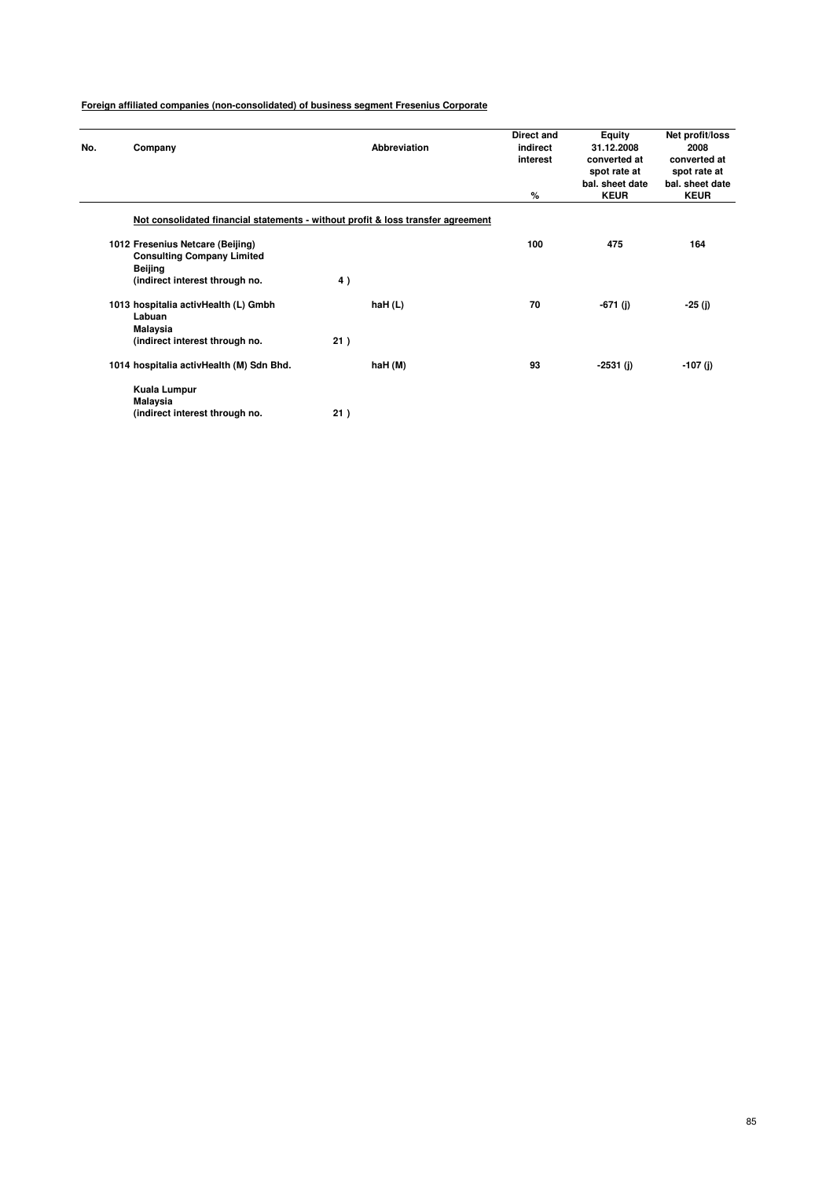**Foreign affiliated companies (non-consolidated) of business segment Fresenius Corporate**

| No. | Company | | Abbreviation | Direct and indirect interest<br>% | Equity 31.12.2008 converted at spot rate at bal. sheet date<br>KEUR | Net profit/loss 2008 converted at spot rate at bal. sheet date<br>KEUR |
|---|---|---|---|---|---|---|
| | **Not consolidated financial statements - without profit & loss transfer agreement** | | | | | |
| 1012 | Fresenius Netcare (Beijing) Consulting Company Limited<br>Beijing<br>(indirect interest through no. | 4 ) | | 100 | 475 | 164 |
| 1013 | hospitalia activHealth (L) Gmbh<br>Labuan<br>Malaysia<br>(indirect interest through no. | 21 ) | haH (L) | 70 | -671 (j) | -25 (j) |
| 1014 | hospitalia activHealth (M) Sdn Bhd.<br>Kuala Lumpur<br>Malaysia<br>(indirect interest through no. | 21 ) | haH (M) | 93 | -2531 (j) | -107 (j) |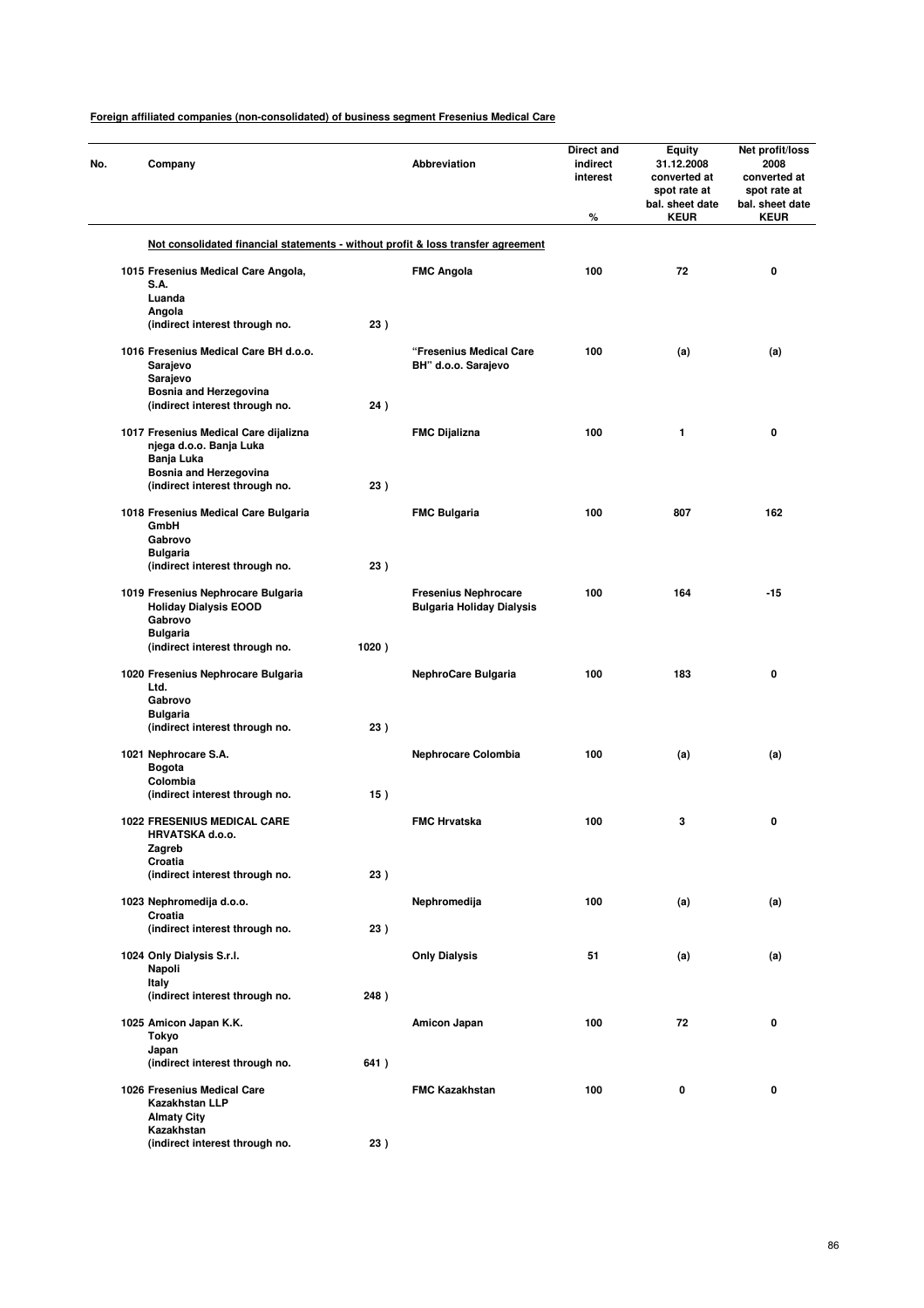**Foreign affiliated companies (non-consolidated) of business segment Fresenius Medical Care**

| No. | Company | | Abbreviation | Direct and indirect interest % | Equity 31.12.2008 converted at spot rate at bal. sheet date KEUR | Net profit/loss 2008 converted at spot rate at bal. sheet date KEUR |
|---|---|---|---|---|---|---|
| | **Not consolidated financial statements - without profit & loss transfer agreement** | | | | | |
| 1015 | Fresenius Medical Care Angola, S.A. Luanda Angola (indirect interest through no. | 23 ) | FMC Angola | 100 | 72 | 0 |
| 1016 | Fresenius Medical Care BH d.o.o. Sarajevo Sarajevo Bosnia and Herzegovina (indirect interest through no. | 24 ) | "Fresenius Medical Care BH" d.o.o. Sarajevo | 100 | (a) | (a) |
| 1017 | Fresenius Medical Care dijalizna njega d.o.o. Banja Luka Banja Luka Bosnia and Herzegovina (indirect interest through no. | 23 ) | FMC Dijalizna | 100 | 1 | 0 |
| 1018 | Fresenius Medical Care Bulgaria GmbH Gabrovo Bulgaria (indirect interest through no. | 23 ) | FMC Bulgaria | 100 | 807 | 162 |
| 1019 | Fresenius Nephrocare Bulgaria Holiday Dialysis EOOD Gabrovo Bulgaria (indirect interest through no. | 1020 ) | Fresenius Nephrocare Bulgaria Holiday Dialysis | 100 | 164 | -15 |
| 1020 | Fresenius Nephrocare Bulgaria Ltd. Gabrovo Bulgaria (indirect interest through no. | 23 ) | NephroCare Bulgaria | 100 | 183 | 0 |
| 1021 | Nephrocare S.A. Bogota Colombia (indirect interest through no. | 15 ) | Nephrocare Colombia | 100 | (a) | (a) |
| 1022 | FRESENIUS MEDICAL CARE HRVATSKA d.o.o. Zagreb Croatia (indirect interest through no. | 23 ) | FMC Hrvatska | 100 | 3 | 0 |
| 1023 | Nephromedija d.o.o. Croatia (indirect interest through no. | 23 ) | Nephromedija | 100 | (a) | (a) |
| 1024 | Only Dialysis S.r.l. Napoli Italy (indirect interest through no. | 248 ) | Only Dialysis | 51 | (a) | (a) |
| 1025 | Amicon Japan K.K. Tokyo Japan (indirect interest through no. | 641 ) | Amicon Japan | 100 | 72 | 0 |
| 1026 | Fresenius Medical Care Kazakhstan LLP Almaty City Kazakhstan (indirect interest through no. | 23 ) | FMC Kazakhstan | 100 | 0 | 0 |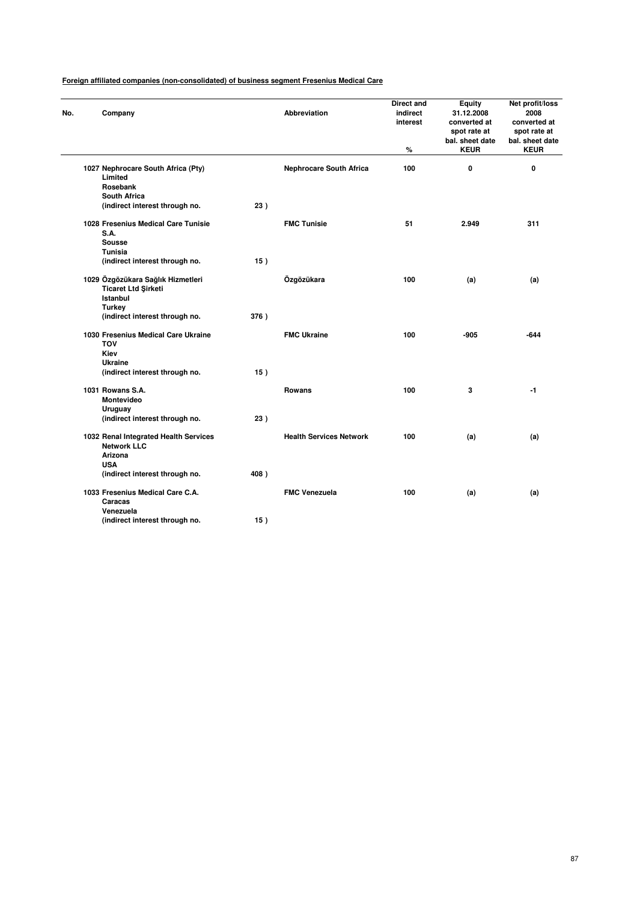**Foreign affiliated companies (non-consolidated) of business segment Fresenius Medical Care**

| No. | Company | | Abbreviation | Direct and indirect interest % | Equity 31.12.2008 converted at spot rate at bal. sheet date KEUR | Net profit/loss 2008 converted at spot rate at bal. sheet date KEUR |
|---|---|---|---|---|---|---|
| 1027 | Nephrocare South Africa (Pty) Limited Rosebank South Africa (indirect interest through no. | 23 ) | Nephrocare South Africa | 100 | 0 | 0 |
| 1028 | Fresenius Medical Care Tunisie S.A. Sousse Tunisia (indirect interest through no. | 15 ) | FMC Tunisie | 51 | 2.949 | 311 |
| 1029 | Özgözükara Sağlık Hizmetleri Ticaret Ltd Şirketi Istanbul Turkey (indirect interest through no. | 376 ) | Özgözükara | 100 | (a) | (a) |
| 1030 | Fresenius Medical Care Ukraine TOV Kiev Ukraine (indirect interest through no. | 15 ) | FMC Ukraine | 100 | -905 | -644 |
| 1031 | Rowans S.A. Montevideo Uruguay (indirect interest through no. | 23 ) | Rowans | 100 | 3 | -1 |
| 1032 | Renal Integrated Health Services Network LLC Arizona USA (indirect interest through no. | 408 ) | Health Services Network | 100 | (a) | (a) |
| 1033 | Fresenius Medical Care C.A. Caracas Venezuela (indirect interest through no. | 15 ) | FMC Venezuela | 100 | (a) | (a) |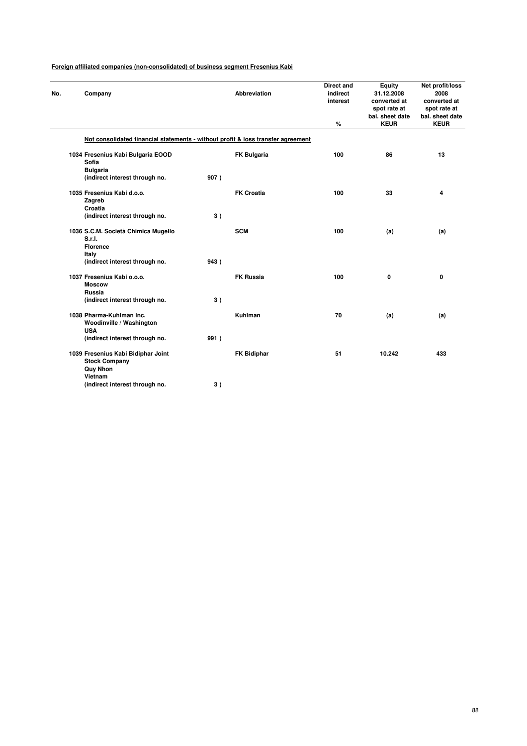**Foreign affiliated companies (non-consolidated) of business segment Fresenius Kabi**

| No. | Company | | Abbreviation | Direct and indirect interest % | Equity 31.12.2008 converted at spot rate at bal. sheet date KEUR | Net profit/loss 2008 converted at spot rate at bal. sheet date KEUR |
|---|---|---|---|---|---|---|
| | **Not consolidated financial statements - without profit & loss transfer agreement** | | | | | |
| 1034 | Fresenius Kabi Bulgaria EOOD<br>Sofia<br>Bulgaria<br>(indirect interest through no. | 907 ) | FK Bulgaria | 100 | 86 | 13 |
| 1035 | Fresenius Kabi d.o.o.<br>Zagreb<br>Croatia<br>(indirect interest through no. | 3 ) | FK Croatia | 100 | 33 | 4 |
| 1036 | S.C.M. Società Chimica Mugello S.r.l.<br>Florence<br>Italy<br>(indirect interest through no. | 943 ) | SCM | 100 | (a) | (a) |
| 1037 | Fresenius Kabi o.o.o.<br>Moscow<br>Russia<br>(indirect interest through no. | 3 ) | FK Russia | 100 | 0 | 0 |
| 1038 | Pharma-Kuhlman Inc.<br>Woodinville / Washington<br>USA<br>(indirect interest through no. | 991 ) | Kuhlman | 70 | (a) | (a) |
| 1039 | Fresenius Kabi Bidiphar Joint Stock Company<br>Quy Nhon<br>Vietnam<br>(indirect interest through no. | 3 ) | FK Bidiphar | 51 | 10.242 | 433 |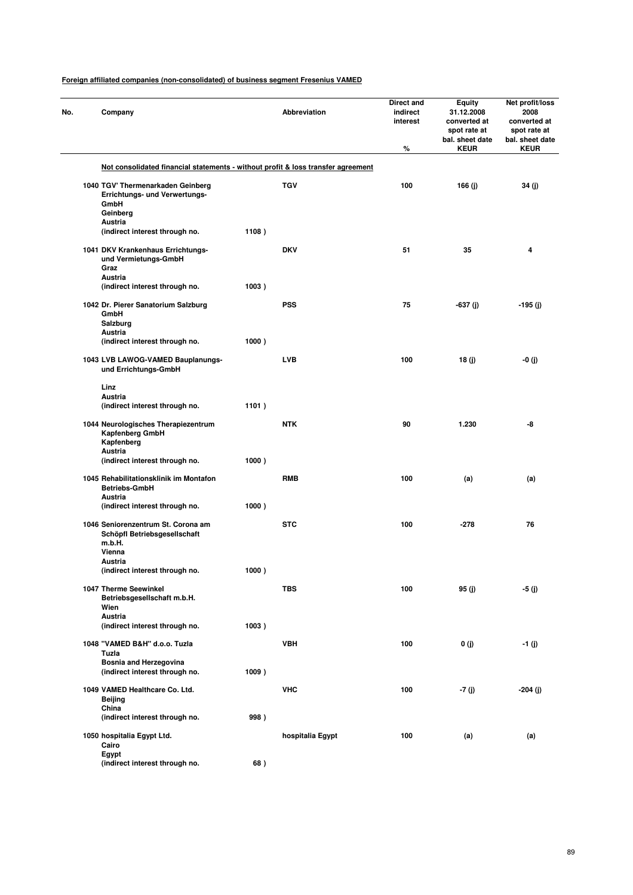**Foreign affiliated companies (non-consolidated) of business segment Fresenius VAMED**

| No. | Company | | Abbreviation | Direct and indirect interest % | Equity 31.12.2008 converted at spot rate at bal. sheet date KEUR | Net profit/loss 2008 converted at spot rate at bal. sheet date KEUR |
|---|---|---|---|---|---|---|
| | **Not consolidated financial statements - without profit & loss transfer agreement** | | | | | |
| 1040 | TGV' Thermenarkaden Geinberg Errichtungs- und Verwertungs-GmbH Geinberg Austria (indirect interest through no. | 1108 ) | TGV | 100 | 166 (j) | 34 (j) |
| 1041 | DKV Krankenhaus Errichtungs- und Vermietungs-GmbH Graz Austria (indirect interest through no. | 1003 ) | DKV | 51 | 35 | 4 |
| 1042 | Dr. Pierer Sanatorium Salzburg GmbH Salzburg Austria (indirect interest through no. | 1000 ) | PSS | 75 | -637 (j) | -195 (j) |
| 1043 | LVB LAWOG-VAMED Bauplanungs- und Errichtungs-GmbH Linz Austria (indirect interest through no. | 1101 ) | LVB | 100 | 18 (j) | -0 (j) |
| 1044 | Neurologisches Therapiezentrum Kapfenberg GmbH Kapfenberg Austria (indirect interest through no. | 1000 ) | NTK | 90 | 1.230 | -8 |
| 1045 | Rehabilitationsklinik im Montafon Betriebs-GmbH Austria (indirect interest through no. | 1000 ) | RMB | 100 | (a) | (a) |
| 1046 | Seniorenzentrum St. Corona am Schöpfl Betriebsgesellschaft m.b.H. Vienna Austria (indirect interest through no. | 1000 ) | STC | 100 | -278 | 76 |
| 1047 | Therme Seewinkel Betriebsgesellschaft m.b.H. Wien Austria (indirect interest through no. | 1003 ) | TBS | 100 | 95 (j) | -5 (j) |
| 1048 | "VAMED B&H" d.o.o. Tuzla Tuzla Bosnia and Herzegovina (indirect interest through no. | 1009 ) | VBH | 100 | 0 (j) | -1 (j) |
| 1049 | VAMED Healthcare Co. Ltd. Beijing China (indirect interest through no. | 998 ) | VHC | 100 | -7 (j) | -204 (j) |
| 1050 | hospitalia Egypt Ltd. Cairo Egypt (indirect interest through no. | 68 ) | hospitalia Egypt | 100 | (a) | (a) |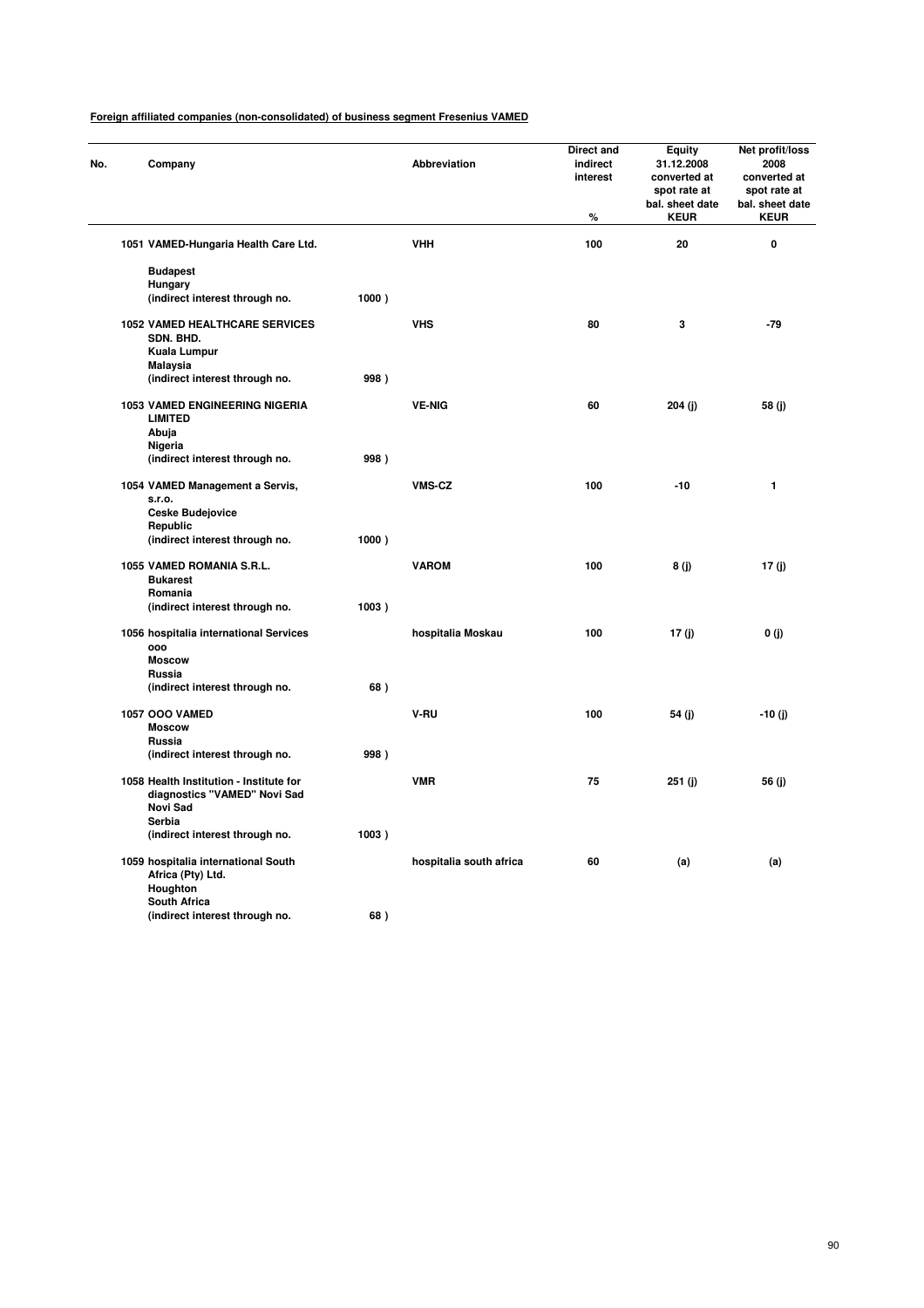**Foreign affiliated companies (non-consolidated) of business segment Fresenius VAMED**

| No. | Company | | Abbreviation | Direct and indirect interest % | Equity 31.12.2008 converted at spot rate at bal. sheet date KEUR | Net profit/loss 2008 converted at spot rate at bal. sheet date KEUR |
|---|---|---|---|---|---|---|
| 1051 | VAMED-Hungaria Health Care Ltd. Budapest Hungary (indirect interest through no. | 1000 ) | VHH | 100 | 20 | 0 |
| 1052 | VAMED HEALTHCARE SERVICES SDN. BHD. Kuala Lumpur Malaysia (indirect interest through no. | 998 ) | VHS | 80 | 3 | -79 |
| 1053 | VAMED ENGINEERING NIGERIA LIMITED Abuja Nigeria (indirect interest through no. | 998 ) | VE-NIG | 60 | 204 (j) | 58 (j) |
| 1054 | VAMED Management a Servis, s.r.o. Ceske Budejovice Republic (indirect interest through no. | 1000 ) | VMS-CZ | 100 | -10 | 1 |
| 1055 | VAMED ROMANIA S.R.L. Bukarest Romania (indirect interest through no. | 1003 ) | VAROM | 100 | 8 (j) | 17 (j) |
| 1056 | hospitalia international Services ooo Moscow Russia (indirect interest through no. | 68 ) | hospitalia Moskau | 100 | 17 (j) | 0 (j) |
| 1057 | OOO VAMED Moscow Russia (indirect interest through no. | 998 ) | V-RU | 100 | 54 (j) | -10 (j) |
| 1058 | Health Institution - Institute for diagnostics "VAMED" Novi Sad Novi Sad Serbia (indirect interest through no. | 1003 ) | VMR | 75 | 251 (j) | 56 (j) |
| 1059 | hospitalia international South Africa (Pty) Ltd. Houghton South Africa (indirect interest through no. | 68 ) | hospitalia south africa | 60 | (a) | (a) |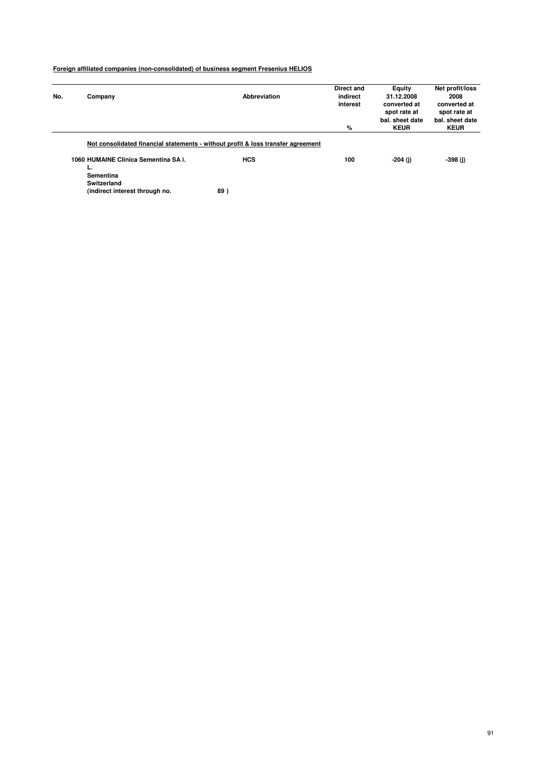**Foreign affiliated companies (non-consolidated) of business segment Fresenius HELIOS**

| No. | Company | Abbreviation | Direct and indirect interest % | Equity 31.12.2008 converted at spot rate at bal. sheet date KEUR | Net profit/loss 2008 converted at spot rate at bal. sheet date KEUR |
|---|---|---|---|---|---|
| | **Not consolidated financial statements - without profit & loss transfer agreement** | | | | |
| 1060 | **HUMAINE Clinica Sementina SA i. L.**<br>**Sementina**<br>**Switzerland**<br>**(indirect interest through no. 89 )** | **HCS** | **100** | **-204 (j)** | **-398 (j)** |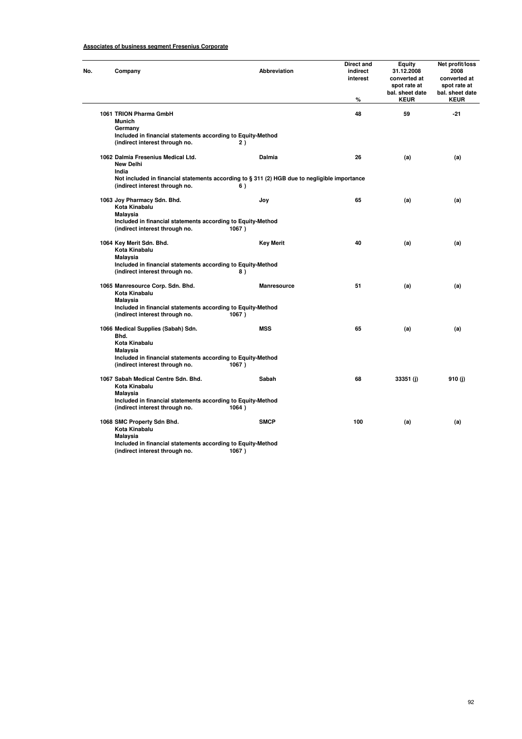**Associates of business segment Fresenius Corporate**

| No. | Company | Abbreviation | Direct and indirect interest % | Equity 31.12.2008 converted at spot rate at bal. sheet date KEUR | Net profit/loss 2008 converted at spot rate at bal. sheet date KEUR |
|---|---|---|---|---|---|
| 1061 | TRION Pharma GmbH<br>Munich<br>Germany<br>Included in financial statements according to Equity-Method<br>(indirect interest through no. 2 ) | | 48 | 59 | -21 |
| 1062 | Dalmia Fresenius Medical Ltd.<br>New Delhi<br>India<br>Not included in financial statements according to § 311 (2) HGB due to negligible importance<br>(indirect interest through no. 6 ) | Dalmia | 26 | (a) | (a) |
| 1063 | Joy Pharmacy Sdn. Bhd.<br>Kota Kinabalu<br>Malaysia<br>Included in financial statements according to Equity-Method<br>(indirect interest through no. 1067 ) | Joy | 65 | (a) | (a) |
| 1064 | Key Merit Sdn. Bhd.<br>Kota Kinabalu<br>Malaysia<br>Included in financial statements according to Equity-Method<br>(indirect interest through no. 8 ) | Key Merit | 40 | (a) | (a) |
| 1065 | Manresource Corp. Sdn. Bhd.<br>Kota Kinabalu<br>Malaysia<br>Included in financial statements according to Equity-Method<br>(indirect interest through no. 1067 ) | Manresource | 51 | (a) | (a) |
| 1066 | Medical Supplies (Sabah) Sdn. Bhd.<br>Kota Kinabalu<br>Malaysia<br>Included in financial statements according to Equity-Method<br>(indirect interest through no. 1067 ) | MSS | 65 | (a) | (a) |
| 1067 | Sabah Medical Centre Sdn. Bhd.<br>Kota Kinabalu<br>Malaysia<br>Included in financial statements according to Equity-Method<br>(indirect interest through no. 1064 ) | Sabah | 68 | 33351 (j) | 910 (j) |
| 1068 | SMC Property Sdn Bhd.<br>Kota Kinabalu<br>Malaysia<br>Included in financial statements according to Equity-Method<br>(indirect interest through no. 1067 ) | SMCP | 100 | (a) | (a) |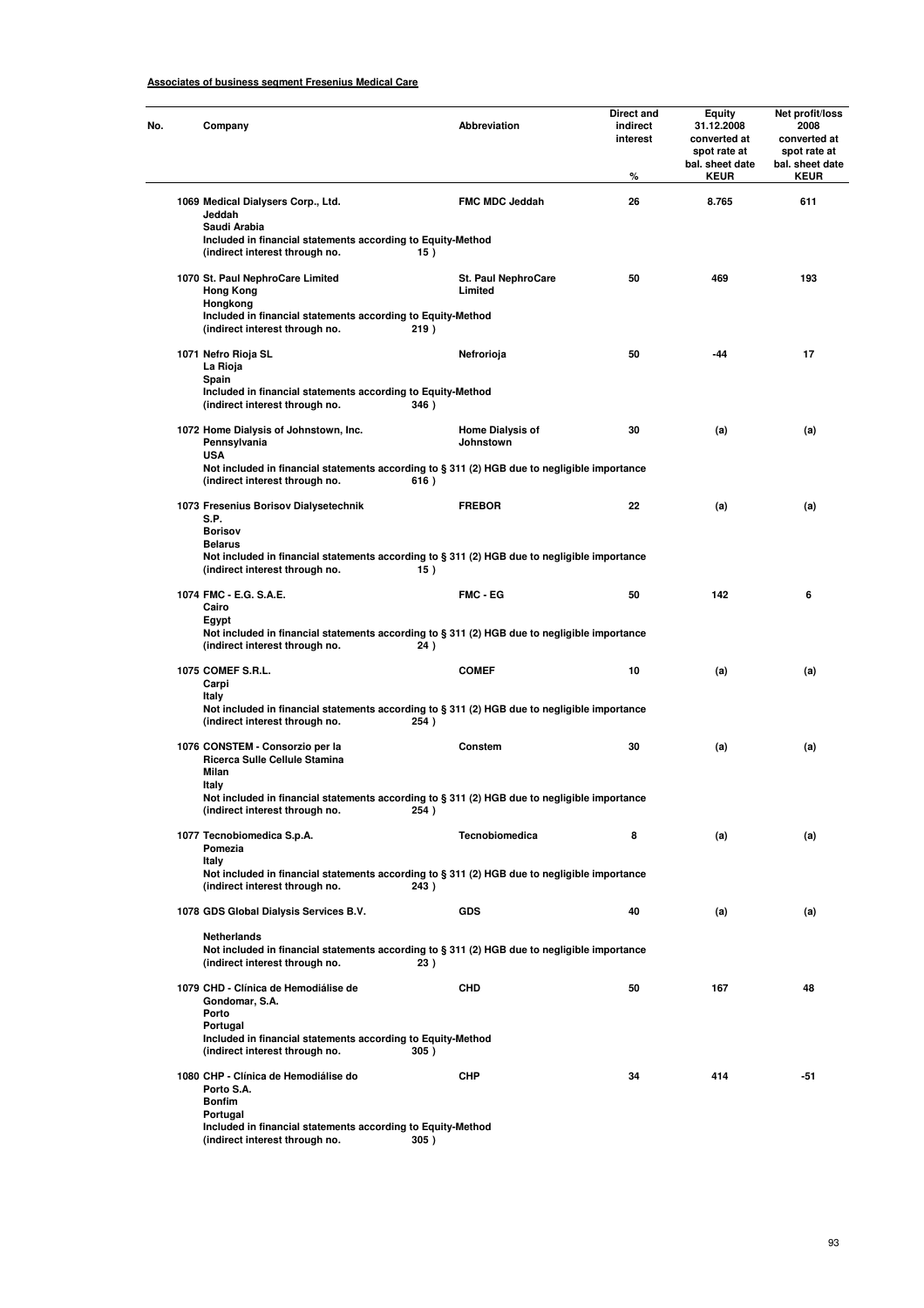**Associates of business segment Fresenius Medical Care**

| No. | Company | Abbreviation | Direct and indirect interest % | Equity 31.12.2008 converted at spot rate at bal. sheet date KEUR | Net profit/loss 2008 converted at spot rate at bal. sheet date KEUR |
|---|---|---|---|---|---|
| 1069 | **Medical Dialysers Corp., Ltd.** Jeddah Saudi Arabia Included in financial statements according to Equity-Method (indirect interest through no. 15 ) | FMC MDC Jeddah | 26 | 8.765 | 611 |
| 1070 | **St. Paul NephroCare Limited** Hong Kong Hongkong Included in financial statements according to Equity-Method (indirect interest through no. 219 ) | St. Paul NephroCare Limited | 50 | 469 | 193 |
| 1071 | **Nefro Rioja SL** La Rioja Spain Included in financial statements according to Equity-Method (indirect interest through no. 346 ) | Nefrorioja | 50 | -44 | 17 |
| 1072 | **Home Dialysis of Johnstown, Inc.** Pennsylvania USA Not included in financial statements according to § 311 (2) HGB due to negligible importance (indirect interest through no. 616 ) | Home Dialysis of Johnstown | 30 | (a) | (a) |
| 1073 | **Fresenius Borisov Dialysetechnik S.P.** Borisov Belarus Not included in financial statements according to § 311 (2) HGB due to negligible importance (indirect interest through no. 15 ) | FREBOR | 22 | (a) | (a) |
| 1074 | **FMC - E.G. S.A.E.** Cairo Egypt Not included in financial statements according to § 311 (2) HGB due to negligible importance (indirect interest through no. 24 ) | FMC - EG | 50 | 142 | 6 |
| 1075 | **COMEF S.R.L.** Carpi Italy Not included in financial statements according to § 311 (2) HGB due to negligible importance (indirect interest through no. 254 ) | COMEF | 10 | (a) | (a) |
| 1076 | **CONSTEM - Consorzio per la Ricerca Sulle Cellule Stamina** Milan Italy Not included in financial statements according to § 311 (2) HGB due to negligible importance (indirect interest through no. 254 ) | Constem | 30 | (a) | (a) |
| 1077 | **Tecnobiomedica S.p.A.** Pomezia Italy Not included in financial statements according to § 311 (2) HGB due to negligible importance (indirect interest through no. 243 ) | Tecnobiomedica | 8 | (a) | (a) |
| 1078 | **GDS Global Dialysis Services B.V.** Netherlands Not included in financial statements according to § 311 (2) HGB due to negligible importance (indirect interest through no. 23 ) | GDS | 40 | (a) | (a) |
| 1079 | **CHD - Clínica de Hemodiálise de Gondomar, S.A.** Porto Portugal Included in financial statements according to Equity-Method (indirect interest through no. 305 ) | CHD | 50 | 167 | 48 |
| 1080 | **CHP - Clínica de Hemodiálise do Porto S.A.** Bonfim Portugal Included in financial statements according to Equity-Method (indirect interest through no. 305 ) | CHP | 34 | 414 | -51 |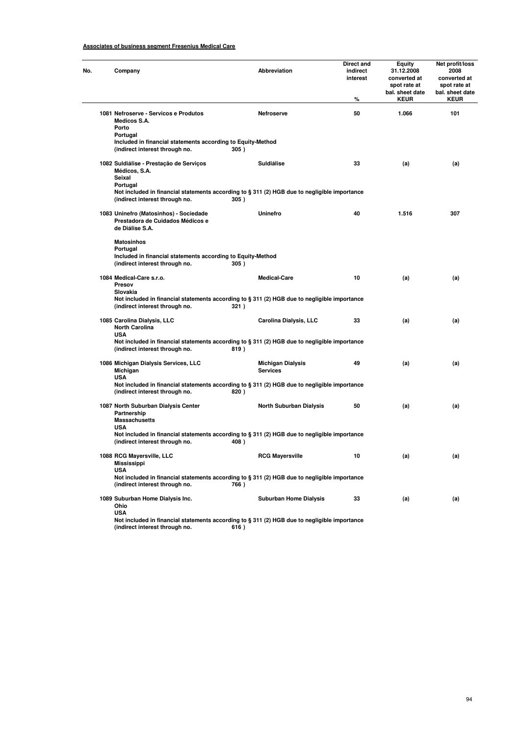**Associates of business segment Fresenius Medical Care**

| No. | Company | Abbreviation | Direct and indirect interest % | Equity 31.12.2008 converted at spot rate at bal. sheet date KEUR | Net profit/loss 2008 converted at spot rate at bal. sheet date KEUR |
|---|---|---|---|---|---|
| 1081 | Nefroserve - Servicos e Produtos Medicos S.A. Porto Portugal Included in financial statements according to Equity-Method (indirect interest through no. 305 ) | Nefroserve | 50 | 1.066 | 101 |
| 1082 | Suldiálise - Prestação de Serviços Médicos, S.A. Seixal Portugal Not included in financial statements according to § 311 (2) HGB due to negligible importance (indirect interest through no. 305 ) | Suldiálise | 33 | (a) | (a) |
| 1083 | Uninefro (Matosinhos) - Sociedade Prestadora de Cuidados Médicos e de Diálise S.A. Matosinhos Portugal Included in financial statements according to Equity-Method (indirect interest through no. 305 ) | Uninefro | 40 | 1.516 | 307 |
| 1084 | Medical-Care s.r.o. Presov Slovakia Not included in financial statements according to § 311 (2) HGB due to negligible importance (indirect interest through no. 321 ) | Medical-Care | 10 | (a) | (a) |
| 1085 | Carolina Dialysis, LLC North Carolina USA Not included in financial statements according to § 311 (2) HGB due to negligible importance (indirect interest through no. 819 ) | Carolina Dialysis, LLC | 33 | (a) | (a) |
| 1086 | Michigan Dialysis Services, LLC Michigan USA Not included in financial statements according to § 311 (2) HGB due to negligible importance (indirect interest through no. 820 ) | Michigan Dialysis Services | 49 | (a) | (a) |
| 1087 | North Suburban Dialysis Center Partnership Massachusetts USA Not included in financial statements according to § 311 (2) HGB due to negligible importance (indirect interest through no. 408 ) | North Suburban Dialysis | 50 | (a) | (a) |
| 1088 | RCG Mayersville, LLC Mississippi USA Not included in financial statements according to § 311 (2) HGB due to negligible importance (indirect interest through no. 766 ) | RCG Mayersville | 10 | (a) | (a) |
| 1089 | Suburban Home Dialysis Inc. Ohio USA Not included in financial statements according to § 311 (2) HGB due to negligible importance (indirect interest through no. 616 ) | Suburban Home Dialysis | 33 | (a) | (a) |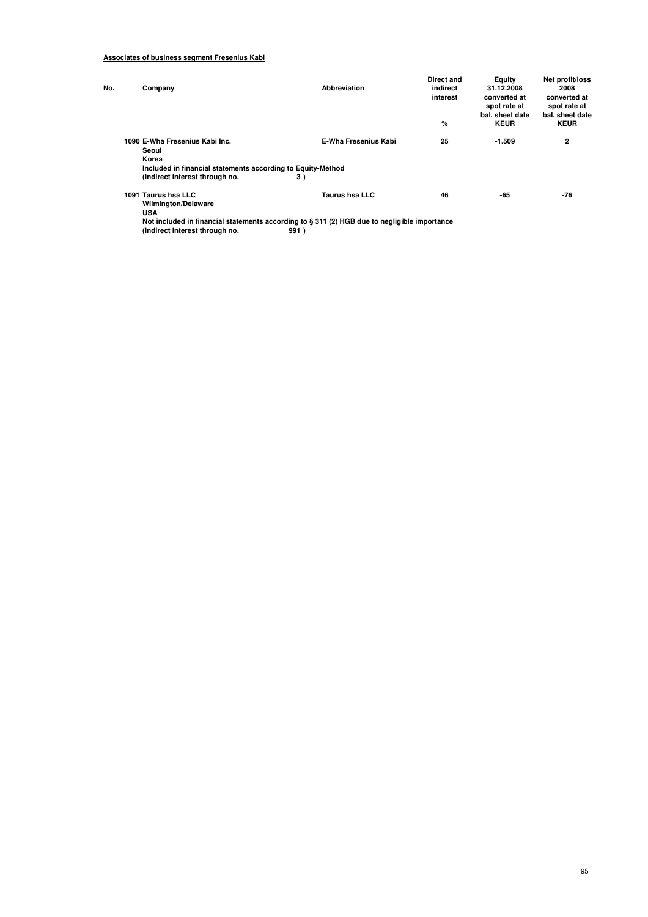**Associates of business segment Fresenius Kabi**

| No. | Company | Abbreviation | Direct and indirect interest<br>% | Equity 31.12.2008 converted at spot rate at bal. sheet date<br>KEUR | Net profit/loss 2008 converted at spot rate at bal. sheet date<br>KEUR |
|---|---|---|---|---|---|
| 1090 | E-Wha Fresenius Kabi Inc.<br>Seoul<br>Korea<br>Included in financial statements according to Equity-Method<br>(indirect interest through no. 3 ) | E-Wha Fresenius Kabi | 25 | -1.509 | 2 |
| 1091 | Taurus hsa LLC<br>Wilmington/Delaware<br>USA<br>Not included in financial statements according to § 311 (2) HGB due to negligible importance<br>(indirect interest through no. 991 ) | Taurus hsa LLC | 46 | -65 | -76 |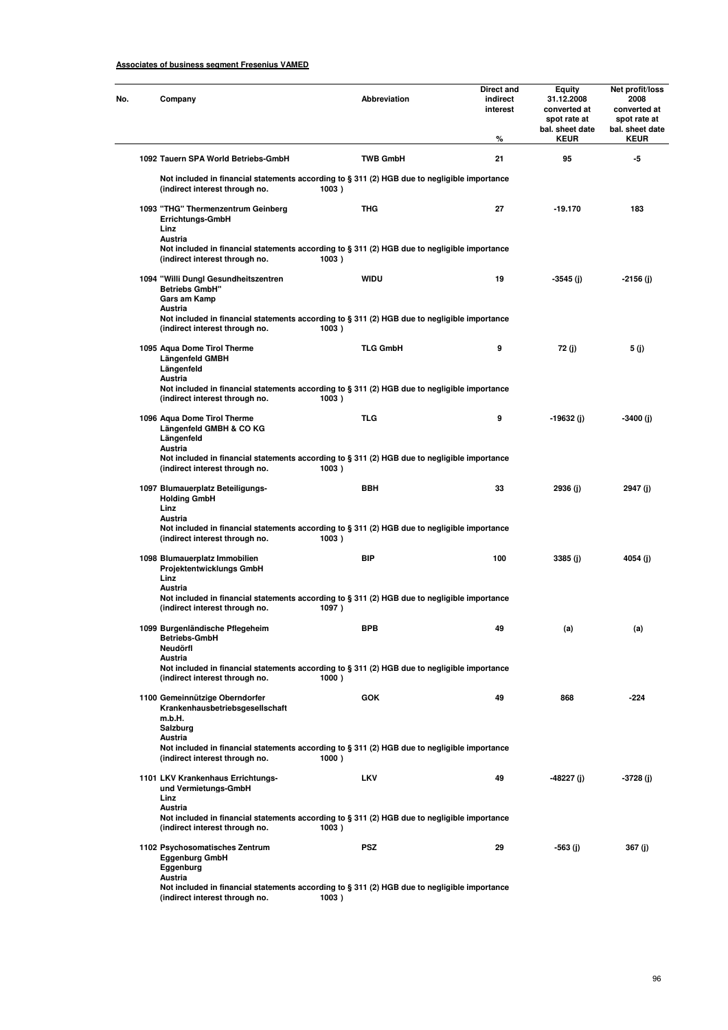**Associates of business segment Fresenius VAMED**

| No. | Company | Abbreviation | Direct and indirect interest % | Equity 31.12.2008 converted at spot rate at bal. sheet date KEUR | Net profit/loss 2008 converted at spot rate at bal. sheet date KEUR |
|---|---|---|---|---|---|
| 1092 | **Tauern SPA World Betriebs-GmbH** | **TWB GmbH** | **21** | **95** | **-5** |
| | **Not included in financial statements according to § 311 (2) HGB due to negligible importance (indirect interest through no. 1003 )** | | | | |
| 1093 | **"THG" Thermenzentrum Geinberg Errichtungs-GmbH Linz Austria** | **THG** | **27** | **-19.170** | **183** |
| | **Not included in financial statements according to § 311 (2) HGB due to negligible importance (indirect interest through no. 1003 )** | | | | |
| 1094 | **"Willi Dungl Gesundheitszentren Betriebs GmbH" Gars am Kamp Austria** | **WIDU** | **19** | **-3545 (j)** | **-2156 (j)** |
| | **Not included in financial statements according to § 311 (2) HGB due to negligible importance (indirect interest through no. 1003 )** | | | | |
| 1095 | **Aqua Dome Tirol Therme Längenfeld GMBH Längenfeld Austria** | **TLG GmbH** | **9** | **72 (j)** | **5 (j)** |
| | **Not included in financial statements according to § 311 (2) HGB due to negligible importance (indirect interest through no. 1003 )** | | | | |
| 1096 | **Aqua Dome Tirol Therme Längenfeld GMBH & CO KG Längenfeld Austria** | **TLG** | **9** | **-19632 (j)** | **-3400 (j)** |
| | **Not included in financial statements according to § 311 (2) HGB due to negligible importance (indirect interest through no. 1003 )** | | | | |
| 1097 | **Blumauerplatz Beteiligungs-Holding GmbH Linz Austria** | **BBH** | **33** | **2936 (j)** | **2947 (j)** |
| | **Not included in financial statements according to § 311 (2) HGB due to negligible importance (indirect interest through no. 1003 )** | | | | |
| 1098 | **Blumauerplatz Immobilien Projektentwicklungs GmbH Linz Austria** | **BIP** | **100** | **3385 (j)** | **4054 (j)** |
| | **Not included in financial statements according to § 311 (2) HGB due to negligible importance (indirect interest through no. 1097 )** | | | | |
| 1099 | **Burgenländische Pflegeheim Betriebs-GmbH Neudörfl Austria** | **BPB** | **49** | **(a)** | **(a)** |
| | **Not included in financial statements according to § 311 (2) HGB due to negligible importance (indirect interest through no. 1000 )** | | | | |
| 1100 | **Gemeinnützige Oberndorfer Krankenhausbetriebsgesellschaft m.b.H. Salzburg Austria** | **GOK** | **49** | **868** | **-224** |
| | **Not included in financial statements according to § 311 (2) HGB due to negligible importance (indirect interest through no. 1000 )** | | | | |
| 1101 | **LKV Krankenhaus Errichtungs- und Vermietungs-GmbH Linz Austria** | **LKV** | **49** | **-48227 (j)** | **-3728 (j)** |
| | **Not included in financial statements according to § 311 (2) HGB due to negligible importance (indirect interest through no. 1003 )** | | | | |
| 1102 | **Psychosomatisches Zentrum Eggenburg GmbH Eggenburg Austria** | **PSZ** | **29** | **-563 (j)** | **367 (j)** |
| | **Not included in financial statements according to § 311 (2) HGB due to negligible importance (indirect interest through no. 1003 )** | | | | |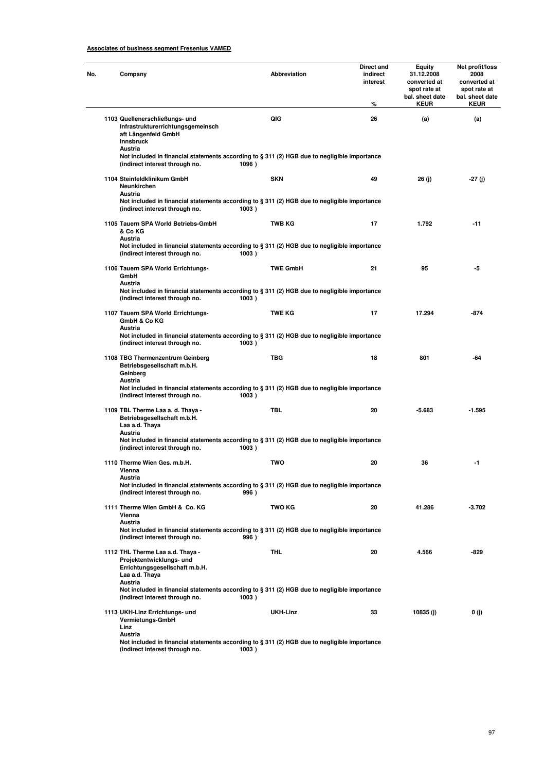**Associates of business segment Fresenius VAMED**

| No. | Company | Abbreviation | Direct and indirect interest % | Equity 31.12.2008 converted at spot rate at bal. sheet date KEUR | Net profit/loss 2008 converted at spot rate at bal. sheet date KEUR |
|---|---|---|---|---|---|
| 1103 | Quellenerschließungs- und Infrastrukturerrichtungsgemeinschaft Längenfeld GmbH<br>Innsbruck<br>Austria<br>Not included in financial statements according to § 311 (2) HGB due to negligible importance<br>(indirect interest through no. 1096 ) | QIG | 26 | (a) | (a) |
| 1104 | Steinfeldklinikum GmbH<br>Neunkirchen<br>Austria<br>Not included in financial statements according to § 311 (2) HGB due to negligible importance<br>(indirect interest through no. 1003 ) | SKN | 49 | 26 (j) | -27 (j) |
| 1105 | Tauern SPA World Betriebs-GmbH & Co KG<br>Austria<br>Not included in financial statements according to § 311 (2) HGB due to negligible importance<br>(indirect interest through no. 1003 ) | TWB KG | 17 | 1.792 | -11 |
| 1106 | Tauern SPA World Errichtungs-GmbH<br>Austria<br>Not included in financial statements according to § 311 (2) HGB due to negligible importance<br>(indirect interest through no. 1003 ) | TWE GmbH | 21 | 95 | -5 |
| 1107 | Tauern SPA World Errichtungs-GmbH & Co KG<br>Austria<br>Not included in financial statements according to § 311 (2) HGB due to negligible importance<br>(indirect interest through no. 1003 ) | TWE KG | 17 | 17.294 | -874 |
| 1108 | TBG Thermenzentrum Geinberg Betriebsgesellschaft m.b.H.<br>Geinberg<br>Austria<br>Not included in financial statements according to § 311 (2) HGB due to negligible importance<br>(indirect interest through no. 1003 ) | TBG | 18 | 801 | -64 |
| 1109 | TBL Therme Laa a. d. Thaya - Betriebsgesellschaft m.b.H.<br>Laa a.d. Thaya<br>Austria<br>Not included in financial statements according to § 311 (2) HGB due to negligible importance<br>(indirect interest through no. 1003 ) | TBL | 20 | -5.683 | -1.595 |
| 1110 | Therme Wien Ges. m.b.H.<br>Vienna<br>Austria<br>Not included in financial statements according to § 311 (2) HGB due to negligible importance<br>(indirect interest through no. 996 ) | TWO | 20 | 36 | -1 |
| 1111 | Therme Wien GmbH & Co. KG<br>Vienna<br>Austria<br>Not included in financial statements according to § 311 (2) HGB due to negligible importance<br>(indirect interest through no. 996 ) | TWO KG | 20 | 41.286 | -3.702 |
| 1112 | THL Therme Laa a.d. Thaya - Projektentwicklungs- und Errichtungsgesellschaft m.b.H.<br>Laa a.d. Thaya<br>Austria<br>Not included in financial statements according to § 311 (2) HGB due to negligible importance<br>(indirect interest through no. 1003 ) | THL | 20 | 4.566 | -829 |
| 1113 | UKH-Linz Errichtungs- und Vermietungs-GmbH<br>Linz<br>Austria<br>Not included in financial statements according to § 311 (2) HGB due to negligible importance<br>(indirect interest through no. 1003 ) | UKH-Linz | 33 | 10835 (j) | 0 (j) |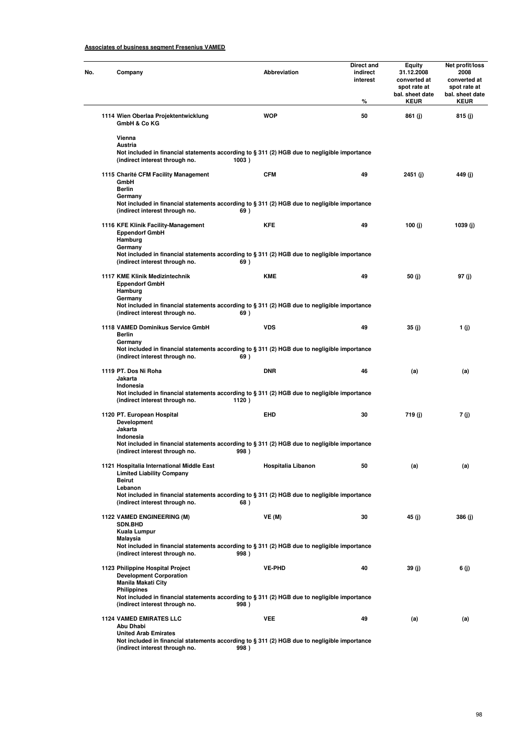**Associates of business segment Fresenius VAMED**

| No. | Company | Abbreviation | Direct and indirect interest % | Equity 31.12.2008 converted at spot rate at bal. sheet date KEUR | Net profit/loss 2008 converted at spot rate at bal. sheet date KEUR |
|---|---|---|---|---|---|
| 1114 | Wien Oberlaa Projektentwicklung GmbH & Co KG<br>Vienna<br>Austria<br>Not included in financial statements according to § 311 (2) HGB due to negligible importance<br>(indirect interest through no. 1003 ) | WOP | 50 | 861 (j) | 815 (j) |
| 1115 | Charité CFM Facility Management GmbH<br>Berlin<br>Germany<br>Not included in financial statements according to § 311 (2) HGB due to negligible importance<br>(indirect interest through no. 69 ) | CFM | 49 | 2451 (j) | 449 (j) |
| 1116 | KFE Klinik Facility-Management Eppendorf GmbH<br>Hamburg<br>Germany<br>Not included in financial statements according to § 311 (2) HGB due to negligible importance<br>(indirect interest through no. 69 ) | KFE | 49 | 100 (j) | 1039 (j) |
| 1117 | KME Klinik Medizintechnik Eppendorf GmbH<br>Hamburg<br>Germany<br>Not included in financial statements according to § 311 (2) HGB due to negligible importance<br>(indirect interest through no. 69 ) | KME | 49 | 50 (j) | 97 (j) |
| 1118 | VAMED Dominikus Service GmbH<br>Berlin<br>Germany<br>Not included in financial statements according to § 311 (2) HGB due to negligible importance<br>(indirect interest through no. 69 ) | VDS | 49 | 35 (j) | 1 (j) |
| 1119 | PT. Dos Ni Roha<br>Jakarta<br>Indonesia<br>Not included in financial statements according to § 311 (2) HGB due to negligible importance<br>(indirect interest through no. 1120 ) | DNR | 46 | (a) | (a) |
| 1120 | PT. European Hospital Development<br>Jakarta<br>Indonesia<br>Not included in financial statements according to § 311 (2) HGB due to negligible importance<br>(indirect interest through no. 998 ) | EHD | 30 | 719 (j) | 7 (j) |
| 1121 | Hospitalia International Middle East Limited Liability Company<br>Beirut<br>Lebanon<br>Not included in financial statements according to § 311 (2) HGB due to negligible importance<br>(indirect interest through no. 68 ) | Hospitalia Libanon | 50 | (a) | (a) |
| 1122 | VAMED ENGINEERING (M) SDN.BHD<br>Kuala Lumpur<br>Malaysia<br>Not included in financial statements according to § 311 (2) HGB due to negligible importance<br>(indirect interest through no. 998 ) | VE (M) | 30 | 45 (j) | 386 (j) |
| 1123 | Philippine Hospital Project Development Corporation<br>Manila Makati City<br>Philippines<br>Not included in financial statements according to § 311 (2) HGB due to negligible importance<br>(indirect interest through no. 998 ) | VE-PHD | 40 | 39 (j) | 6 (j) |
| 1124 | VAMED EMIRATES LLC<br>Abu Dhabi<br>United Arab Emirates<br>Not included in financial statements according to § 311 (2) HGB due to negligible importance<br>(indirect interest through no. 998 ) | VEE | 49 | (a) | (a) |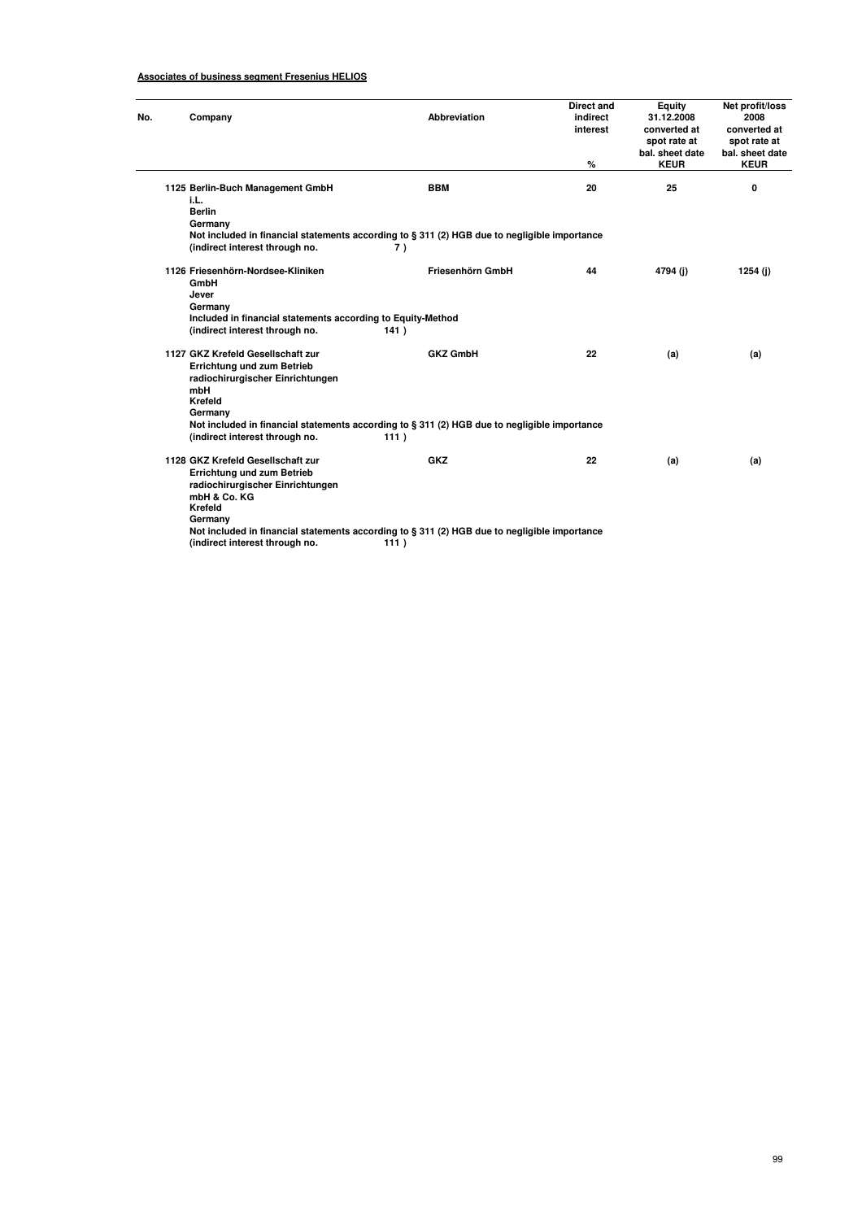**Associates of business segment Fresenius HELIOS**

| No. | Company | Abbreviation | Direct and indirect interest % | Equity 31.12.2008 converted at spot rate at bal. sheet date KEUR | Net profit/loss 2008 converted at spot rate at bal. sheet date KEUR |
|---|---|---|---|---|---|
| 1125 | Berlin-Buch Management GmbH i.L. Berlin Germany Not included in financial statements according to § 311 (2) HGB due to negligible importance (indirect interest through no. 7 ) | BBM | 20 | 25 | 0 |
| 1126 | Friesenhörn-Nordsee-Kliniken GmbH Jever Germany Included in financial statements according to Equity-Method (indirect interest through no. 141 ) | Friesenhörn GmbH | 44 | 4794 (j) | 1254 (j) |
| 1127 | GKZ Krefeld Gesellschaft zur Errichtung und zum Betrieb radiochirurgischer Einrichtungen mbH Krefeld Germany Not included in financial statements according to § 311 (2) HGB due to negligible importance (indirect interest through no. 111 ) | GKZ GmbH | 22 | (a) | (a) |
| 1128 | GKZ Krefeld Gesellschaft zur Errichtung und zum Betrieb radiochirurgischer Einrichtungen mbH & Co. KG Krefeld Germany Not included in financial statements according to § 311 (2) HGB due to negligible importance (indirect interest through no. 111 ) | GKZ | 22 | (a) | (a) |